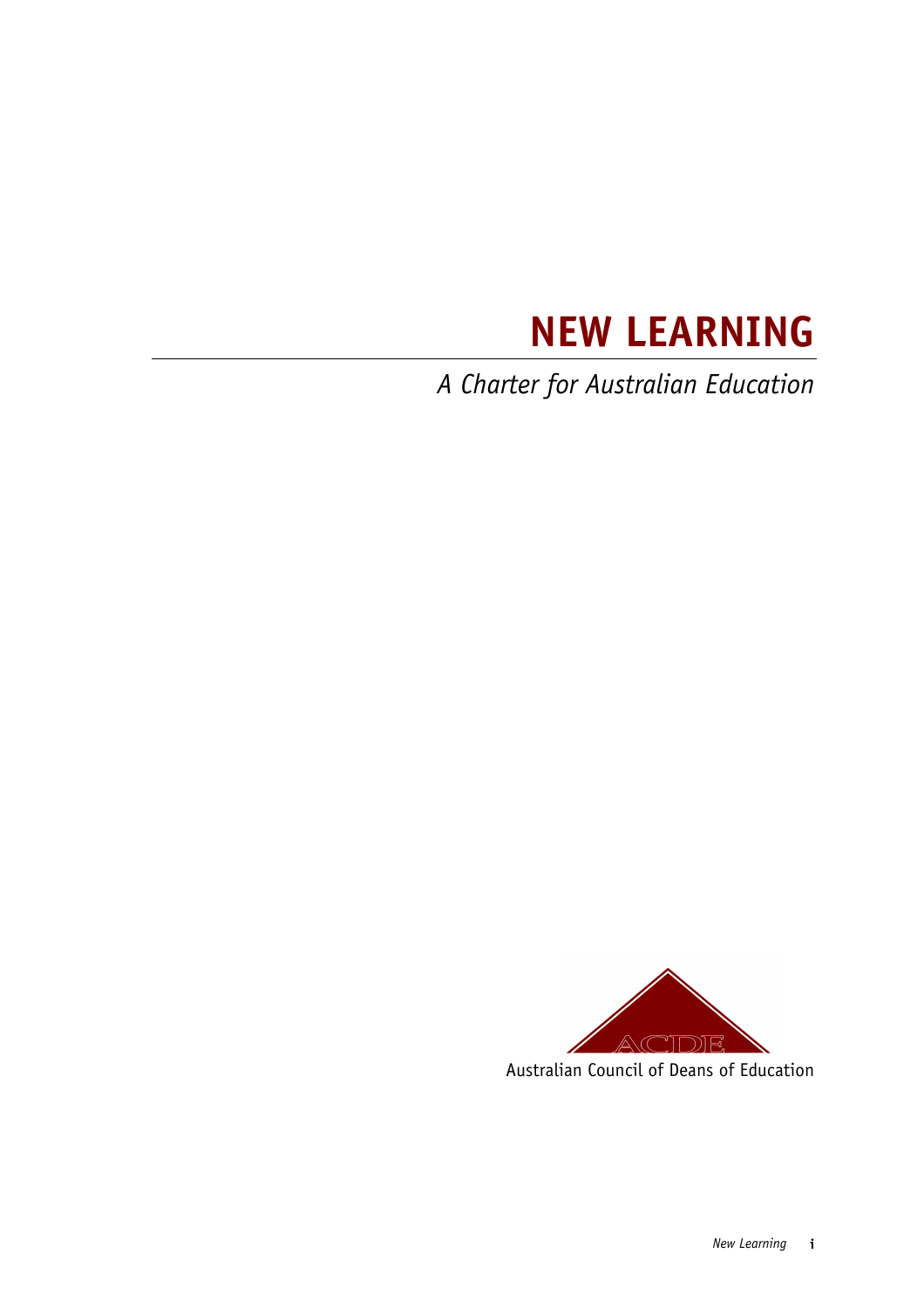# NEW LEARNING

*A Charter for Australian Education*

ACDE

Australian Council of Deans of Education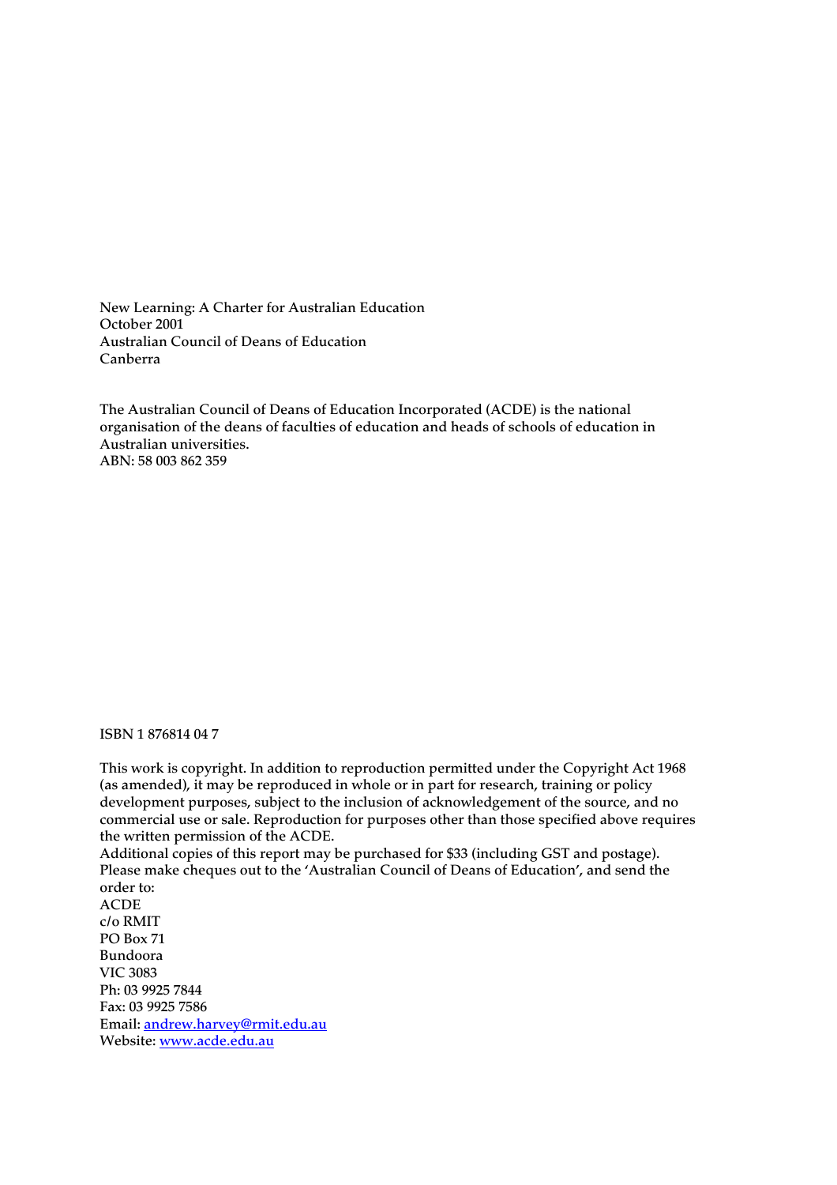New Learning: A Charter for Australian Education
October 2001
Australian Council of Deans of Education
Canberra

The Australian Council of Deans of Education Incorporated (ACDE) is the national organisation of the deans of faculties of education and heads of schools of education in Australian universities.
ABN: 58 003 862 359

ISBN 1 876814 04 7

This work is copyright. In addition to reproduction permitted under the Copyright Act 1968 (as amended), it may be reproduced in whole or in part for research, training or policy development purposes, subject to the inclusion of acknowledgement of the source, and no commercial use or sale. Reproduction for purposes other than those specified above requires the written permission of the ACDE.
Additional copies of this report may be purchased for $33 (including GST and postage). Please make cheques out to the 'Australian Council of Deans of Education', and send the order to:
ACDE
c/o RMIT
PO Box 71
Bundoora
VIC 3083
Ph: 03 9925 7844
Fax: 03 9925 7586
Email: andrew.harvey@rmit.edu.au
Website: www.acde.edu.au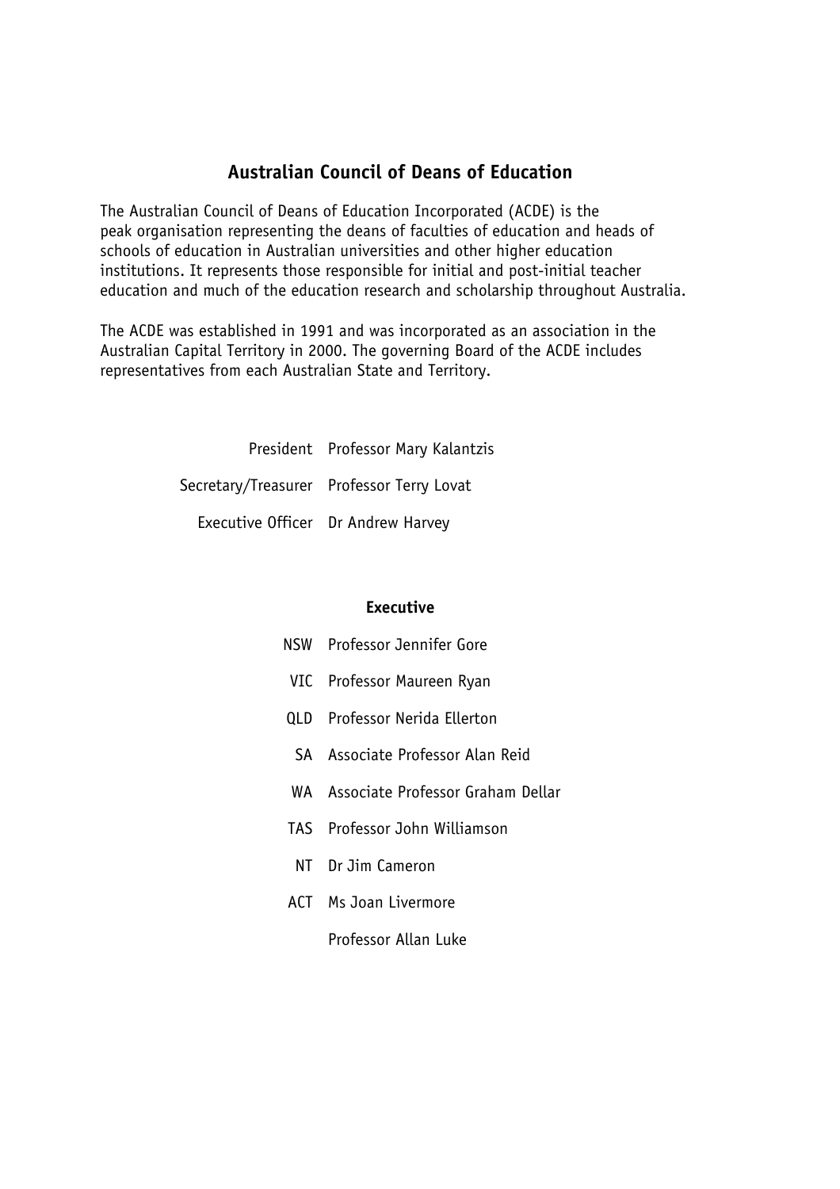## Australian Council of Deans of Education

The Australian Council of Deans of Education Incorporated (ACDE) is the peak organisation representing the deans of faculties of education and heads of schools of education in Australian universities and other higher education institutions. It represents those responsible for initial and post-initial teacher education and much of the education research and scholarship throughout Australia.

The ACDE was established in 1991 and was incorporated as an association in the Australian Capital Territory in 2000. The governing Board of the ACDE includes representatives from each Australian State and Territory.

| | |
|---|---|
| President | Professor Mary Kalantzis |
| Secretary/Treasurer | Professor Terry Lovat |
| Executive Officer | Dr Andrew Harvey |

**Executive**

| | |
|---|---|
| NSW | Professor Jennifer Gore |
| VIC | Professor Maureen Ryan |
| QLD | Professor Nerida Ellerton |
| SA | Associate Professor Alan Reid |
| WA | Associate Professor Graham Dellar |
| TAS | Professor John Williamson |
| NT | Dr Jim Cameron |
| ACT | Ms Joan Livermore |
| | Professor Allan Luke |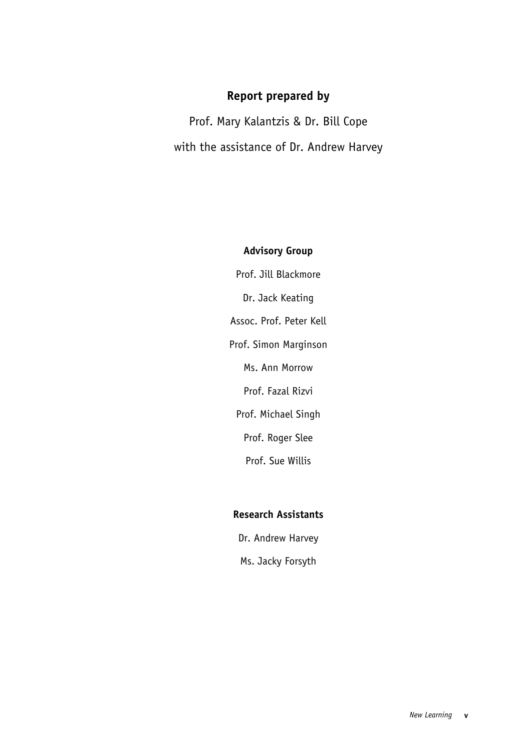**Report prepared by**

Prof. Mary Kalantzis & Dr. Bill Cope

with the assistance of Dr. Andrew Harvey

**Advisory Group**

Prof. Jill Blackmore

Dr. Jack Keating

Assoc. Prof. Peter Kell

Prof. Simon Marginson

Ms. Ann Morrow

Prof. Fazal Rizvi

Prof. Michael Singh

Prof. Roger Slee

Prof. Sue Willis

**Research Assistants**

Dr. Andrew Harvey

Ms. Jacky Forsyth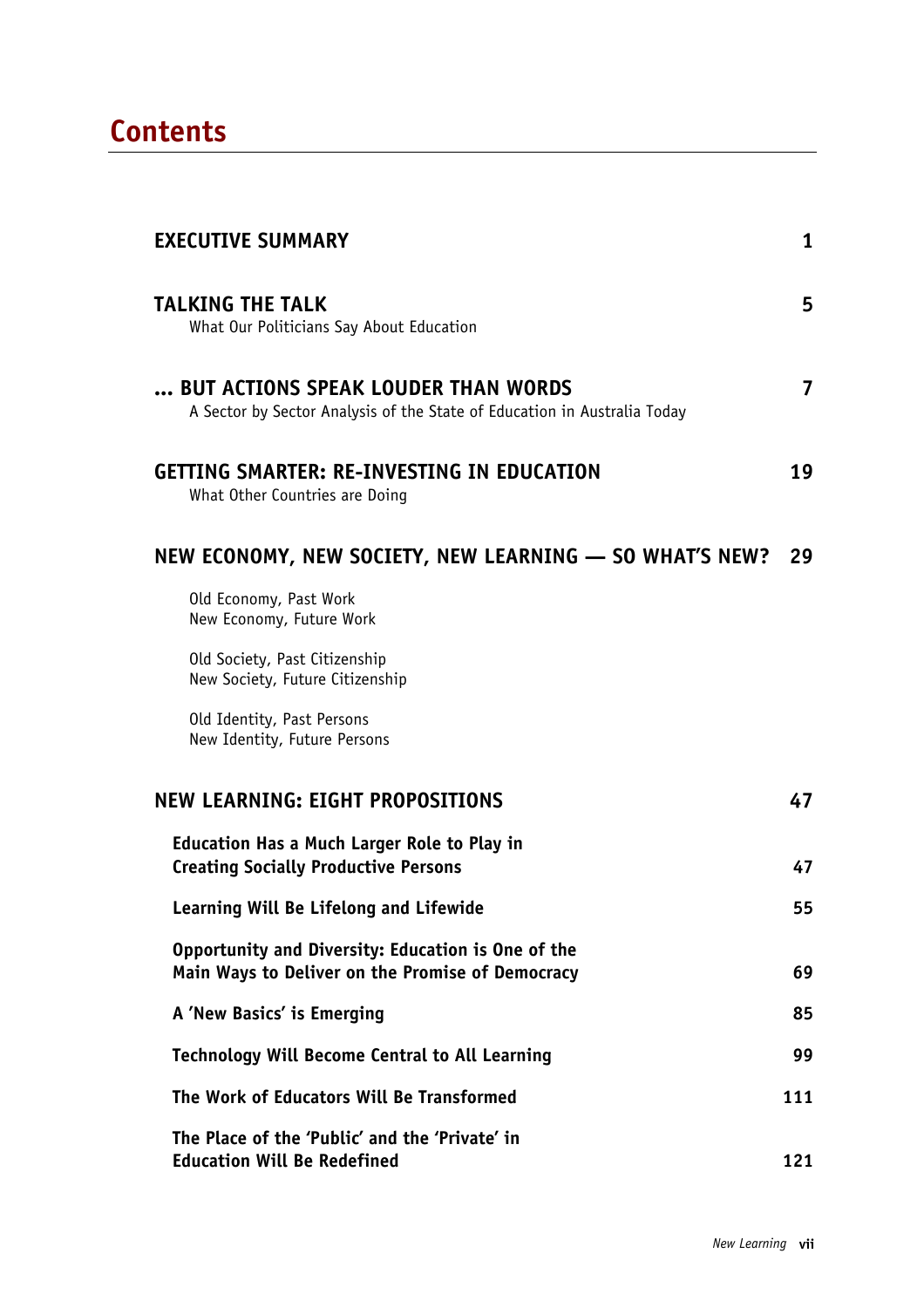# Contents

| | |
|---|---|
| **EXECUTIVE SUMMARY** | **1** |
| **TALKING THE TALK**<br>What Our Politicians Say About Education | **5** |
| **... BUT ACTIONS SPEAK LOUDER THAN WORDS**<br>A Sector by Sector Analysis of the State of Education in Australia Today | **7** |
| **GETTING SMARTER: RE-INVESTING IN EDUCATION**<br>What Other Countries are Doing | **19** |
| **NEW ECONOMY, NEW SOCIETY, NEW LEARNING — SO WHAT'S NEW?** | **29** |
| Old Economy, Past Work<br>New Economy, Future Work | |
| Old Society, Past Citizenship<br>New Society, Future Citizenship | |
| Old Identity, Past Persons<br>New Identity, Future Persons | |
| **NEW LEARNING: EIGHT PROPOSITIONS** | **47** |
| **Education Has a Much Larger Role to Play in Creating Socially Productive Persons** | **47** |
| **Learning Will Be Lifelong and Lifewide** | **55** |
| **Opportunity and Diversity: Education is One of the Main Ways to Deliver on the Promise of Democracy** | **69** |
| **A 'New Basics' is Emerging** | **85** |
| **Technology Will Become Central to All Learning** | **99** |
| **The Work of Educators Will Be Transformed** | **111** |
| **The Place of the 'Public' and the 'Private' in Education Will Be Redefined** | **121** |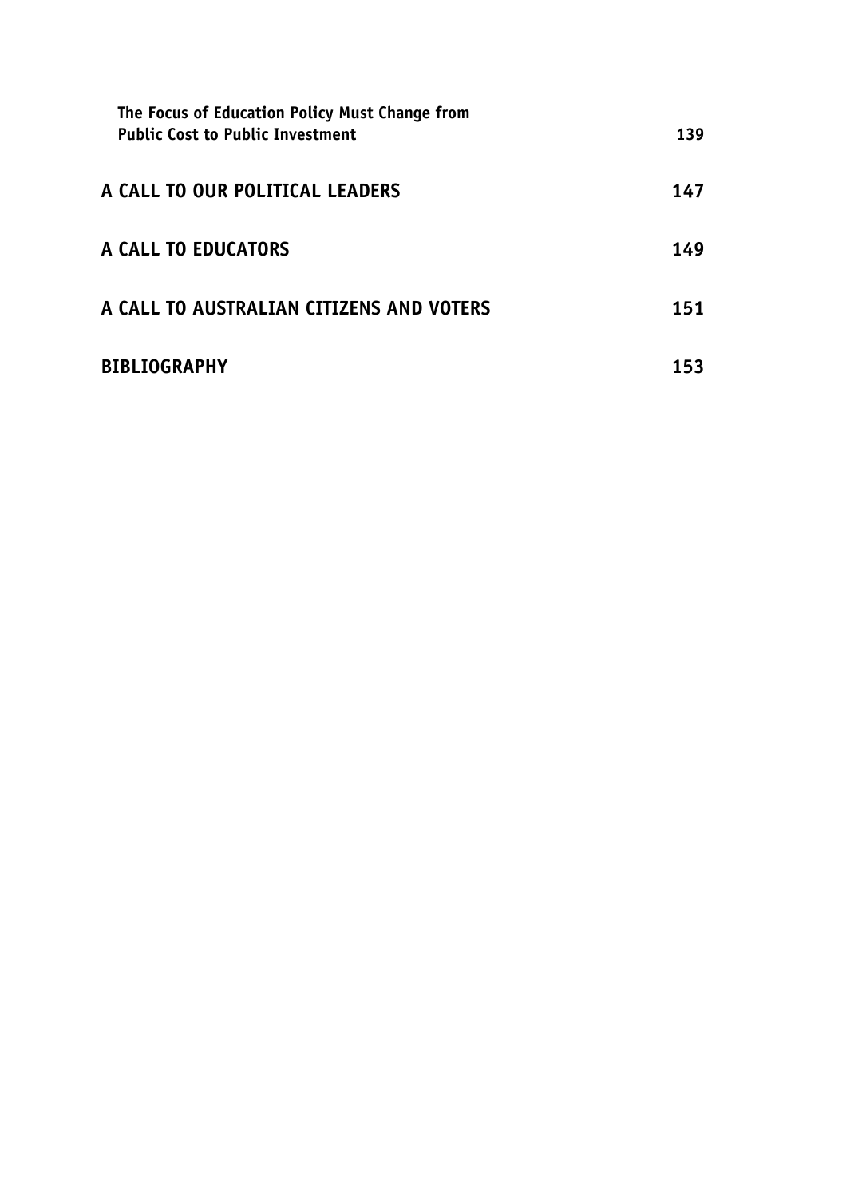| | |
|---|---|
| The Focus of Education Policy Must Change from Public Cost to Public Investment | 139 |
| **A CALL TO OUR POLITICAL LEADERS** | **147** |
| **A CALL TO EDUCATORS** | **149** |
| **A CALL TO AUSTRALIAN CITIZENS AND VOTERS** | **151** |
| **BIBLIOGRAPHY** | **153** |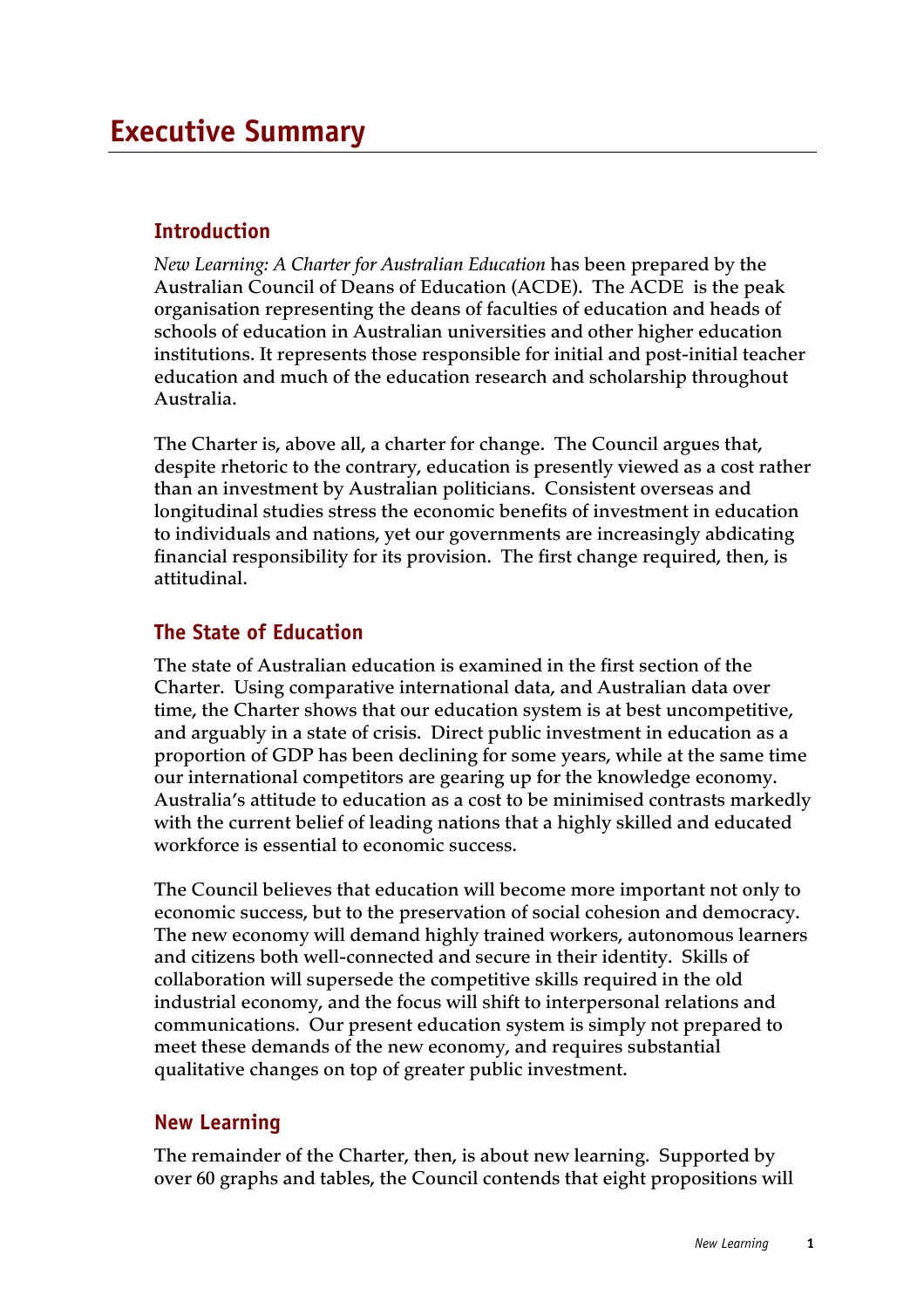# Executive Summary

## Introduction

*New Learning: A Charter for Australian Education* has been prepared by the Australian Council of Deans of Education (ACDE). The ACDE is the peak organisation representing the deans of faculties of education and heads of schools of education in Australian universities and other higher education institutions. It represents those responsible for initial and post-initial teacher education and much of the education research and scholarship throughout Australia.

The Charter is, above all, a charter for change. The Council argues that, despite rhetoric to the contrary, education is presently viewed as a cost rather than an investment by Australian politicians. Consistent overseas and longitudinal studies stress the economic benefits of investment in education to individuals and nations, yet our governments are increasingly abdicating financial responsibility for its provision. The first change required, then, is attitudinal.

## The State of Education

The state of Australian education is examined in the first section of the Charter. Using comparative international data, and Australian data over time, the Charter shows that our education system is at best uncompetitive, and arguably in a state of crisis. Direct public investment in education as a proportion of GDP has been declining for some years, while at the same time our international competitors are gearing up for the knowledge economy. Australia's attitude to education as a cost to be minimised contrasts markedly with the current belief of leading nations that a highly skilled and educated workforce is essential to economic success.

The Council believes that education will become more important not only to economic success, but to the preservation of social cohesion and democracy. The new economy will demand highly trained workers, autonomous learners and citizens both well-connected and secure in their identity. Skills of collaboration will supersede the competitive skills required in the old industrial economy, and the focus will shift to interpersonal relations and communications. Our present education system is simply not prepared to meet these demands of the new economy, and requires substantial qualitative changes on top of greater public investment.

## New Learning

The remainder of the Charter, then, is about new learning. Supported by over 60 graphs and tables, the Council contends that eight propositions will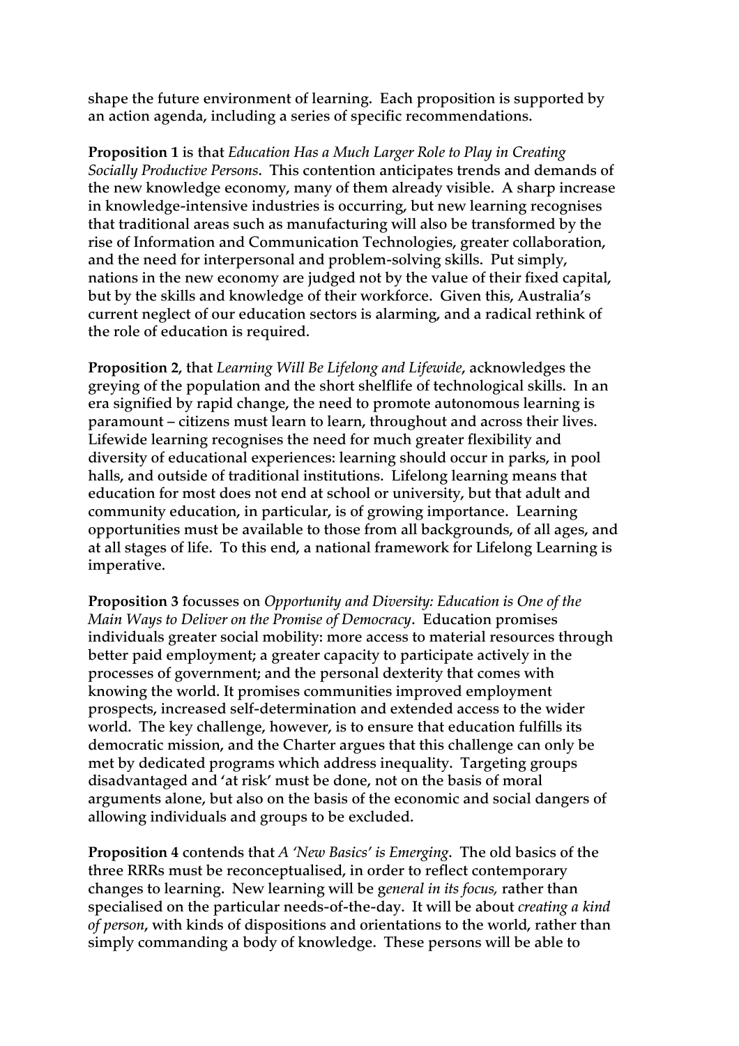shape the future environment of learning. Each proposition is supported by an action agenda, including a series of specific recommendations.

**Proposition 1** is that *Education Has a Much Larger Role to Play in Creating Socially Productive Persons*. This contention anticipates trends and demands of the new knowledge economy, many of them already visible. A sharp increase in knowledge-intensive industries is occurring, but new learning recognises that traditional areas such as manufacturing will also be transformed by the rise of Information and Communication Technologies, greater collaboration, and the need for interpersonal and problem-solving skills. Put simply, nations in the new economy are judged not by the value of their fixed capital, but by the skills and knowledge of their workforce. Given this, Australia's current neglect of our education sectors is alarming, and a radical rethink of the role of education is required.

**Proposition 2**, that *Learning Will Be Lifelong and Lifewide*, acknowledges the greying of the population and the short shelflife of technological skills. In an era signified by rapid change, the need to promote autonomous learning is paramount – citizens must learn to learn, throughout and across their lives. Lifewide learning recognises the need for much greater flexibility and diversity of educational experiences: learning should occur in parks, in pool halls, and outside of traditional institutions. Lifelong learning means that education for most does not end at school or university, but that adult and community education, in particular, is of growing importance. Learning opportunities must be available to those from all backgrounds, of all ages, and at all stages of life. To this end, a national framework for Lifelong Learning is imperative.

**Proposition 3** focusses on *Opportunity and Diversity: Education is One of the Main Ways to Deliver on the Promise of Democracy*. Education promises individuals greater social mobility: more access to material resources through better paid employment; a greater capacity to participate actively in the processes of government; and the personal dexterity that comes with knowing the world. It promises communities improved employment prospects, increased self-determination and extended access to the wider world. The key challenge, however, is to ensure that education fulfills its democratic mission, and the Charter argues that this challenge can only be met by dedicated programs which address inequality. Targeting groups disadvantaged and 'at risk' must be done, not on the basis of moral arguments alone, but also on the basis of the economic and social dangers of allowing individuals and groups to be excluded.

**Proposition 4** contends that *A 'New Basics' is Emerging*. The old basics of the three RRRs must be reconceptualised, in order to reflect contemporary changes to learning. New learning will be *general in its focus,* rather than specialised on the particular needs-of-the-day. It will be about *creating a kind of person*, with kinds of dispositions and orientations to the world, rather than simply commanding a body of knowledge. These persons will be able to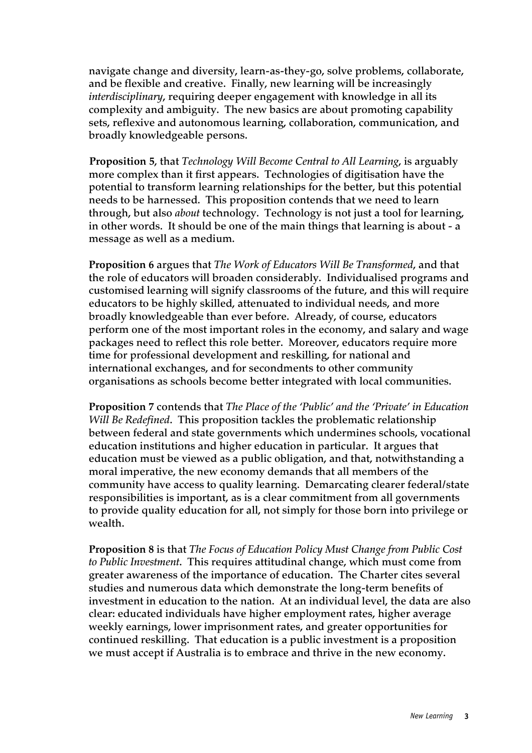navigate change and diversity, learn-as-they-go, solve problems, collaborate, and be flexible and creative. Finally, new learning will be increasingly *interdisciplinary*, requiring deeper engagement with knowledge in all its complexity and ambiguity. The new basics are about promoting capability sets, reflexive and autonomous learning, collaboration, communication, and broadly knowledgeable persons.

**Proposition 5**, that *Technology Will Become Central to All Learning*, is arguably more complex than it first appears. Technologies of digitisation have the potential to transform learning relationships for the better, but this potential needs to be harnessed. This proposition contends that we need to learn through, but also *about* technology. Technology is not just a tool for learning, in other words. It should be one of the main things that learning is about - a message as well as a medium.

**Proposition 6** argues that *The Work of Educators Will Be Transformed*, and that the role of educators will broaden considerably. Individualised programs and customised learning will signify classrooms of the future, and this will require educators to be highly skilled, attenuated to individual needs, and more broadly knowledgeable than ever before. Already, of course, educators perform one of the most important roles in the economy, and salary and wage packages need to reflect this role better. Moreover, educators require more time for professional development and reskilling, for national and international exchanges, and for secondments to other community organisations as schools become better integrated with local communities.

**Proposition 7** contends that *The Place of the 'Public' and the 'Private' in Education Will Be Redefined*. This proposition tackles the problematic relationship between federal and state governments which undermines schools, vocational education institutions and higher education in particular. It argues that education must be viewed as a public obligation, and that, notwithstanding a moral imperative, the new economy demands that all members of the community have access to quality learning. Demarcating clearer federal/state responsibilities is important, as is a clear commitment from all governments to provide quality education for all, not simply for those born into privilege or wealth.

**Proposition 8** is that *The Focus of Education Policy Must Change from Public Cost to Public Investment*. This requires attitudinal change, which must come from greater awareness of the importance of education. The Charter cites several studies and numerous data which demonstrate the long-term benefits of investment in education to the nation. At an individual level, the data are also clear: educated individuals have higher employment rates, higher average weekly earnings, lower imprisonment rates, and greater opportunities for continued reskilling. That education is a public investment is a proposition we must accept if Australia is to embrace and thrive in the new economy.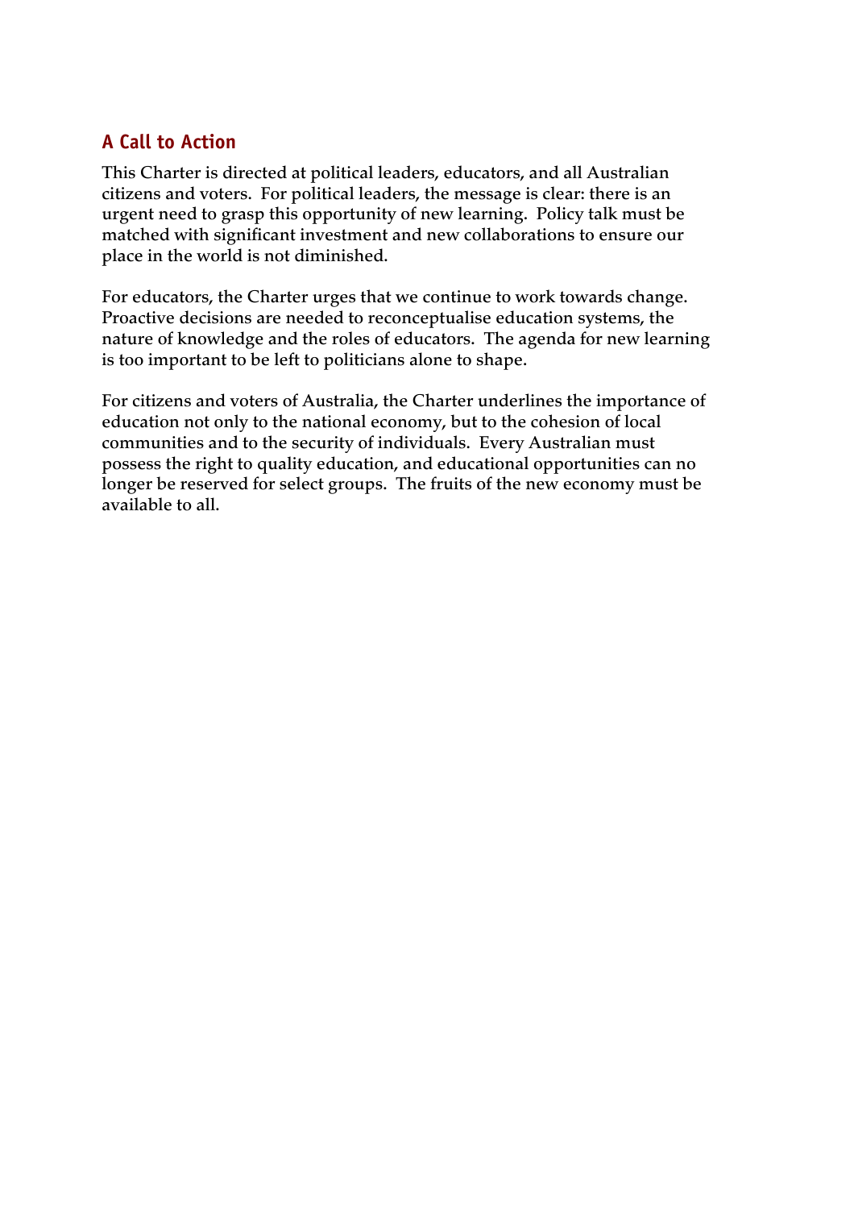## A Call to Action

This Charter is directed at political leaders, educators, and all Australian citizens and voters. For political leaders, the message is clear: there is an urgent need to grasp this opportunity of new learning. Policy talk must be matched with significant investment and new collaborations to ensure our place in the world is not diminished.

For educators, the Charter urges that we continue to work towards change. Proactive decisions are needed to reconceptualise education systems, the nature of knowledge and the roles of educators. The agenda for new learning is too important to be left to politicians alone to shape.

For citizens and voters of Australia, the Charter underlines the importance of education not only to the national economy, but to the cohesion of local communities and to the security of individuals. Every Australian must possess the right to quality education, and educational opportunities can no longer be reserved for select groups. The fruits of the new economy must be available to all.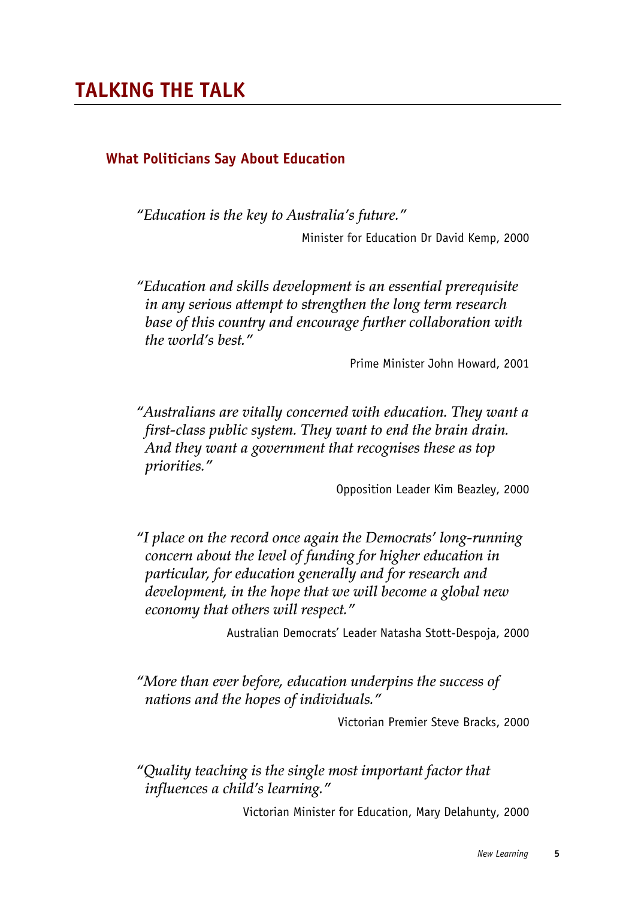# TALKING THE TALK

## What Politicians Say About Education

*"Education is the key to Australia's future."*

Minister for Education Dr David Kemp, 2000

*"Education and skills development is an essential prerequisite in any serious attempt to strengthen the long term research base of this country and encourage further collaboration with the world's best."*

Prime Minister John Howard, 2001

*"Australians are vitally concerned with education. They want a first-class public system. They want to end the brain drain. And they want a government that recognises these as top priorities."*

Opposition Leader Kim Beazley, 2000

*"I place on the record once again the Democrats' long-running concern about the level of funding for higher education in particular, for education generally and for research and development, in the hope that we will become a global new economy that others will respect."*

Australian Democrats' Leader Natasha Stott-Despoja, 2000

*"More than ever before, education underpins the success of nations and the hopes of individuals."*

Victorian Premier Steve Bracks, 2000

*"Quality teaching is the single most important factor that influences a child's learning."*

Victorian Minister for Education, Mary Delahunty, 2000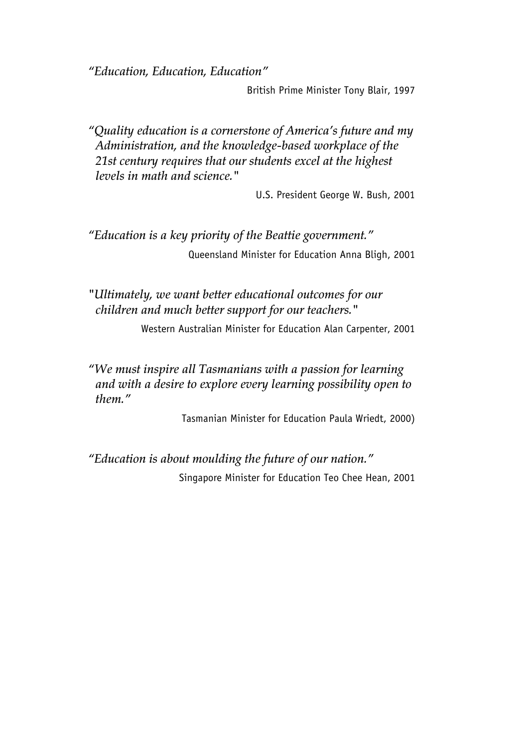*"Education, Education, Education"*

British Prime Minister Tony Blair, 1997

*"Quality education is a cornerstone of America's future and my Administration, and the knowledge-based workplace of the 21st century requires that our students excel at the highest levels in math and science."*

U.S. President George W. Bush, 2001

*"Education is a key priority of the Beattie government."*

Queensland Minister for Education Anna Bligh, 2001

*"Ultimately, we want better educational outcomes for our children and much better support for our teachers."*

Western Australian Minister for Education Alan Carpenter, 2001

*"We must inspire all Tasmanians with a passion for learning and with a desire to explore every learning possibility open to them."*

Tasmanian Minister for Education Paula Wriedt, 2000)

*"Education is about moulding the future of our nation."*

Singapore Minister for Education Teo Chee Hean, 2001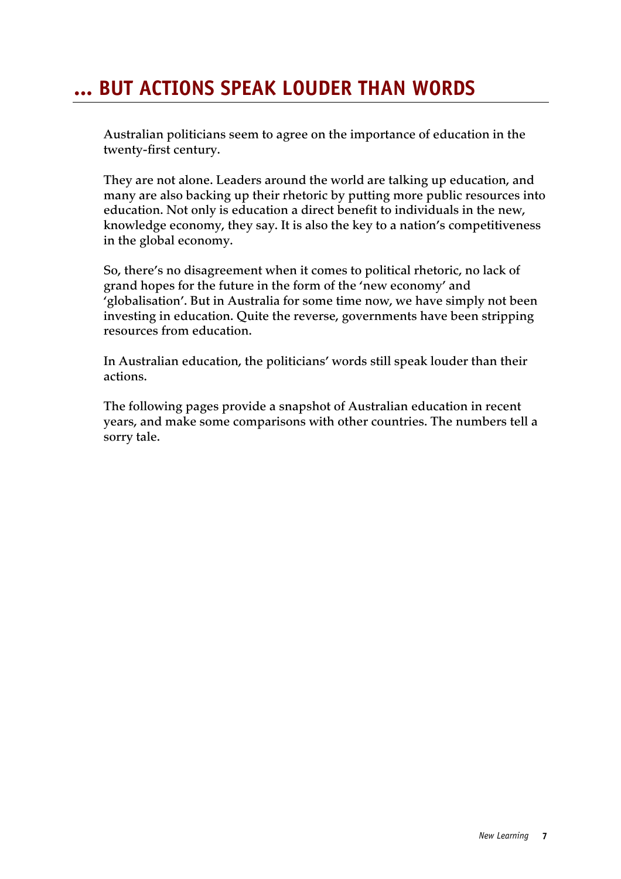# ... BUT ACTIONS SPEAK LOUDER THAN WORDS

**Australian politicians seem to agree on the importance of education in the twenty-first century.**

**They are not alone. Leaders around the world are talking up education, and many are also backing up their rhetoric by putting more public resources into education. Not only is education a direct benefit to individuals in the new, knowledge economy, they say. It is also the key to a nation's competitiveness in the global economy.**

**So, there's no disagreement when it comes to political rhetoric, no lack of grand hopes for the future in the form of the 'new economy' and 'globalisation'. But in Australia for some time now, we have simply not been investing in education. Quite the reverse, governments have been stripping resources from education.**

**In Australian education, the politicians' words still speak louder than their actions.**

**The following pages provide a snapshot of Australian education in recent years, and make some comparisons with other countries. The numbers tell a sorry tale.**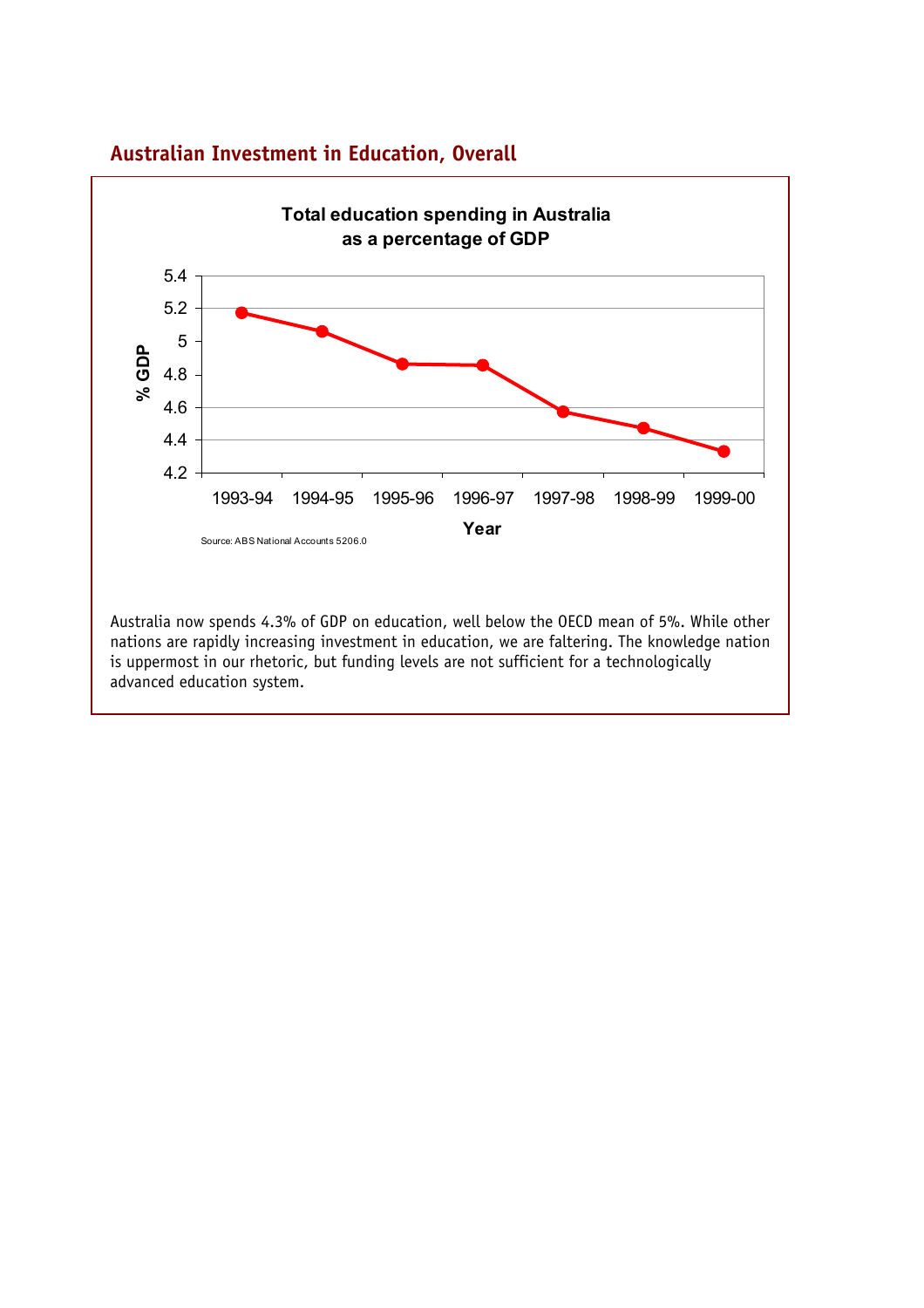## Australian Investment in Education, Overall

**Total education spending in Australia as a percentage of GDP**

Source: ABS National Accounts 5206.0

Australia now spends 4.3% of GDP on education, well below the OECD mean of 5%. While other nations are rapidly increasing investment in education, we are faltering. The knowledge nation is uppermost in our rhetoric, but funding levels are not sufficient for a technologically advanced education system.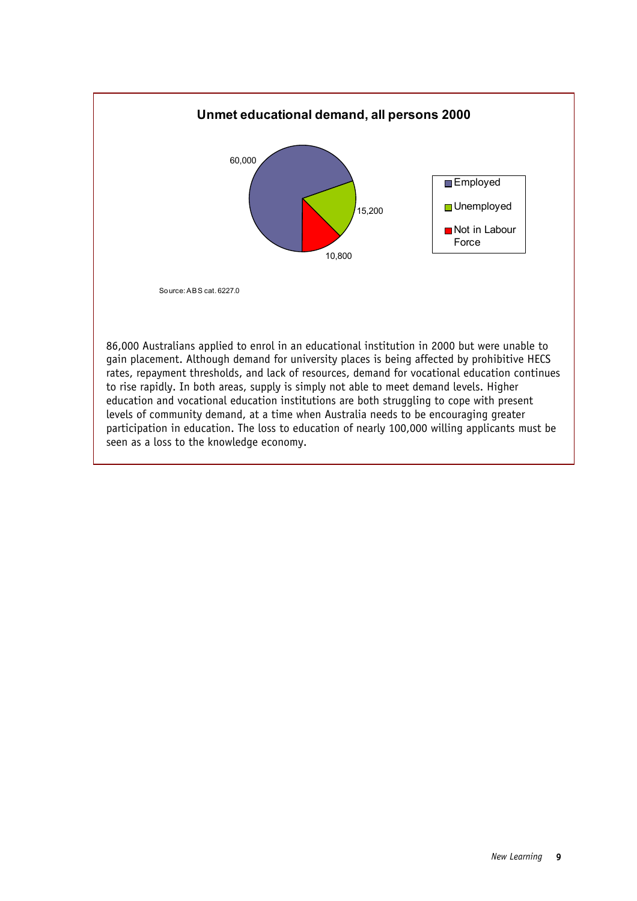**Unmet educational demand, all persons 2000**

| Category | Number |
| --- | --- |
| Employed | 60,000 |
| Unemployed | 15,200 |
| Not in Labour Force | 10,800 |

Source: ABS cat. 6227.0

86,000 Australians applied to enrol in an educational institution in 2000 but were unable to gain placement. Although demand for university places is being affected by prohibitive HECS rates, repayment thresholds, and lack of resources, demand for vocational education continues to rise rapidly. In both areas, supply is simply not able to meet demand levels. Higher education and vocational education institutions are both struggling to cope with present levels of community demand, at a time when Australia needs to be encouraging greater participation in education. The loss to education of nearly 100,000 willing applicants must be seen as a loss to the knowledge economy.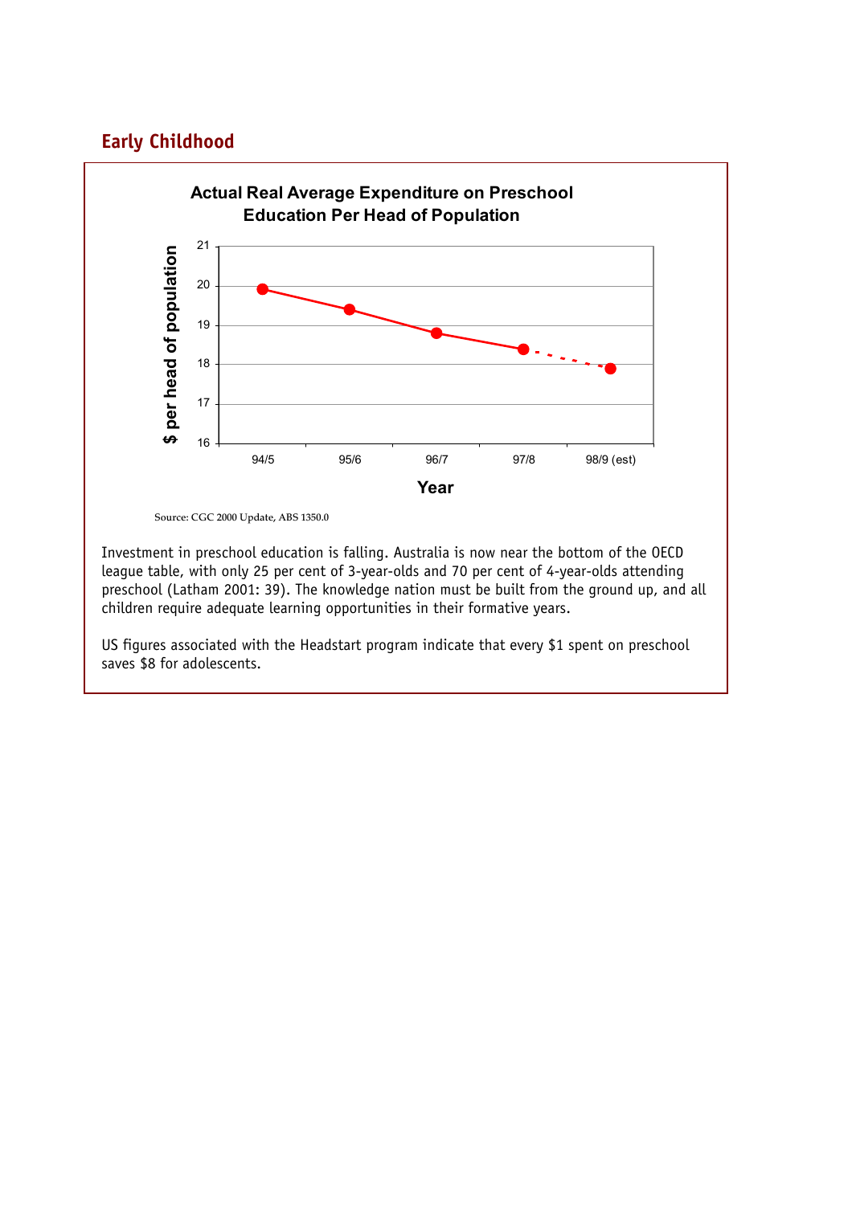## Early Childhood

**Actual Real Average Expenditure on Preschool Education Per Head of Population**

Source: CGC 2000 Update, ABS 1350.0

Investment in preschool education is falling. Australia is now near the bottom of the OECD league table, with only 25 per cent of 3-year-olds and 70 per cent of 4-year-olds attending preschool (Latham 2001: 39). The knowledge nation must be built from the ground up, and all children require adequate learning opportunities in their formative years.

US figures associated with the Headstart program indicate that every $1 spent on preschool saves $8 for adolescents.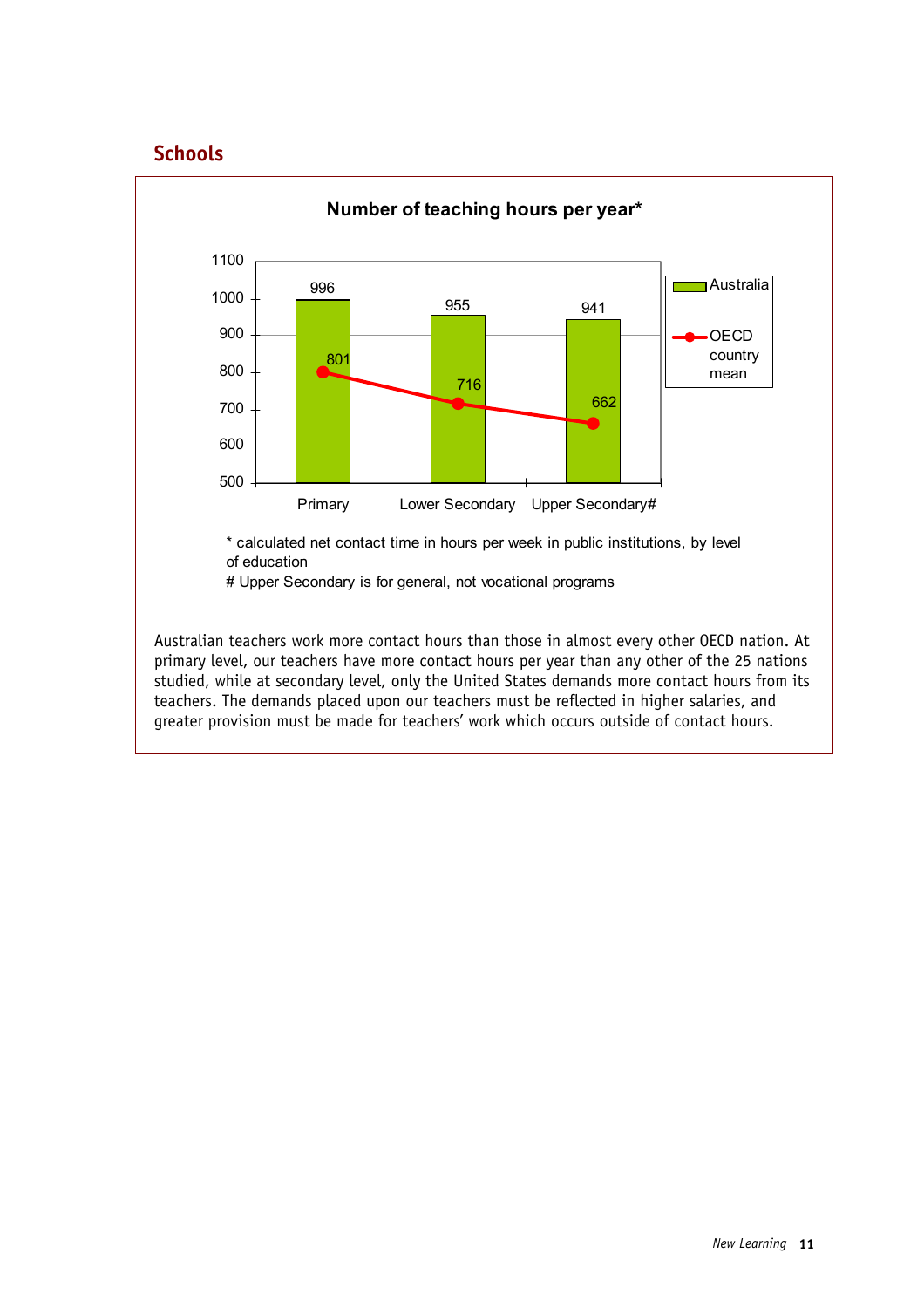## Schools

**Number of teaching hours per year***

| | Australia | OECD country mean |
|---|---|---|
| Primary | 996 | 801 |
| Lower Secondary | 955 | 716 |
| Upper Secondary# | 941 | 662 |

* calculated net contact time in hours per week in public institutions, by level of education

# Upper Secondary is for general, not vocational programs

Australian teachers work more contact hours than those in almost every other OECD nation. At primary level, our teachers have more contact hours per year than any other of the 25 nations studied, while at secondary level, only the United States demands more contact hours from its teachers. The demands placed upon our teachers must be reflected in higher salaries, and greater provision must be made for teachers' work which occurs outside of contact hours.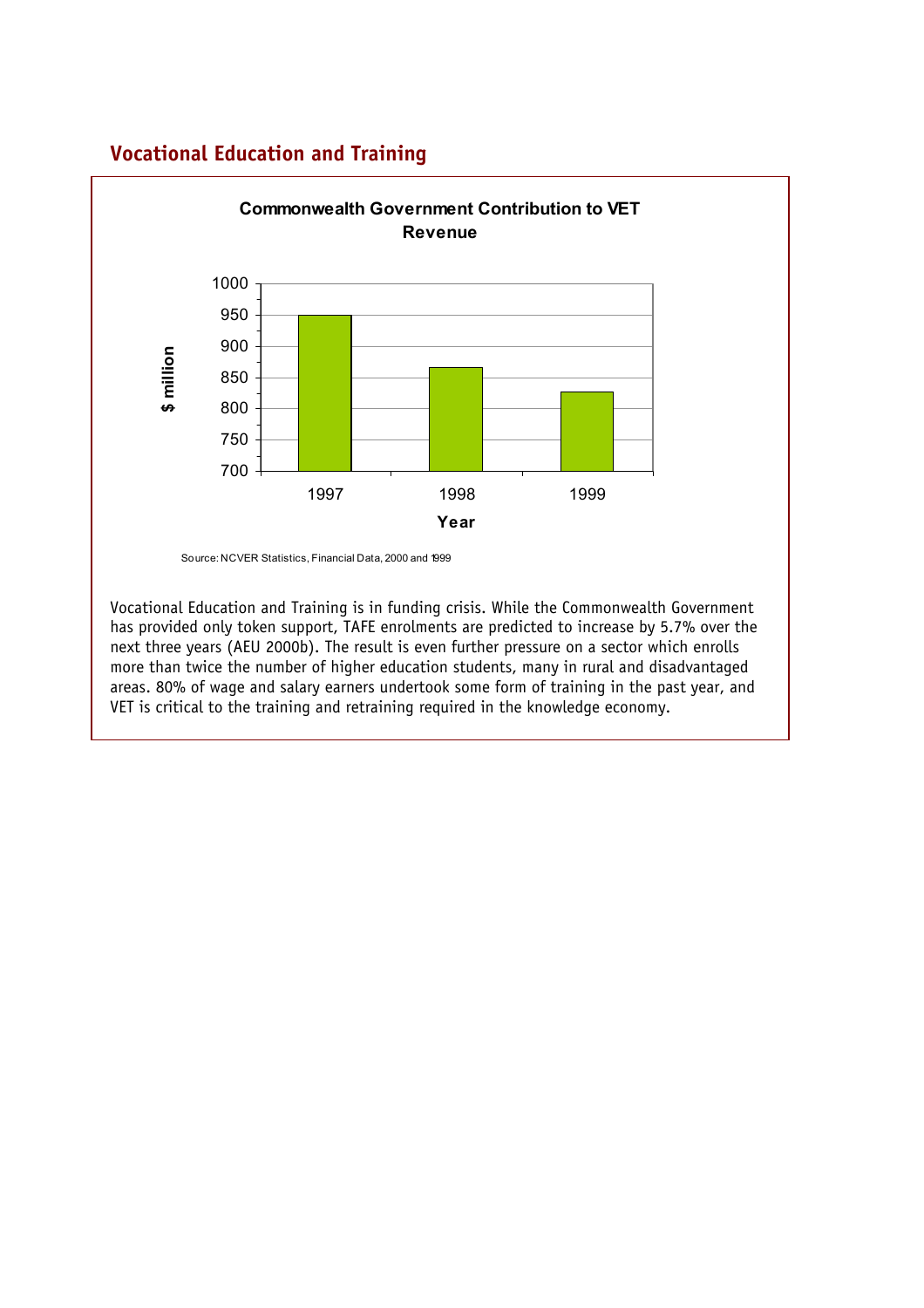## Vocational Education and Training

**Commonwealth Government Contribution to VET Revenue**

Source: NCVER Statistics, Financial Data, 2000 and 1999

Vocational Education and Training is in funding crisis. While the Commonwealth Government has provided only token support, TAFE enrolments are predicted to increase by 5.7% over the next three years (AEU 2000b). The result is even further pressure on a sector which enrolls more than twice the number of higher education students, many in rural and disadvantaged areas. 80% of wage and salary earners undertook some form of training in the past year, and VET is critical to the training and retraining required in the knowledge economy.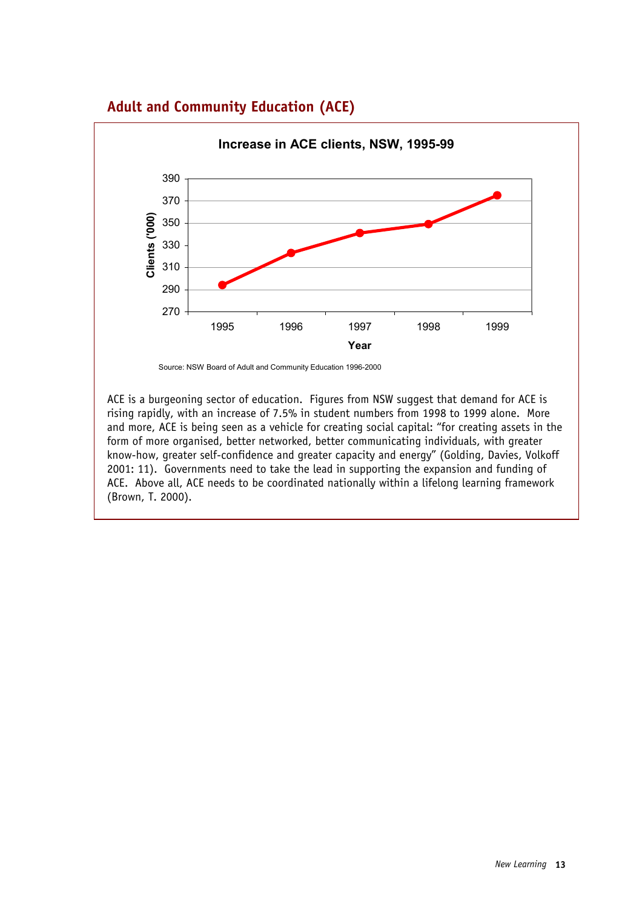## Adult and Community Education (ACE)

**Increase in ACE clients, NSW, 1995-99**

Source: NSW Board of Adult and Community Education 1996-2000

ACE is a burgeoning sector of education. Figures from NSW suggest that demand for ACE is rising rapidly, with an increase of 7.5% in student numbers from 1998 to 1999 alone. More and more, ACE is being seen as a vehicle for creating social capital: "for creating assets in the form of more organised, better networked, better communicating individuals, with greater know-how, greater self-confidence and greater capacity and energy" (Golding, Davies, Volkoff 2001: 11). Governments need to take the lead in supporting the expansion and funding of ACE. Above all, ACE needs to be coordinated nationally within a lifelong learning framework (Brown, T. 2000).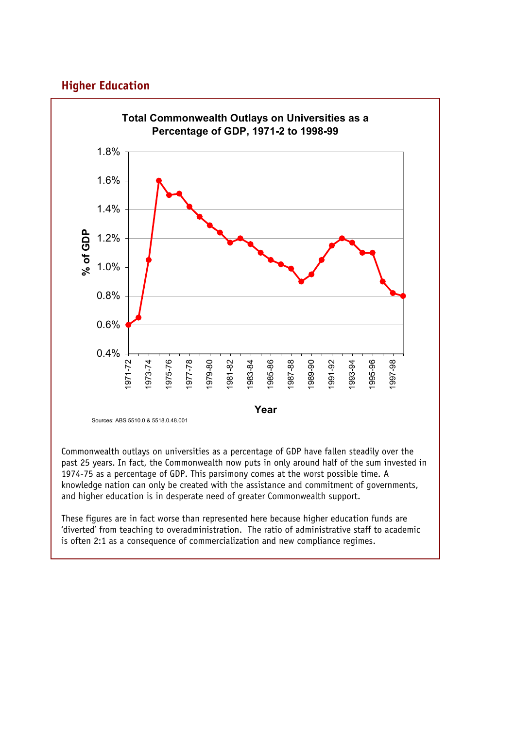## Higher Education

**Total Commonwealth Outlays on Universities as a Percentage of GDP, 1971-2 to 1998-99**

Sources: ABS 5510.0 & 5518.0.48.001

Commonwealth outlays on universities as a percentage of GDP have fallen steadily over the past 25 years. In fact, the Commonwealth now puts in only around half of the sum invested in 1974-75 as a percentage of GDP. This parsimony comes at the worst possible time. A knowledge nation can only be created with the assistance and commitment of governments, and higher education is in desperate need of greater Commonwealth support.

These figures are in fact worse than represented here because higher education funds are 'diverted' from teaching to overadministration. The ratio of administrative staff to academic is often 2:1 as a consequence of commercialization and new compliance regimes.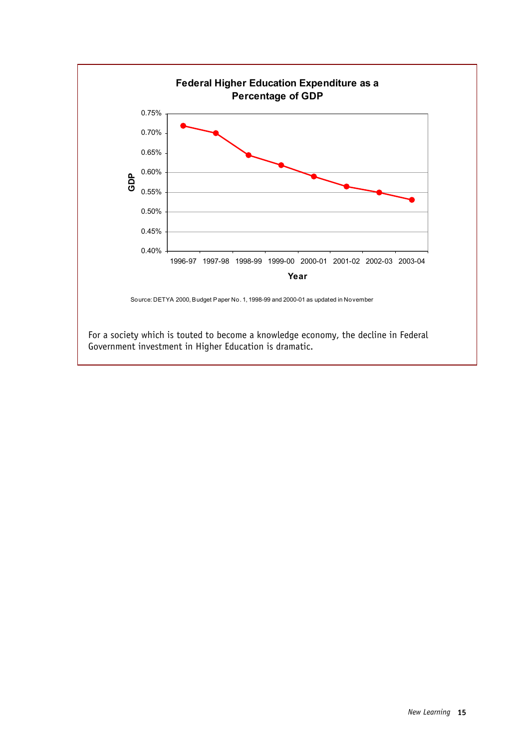**Federal Higher Education Expenditure as a Percentage of GDP**

Source: DETYA 2000, Budget Paper No. 1, 1998-99 and 2000-01 as updated in November

For a society which is touted to become a knowledge economy, the decline in Federal Government investment in Higher Education is dramatic.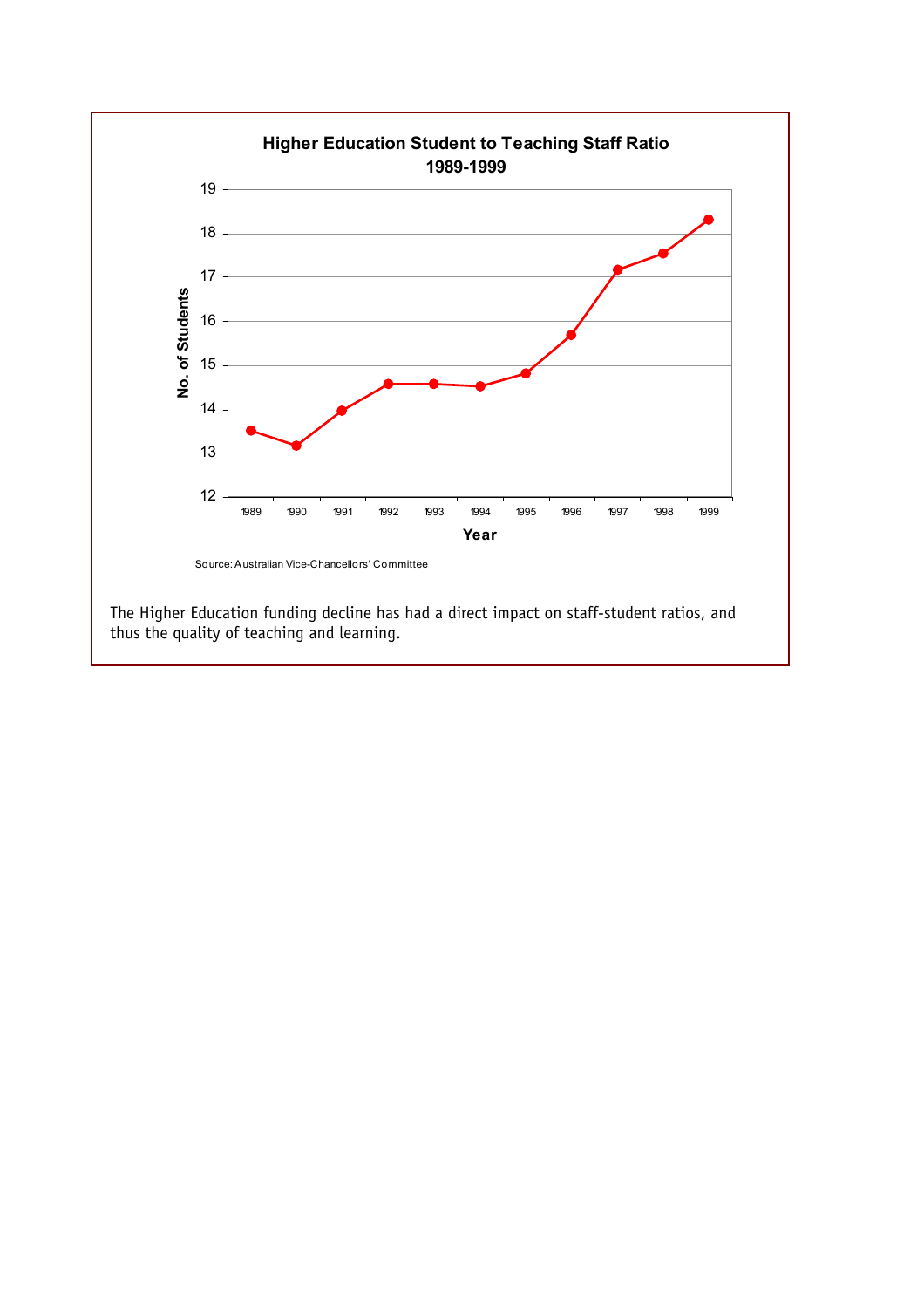**Higher Education Student to Teaching Staff Ratio 1989-1999**

Source: Australian Vice-Chancellors' Committee

The Higher Education funding decline has had a direct impact on staff-student ratios, and thus the quality of teaching and learning.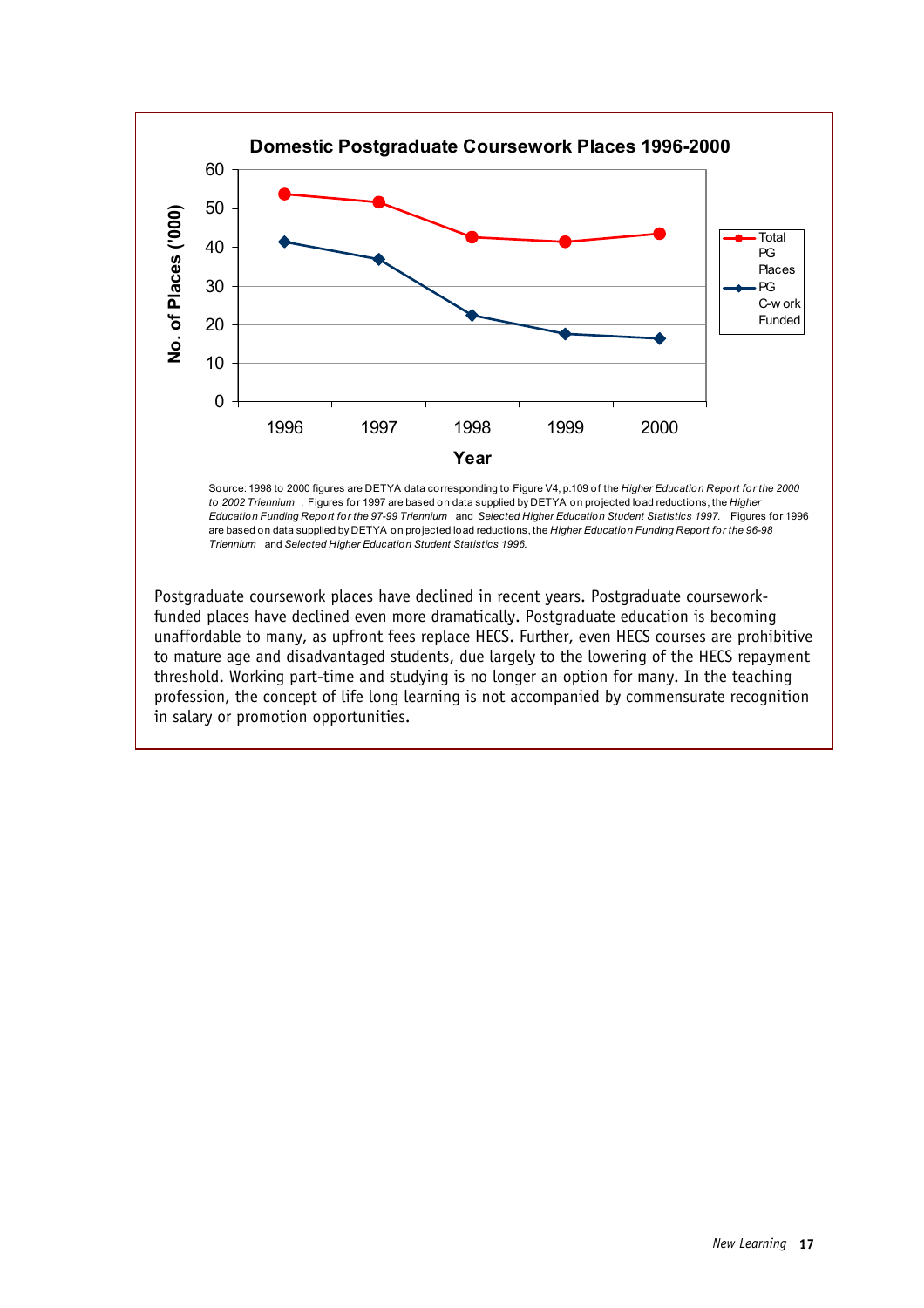**Domestic Postgraduate Coursework Places 1996-2000**

Source: 1998 to 2000 figures are DETYA data corresponding to Figure V4, p.109 of the *Higher Education Report for the 2000 to 2002 Triennium* . Figures for 1997 are based on data supplied by DETYA on projected load reductions, the *Higher Education Funding Report for the 97-99 Triennium* and *Selected Higher Education Student Statistics 1997.* Figures for 1996 are based on data supplied by DETYA on projected load reductions, the *Higher Education Funding Report for the 96-98 Triennium* and *Selected Higher Education Student Statistics 1996.*

Postgraduate coursework places have declined in recent years. Postgraduate coursework-funded places have declined even more dramatically. Postgraduate education is becoming unaffordable to many, as upfront fees replace HECS. Further, even HECS courses are prohibitive to mature age and disadvantaged students, due largely to the lowering of the HECS repayment threshold. Working part-time and studying is no longer an option for many. In the teaching profession, the concept of life long learning is not accompanied by commensurate recognition in salary or promotion opportunities.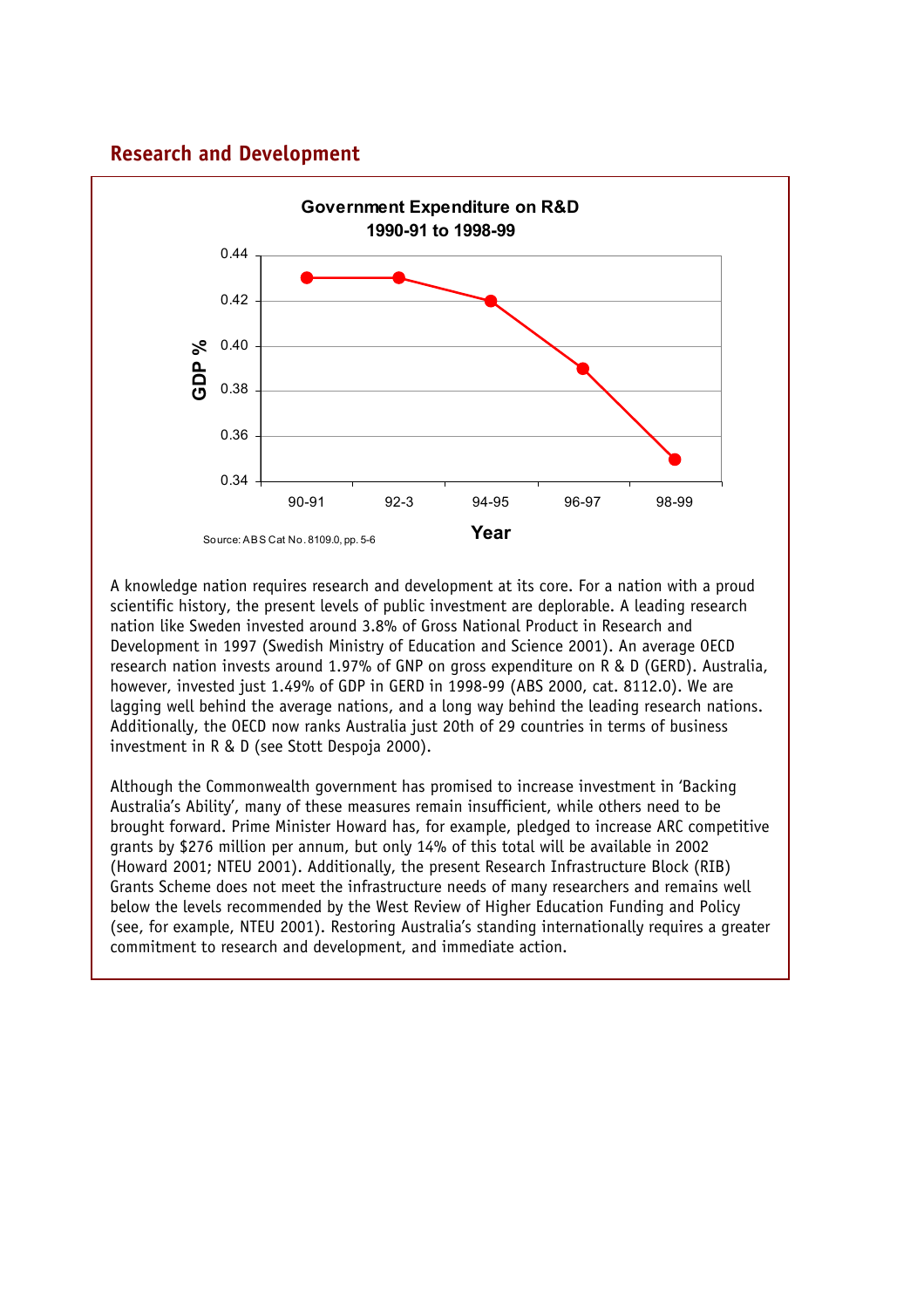## Research and Development

**Government Expenditure on R&D**
**1990-91 to 1998-99**

| Year | GDP % |
|---|---|
| 90-91 | 0.43 |
| 92-3 | 0.43 |
| 94-95 | 0.42 |
| 96-97 | 0.39 |
| 98-99 | 0.35 |

Source: ABS Cat No. 8109.0, pp. 5-6

A knowledge nation requires research and development at its core. For a nation with a proud scientific history, the present levels of public investment are deplorable. A leading research nation like Sweden invested around 3.8% of Gross National Product in Research and Development in 1997 (Swedish Ministry of Education and Science 2001). An average OECD research nation invests around 1.97% of GNP on gross expenditure on R & D (GERD). Australia, however, invested just 1.49% of GDP in GERD in 1998-99 (ABS 2000, cat. 8112.0). We are lagging well behind the average nations, and a long way behind the leading research nations. Additionally, the OECD now ranks Australia just 20th of 29 countries in terms of business investment in R & D (see Stott Despoja 2000).

Although the Commonwealth government has promised to increase investment in 'Backing Australia's Ability', many of these measures remain insufficient, while others need to be brought forward. Prime Minister Howard has, for example, pledged to increase ARC competitive grants by $276 million per annum, but only 14% of this total will be available in 2002 (Howard 2001; NTEU 2001). Additionally, the present Research Infrastructure Block (RIB) Grants Scheme does not meet the infrastructure needs of many researchers and remains well below the levels recommended by the West Review of Higher Education Funding and Policy (see, for example, NTEU 2001). Restoring Australia's standing internationally requires a greater commitment to research and development, and immediate action.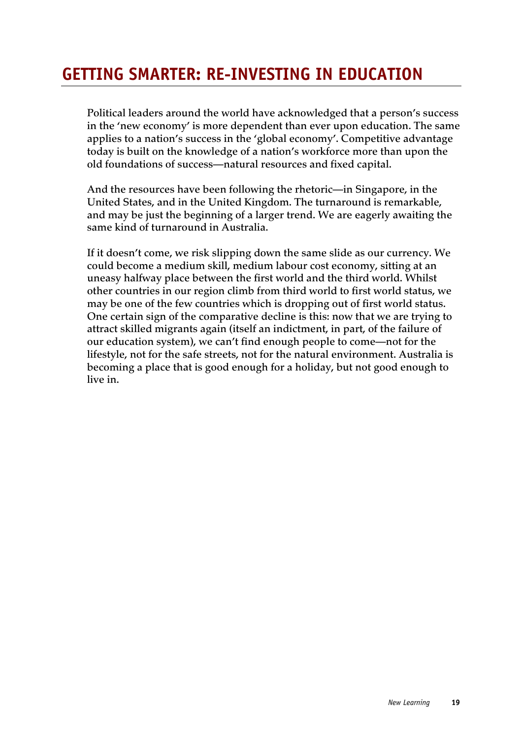## GETTING SMARTER: RE-INVESTING IN EDUCATION

**Political leaders around the world have acknowledged that a person's success in the 'new economy' is more dependent than ever upon education. The same applies to a nation's success in the 'global economy'. Competitive advantage today is built on the knowledge of a nation's workforce more than upon the old foundations of success—natural resources and fixed capital.**

**And the resources have been following the rhetoric—in Singapore, in the United States, and in the United Kingdom. The turnaround is remarkable, and may be just the beginning of a larger trend. We are eagerly awaiting the same kind of turnaround in Australia.**

**If it doesn't come, we risk slipping down the same slide as our currency. We could become a medium skill, medium labour cost economy, sitting at an uneasy halfway place between the first world and the third world. Whilst other countries in our region climb from third world to first world status, we may be one of the few countries which is dropping out of first world status. One certain sign of the comparative decline is this: now that we are trying to attract skilled migrants again (itself an indictment, in part, of the failure of our education system), we can't find enough people to come—not for the lifestyle, not for the safe streets, not for the natural environment. Australia is becoming a place that is good enough for a holiday, but not good enough to live in.**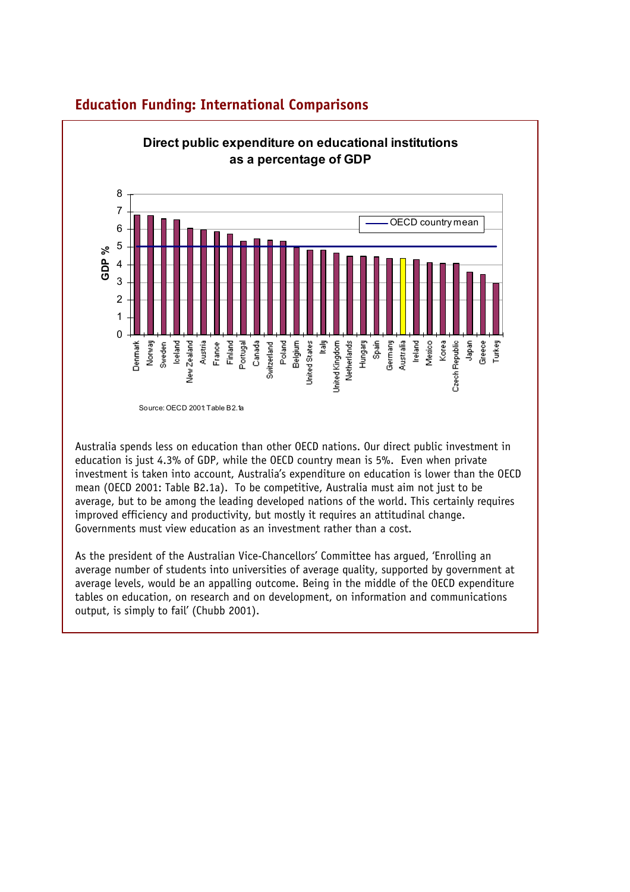## Education Funding: International Comparisons

**Direct public expenditure on educational institutions as a percentage of GDP**

Source: OECD 2001: Table B2.1a

Australia spends less on education than other OECD nations. Our direct public investment in education is just 4.3% of GDP, while the OECD country mean is 5%. Even when private investment is taken into account, Australia's expenditure on education is lower than the OECD mean (OECD 2001: Table B2.1a). To be competitive, Australia must aim not just to be average, but to be among the leading developed nations of the world. This certainly requires improved efficiency and productivity, but mostly it requires an attitudinal change. Governments must view education as an investment rather than a cost.

As the president of the Australian Vice-Chancellors' Committee has argued, 'Enrolling an average number of students into universities of average quality, supported by government at average levels, would be an appalling outcome. Being in the middle of the OECD expenditure tables on education, on research and on development, on information and communications output, is simply to fail' (Chubb 2001).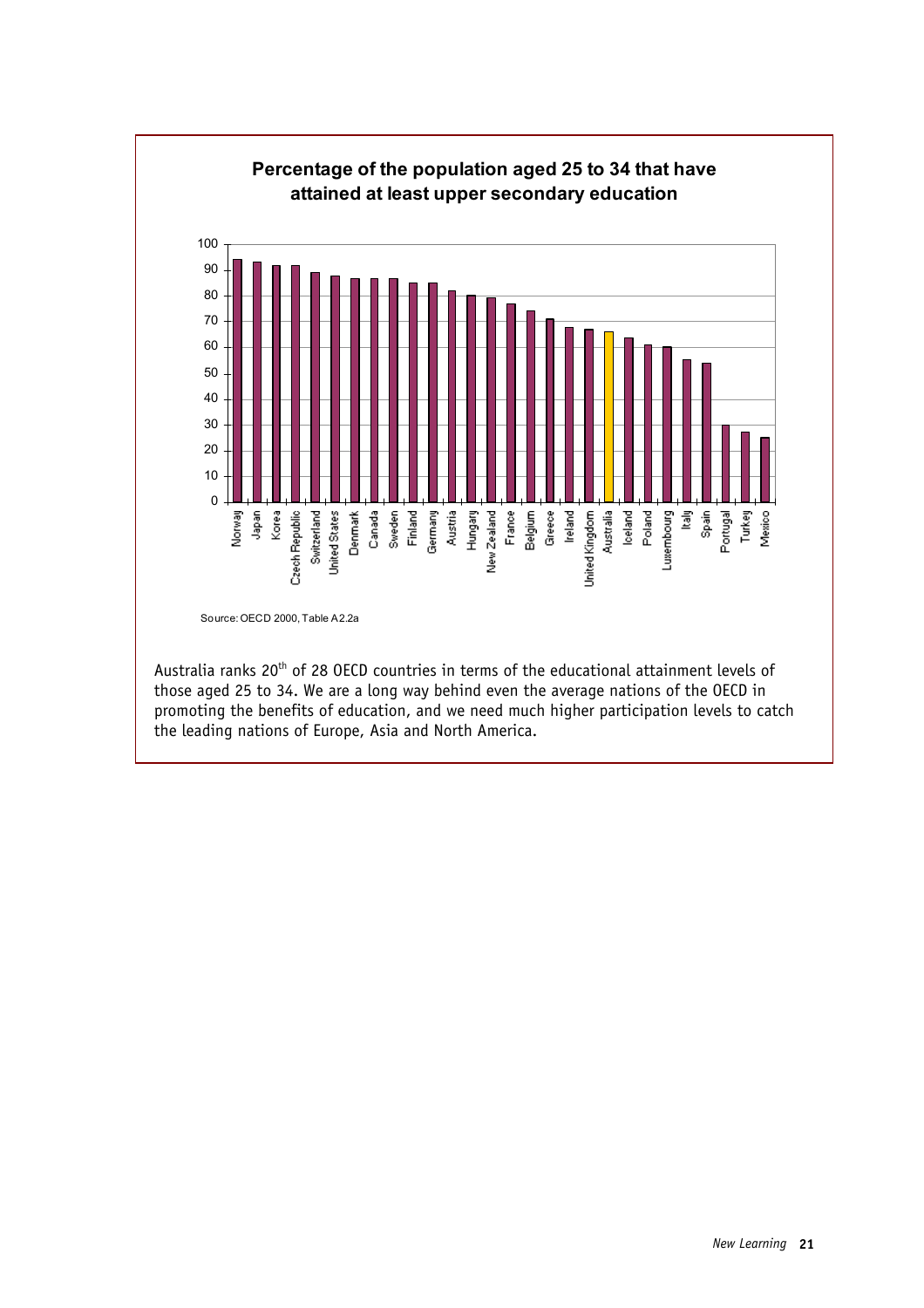**Percentage of the population aged 25 to 34 that have attained at least upper secondary education**

Source: OECD 2000, Table A2.2a

Australia ranks 20[th] of 28 OECD countries in terms of the educational attainment levels of those aged 25 to 34. We are a long way behind even the average nations of the OECD in promoting the benefits of education, and we need much higher participation levels to catch the leading nations of Europe, Asia and North America.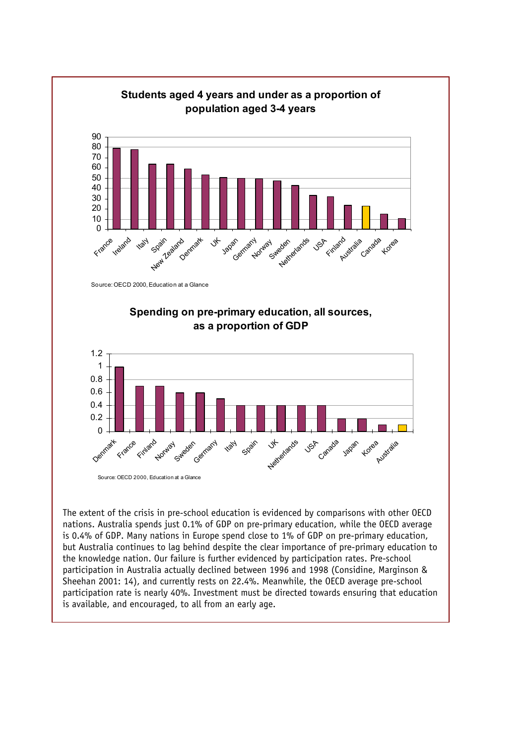**Students aged 4 years and under as a proportion of population aged 3-4 years**

Source: OECD 2000, Education at a Glance

**Spending on pre-primary education, all sources, as a proportion of GDP**

Source: OECD 2000, Education at a Glance

The extent of the crisis in pre-school education is evidenced by comparisons with other OECD nations. Australia spends just 0.1% of GDP on pre-primary education, while the OECD average is 0.4% of GDP. Many nations in Europe spend close to 1% of GDP on pre-primary education, but Australia continues to lag behind despite the clear importance of pre-primary education to the knowledge nation. Our failure is further evidenced by participation rates. Pre-school participation in Australia actually declined between 1996 and 1998 (Considine, Marginson & Sheehan 2001: 14), and currently rests on 22.4%. Meanwhile, the OECD average pre-school participation rate is nearly 40%. Investment must be directed towards ensuring that education is available, and encouraged, to all from an early age.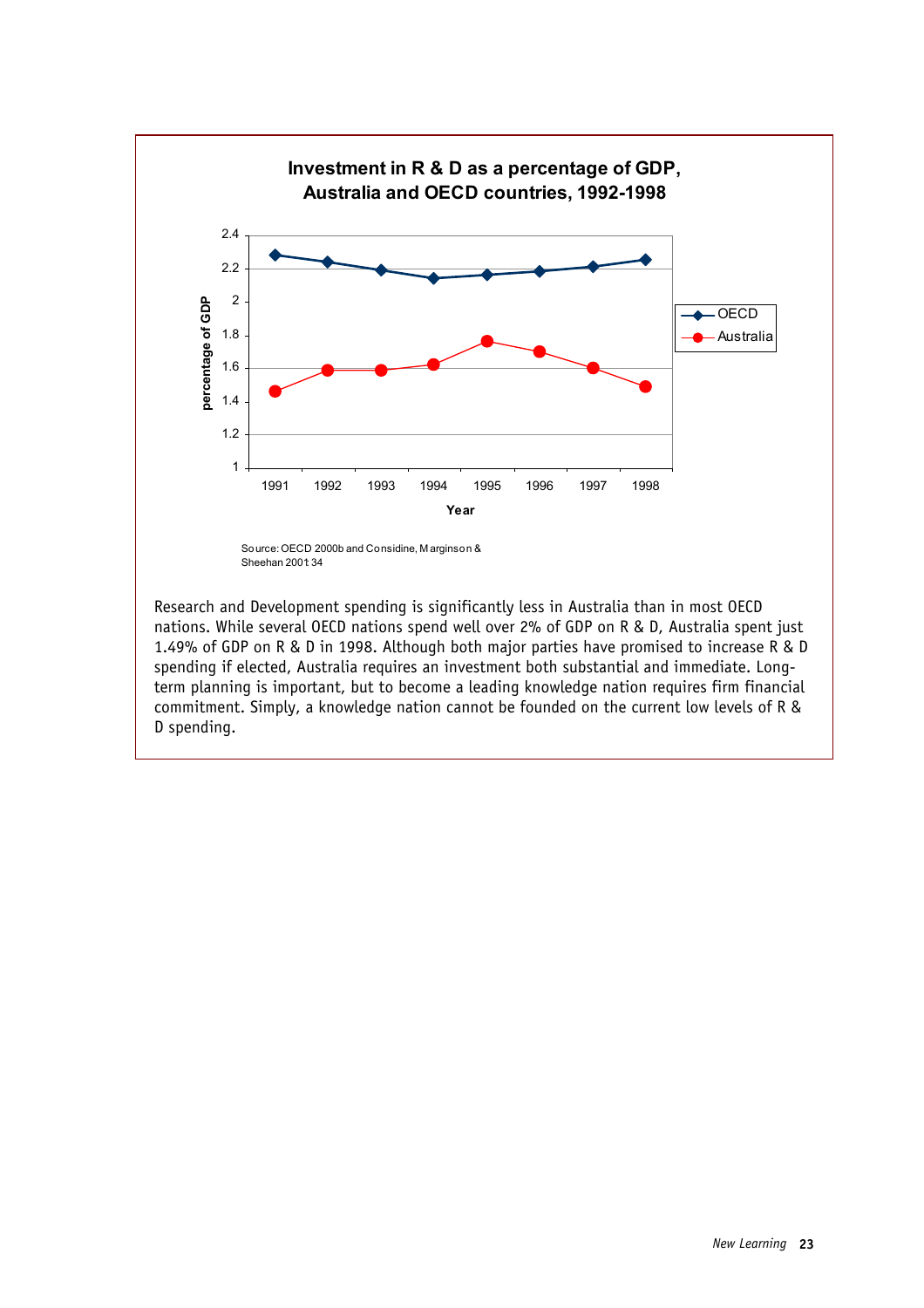**Investment in R & D as a percentage of GDP, Australia and OECD countries, 1992-1998**

Source: OECD 2000b and Considine, Marginson & Sheehan 2001t 34

Research and Development spending is significantly less in Australia than in most OECD nations. While several OECD nations spend well over 2% of GDP on R & D, Australia spent just 1.49% of GDP on R & D in 1998. Although both major parties have promised to increase R & D spending if elected, Australia requires an investment both substantial and immediate. Long-term planning is important, but to become a leading knowledge nation requires firm financial commitment. Simply, a knowledge nation cannot be founded on the current low levels of R & D spending.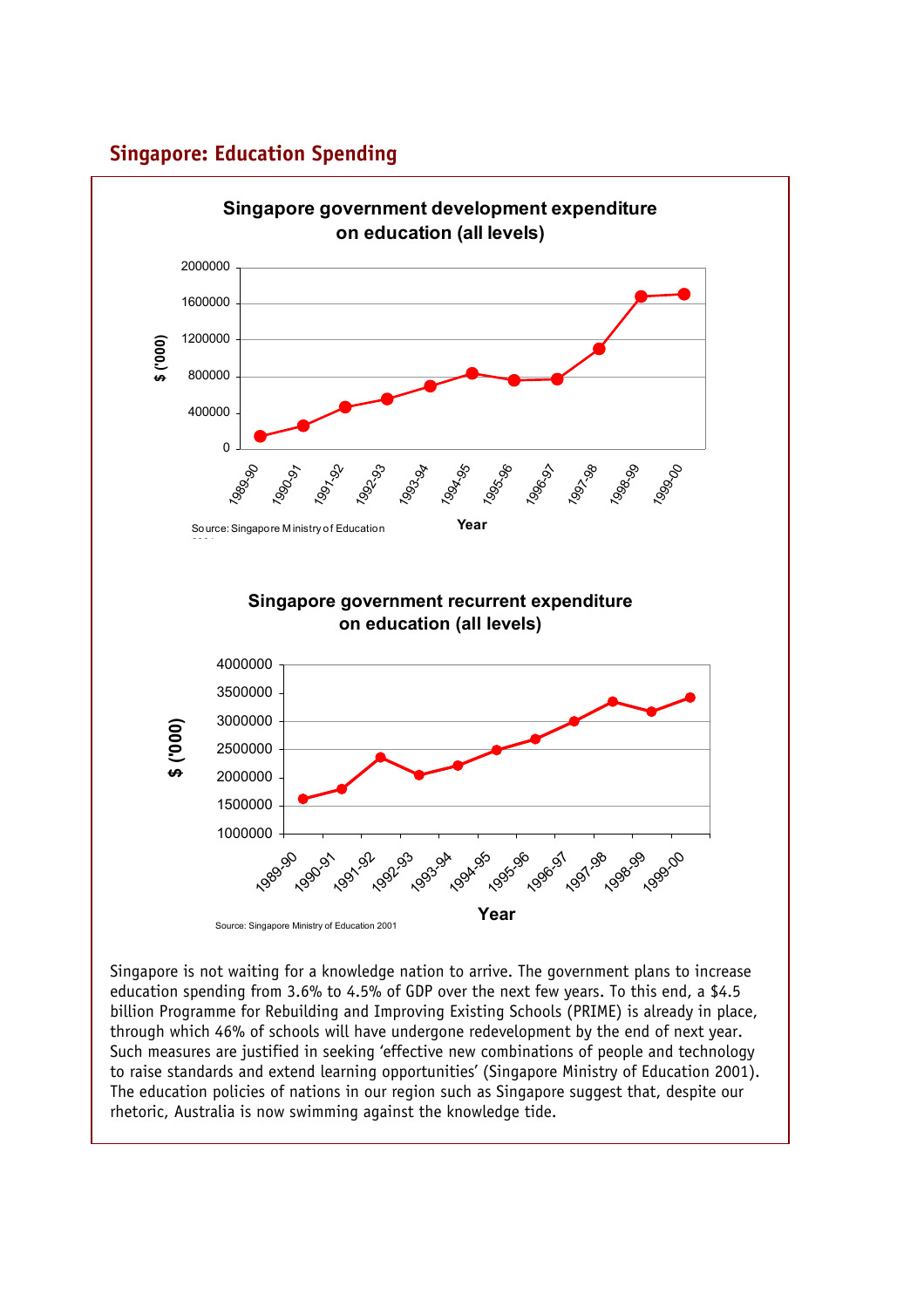## Singapore: Education Spending

**Singapore government development expenditure on education (all levels)**

$ ('000)

Year

Source: Singapore Ministry of Education

**Singapore government recurrent expenditure on education (all levels)**

$ ('000)

Year

Source: Singapore Ministry of Education 2001

Singapore is not waiting for a knowledge nation to arrive. The government plans to increase education spending from 3.6% to 4.5% of GDP over the next few years. To this end, a $4.5 billion Programme for Rebuilding and Improving Existing Schools (PRIME) is already in place, through which 46% of schools will have undergone redevelopment by the end of next year. Such measures are justified in seeking 'effective new combinations of people and technology to raise standards and extend learning opportunities' (Singapore Ministry of Education 2001). The education policies of nations in our region such as Singapore suggest that, despite our rhetoric, Australia is now swimming against the knowledge tide.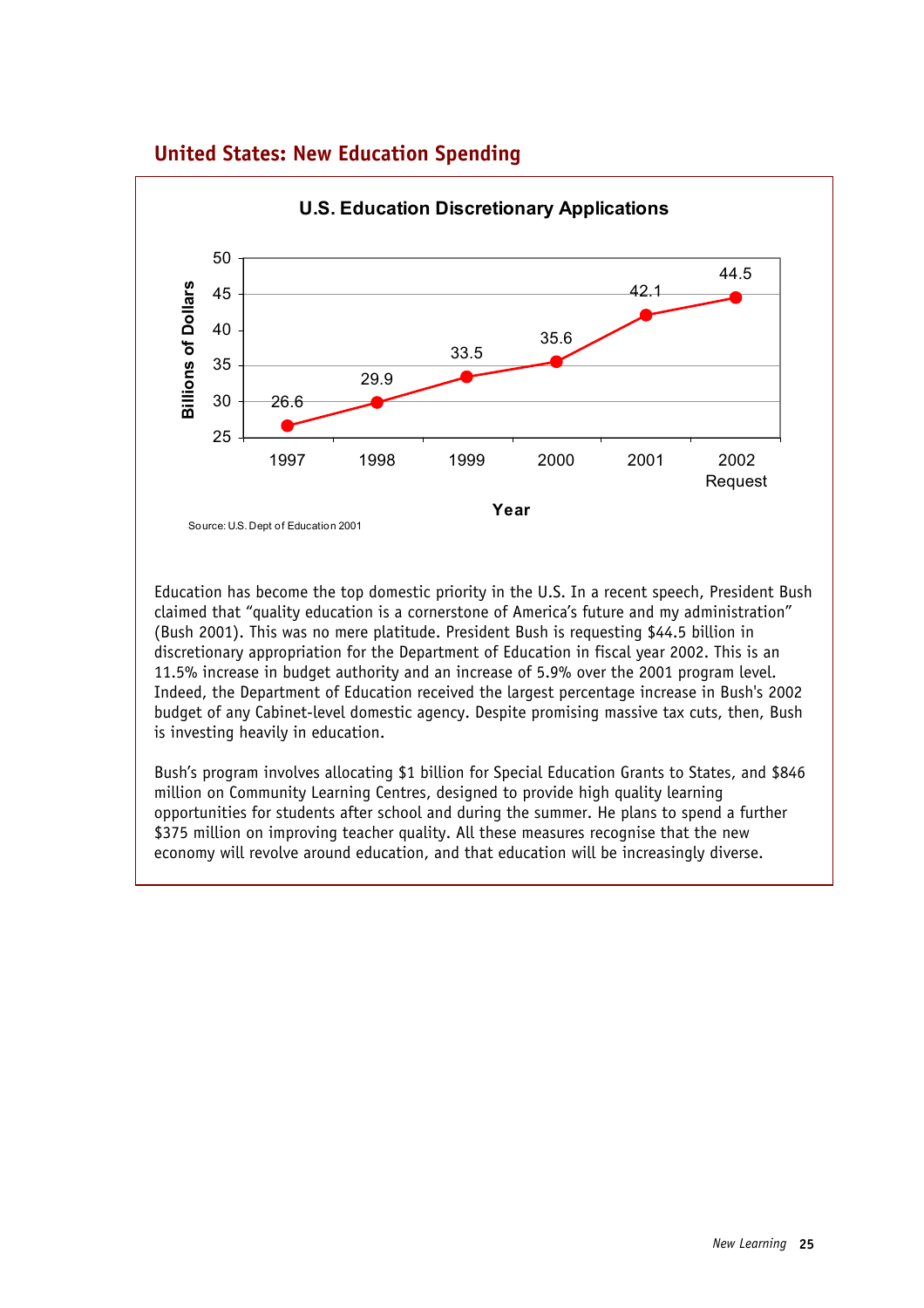## United States: New Education Spending

**U.S. Education Discretionary Applications**

| Year | Billions of Dollars |
|---|---|
| 1997 | 26.6 |
| 1998 | 29.9 |
| 1999 | 33.5 |
| 2000 | 35.6 |
| 2001 | 42.1 |
| 2002 Request | 44.5 |

Source: U.S. Dept of Education 2001

Education has become the top domestic priority in the U.S. In a recent speech, President Bush claimed that "quality education is a cornerstone of America's future and my administration" (Bush 2001). This was no mere platitude. President Bush is requesting $44.5 billion in discretionary appropriation for the Department of Education in fiscal year 2002. This is an 11.5% increase in budget authority and an increase of 5.9% over the 2001 program level. Indeed, the Department of Education received the largest percentage increase in Bush's 2002 budget of any Cabinet-level domestic agency. Despite promising massive tax cuts, then, Bush is investing heavily in education.

Bush's program involves allocating $1 billion for Special Education Grants to States, and $846 million on Community Learning Centres, designed to provide high quality learning opportunities for students after school and during the summer. He plans to spend a further $375 million on improving teacher quality. All these measures recognise that the new economy will revolve around education, and that education will be increasingly diverse.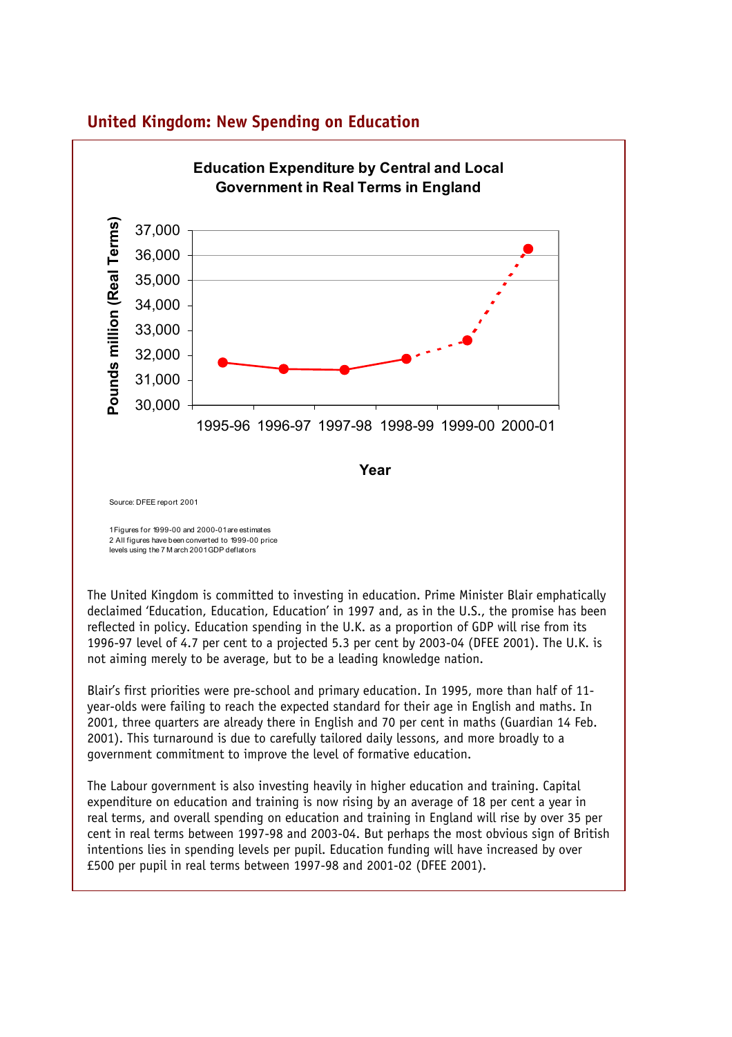## United Kingdom: New Spending on Education

**Education Expenditure by Central and Local Government in Real Terms in England**

Pounds million (Real Terms)

Year: 1995-96, 1996-97, 1997-98, 1998-99, 1999-00, 2000-01

Source: DFEE report 2001

1 Figures for 1999-00 and 2000-01 are estimates
2 All figures have been converted to 1999-00 price levels using the 7 March 2001 GDP deflators

The United Kingdom is committed to investing in education. Prime Minister Blair emphatically declaimed 'Education, Education, Education' in 1997 and, as in the U.S., the promise has been reflected in policy. Education spending in the U.K. as a proportion of GDP will rise from its 1996-97 level of 4.7 per cent to a projected 5.3 per cent by 2003-04 (DFEE 2001). The U.K. is not aiming merely to be average, but to be a leading knowledge nation.

Blair's first priorities were pre-school and primary education. In 1995, more than half of 11-year-olds were failing to reach the expected standard for their age in English and maths. In 2001, three quarters are already there in English and 70 per cent in maths (Guardian 14 Feb. 2001). This turnaround is due to carefully tailored daily lessons, and more broadly to a government commitment to improve the level of formative education.

The Labour government is also investing heavily in higher education and training. Capital expenditure on education and training is now rising by an average of 18 per cent a year in real terms, and overall spending on education and training in England will rise by over 35 per cent in real terms between 1997-98 and 2003-04. But perhaps the most obvious sign of British intentions lies in spending levels per pupil. Education funding will have increased by over £500 per pupil in real terms between 1997-98 and 2001-02 (DFEE 2001).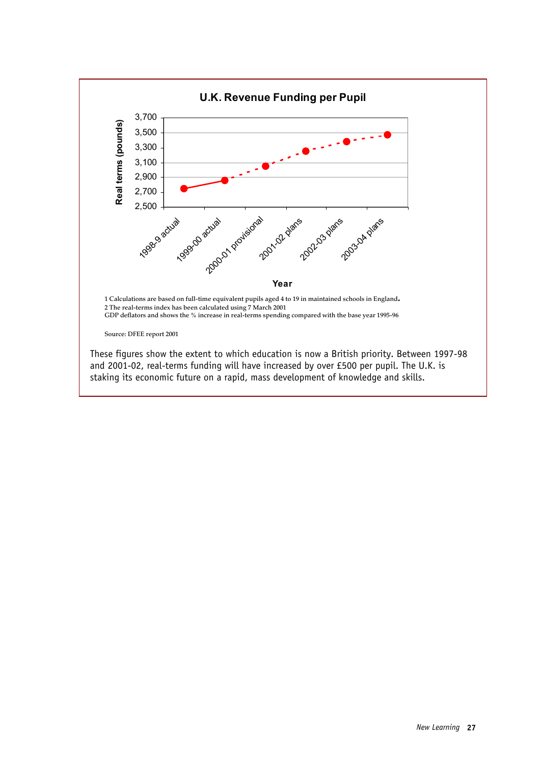**U.K. Revenue Funding per Pupil**

Real terms (pounds)

3,700
3,500
3,300
3,100
2,900
2,700
2,500

1998-9 actual | 1999-00 actual | 2000-01 provisional | 2001-02 plans | 2002-03 plans | 2003-04 plans

**Year**

1 Calculations are based on full-time equivalent pupils aged 4 to 19 in maintained schools in England.
2 The real-terms index has been calculated using 7 March 2001
GDP deflators and shows the % increase in real-terms spending compared with the base year 1995-96

Source: DFEE report 2001

These figures show the extent to which education is now a British priority. Between 1997-98 and 2001-02, real-terms funding will have increased by over £500 per pupil. The U.K. is staking its economic future on a rapid, mass development of knowledge and skills.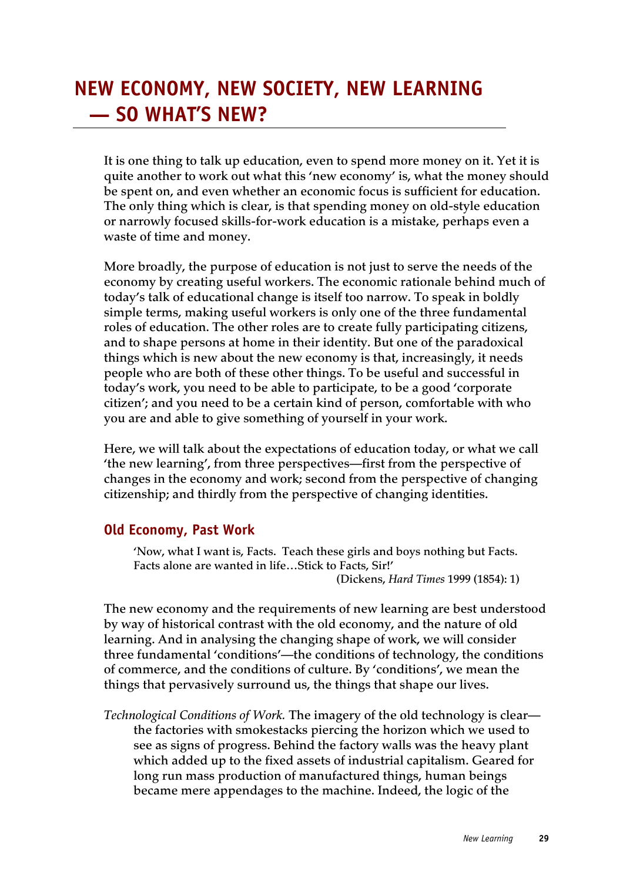# NEW ECONOMY, NEW SOCIETY, NEW LEARNING — SO WHAT'S NEW?

It is one thing to talk up education, even to spend more money on it. Yet it is quite another to work out what this 'new economy' is, what the money should be spent on, and even whether an economic focus is sufficient for education. The only thing which is clear, is that spending money on old-style education or narrowly focused skills-for-work education is a mistake, perhaps even a waste of time and money.

More broadly, the purpose of education is not just to serve the needs of the economy by creating useful workers. The economic rationale behind much of today's talk of educational change is itself too narrow. To speak in boldly simple terms, making useful workers is only one of the three fundamental roles of education. The other roles are to create fully participating citizens, and to shape persons at home in their identity. But one of the paradoxical things which is new about the new economy is that, increasingly, it needs people who are both of these other things. To be useful and successful in today's work, you need to be able to participate, to be a good 'corporate citizen'; and you need to be a certain kind of person, comfortable with who you are and able to give something of yourself in your work.

Here, we will talk about the expectations of education today, or what we call 'the new learning', from three perspectives—first from the perspective of changes in the economy and work; second from the perspective of changing citizenship; and thirdly from the perspective of changing identities.

## Old Economy, Past Work

> 'Now, what I want is, Facts. Teach these girls and boys nothing but Facts. Facts alone are wanted in life…Stick to Facts, Sir!'
>
> (Dickens, *Hard Times* 1999 (1854): 1)

The new economy and the requirements of new learning are best understood by way of historical contrast with the old economy, and the nature of old learning. And in analysing the changing shape of work, we will consider three fundamental 'conditions'—the conditions of technology, the conditions of commerce, and the conditions of culture. By 'conditions', we mean the things that pervasively surround us, the things that shape our lives.

*Technological Conditions of Work.* The imagery of the old technology is clear—the factories with smokestacks piercing the horizon which we used to see as signs of progress. Behind the factory walls was the heavy plant which added up to the fixed assets of industrial capitalism. Geared for long run mass production of manufactured things, human beings became mere appendages to the machine. Indeed, the logic of the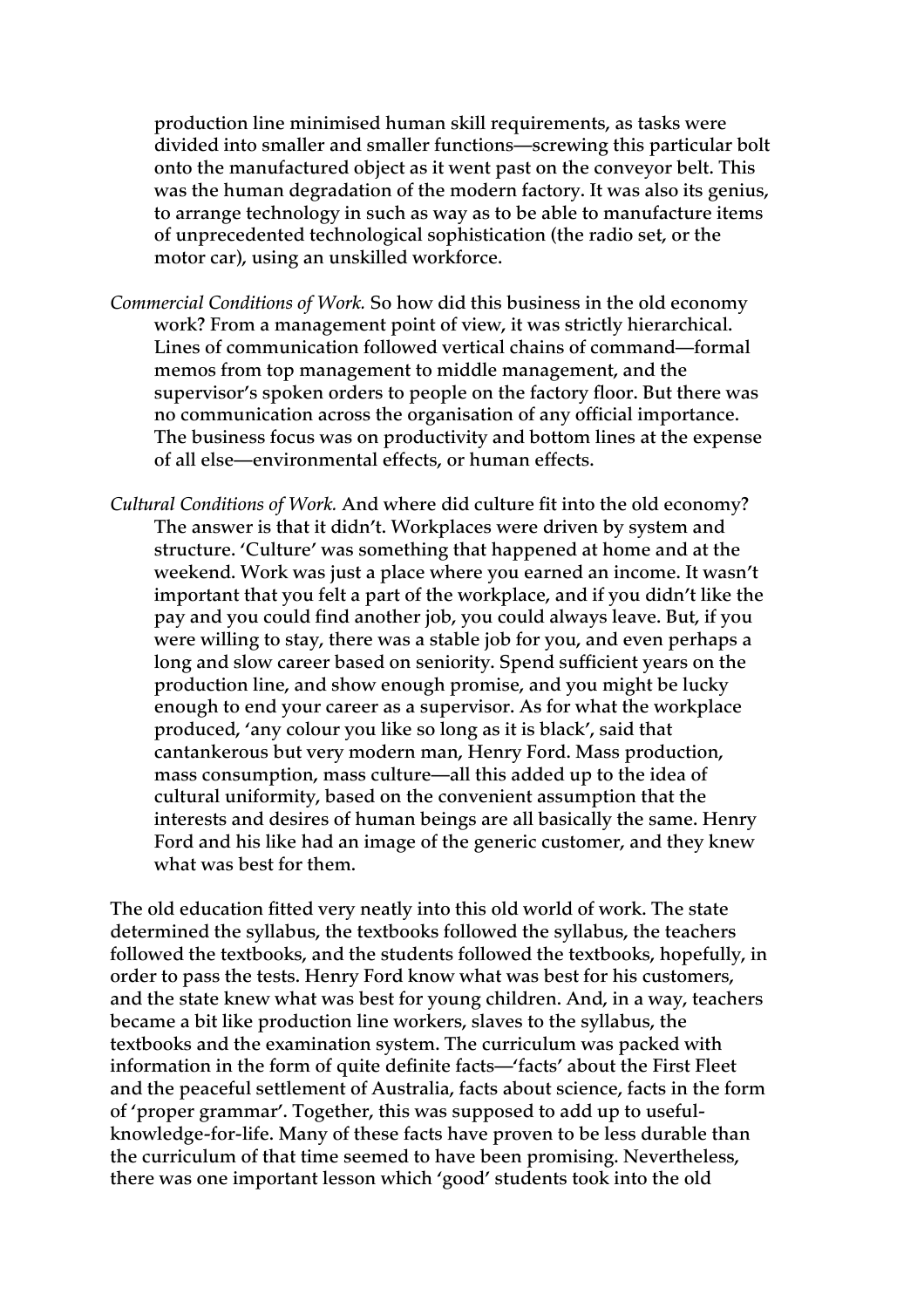production line minimised human skill requirements, as tasks were divided into smaller and smaller functions—screwing this particular bolt onto the manufactured object as it went past on the conveyor belt. This was the human degradation of the modern factory. It was also its genius, to arrange technology in such as way as to be able to manufacture items of unprecedented technological sophistication (the radio set, or the motor car), using an unskilled workforce.

*Commercial Conditions of Work.* So how did this business in the old economy work? From a management point of view, it was strictly hierarchical. Lines of communication followed vertical chains of command—formal memos from top management to middle management, and the supervisor's spoken orders to people on the factory floor. But there was no communication across the organisation of any official importance. The business focus was on productivity and bottom lines at the expense of all else—environmental effects, or human effects.

*Cultural Conditions of Work.* And where did culture fit into the old economy? The answer is that it didn't. Workplaces were driven by system and structure. 'Culture' was something that happened at home and at the weekend. Work was just a place where you earned an income. It wasn't important that you felt a part of the workplace, and if you didn't like the pay and you could find another job, you could always leave. But, if you were willing to stay, there was a stable job for you, and even perhaps a long and slow career based on seniority. Spend sufficient years on the production line, and show enough promise, and you might be lucky enough to end your career as a supervisor. As for what the workplace produced, 'any colour you like so long as it is black', said that cantankerous but very modern man, Henry Ford. Mass production, mass consumption, mass culture—all this added up to the idea of cultural uniformity, based on the convenient assumption that the interests and desires of human beings are all basically the same. Henry Ford and his like had an image of the generic customer, and they knew what was best for them.

The old education fitted very neatly into this old world of work. The state determined the syllabus, the textbooks followed the syllabus, the teachers followed the textbooks, and the students followed the textbooks, hopefully, in order to pass the tests. Henry Ford know what was best for his customers, and the state knew what was best for young children. And, in a way, teachers became a bit like production line workers, slaves to the syllabus, the textbooks and the examination system. The curriculum was packed with information in the form of quite definite facts—'facts' about the First Fleet and the peaceful settlement of Australia, facts about science, facts in the form of 'proper grammar'. Together, this was supposed to add up to useful-knowledge-for-life. Many of these facts have proven to be less durable than the curriculum of that time seemed to have been promising. Nevertheless, there was one important lesson which 'good' students took into the old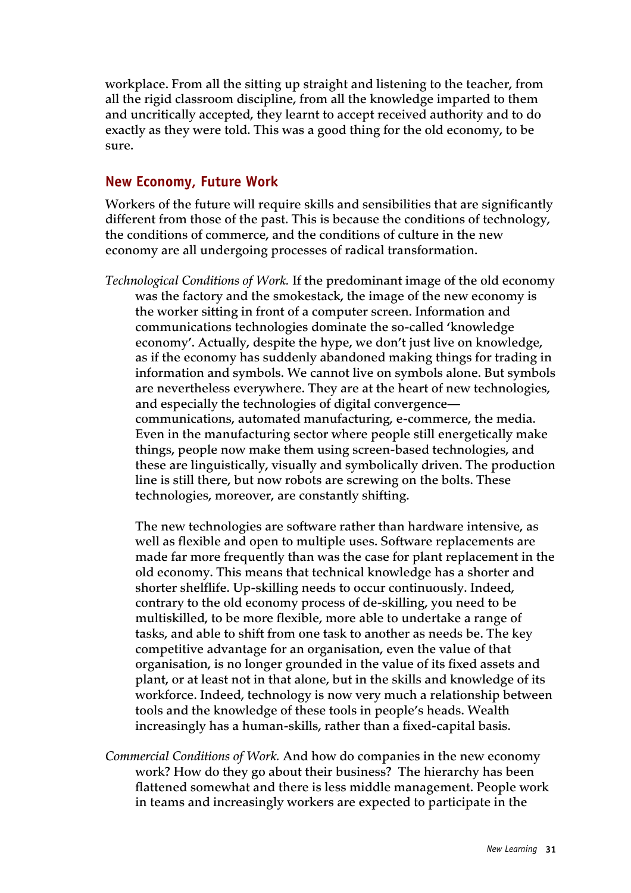workplace. From all the sitting up straight and listening to the teacher, from all the rigid classroom discipline, from all the knowledge imparted to them and uncritically accepted, they learnt to accept received authority and to do exactly as they were told. This was a good thing for the old economy, to be sure.

## New Economy, Future Work

Workers of the future will require skills and sensibilities that are significantly different from those of the past. This is because the conditions of technology, the conditions of commerce, and the conditions of culture in the new economy are all undergoing processes of radical transformation.

*Technological Conditions of Work.* If the predominant image of the old economy was the factory and the smokestack, the image of the new economy is the worker sitting in front of a computer screen. Information and communications technologies dominate the so-called 'knowledge economy'. Actually, despite the hype, we don't just live on knowledge, as if the economy has suddenly abandoned making things for trading in information and symbols. We cannot live on symbols alone. But symbols are nevertheless everywhere. They are at the heart of new technologies, and especially the technologies of digital convergence—communications, automated manufacturing, e-commerce, the media. Even in the manufacturing sector where people still energetically make things, people now make them using screen-based technologies, and these are linguistically, visually and symbolically driven. The production line is still there, but now robots are screwing on the bolts. These technologies, moreover, are constantly shifting.

The new technologies are software rather than hardware intensive, as well as flexible and open to multiple uses. Software replacements are made far more frequently than was the case for plant replacement in the old economy. This means that technical knowledge has a shorter and shorter shelflife. Up-skilling needs to occur continuously. Indeed, contrary to the old economy process of de-skilling, you need to be multiskilled, to be more flexible, more able to undertake a range of tasks, and able to shift from one task to another as needs be. The key competitive advantage for an organisation, even the value of that organisation, is no longer grounded in the value of its fixed assets and plant, or at least not in that alone, but in the skills and knowledge of its workforce. Indeed, technology is now very much a relationship between tools and the knowledge of these tools in people's heads. Wealth increasingly has a human-skills, rather than a fixed-capital basis.

*Commercial Conditions of Work.* And how do companies in the new economy work? How do they go about their business? The hierarchy has been flattened somewhat and there is less middle management. People work in teams and increasingly workers are expected to participate in the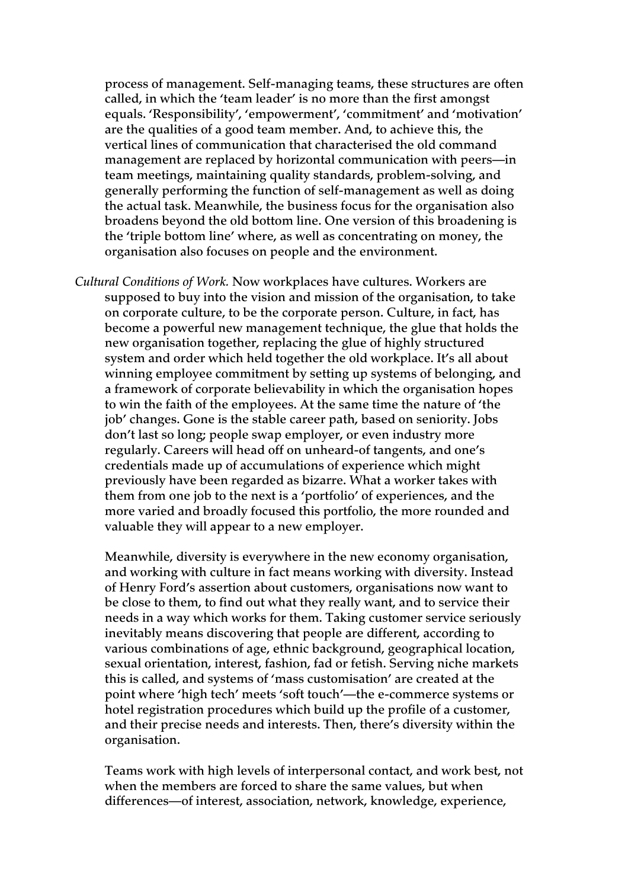process of management. Self-managing teams, these structures are often called, in which the 'team leader' is no more than the first amongst equals. 'Responsibility', 'empowerment', 'commitment' and 'motivation' are the qualities of a good team member. And, to achieve this, the vertical lines of communication that characterised the old command management are replaced by horizontal communication with peers—in team meetings, maintaining quality standards, problem-solving, and generally performing the function of self-management as well as doing the actual task. Meanwhile, the business focus for the organisation also broadens beyond the old bottom line. One version of this broadening is the 'triple bottom line' where, as well as concentrating on money, the organisation also focuses on people and the environment.

*Cultural Conditions of Work.* Now workplaces have cultures. Workers are supposed to buy into the vision and mission of the organisation, to take on corporate culture, to be the corporate person. Culture, in fact, has become a powerful new management technique, the glue that holds the new organisation together, replacing the glue of highly structured system and order which held together the old workplace. It's all about winning employee commitment by setting up systems of belonging, and a framework of corporate believability in which the organisation hopes to win the faith of the employees. At the same time the nature of 'the job' changes. Gone is the stable career path, based on seniority. Jobs don't last so long; people swap employer, or even industry more regularly. Careers will head off on unheard-of tangents, and one's credentials made up of accumulations of experience which might previously have been regarded as bizarre. What a worker takes with them from one job to the next is a 'portfolio' of experiences, and the more varied and broadly focused this portfolio, the more rounded and valuable they will appear to a new employer.

Meanwhile, diversity is everywhere in the new economy organisation, and working with culture in fact means working with diversity. Instead of Henry Ford's assertion about customers, organisations now want to be close to them, to find out what they really want, and to service their needs in a way which works for them. Taking customer service seriously inevitably means discovering that people are different, according to various combinations of age, ethnic background, geographical location, sexual orientation, interest, fashion, fad or fetish. Serving niche markets this is called, and systems of 'mass customisation' are created at the point where 'high tech' meets 'soft touch'—the e-commerce systems or hotel registration procedures which build up the profile of a customer, and their precise needs and interests. Then, there's diversity within the organisation.

Teams work with high levels of interpersonal contact, and work best, not when the members are forced to share the same values, but when differences—of interest, association, network, knowledge, experience,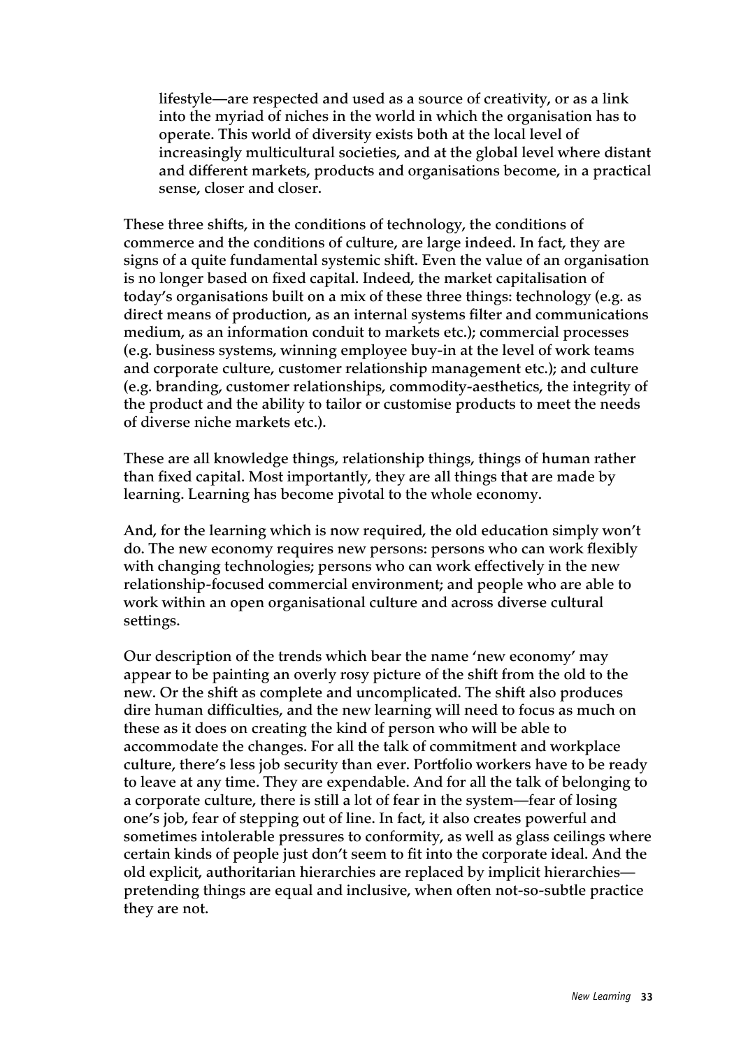lifestyle—are respected and used as a source of creativity, or as a link into the myriad of niches in the world in which the organisation has to operate. This world of diversity exists both at the local level of increasingly multicultural societies, and at the global level where distant and different markets, products and organisations become, in a practical sense, closer and closer.

These three shifts, in the conditions of technology, the conditions of commerce and the conditions of culture, are large indeed. In fact, they are signs of a quite fundamental systemic shift. Even the value of an organisation is no longer based on fixed capital. Indeed, the market capitalisation of today's organisations built on a mix of these three things: technology (e.g. as direct means of production, as an internal systems filter and communications medium, as an information conduit to markets etc.); commercial processes (e.g. business systems, winning employee buy-in at the level of work teams and corporate culture, customer relationship management etc.); and culture (e.g. branding, customer relationships, commodity-aesthetics, the integrity of the product and the ability to tailor or customise products to meet the needs of diverse niche markets etc.).

These are all knowledge things, relationship things, things of human rather than fixed capital. Most importantly, they are all things that are made by learning. Learning has become pivotal to the whole economy.

And, for the learning which is now required, the old education simply won't do. The new economy requires new persons: persons who can work flexibly with changing technologies; persons who can work effectively in the new relationship-focused commercial environment; and people who are able to work within an open organisational culture and across diverse cultural settings.

Our description of the trends which bear the name 'new economy' may appear to be painting an overly rosy picture of the shift from the old to the new. Or the shift as complete and uncomplicated. The shift also produces dire human difficulties, and the new learning will need to focus as much on these as it does on creating the kind of person who will be able to accommodate the changes. For all the talk of commitment and workplace culture, there's less job security than ever. Portfolio workers have to be ready to leave at any time. They are expendable. And for all the talk of belonging to a corporate culture, there is still a lot of fear in the system—fear of losing one's job, fear of stepping out of line. In fact, it also creates powerful and sometimes intolerable pressures to conformity, as well as glass ceilings where certain kinds of people just don't seem to fit into the corporate ideal. And the old explicit, authoritarian hierarchies are replaced by implicit hierarchies—pretending things are equal and inclusive, when often not-so-subtle practice they are not.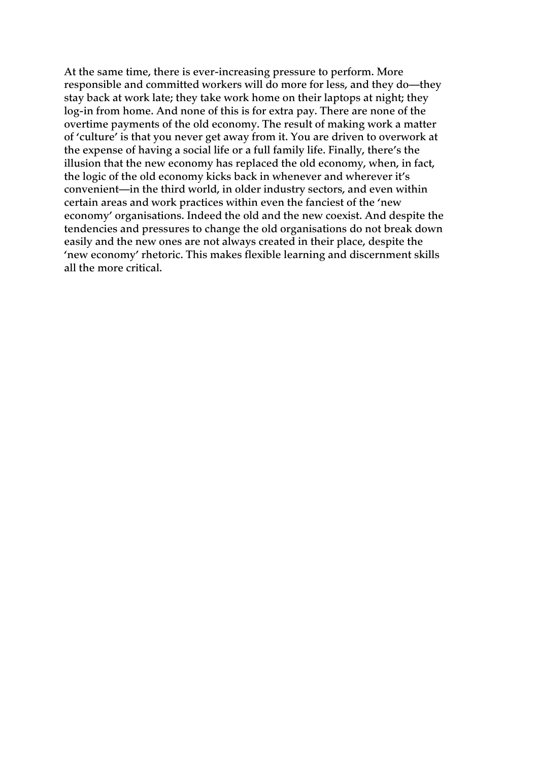At the same time, there is ever-increasing pressure to perform. More responsible and committed workers will do more for less, and they do—they stay back at work late; they take work home on their laptops at night; they log-in from home. And none of this is for extra pay. There are none of the overtime payments of the old economy. The result of making work a matter of 'culture' is that you never get away from it. You are driven to overwork at the expense of having a social life or a full family life. Finally, there's the illusion that the new economy has replaced the old economy, when, in fact, the logic of the old economy kicks back in whenever and wherever it's convenient—in the third world, in older industry sectors, and even within certain areas and work practices within even the fanciest of the 'new economy' organisations. Indeed the old and the new coexist. And despite the tendencies and pressures to change the old organisations do not break down easily and the new ones are not always created in their place, despite the 'new economy' rhetoric. This makes flexible learning and discernment skills all the more critical.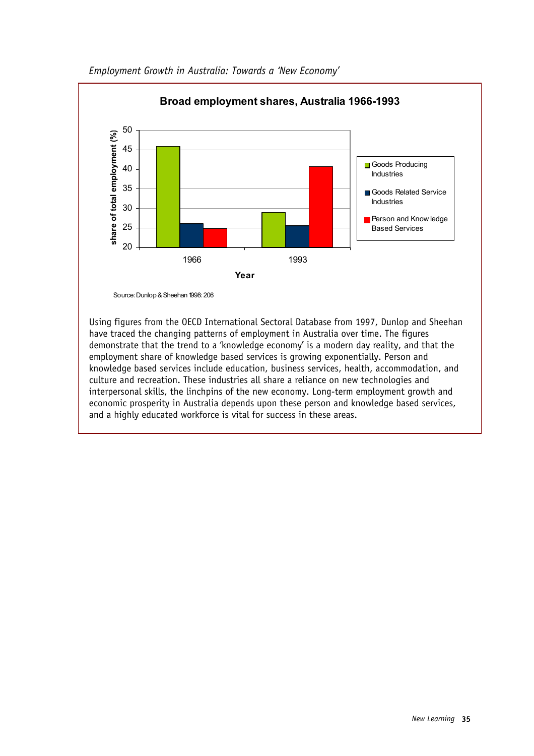*Employment Growth in Australia: Towards a 'New Economy'*

**Broad employment shares, Australia 1966-1993**

Source: Dunlop & Sheehan 1998: 206

Using figures from the OECD International Sectoral Database from 1997, Dunlop and Sheehan have traced the changing patterns of employment in Australia over time. The figures demonstrate that the trend to a 'knowledge economy' is a modern day reality, and that the employment share of knowledge based services is growing exponentially. Person and knowledge based services include education, business services, health, accommodation, and culture and recreation. These industries all share a reliance on new technologies and interpersonal skills, the linchpins of the new economy. Long-term employment growth and economic prosperity in Australia depends upon these person and knowledge based services, and a highly educated workforce is vital for success in these areas.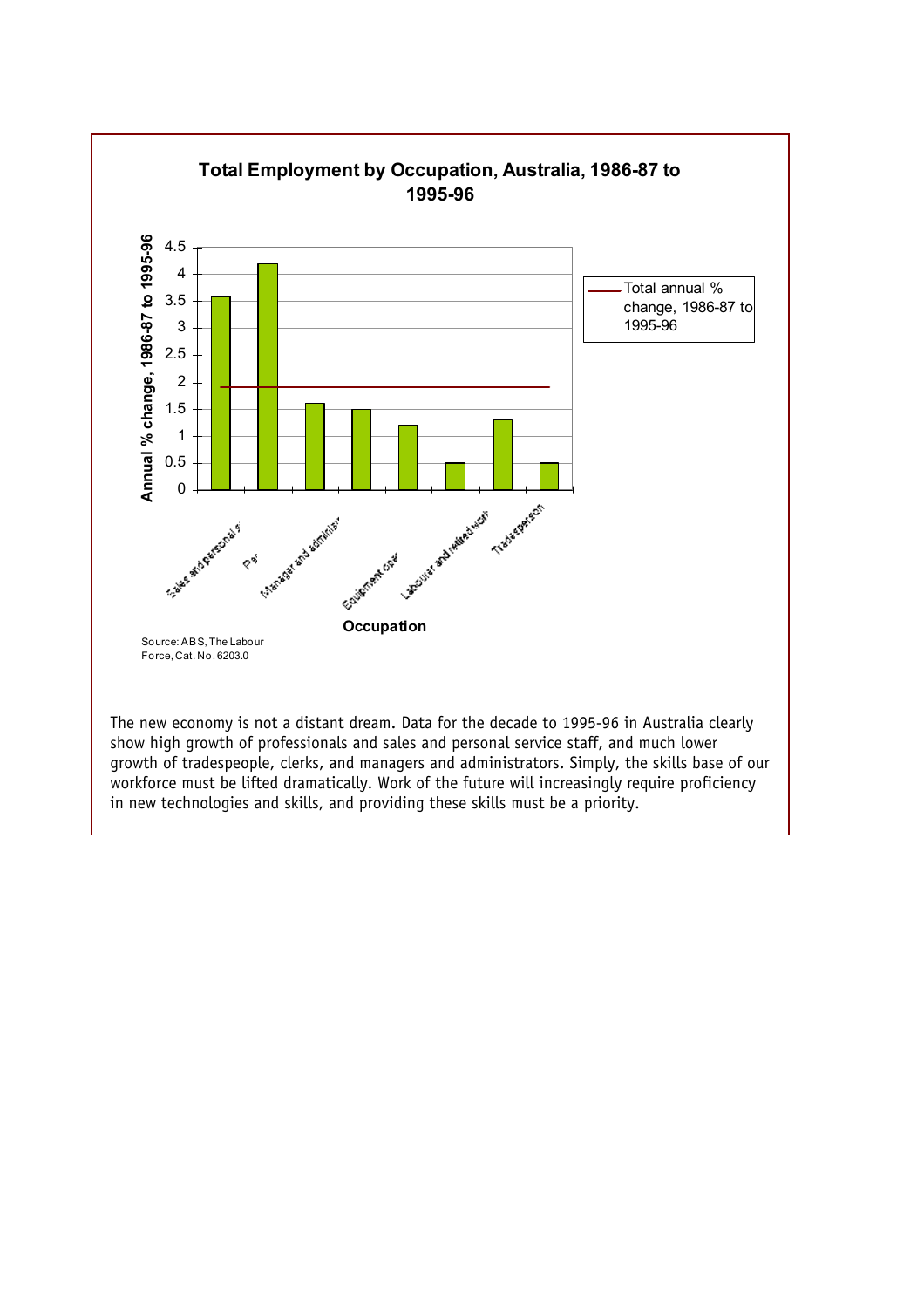**Total Employment by Occupation, Australia, 1986-87 to 1995-96**

| Occupation | Annual % change, 1986-87 to 1995-96 |
|---|---|
| Sales and personal s | 3.6 |
| Par | 4.2 |
| Manager and administ | 1.6 |
| | 1.5 |
| Equipment oper | 1.2 |
| | 0.5 |
| Labourer and related work | 1.3 |
| Tradesperson | 0.5 |

Total annual % change, 1986-87 to 1995-96: approximately 1.9

Source: ABS, The Labour Force, Cat. No. 6203.0

The new economy is not a distant dream. Data for the decade to 1995-96 in Australia clearly show high growth of professionals and sales and personal service staff, and much lower growth of tradespeople, clerks, and managers and administrators. Simply, the skills base of our workforce must be lifted dramatically. Work of the future will increasingly require proficiency in new technologies and skills, and providing these skills must be a priority.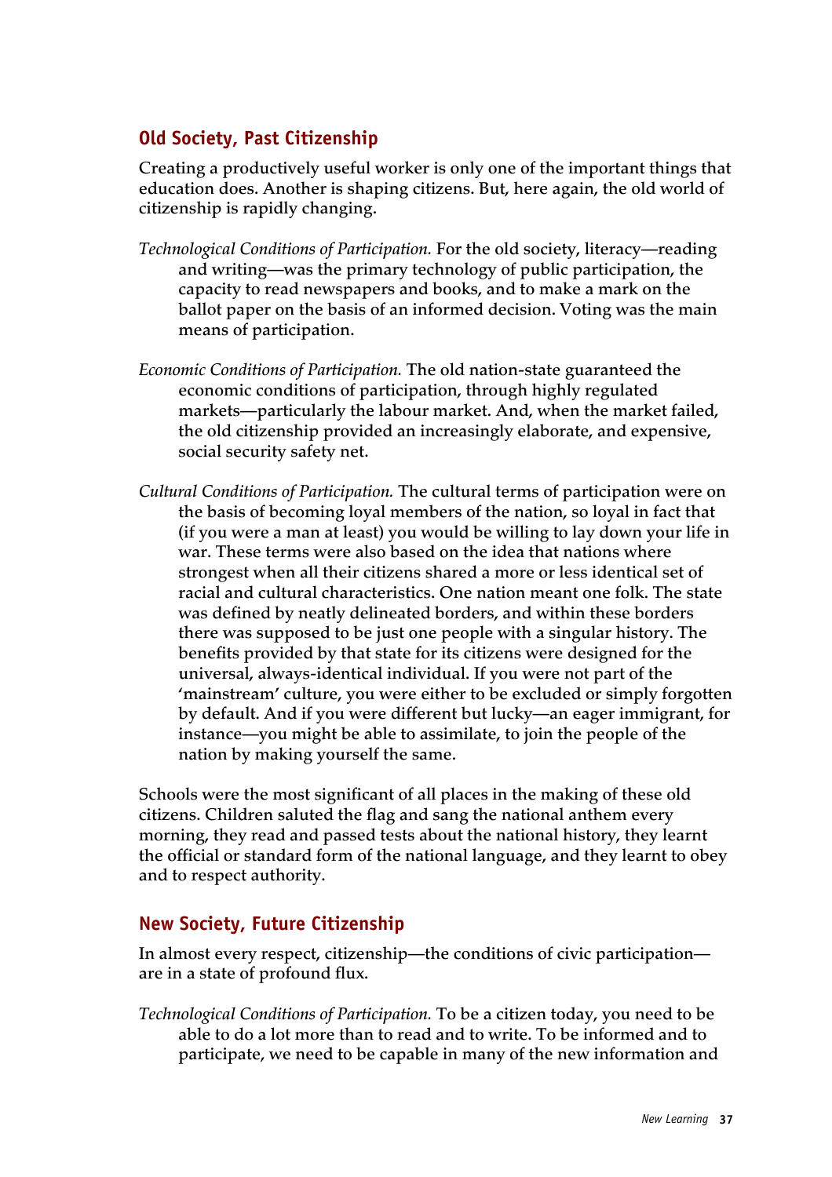## Old Society, Past Citizenship

Creating a productively useful worker is only one of the important things that education does. Another is shaping citizens. But, here again, the old world of citizenship is rapidly changing.

*Technological Conditions of Participation.* For the old society, literacy—reading and writing—was the primary technology of public participation, the capacity to read newspapers and books, and to make a mark on the ballot paper on the basis of an informed decision. Voting was the main means of participation.

*Economic Conditions of Participation.* The old nation-state guaranteed the economic conditions of participation, through highly regulated markets—particularly the labour market. And, when the market failed, the old citizenship provided an increasingly elaborate, and expensive, social security safety net.

*Cultural Conditions of Participation.* The cultural terms of participation were on the basis of becoming loyal members of the nation, so loyal in fact that (if you were a man at least) you would be willing to lay down your life in war. These terms were also based on the idea that nations where strongest when all their citizens shared a more or less identical set of racial and cultural characteristics. One nation meant one folk. The state was defined by neatly delineated borders, and within these borders there was supposed to be just one people with a singular history. The benefits provided by that state for its citizens were designed for the universal, always-identical individual. If you were not part of the 'mainstream' culture, you were either to be excluded or simply forgotten by default. And if you were different but lucky—an eager immigrant, for instance—you might be able to assimilate, to join the people of the nation by making yourself the same.

Schools were the most significant of all places in the making of these old citizens. Children saluted the flag and sang the national anthem every morning, they read and passed tests about the national history, they learnt the official or standard form of the national language, and they learnt to obey and to respect authority.

## New Society, Future Citizenship

In almost every respect, citizenship—the conditions of civic participation—are in a state of profound flux.

*Technological Conditions of Participation.* To be a citizen today, you need to be able to do a lot more than to read and to write. To be informed and to participate, we need to be capable in many of the new information and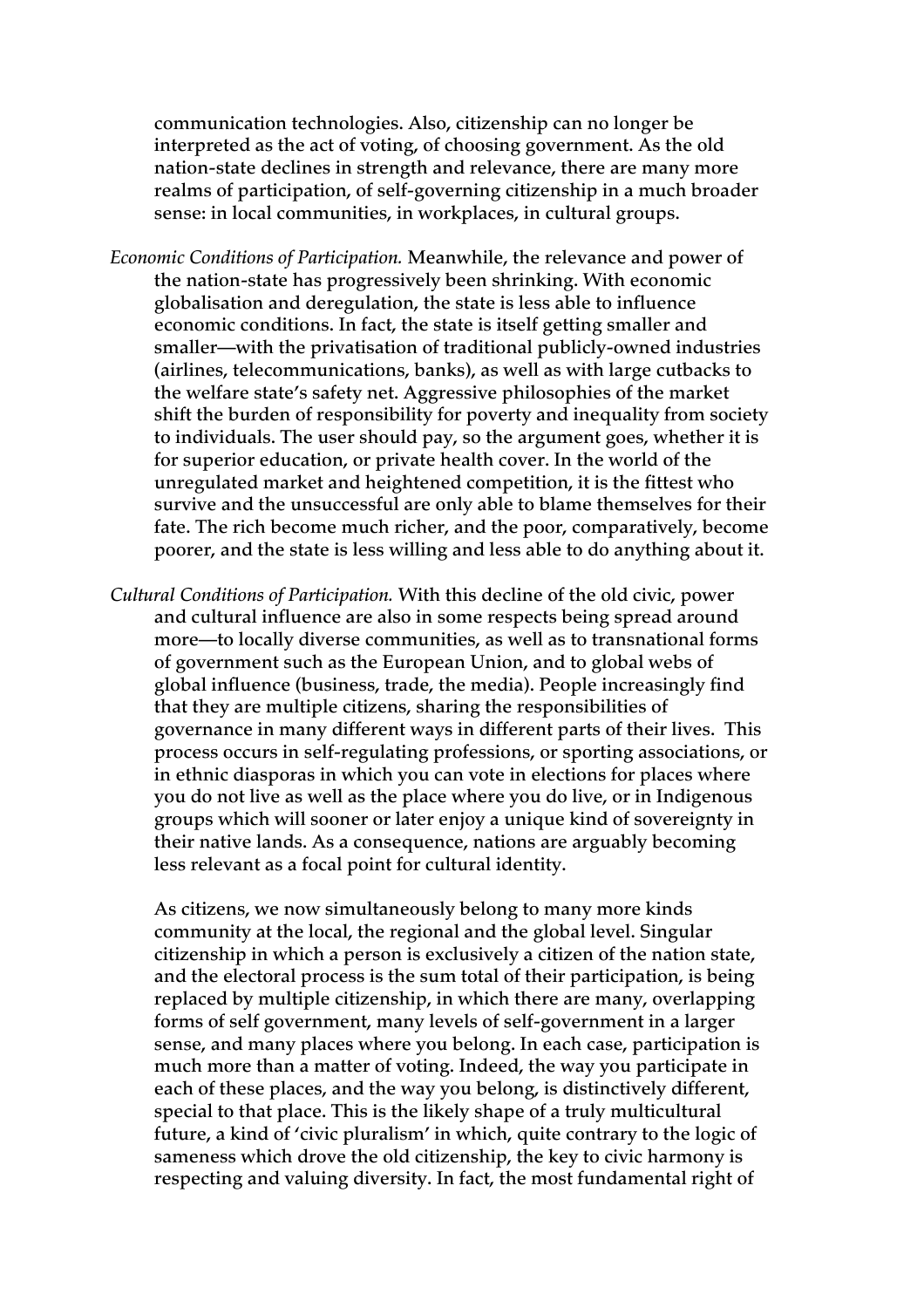communication technologies. Also, citizenship can no longer be interpreted as the act of voting, of choosing government. As the old nation-state declines in strength and relevance, there are many more realms of participation, of self-governing citizenship in a much broader sense: in local communities, in workplaces, in cultural groups.

*Economic Conditions of Participation.* Meanwhile, the relevance and power of the nation-state has progressively been shrinking. With economic globalisation and deregulation, the state is less able to influence economic conditions. In fact, the state is itself getting smaller and smaller—with the privatisation of traditional publicly-owned industries (airlines, telecommunications, banks), as well as with large cutbacks to the welfare state's safety net. Aggressive philosophies of the market shift the burden of responsibility for poverty and inequality from society to individuals. The user should pay, so the argument goes, whether it is for superior education, or private health cover. In the world of the unregulated market and heightened competition, it is the fittest who survive and the unsuccessful are only able to blame themselves for their fate. The rich become much richer, and the poor, comparatively, become poorer, and the state is less willing and less able to do anything about it.

*Cultural Conditions of Participation.* With this decline of the old civic, power and cultural influence are also in some respects being spread around more—to locally diverse communities, as well as to transnational forms of government such as the European Union, and to global webs of global influence (business, trade, the media). People increasingly find that they are multiple citizens, sharing the responsibilities of governance in many different ways in different parts of their lives. This process occurs in self-regulating professions, or sporting associations, or in ethnic diasporas in which you can vote in elections for places where you do not live as well as the place where you do live, or in Indigenous groups which will sooner or later enjoy a unique kind of sovereignty in their native lands. As a consequence, nations are arguably becoming less relevant as a focal point for cultural identity.

As citizens, we now simultaneously belong to many more kinds community at the local, the regional and the global level. Singular citizenship in which a person is exclusively a citizen of the nation state, and the electoral process is the sum total of their participation, is being replaced by multiple citizenship, in which there are many, overlapping forms of self government, many levels of self-government in a larger sense, and many places where you belong. In each case, participation is much more than a matter of voting. Indeed, the way you participate in each of these places, and the way you belong, is distinctively different, special to that place. This is the likely shape of a truly multicultural future, a kind of 'civic pluralism' in which, quite contrary to the logic of sameness which drove the old citizenship, the key to civic harmony is respecting and valuing diversity. In fact, the most fundamental right of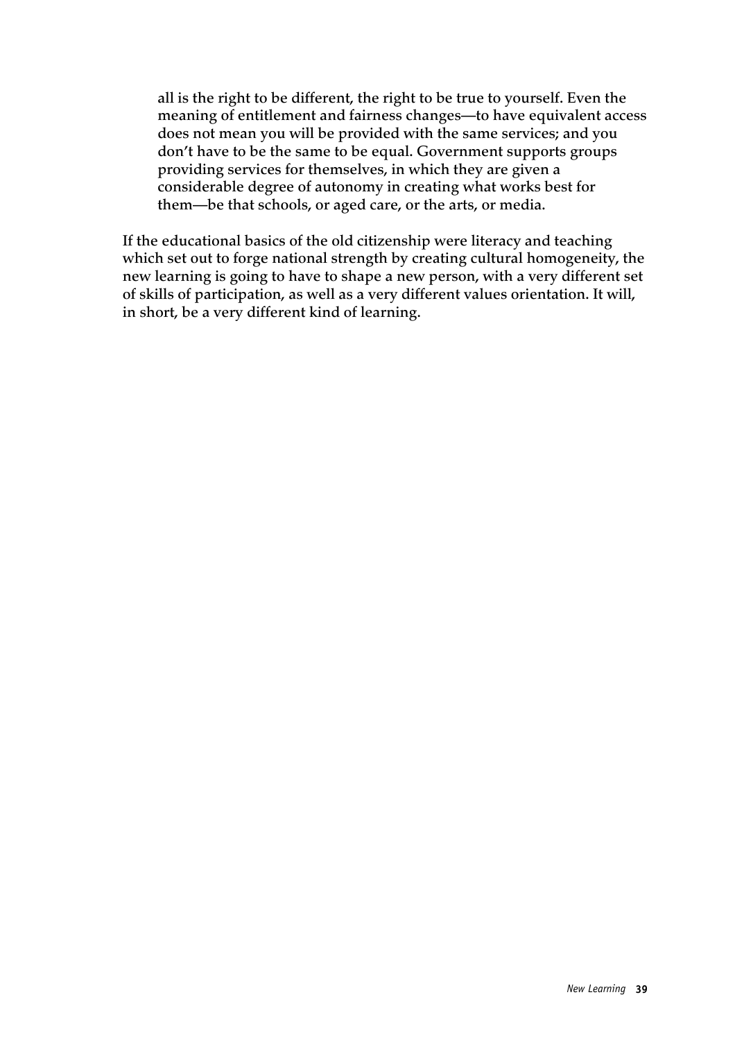> all is the right to be different, the right to be true to yourself. Even the meaning of entitlement and fairness changes—to have equivalent access does not mean you will be provided with the same services; and you don't have to be the same to be equal. Government supports groups providing services for themselves, in which they are given a considerable degree of autonomy in creating what works best for them—be that schools, or aged care, or the arts, or media.

If the educational basics of the old citizenship were literacy and teaching which set out to forge national strength by creating cultural homogeneity, the new learning is going to have to shape a new person, with a very different set of skills of participation, as well as a very different values orientation. It will, in short, be a very different kind of learning.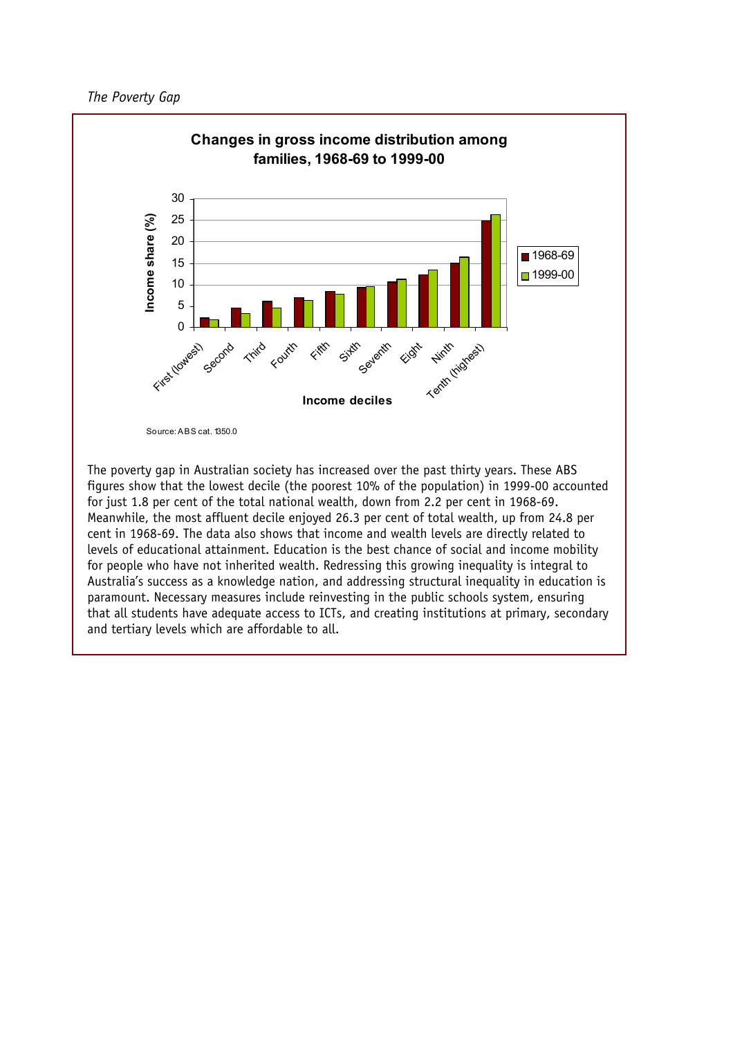*The Poverty Gap*

**Changes in gross income distribution among families, 1968-69 to 1999-00**

Source: ABS cat. 1350.0

The poverty gap in Australian society has increased over the past thirty years. These ABS figures show that the lowest decile (the poorest 10% of the population) in 1999-00 accounted for just 1.8 per cent of the total national wealth, down from 2.2 per cent in 1968-69. Meanwhile, the most affluent decile enjoyed 26.3 per cent of total wealth, up from 24.8 per cent in 1968-69. The data also shows that income and wealth levels are directly related to levels of educational attainment. Education is the best chance of social and income mobility for people who have not inherited wealth. Redressing this growing inequality is integral to Australia's success as a knowledge nation, and addressing structural inequality in education is paramount. Necessary measures include reinvesting in the public schools system, ensuring that all students have adequate access to ICTs, and creating institutions at primary, secondary and tertiary levels which are affordable to all.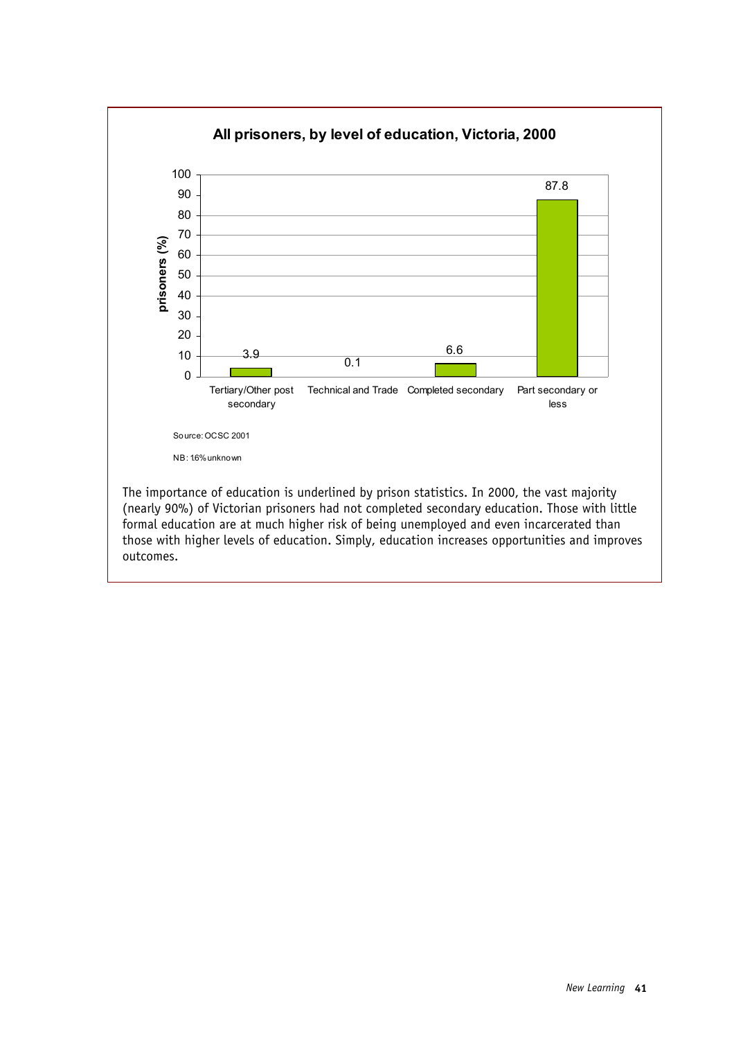**All prisoners, by level of education, Victoria, 2000**

| Level of education | prisoners (%) |
| --- | --- |
| Tertiary/Other post secondary | 3.9 |
| Technical and Trade | 0.1 |
| Completed secondary | 6.6 |
| Part secondary or less | 87.8 |

Source: OCSC 2001

NB: 1.6% unknown

The importance of education is underlined by prison statistics. In 2000, the vast majority (nearly 90%) of Victorian prisoners had not completed secondary education. Those with little formal education are at much higher risk of being unemployed and even incarcerated than those with higher levels of education. Simply, education increases opportunities and improves outcomes.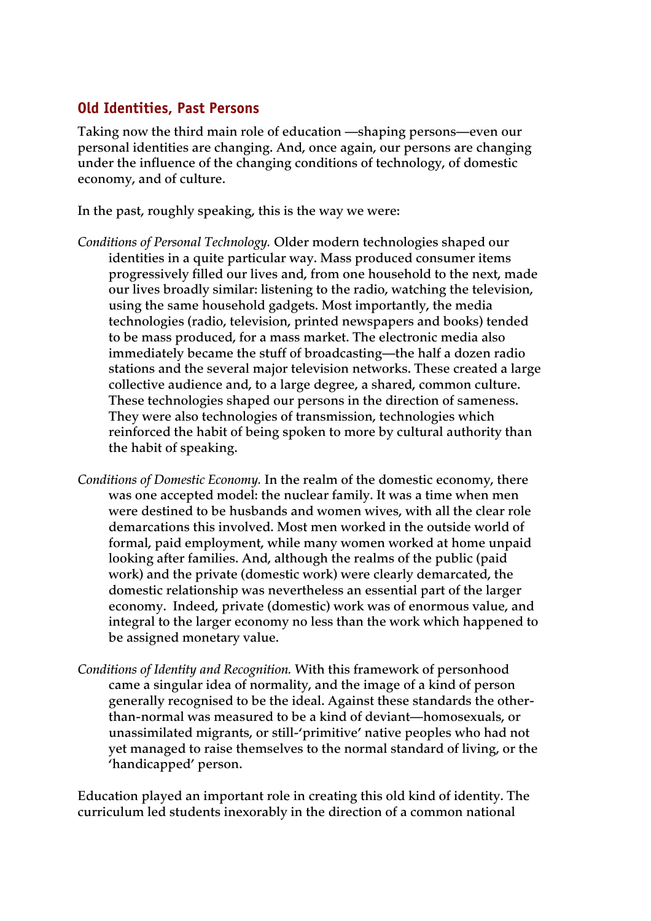## Old Identities, Past Persons

Taking now the third main role of education —shaping persons—even our personal identities are changing. And, once again, our persons are changing under the influence of the changing conditions of technology, of domestic economy, and of culture.

In the past, roughly speaking, this is the way we were:

*Conditions of Personal Technology.* Older modern technologies shaped our identities in a quite particular way. Mass produced consumer items progressively filled our lives and, from one household to the next, made our lives broadly similar: listening to the radio, watching the television, using the same household gadgets. Most importantly, the media technologies (radio, television, printed newspapers and books) tended to be mass produced, for a mass market. The electronic media also immediately became the stuff of broadcasting—the half a dozen radio stations and the several major television networks. These created a large collective audience and, to a large degree, a shared, common culture. These technologies shaped our persons in the direction of sameness. They were also technologies of transmission, technologies which reinforced the habit of being spoken to more by cultural authority than the habit of speaking.

*Conditions of Domestic Economy.* In the realm of the domestic economy, there was one accepted model: the nuclear family. It was a time when men were destined to be husbands and women wives, with all the clear role demarcations this involved. Most men worked in the outside world of formal, paid employment, while many women worked at home unpaid looking after families. And, although the realms of the public (paid work) and the private (domestic work) were clearly demarcated, the domestic relationship was nevertheless an essential part of the larger economy. Indeed, private (domestic) work was of enormous value, and integral to the larger economy no less than the work which happened to be assigned monetary value.

*Conditions of Identity and Recognition.* With this framework of personhood came a singular idea of normality, and the image of a kind of person generally recognised to be the ideal. Against these standards the other-than-normal was measured to be a kind of deviant—homosexuals, or unassimilated migrants, or still-'primitive' native peoples who had not yet managed to raise themselves to the normal standard of living, or the 'handicapped' person.

Education played an important role in creating this old kind of identity. The curriculum led students inexorably in the direction of a common national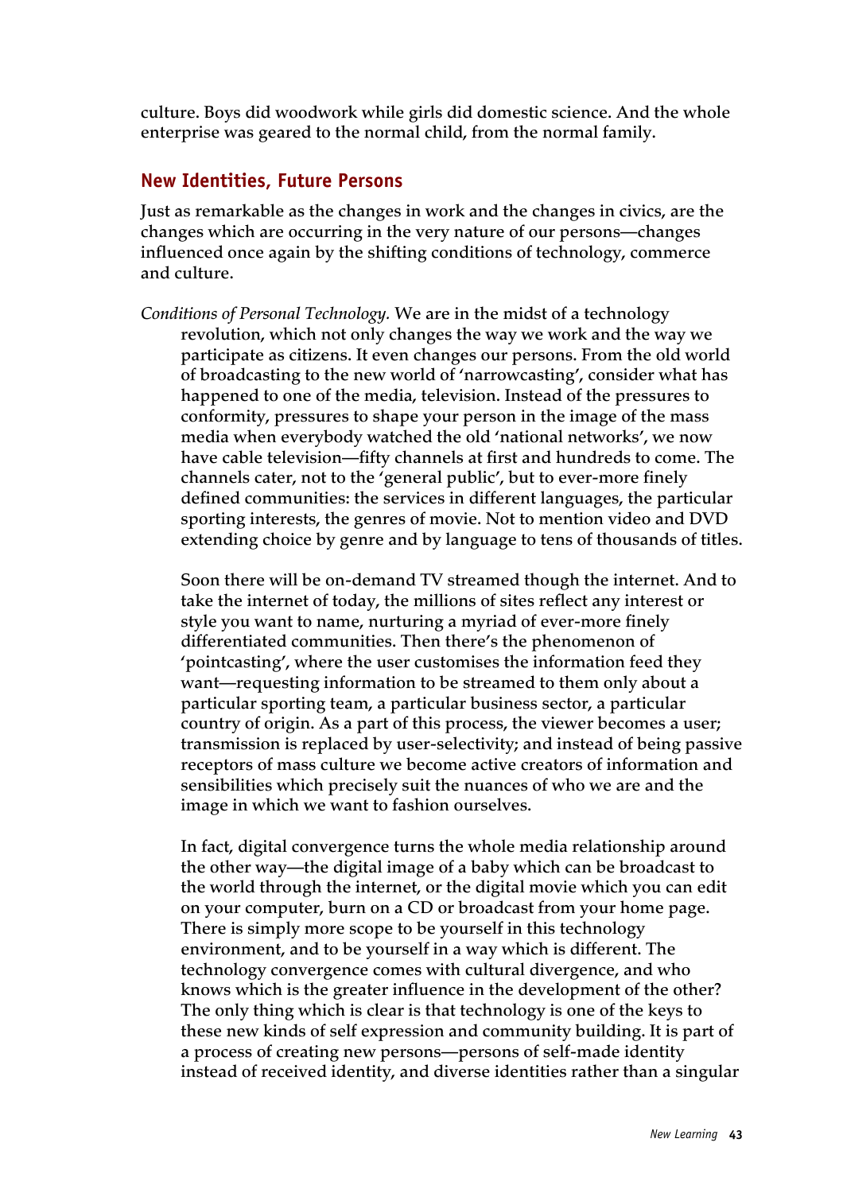culture. Boys did woodwork while girls did domestic science. And the whole enterprise was geared to the normal child, from the normal family.

## New Identities, Future Persons

Just as remarkable as the changes in work and the changes in civics, are the changes which are occurring in the very nature of our persons—changes influenced once again by the shifting conditions of technology, commerce and culture.

*Conditions of Personal Technology.* We are in the midst of a technology revolution, which not only changes the way we work and the way we participate as citizens. It even changes our persons. From the old world of broadcasting to the new world of 'narrowcasting', consider what has happened to one of the media, television. Instead of the pressures to conformity, pressures to shape your person in the image of the mass media when everybody watched the old 'national networks', we now have cable television—fifty channels at first and hundreds to come. The channels cater, not to the 'general public', but to ever-more finely defined communities: the services in different languages, the particular sporting interests, the genres of movie. Not to mention video and DVD extending choice by genre and by language to tens of thousands of titles.

Soon there will be on-demand TV streamed though the internet. And to take the internet of today, the millions of sites reflect any interest or style you want to name, nurturing a myriad of ever-more finely differentiated communities. Then there's the phenomenon of 'pointcasting', where the user customises the information feed they want—requesting information to be streamed to them only about a particular sporting team, a particular business sector, a particular country of origin. As a part of this process, the viewer becomes a user; transmission is replaced by user-selectivity; and instead of being passive receptors of mass culture we become active creators of information and sensibilities which precisely suit the nuances of who we are and the image in which we want to fashion ourselves.

In fact, digital convergence turns the whole media relationship around the other way—the digital image of a baby which can be broadcast to the world through the internet, or the digital movie which you can edit on your computer, burn on a CD or broadcast from your home page. There is simply more scope to be yourself in this technology environment, and to be yourself in a way which is different. The technology convergence comes with cultural divergence, and who knows which is the greater influence in the development of the other? The only thing which is clear is that technology is one of the keys to these new kinds of self expression and community building. It is part of a process of creating new persons—persons of self-made identity instead of received identity, and diverse identities rather than a singular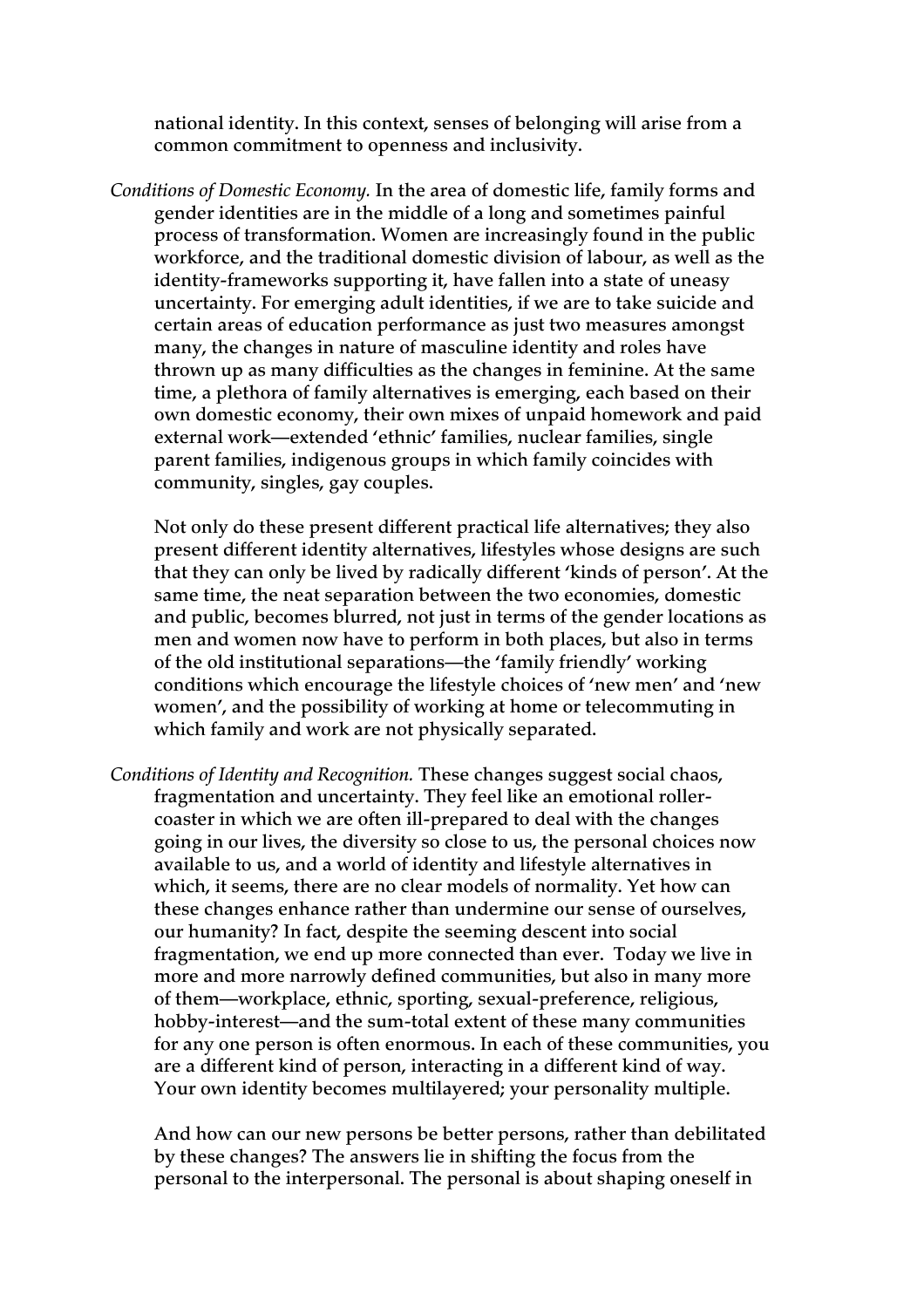national identity. In this context, senses of belonging will arise from a common commitment to openness and inclusivity.

*Conditions of Domestic Economy.* In the area of domestic life, family forms and gender identities are in the middle of a long and sometimes painful process of transformation. Women are increasingly found in the public workforce, and the traditional domestic division of labour, as well as the identity-frameworks supporting it, have fallen into a state of uneasy uncertainty. For emerging adult identities, if we are to take suicide and certain areas of education performance as just two measures amongst many, the changes in nature of masculine identity and roles have thrown up as many difficulties as the changes in feminine. At the same time, a plethora of family alternatives is emerging, each based on their own domestic economy, their own mixes of unpaid homework and paid external work—extended 'ethnic' families, nuclear families, single parent families, indigenous groups in which family coincides with community, singles, gay couples.

Not only do these present different practical life alternatives; they also present different identity alternatives, lifestyles whose designs are such that they can only be lived by radically different 'kinds of person'. At the same time, the neat separation between the two economies, domestic and public, becomes blurred, not just in terms of the gender locations as men and women now have to perform in both places, but also in terms of the old institutional separations—the 'family friendly' working conditions which encourage the lifestyle choices of 'new men' and 'new women', and the possibility of working at home or telecommuting in which family and work are not physically separated.

*Conditions of Identity and Recognition.* These changes suggest social chaos, fragmentation and uncertainty. They feel like an emotional roller-coaster in which we are often ill-prepared to deal with the changes going in our lives, the diversity so close to us, the personal choices now available to us, and a world of identity and lifestyle alternatives in which, it seems, there are no clear models of normality. Yet how can these changes enhance rather than undermine our sense of ourselves, our humanity? In fact, despite the seeming descent into social fragmentation, we end up more connected than ever. Today we live in more and more narrowly defined communities, but also in many more of them—workplace, ethnic, sporting, sexual-preference, religious, hobby-interest—and the sum-total extent of these many communities for any one person is often enormous. In each of these communities, you are a different kind of person, interacting in a different kind of way. Your own identity becomes multilayered; your personality multiple.

And how can our new persons be better persons, rather than debilitated by these changes? The answers lie in shifting the focus from the personal to the interpersonal. The personal is about shaping oneself in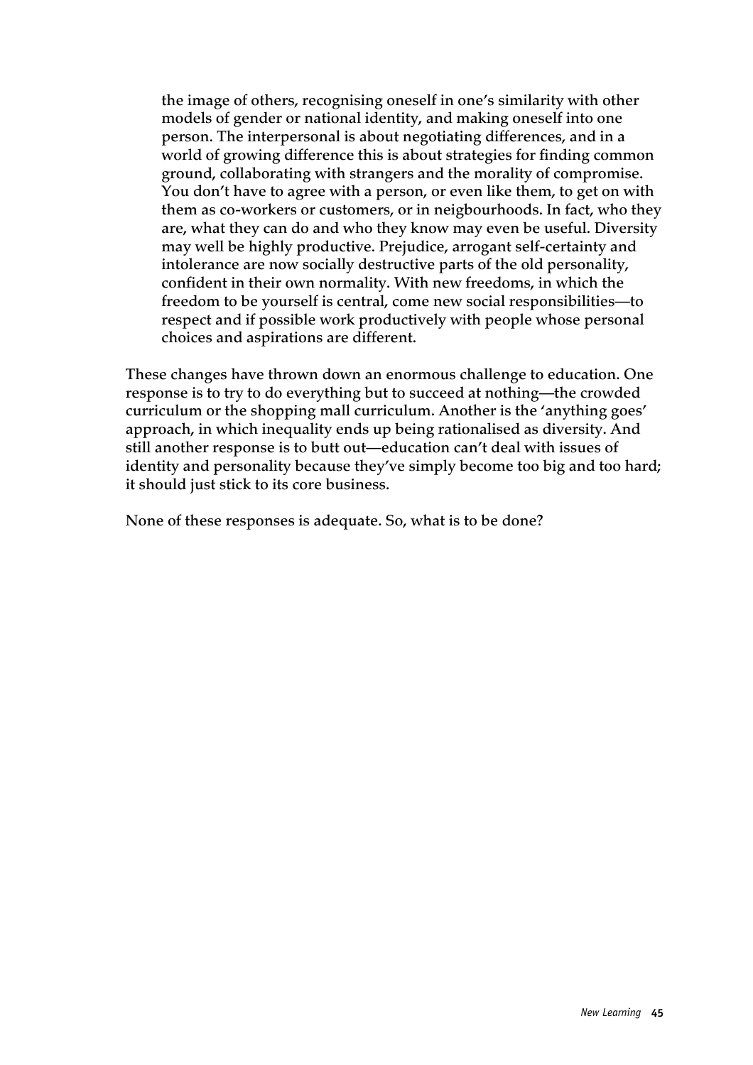> the image of others, recognising oneself in one's similarity with other models of gender or national identity, and making oneself into one person. The interpersonal is about negotiating differences, and in a world of growing difference this is about strategies for finding common ground, collaborating with strangers and the morality of compromise. You don't have to agree with a person, or even like them, to get on with them as co-workers or customers, or in neigbourhoods. In fact, who they are, what they can do and who they know may even be useful. Diversity may well be highly productive. Prejudice, arrogant self-certainty and intolerance are now socially destructive parts of the old personality, confident in their own normality. With new freedoms, in which the freedom to be yourself is central, come new social responsibilities—to respect and if possible work productively with people whose personal choices and aspirations are different.

These changes have thrown down an enormous challenge to education. One response is to try to do everything but to succeed at nothing—the crowded curriculum or the shopping mall curriculum. Another is the 'anything goes' approach, in which inequality ends up being rationalised as diversity. And still another response is to butt out—education can't deal with issues of identity and personality because they've simply become too big and too hard; it should just stick to its core business.

None of these responses is adequate. So, what is to be done?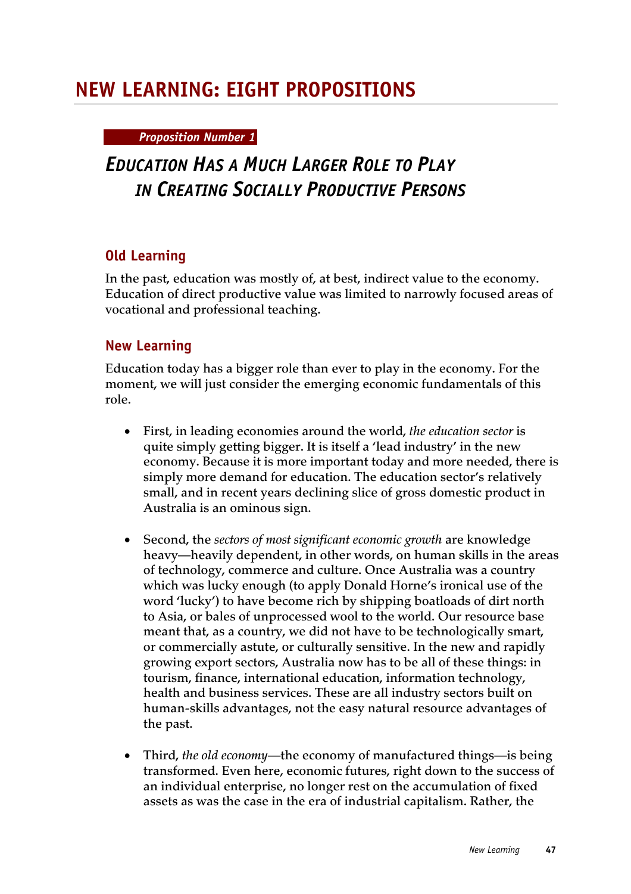# NEW LEARNING: EIGHT PROPOSITIONS

***Proposition Number 1***

## *EDUCATION HAS A MUCH LARGER ROLE TO PLAY IN CREATING SOCIALLY PRODUCTIVE PERSONS*

### Old Learning

In the past, education was mostly of, at best, indirect value to the economy. Education of direct productive value was limited to narrowly focused areas of vocational and professional teaching.

### New Learning

Education today has a bigger role than ever to play in the economy. For the moment, we will just consider the emerging economic fundamentals of this role.

- First, in leading economies around the world, *the education sector* is quite simply getting bigger. It is itself a 'lead industry' in the new economy. Because it is more important today and more needed, there is simply more demand for education. The education sector's relatively small, and in recent years declining slice of gross domestic product in Australia is an ominous sign.

- Second, the *sectors of most significant economic growth* are knowledge heavy—heavily dependent, in other words, on human skills in the areas of technology, commerce and culture. Once Australia was a country which was lucky enough (to apply Donald Horne's ironical use of the word 'lucky') to have become rich by shipping boatloads of dirt north to Asia, or bales of unprocessed wool to the world. Our resource base meant that, as a country, we did not have to be technologically smart, or commercially astute, or culturally sensitive. In the new and rapidly growing export sectors, Australia now has to be all of these things: in tourism, finance, international education, information technology, health and business services. These are all industry sectors built on human-skills advantages, not the easy natural resource advantages of the past.

- Third, *the old economy*—the economy of manufactured things—is being transformed. Even here, economic futures, right down to the success of an individual enterprise, no longer rest on the accumulation of fixed assets as was the case in the era of industrial capitalism. Rather, the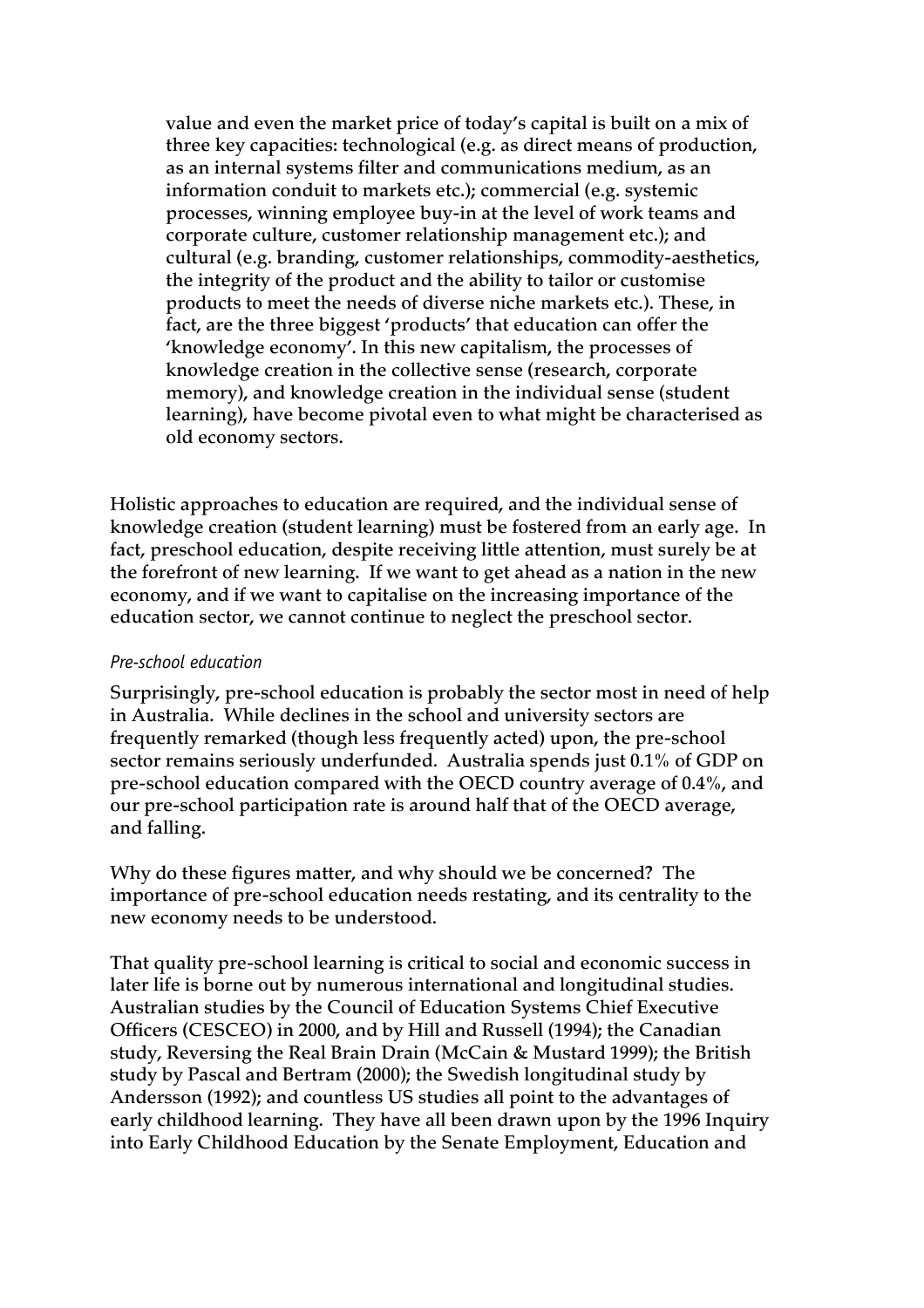> value and even the market price of today's capital is built on a mix of three key capacities: technological (e.g. as direct means of production, as an internal systems filter and communications medium, as an information conduit to markets etc.); commercial (e.g. systemic processes, winning employee buy-in at the level of work teams and corporate culture, customer relationship management etc.); and cultural (e.g. branding, customer relationships, commodity-aesthetics, the integrity of the product and the ability to tailor or customise products to meet the needs of diverse niche markets etc.). These, in fact, are the three biggest 'products' that education can offer the 'knowledge economy'. In this new capitalism, the processes of knowledge creation in the collective sense (research, corporate memory), and knowledge creation in the individual sense (student learning), have become pivotal even to what might be characterised as old economy sectors.

Holistic approaches to education are required, and the individual sense of knowledge creation (student learning) must be fostered from an early age. In fact, preschool education, despite receiving little attention, must surely be at the forefront of new learning. If we want to get ahead as a nation in the new economy, and if we want to capitalise on the increasing importance of the education sector, we cannot continue to neglect the preschool sector.

*Pre-school education*

Surprisingly, pre-school education is probably the sector most in need of help in Australia. While declines in the school and university sectors are frequently remarked (though less frequently acted) upon, the pre-school sector remains seriously underfunded. Australia spends just 0.1% of GDP on pre-school education compared with the OECD country average of 0.4%, and our pre-school participation rate is around half that of the OECD average, and falling.

Why do these figures matter, and why should we be concerned? The importance of pre-school education needs restating, and its centrality to the new economy needs to be understood.

That quality pre-school learning is critical to social and economic success in later life is borne out by numerous international and longitudinal studies. Australian studies by the Council of Education Systems Chief Executive Officers (CESCEO) in 2000, and by Hill and Russell (1994); the Canadian study, Reversing the Real Brain Drain (McCain & Mustard 1999); the British study by Pascal and Bertram (2000); the Swedish longitudinal study by Andersson (1992); and countless US studies all point to the advantages of early childhood learning. They have all been drawn upon by the 1996 Inquiry into Early Childhood Education by the Senate Employment, Education and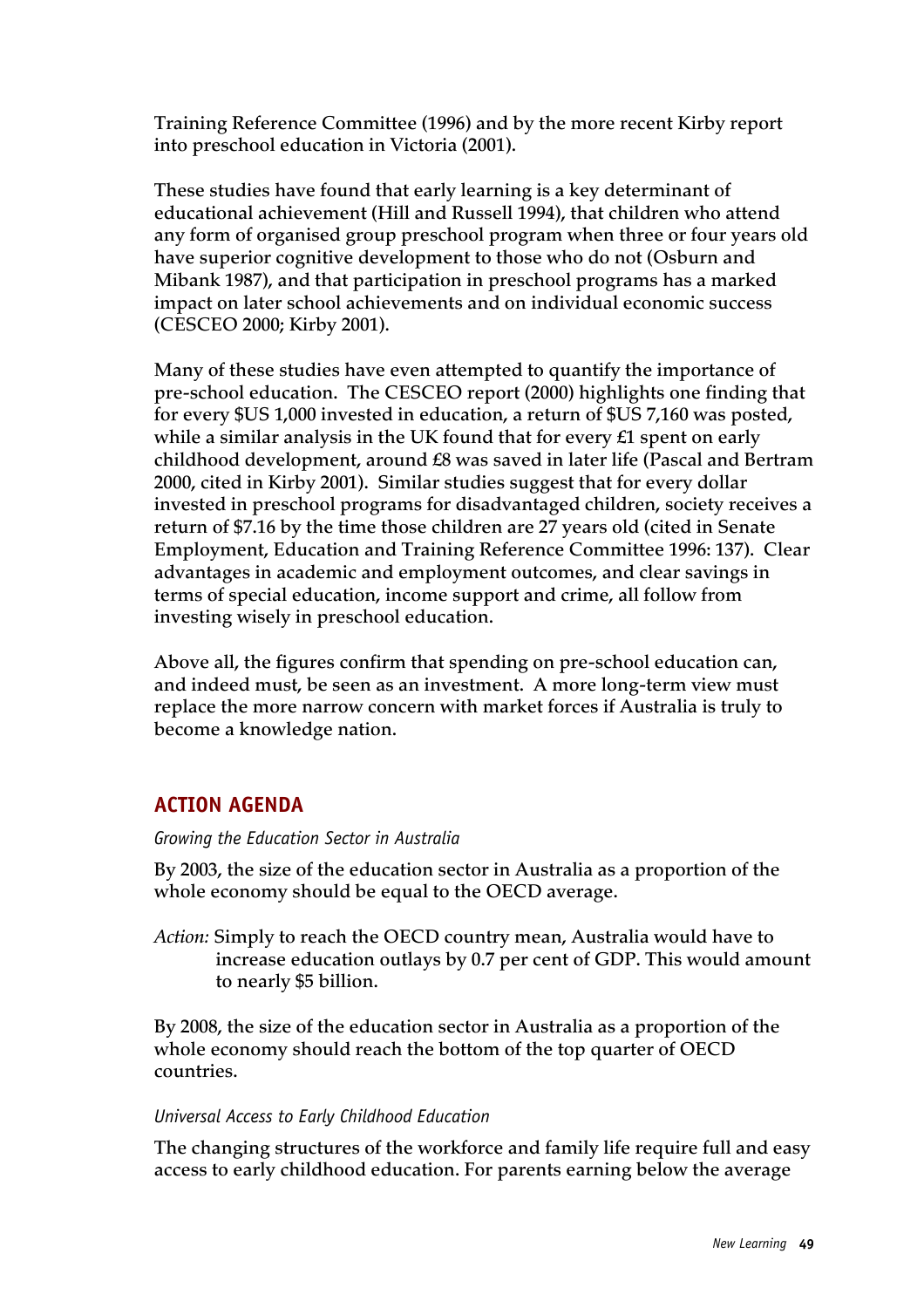Training Reference Committee (1996) and by the more recent Kirby report into preschool education in Victoria (2001).

These studies have found that early learning is a key determinant of educational achievement (Hill and Russell 1994), that children who attend any form of organised group preschool program when three or four years old have superior cognitive development to those who do not (Osburn and Mibank 1987), and that participation in preschool programs has a marked impact on later school achievements and on individual economic success (CESCEO 2000; Kirby 2001).

Many of these studies have even attempted to quantify the importance of pre-school education. The CESCEO report (2000) highlights one finding that for every $US 1,000 invested in education, a return of $US 7,160 was posted, while a similar analysis in the UK found that for every £1 spent on early childhood development, around £8 was saved in later life (Pascal and Bertram 2000, cited in Kirby 2001). Similar studies suggest that for every dollar invested in preschool programs for disadvantaged children, society receives a return of $7.16 by the time those children are 27 years old (cited in Senate Employment, Education and Training Reference Committee 1996: 137). Clear advantages in academic and employment outcomes, and clear savings in terms of special education, income support and crime, all follow from investing wisely in preschool education.

Above all, the figures confirm that spending on pre-school education can, and indeed must, be seen as an investment. A more long-term view must replace the more narrow concern with market forces if Australia is truly to become a knowledge nation.

## ACTION AGENDA

*Growing the Education Sector in Australia*

By 2003, the size of the education sector in Australia as a proportion of the whole economy should be equal to the OECD average.

*Action:* Simply to reach the OECD country mean, Australia would have to increase education outlays by 0.7 per cent of GDP. This would amount to nearly $5 billion.

By 2008, the size of the education sector in Australia as a proportion of the whole economy should reach the bottom of the top quarter of OECD countries.

*Universal Access to Early Childhood Education*

The changing structures of the workforce and family life require full and easy access to early childhood education. For parents earning below the average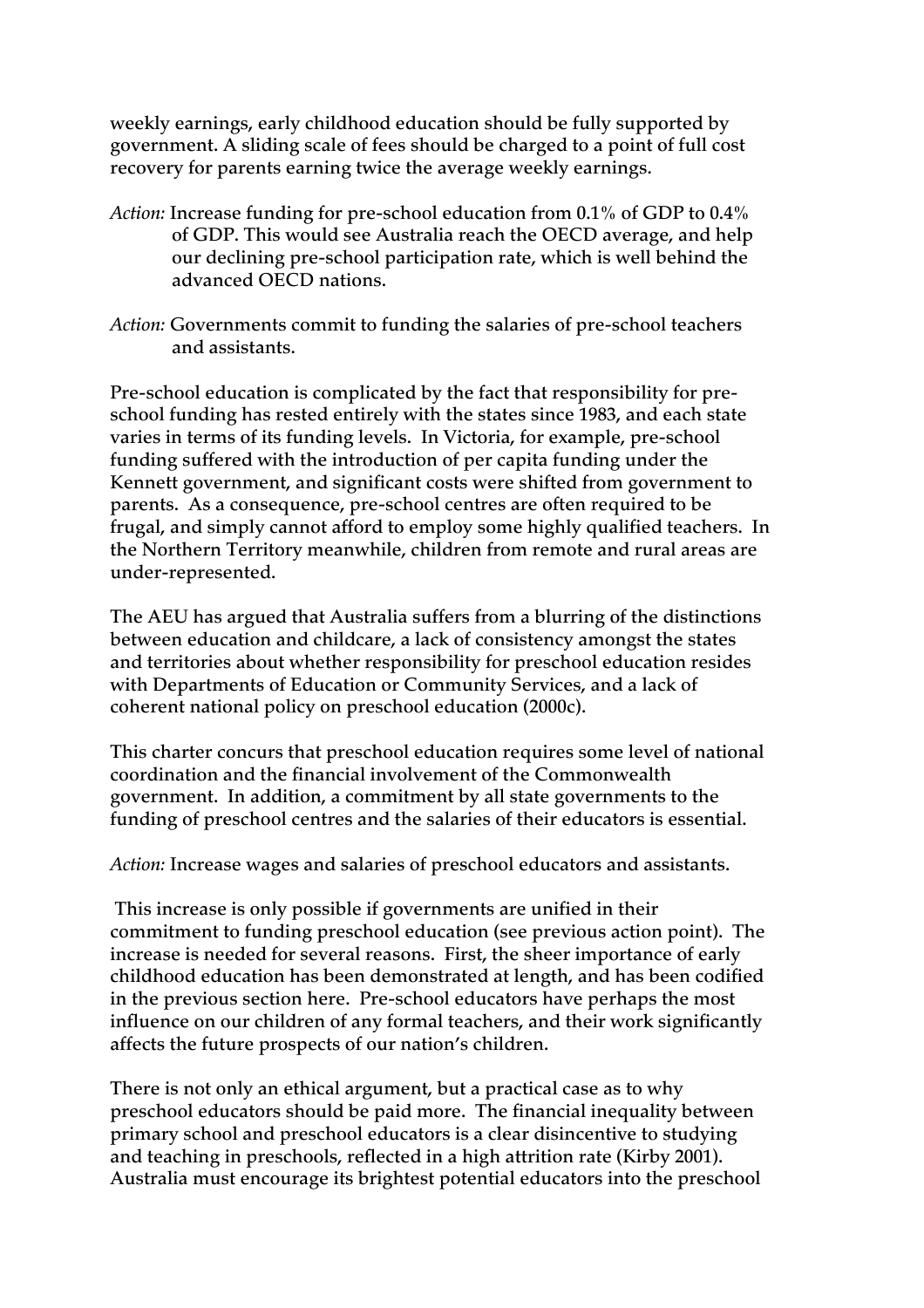weekly earnings, early childhood education should be fully supported by government. A sliding scale of fees should be charged to a point of full cost recovery for parents earning twice the average weekly earnings.

*Action:* Increase funding for pre-school education from 0.1% of GDP to 0.4% of GDP. This would see Australia reach the OECD average, and help our declining pre-school participation rate, which is well behind the advanced OECD nations.

*Action:* Governments commit to funding the salaries of pre-school teachers and assistants.

Pre-school education is complicated by the fact that responsibility for pre-school funding has rested entirely with the states since 1983, and each state varies in terms of its funding levels. In Victoria, for example, pre-school funding suffered with the introduction of per capita funding under the Kennett government, and significant costs were shifted from government to parents. As a consequence, pre-school centres are often required to be frugal, and simply cannot afford to employ some highly qualified teachers. In the Northern Territory meanwhile, children from remote and rural areas are under-represented.

The AEU has argued that Australia suffers from a blurring of the distinctions between education and childcare, a lack of consistency amongst the states and territories about whether responsibility for preschool education resides with Departments of Education or Community Services, and a lack of coherent national policy on preschool education (2000c).

This charter concurs that preschool education requires some level of national coordination and the financial involvement of the Commonwealth government. In addition, a commitment by all state governments to the funding of preschool centres and the salaries of their educators is essential.

*Action:* Increase wages and salaries of preschool educators and assistants.

This increase is only possible if governments are unified in their commitment to funding preschool education (see previous action point). The increase is needed for several reasons. First, the sheer importance of early childhood education has been demonstrated at length, and has been codified in the previous section here. Pre-school educators have perhaps the most influence on our children of any formal teachers, and their work significantly affects the future prospects of our nation's children.

There is not only an ethical argument, but a practical case as to why preschool educators should be paid more. The financial inequality between primary school and preschool educators is a clear disincentive to studying and teaching in preschools, reflected in a high attrition rate (Kirby 2001). Australia must encourage its brightest potential educators into the preschool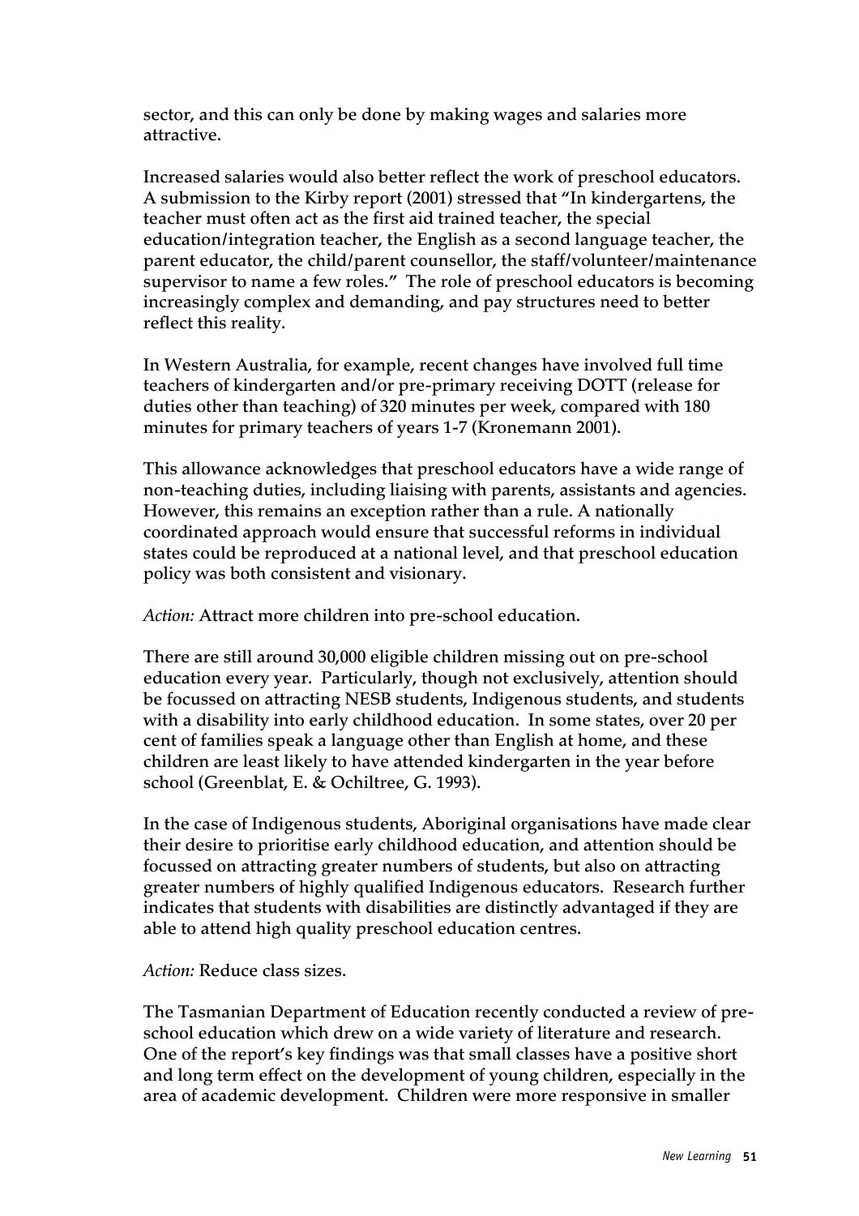sector, and this can only be done by making wages and salaries more attractive.

Increased salaries would also better reflect the work of preschool educators. A submission to the Kirby report (2001) stressed that "In kindergartens, the teacher must often act as the first aid trained teacher, the special education/integration teacher, the English as a second language teacher, the parent educator, the child/parent counsellor, the staff/volunteer/maintenance supervisor to name a few roles." The role of preschool educators is becoming increasingly complex and demanding, and pay structures need to better reflect this reality.

In Western Australia, for example, recent changes have involved full time teachers of kindergarten and/or pre-primary receiving DOTT (release for duties other than teaching) of 320 minutes per week, compared with 180 minutes for primary teachers of years 1-7 (Kronemann 2001).

This allowance acknowledges that preschool educators have a wide range of non-teaching duties, including liaising with parents, assistants and agencies. However, this remains an exception rather than a rule. A nationally coordinated approach would ensure that successful reforms in individual states could be reproduced at a national level, and that preschool education policy was both consistent and visionary.

*Action:* Attract more children into pre-school education.

There are still around 30,000 eligible children missing out on pre-school education every year. Particularly, though not exclusively, attention should be focussed on attracting NESB students, Indigenous students, and students with a disability into early childhood education. In some states, over 20 per cent of families speak a language other than English at home, and these children are least likely to have attended kindergarten in the year before school (Greenblat, E. & Ochiltree, G. 1993).

In the case of Indigenous students, Aboriginal organisations have made clear their desire to prioritise early childhood education, and attention should be focussed on attracting greater numbers of students, but also on attracting greater numbers of highly qualified Indigenous educators. Research further indicates that students with disabilities are distinctly advantaged if they are able to attend high quality preschool education centres.

*Action:* Reduce class sizes.

The Tasmanian Department of Education recently conducted a review of pre-school education which drew on a wide variety of literature and research. One of the report's key findings was that small classes have a positive short and long term effect on the development of young children, especially in the area of academic development. Children were more responsive in smaller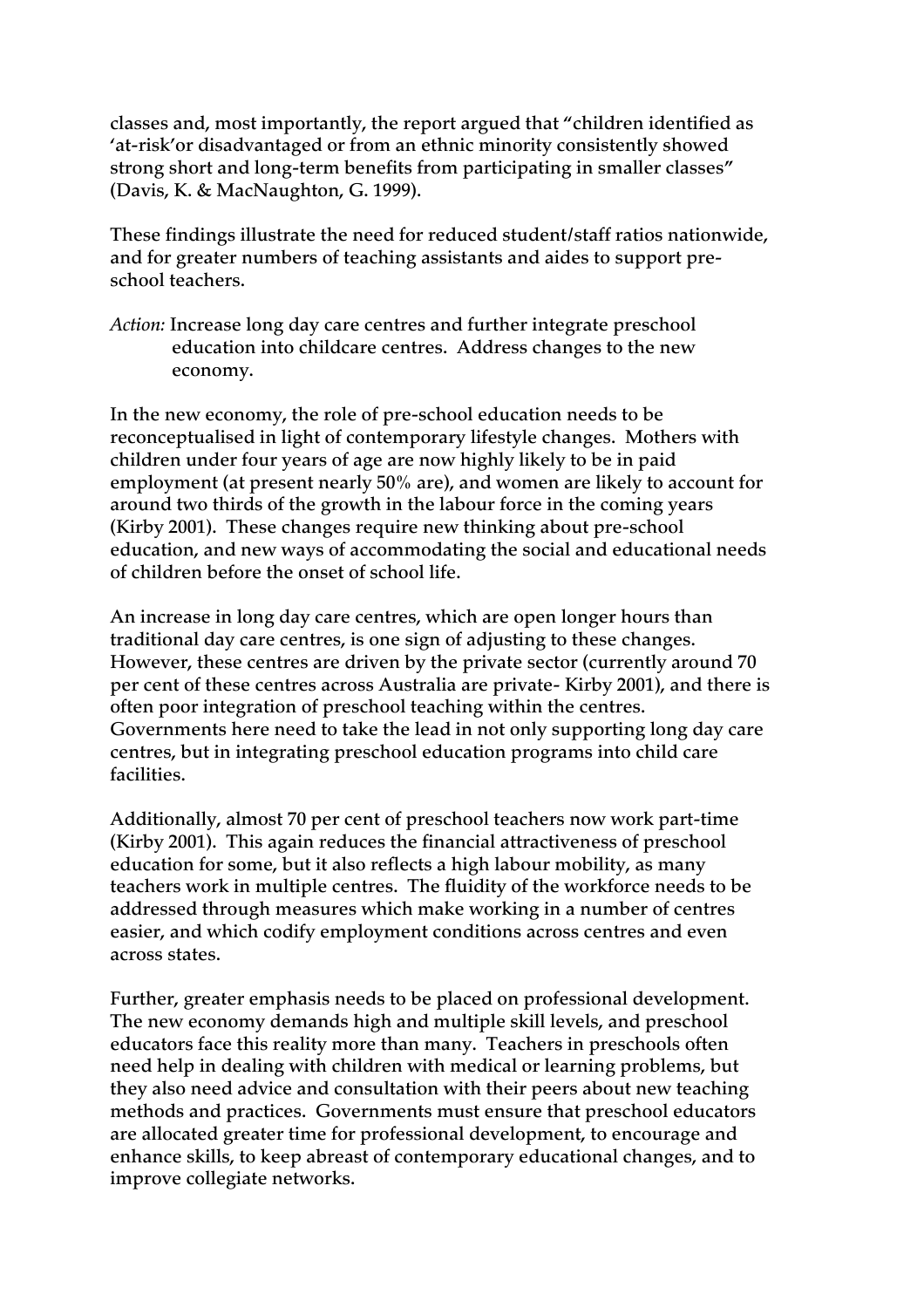classes and, most importantly, the report argued that "children identified as 'at-risk'or disadvantaged or from an ethnic minority consistently showed strong short and long-term benefits from participating in smaller classes" (Davis, K. & MacNaughton, G. 1999).

These findings illustrate the need for reduced student/staff ratios nationwide, and for greater numbers of teaching assistants and aides to support pre-school teachers.

*Action:* Increase long day care centres and further integrate preschool education into childcare centres. Address changes to the new economy.

In the new economy, the role of pre-school education needs to be reconceptualised in light of contemporary lifestyle changes. Mothers with children under four years of age are now highly likely to be in paid employment (at present nearly 50% are), and women are likely to account for around two thirds of the growth in the labour force in the coming years (Kirby 2001). These changes require new thinking about pre-school education, and new ways of accommodating the social and educational needs of children before the onset of school life.

An increase in long day care centres, which are open longer hours than traditional day care centres, is one sign of adjusting to these changes. However, these centres are driven by the private sector (currently around 70 per cent of these centres across Australia are private- Kirby 2001), and there is often poor integration of preschool teaching within the centres. Governments here need to take the lead in not only supporting long day care centres, but in integrating preschool education programs into child care facilities.

Additionally, almost 70 per cent of preschool teachers now work part-time (Kirby 2001). This again reduces the financial attractiveness of preschool education for some, but it also reflects a high labour mobility, as many teachers work in multiple centres. The fluidity of the workforce needs to be addressed through measures which make working in a number of centres easier, and which codify employment conditions across centres and even across states.

Further, greater emphasis needs to be placed on professional development. The new economy demands high and multiple skill levels, and preschool educators face this reality more than many. Teachers in preschools often need help in dealing with children with medical or learning problems, but they also need advice and consultation with their peers about new teaching methods and practices. Governments must ensure that preschool educators are allocated greater time for professional development, to encourage and enhance skills, to keep abreast of contemporary educational changes, and to improve collegiate networks.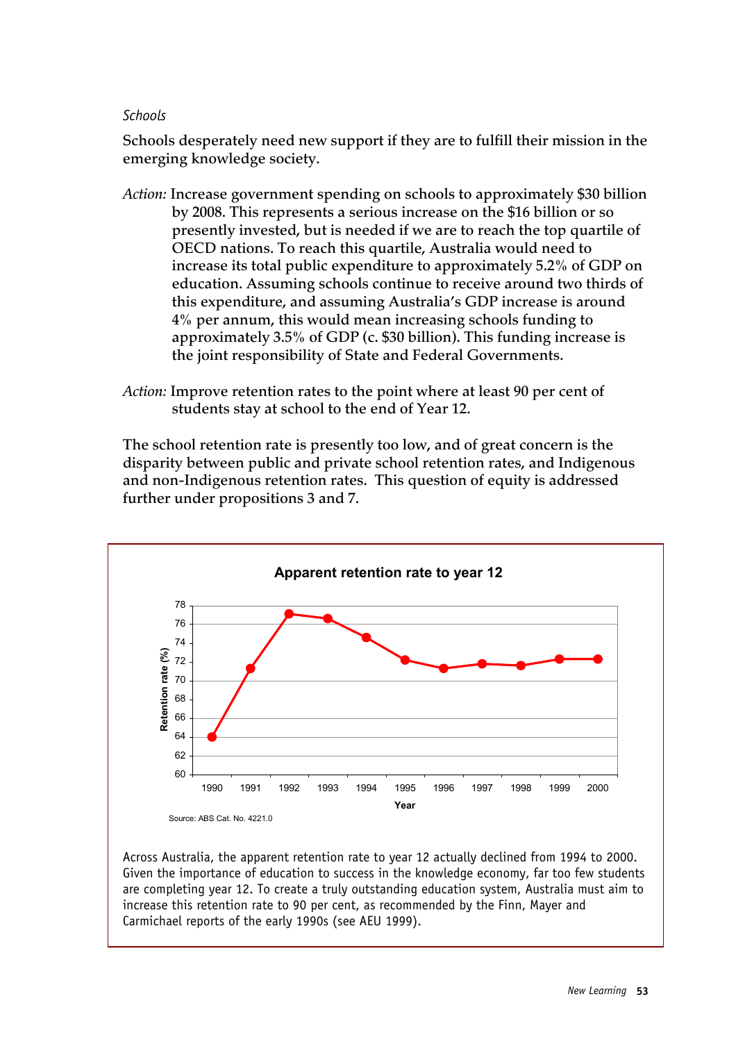*Schools*

Schools desperately need new support if they are to fulfill their mission in the emerging knowledge society.

*Action:* Increase government spending on schools to approximately $30 billion by 2008. This represents a serious increase on the $16 billion or so presently invested, but is needed if we are to reach the top quartile of OECD nations. To reach this quartile, Australia would need to increase its total public expenditure to approximately 5.2% of GDP on education. Assuming schools continue to receive around two thirds of this expenditure, and assuming Australia's GDP increase is around 4% per annum, this would mean increasing schools funding to approximately 3.5% of GDP (c. $30 billion). This funding increase is the joint responsibility of State and Federal Governments.

*Action:* Improve retention rates to the point where at least 90 per cent of students stay at school to the end of Year 12.

The school retention rate is presently too low, and of great concern is the disparity between public and private school retention rates, and Indigenous and non-Indigenous retention rates. This question of equity is addressed further under propositions 3 and 7.

**Apparent retention rate to year 12**

| Year | 1990 | 1991 | 1992 | 1993 | 1994 | 1995 | 1996 | 1997 | 1998 | 1999 | 2000 |
|---|---|---|---|---|---|---|---|---|---|---|---|
| Retention rate (%) | 64.0 | 71.3 | 77.1 | 76.6 | 74.6 | 72.2 | 71.3 | 71.8 | 71.6 | 72.3 | 72.3 |

Source: ABS Cat. No. 4221.0

Across Australia, the apparent retention rate to year 12 actually declined from 1994 to 2000. Given the importance of education to success in the knowledge economy, far too few students are completing year 12. To create a truly outstanding education system, Australia must aim to increase this retention rate to 90 per cent, as recommended by the Finn, Mayer and Carmichael reports of the early 1990s (see AEU 1999).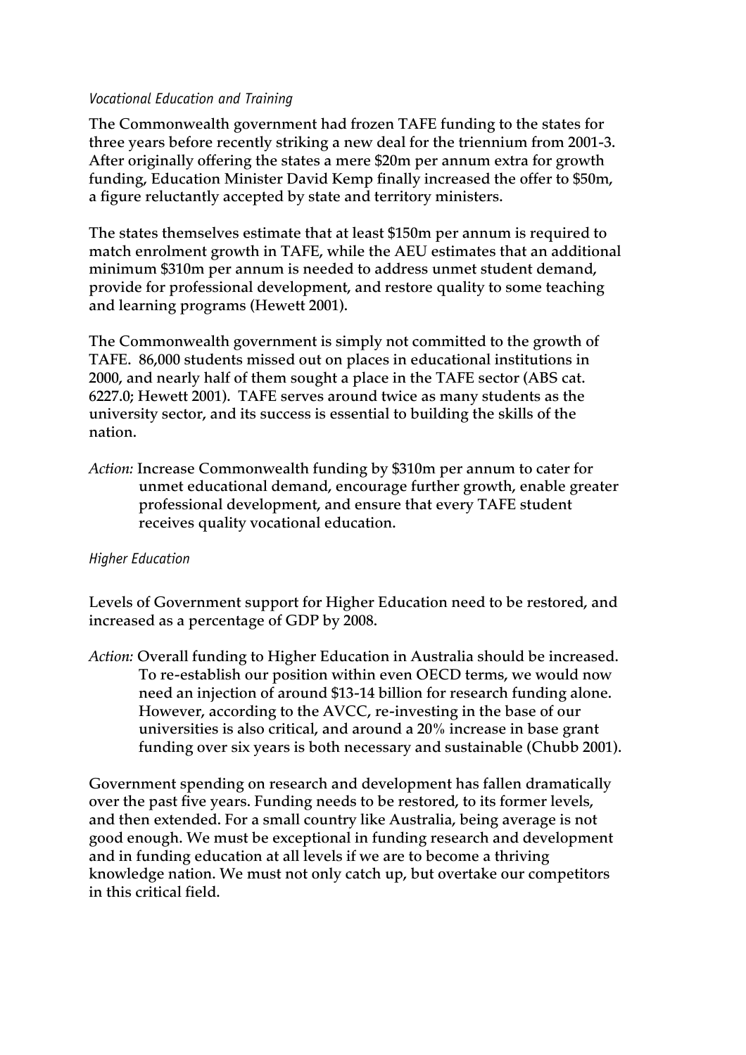*Vocational Education and Training*

The Commonwealth government had frozen TAFE funding to the states for three years before recently striking a new deal for the triennium from 2001-3. After originally offering the states a mere $20m per annum extra for growth funding, Education Minister David Kemp finally increased the offer to $50m, a figure reluctantly accepted by state and territory ministers.

The states themselves estimate that at least $150m per annum is required to match enrolment growth in TAFE, while the AEU estimates that an additional minimum $310m per annum is needed to address unmet student demand, provide for professional development, and restore quality to some teaching and learning programs (Hewett 2001).

The Commonwealth government is simply not committed to the growth of TAFE. 86,000 students missed out on places in educational institutions in 2000, and nearly half of them sought a place in the TAFE sector (ABS cat. 6227.0; Hewett 2001). TAFE serves around twice as many students as the university sector, and its success is essential to building the skills of the nation.

*Action:* Increase Commonwealth funding by $310m per annum to cater for unmet educational demand, encourage further growth, enable greater professional development, and ensure that every TAFE student receives quality vocational education.

*Higher Education*

Levels of Government support for Higher Education need to be restored, and increased as a percentage of GDP by 2008.

*Action:* Overall funding to Higher Education in Australia should be increased. To re-establish our position within even OECD terms, we would now need an injection of around $13-14 billion for research funding alone. However, according to the AVCC, re-investing in the base of our universities is also critical, and around a 20% increase in base grant funding over six years is both necessary and sustainable (Chubb 2001).

Government spending on research and development has fallen dramatically over the past five years. Funding needs to be restored, to its former levels, and then extended. For a small country like Australia, being average is not good enough. We must be exceptional in funding research and development and in funding education at all levels if we are to become a thriving knowledge nation. We must not only catch up, but overtake our competitors in this critical field.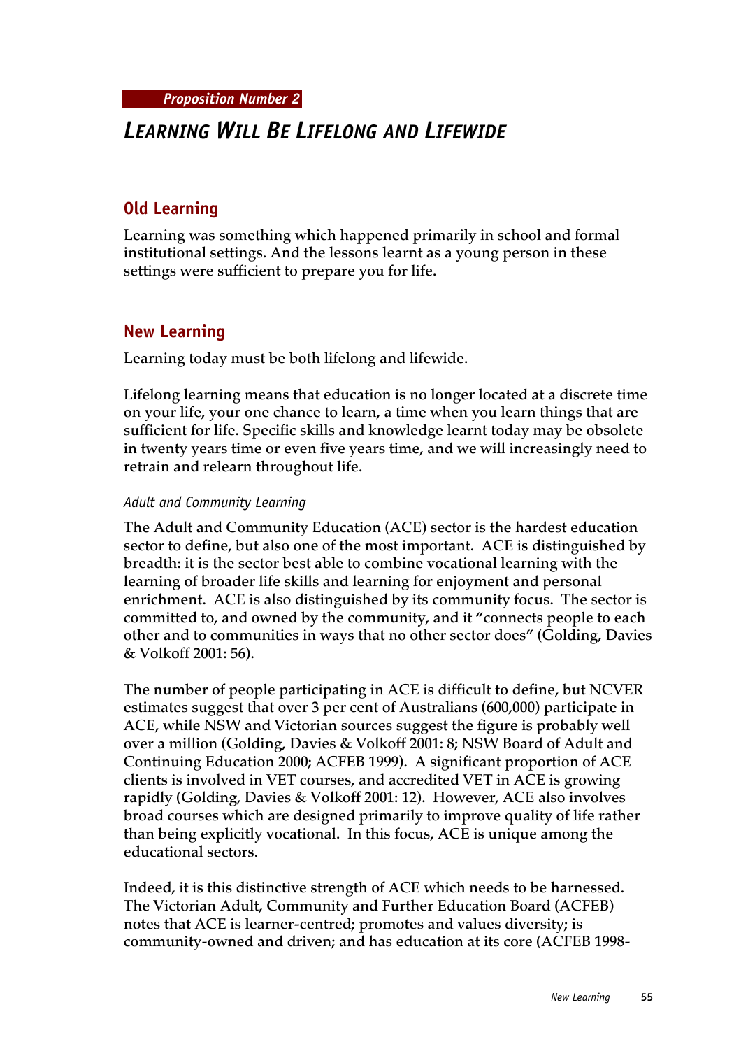*Proposition Number 2*

# LEARNING WILL BE LIFELONG AND LIFEWIDE

## Old Learning

Learning was something which happened primarily in school and formal institutional settings. And the lessons learnt as a young person in these settings were sufficient to prepare you for life.

## New Learning

Learning today must be both lifelong and lifewide.

Lifelong learning means that education is no longer located at a discrete time on your life, your one chance to learn, a time when you learn things that are sufficient for life. Specific skills and knowledge learnt today may be obsolete in twenty years time or even five years time, and we will increasingly need to retrain and relearn throughout life.

### *Adult and Community Learning*

The Adult and Community Education (ACE) sector is the hardest education sector to define, but also one of the most important. ACE is distinguished by breadth: it is the sector best able to combine vocational learning with the learning of broader life skills and learning for enjoyment and personal enrichment. ACE is also distinguished by its community focus. The sector is committed to, and owned by the community, and it "connects people to each other and to communities in ways that no other sector does" (Golding, Davies & Volkoff 2001: 56).

The number of people participating in ACE is difficult to define, but NCVER estimates suggest that over 3 per cent of Australians (600,000) participate in ACE, while NSW and Victorian sources suggest the figure is probably well over a million (Golding, Davies & Volkoff 2001: 8; NSW Board of Adult and Continuing Education 2000; ACFEB 1999). A significant proportion of ACE clients is involved in VET courses, and accredited VET in ACE is growing rapidly (Golding, Davies & Volkoff 2001: 12). However, ACE also involves broad courses which are designed primarily to improve quality of life rather than being explicitly vocational. In this focus, ACE is unique among the educational sectors.

Indeed, it is this distinctive strength of ACE which needs to be harnessed. The Victorian Adult, Community and Further Education Board (ACFEB) notes that ACE is learner-centred; promotes and values diversity; is community-owned and driven; and has education at its core (ACFEB 1998-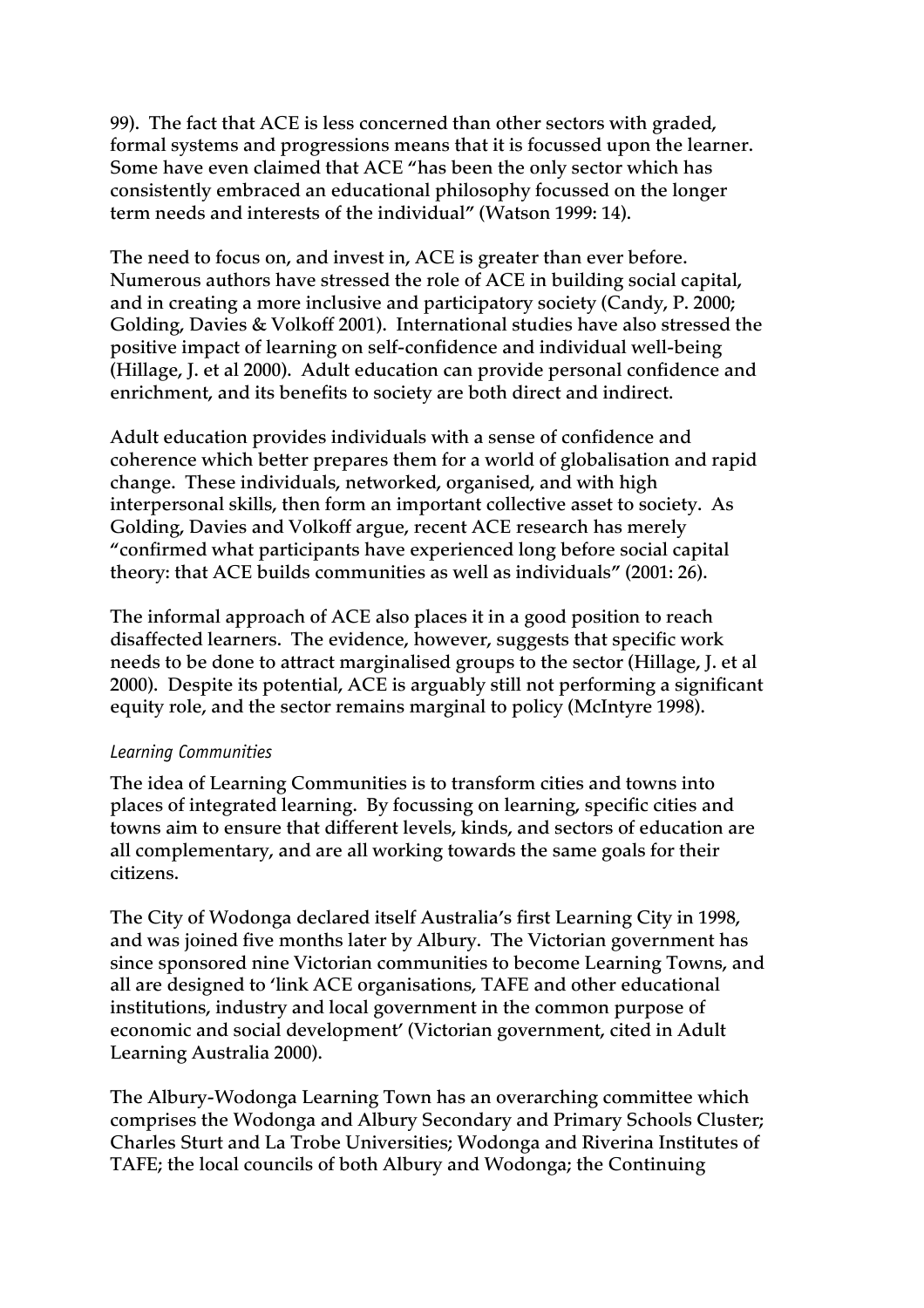99). The fact that ACE is less concerned than other sectors with graded, formal systems and progressions means that it is focussed upon the learner. Some have even claimed that ACE "has been the only sector which has consistently embraced an educational philosophy focussed on the longer term needs and interests of the individual" (Watson 1999: 14).

The need to focus on, and invest in, ACE is greater than ever before. Numerous authors have stressed the role of ACE in building social capital, and in creating a more inclusive and participatory society (Candy, P. 2000; Golding, Davies & Volkoff 2001). International studies have also stressed the positive impact of learning on self-confidence and individual well-being (Hillage, J. et al 2000). Adult education can provide personal confidence and enrichment, and its benefits to society are both direct and indirect.

Adult education provides individuals with a sense of confidence and coherence which better prepares them for a world of globalisation and rapid change. These individuals, networked, organised, and with high interpersonal skills, then form an important collective asset to society. As Golding, Davies and Volkoff argue, recent ACE research has merely "confirmed what participants have experienced long before social capital theory: that ACE builds communities as well as individuals" (2001: 26).

The informal approach of ACE also places it in a good position to reach disaffected learners. The evidence, however, suggests that specific work needs to be done to attract marginalised groups to the sector (Hillage, J. et al 2000). Despite its potential, ACE is arguably still not performing a significant equity role, and the sector remains marginal to policy (McIntyre 1998).

*Learning Communities*

The idea of Learning Communities is to transform cities and towns into places of integrated learning. By focussing on learning, specific cities and towns aim to ensure that different levels, kinds, and sectors of education are all complementary, and are all working towards the same goals for their citizens.

The City of Wodonga declared itself Australia's first Learning City in 1998, and was joined five months later by Albury. The Victorian government has since sponsored nine Victorian communities to become Learning Towns, and all are designed to 'link ACE organisations, TAFE and other educational institutions, industry and local government in the common purpose of economic and social development' (Victorian government, cited in Adult Learning Australia 2000).

The Albury-Wodonga Learning Town has an overarching committee which comprises the Wodonga and Albury Secondary and Primary Schools Cluster; Charles Sturt and La Trobe Universities; Wodonga and Riverina Institutes of TAFE; the local councils of both Albury and Wodonga; the Continuing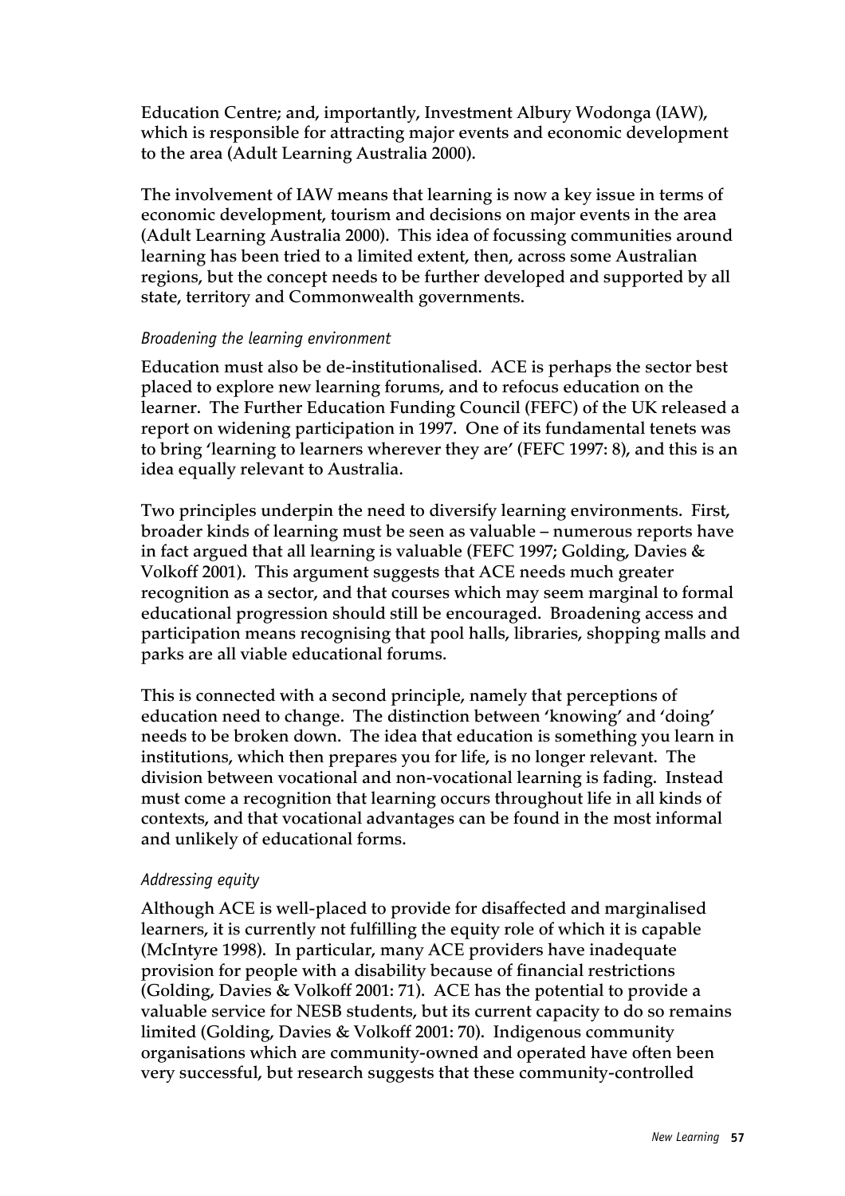Education Centre; and, importantly, Investment Albury Wodonga (IAW), which is responsible for attracting major events and economic development to the area (Adult Learning Australia 2000).

The involvement of IAW means that learning is now a key issue in terms of economic development, tourism and decisions on major events in the area (Adult Learning Australia 2000). This idea of focussing communities around learning has been tried to a limited extent, then, across some Australian regions, but the concept needs to be further developed and supported by all state, territory and Commonwealth governments.

*Broadening the learning environment*

Education must also be de-institutionalised. ACE is perhaps the sector best placed to explore new learning forums, and to refocus education on the learner. The Further Education Funding Council (FEFC) of the UK released a report on widening participation in 1997. One of its fundamental tenets was to bring 'learning to learners wherever they are' (FEFC 1997: 8), and this is an idea equally relevant to Australia.

Two principles underpin the need to diversify learning environments. First, broader kinds of learning must be seen as valuable – numerous reports have in fact argued that all learning is valuable (FEFC 1997; Golding, Davies & Volkoff 2001). This argument suggests that ACE needs much greater recognition as a sector, and that courses which may seem marginal to formal educational progression should still be encouraged. Broadening access and participation means recognising that pool halls, libraries, shopping malls and parks are all viable educational forums.

This is connected with a second principle, namely that perceptions of education need to change. The distinction between 'knowing' and 'doing' needs to be broken down. The idea that education is something you learn in institutions, which then prepares you for life, is no longer relevant. The division between vocational and non-vocational learning is fading. Instead must come a recognition that learning occurs throughout life in all kinds of contexts, and that vocational advantages can be found in the most informal and unlikely of educational forms.

*Addressing equity*

Although ACE is well-placed to provide for disaffected and marginalised learners, it is currently not fulfilling the equity role of which it is capable (McIntyre 1998). In particular, many ACE providers have inadequate provision for people with a disability because of financial restrictions (Golding, Davies & Volkoff 2001: 71). ACE has the potential to provide a valuable service for NESB students, but its current capacity to do so remains limited (Golding, Davies & Volkoff 2001: 70). Indigenous community organisations which are community-owned and operated have often been very successful, but research suggests that these community-controlled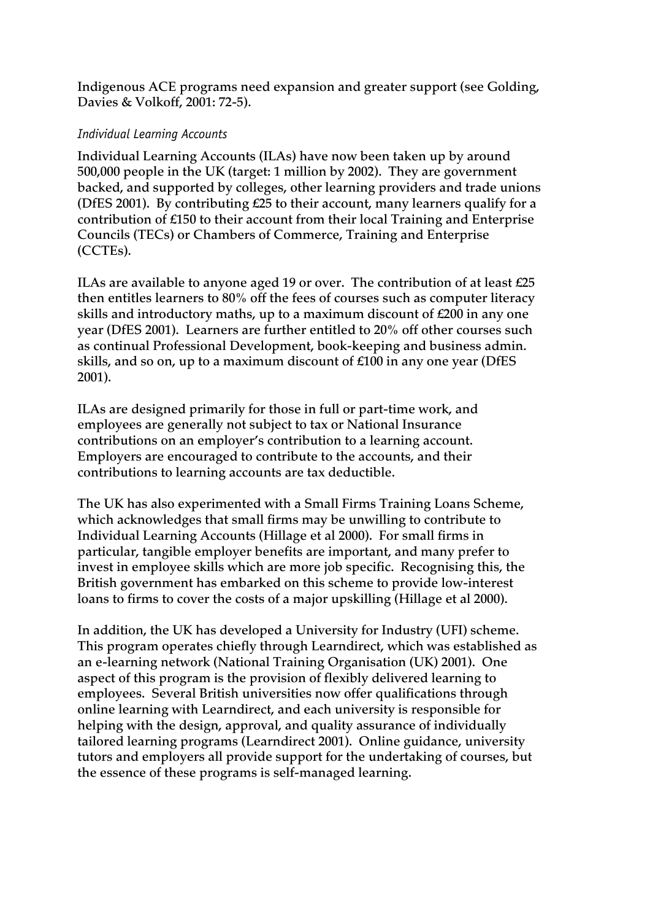Indigenous ACE programs need expansion and greater support (see Golding, Davies & Volkoff, 2001: 72-5).

*Individual Learning Accounts*

Individual Learning Accounts (ILAs) have now been taken up by around 500,000 people in the UK (target: 1 million by 2002). They are government backed, and supported by colleges, other learning providers and trade unions (DfES 2001). By contributing £25 to their account, many learners qualify for a contribution of £150 to their account from their local Training and Enterprise Councils (TECs) or Chambers of Commerce, Training and Enterprise (CCTEs).

ILAs are available to anyone aged 19 or over. The contribution of at least £25 then entitles learners to 80% off the fees of courses such as computer literacy skills and introductory maths, up to a maximum discount of £200 in any one year (DfES 2001). Learners are further entitled to 20% off other courses such as continual Professional Development, book-keeping and business admin. skills, and so on, up to a maximum discount of £100 in any one year (DfES 2001).

ILAs are designed primarily for those in full or part-time work, and employees are generally not subject to tax or National Insurance contributions on an employer's contribution to a learning account. Employers are encouraged to contribute to the accounts, and their contributions to learning accounts are tax deductible.

The UK has also experimented with a Small Firms Training Loans Scheme, which acknowledges that small firms may be unwilling to contribute to Individual Learning Accounts (Hillage et al 2000). For small firms in particular, tangible employer benefits are important, and many prefer to invest in employee skills which are more job specific. Recognising this, the British government has embarked on this scheme to provide low-interest loans to firms to cover the costs of a major upskilling (Hillage et al 2000).

In addition, the UK has developed a University for Industry (UFI) scheme. This program operates chiefly through Learndirect, which was established as an e-learning network (National Training Organisation (UK) 2001). One aspect of this program is the provision of flexibly delivered learning to employees. Several British universities now offer qualifications through online learning with Learndirect, and each university is responsible for helping with the design, approval, and quality assurance of individually tailored learning programs (Learndirect 2001). Online guidance, university tutors and employers all provide support for the undertaking of courses, but the essence of these programs is self-managed learning.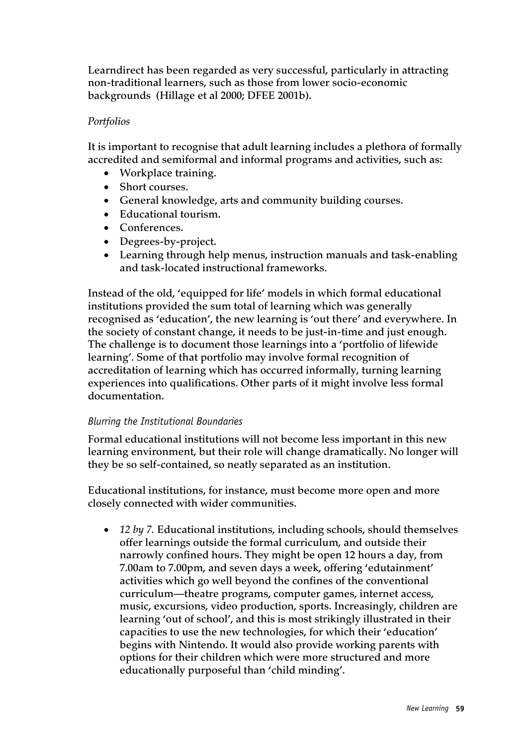Learndirect has been regarded as very successful, particularly in attracting non-traditional learners, such as those from lower socio-economic backgrounds (Hillage et al 2000; DFEE 2001b).

### *Portfolios*

It is important to recognise that adult learning includes a plethora of formally accredited and semiformal and informal programs and activities, such as:

- Workplace training.
- Short courses.
- General knowledge, arts and community building courses.
- Educational tourism.
- Conferences.
- Degrees-by-project.
- Learning through help menus, instruction manuals and task-enabling and task-located instructional frameworks.

Instead of the old, 'equipped for life' models in which formal educational institutions provided the sum total of learning which was generally recognised as 'education', the new learning is 'out there' and everywhere. In the society of constant change, it needs to be just-in-time and just enough. The challenge is to document those learnings into a 'portfolio of lifewide learning'. Some of that portfolio may involve formal recognition of accreditation of learning which has occurred informally, turning learning experiences into qualifications. Other parts of it might involve less formal documentation.

### *Blurring the Institutional Boundaries*

Formal educational institutions will not become less important in this new learning environment, but their role will change dramatically. No longer will they be so self-contained, so neatly separated as an institution.

Educational institutions, for instance, must become more open and more closely connected with wider communities.

- *12 by 7.* Educational institutions, including schools, should themselves offer learnings outside the formal curriculum, and outside their narrowly confined hours. They might be open 12 hours a day, from 7.00am to 7.00pm, and seven days a week, offering 'edutainment' activities which go well beyond the confines of the conventional curriculum—theatre programs, computer games, internet access, music, excursions, video production, sports. Increasingly, children are learning 'out of school', and this is most strikingly illustrated in their capacities to use the new technologies, for which their 'education' begins with Nintendo. It would also provide working parents with options for their children which were more structured and more educationally purposeful than 'child minding'.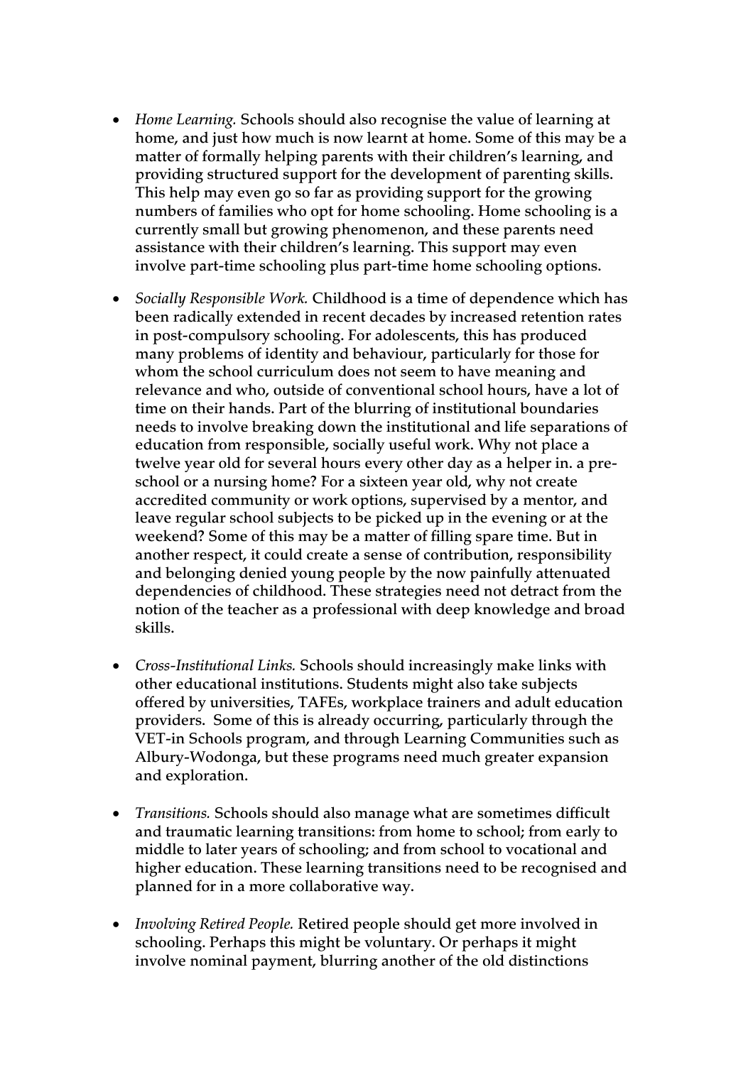- *Home Learning.* Schools should also recognise the value of learning at home, and just how much is now learnt at home. Some of this may be a matter of formally helping parents with their children's learning, and providing structured support for the development of parenting skills. This help may even go so far as providing support for the growing numbers of families who opt for home schooling. Home schooling is a currently small but growing phenomenon, and these parents need assistance with their children's learning. This support may even involve part-time schooling plus part-time home schooling options.

- *Socially Responsible Work.* Childhood is a time of dependence which has been radically extended in recent decades by increased retention rates in post-compulsory schooling. For adolescents, this has produced many problems of identity and behaviour, particularly for those for whom the school curriculum does not seem to have meaning and relevance and who, outside of conventional school hours, have a lot of time on their hands. Part of the blurring of institutional boundaries needs to involve breaking down the institutional and life separations of education from responsible, socially useful work. Why not place a twelve year old for several hours every other day as a helper in. a pre-school or a nursing home? For a sixteen year old, why not create accredited community or work options, supervised by a mentor, and leave regular school subjects to be picked up in the evening or at the weekend? Some of this may be a matter of filling spare time. But in another respect, it could create a sense of contribution, responsibility and belonging denied young people by the now painfully attenuated dependencies of childhood. These strategies need not detract from the notion of the teacher as a professional with deep knowledge and broad skills.

- *Cross-Institutional Links.* Schools should increasingly make links with other educational institutions. Students might also take subjects offered by universities, TAFEs, workplace trainers and adult education providers. Some of this is already occurring, particularly through the VET-in Schools program, and through Learning Communities such as Albury-Wodonga, but these programs need much greater expansion and exploration.

- *Transitions.* Schools should also manage what are sometimes difficult and traumatic learning transitions: from home to school; from early to middle to later years of schooling; and from school to vocational and higher education. These learning transitions need to be recognised and planned for in a more collaborative way.

- *Involving Retired People.* Retired people should get more involved in schooling. Perhaps this might be voluntary. Or perhaps it might involve nominal payment, blurring another of the old distinctions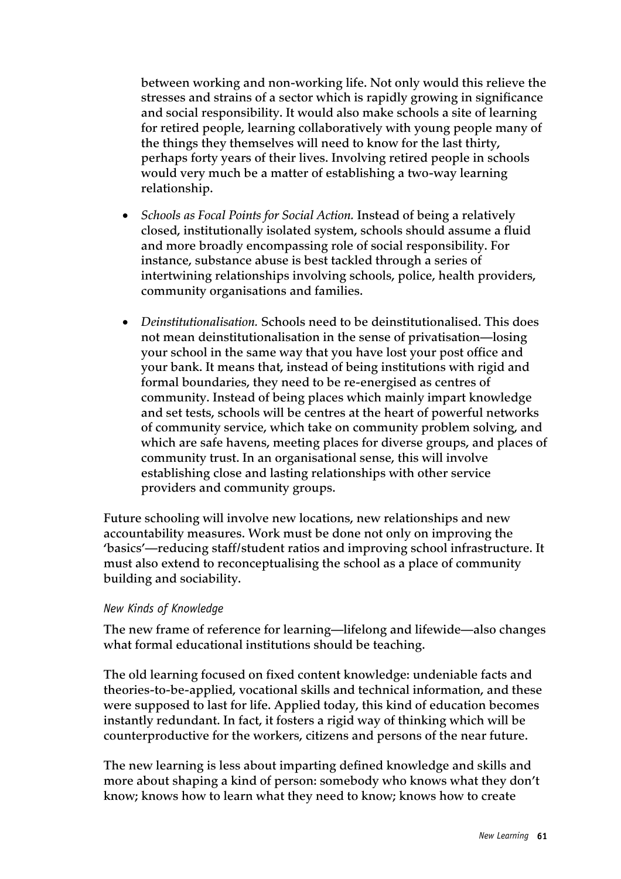between working and non-working life. Not only would this relieve the stresses and strains of a sector which is rapidly growing in significance and social responsibility. It would also make schools a site of learning for retired people, learning collaboratively with young people many of the things they themselves will need to know for the last thirty, perhaps forty years of their lives. Involving retired people in schools would very much be a matter of establishing a two-way learning relationship.

- *Schools as Focal Points for Social Action.* Instead of being a relatively closed, institutionally isolated system, schools should assume a fluid and more broadly encompassing role of social responsibility. For instance, substance abuse is best tackled through a series of intertwining relationships involving schools, police, health providers, community organisations and families.

- *Deinstitutionalisation.* Schools need to be deinstitutionalised. This does not mean deinstitutionalisation in the sense of privatisation—losing your school in the same way that you have lost your post office and your bank. It means that, instead of being institutions with rigid and formal boundaries, they need to be re-energised as centres of community. Instead of being places which mainly impart knowledge and set tests, schools will be centres at the heart of powerful networks of community service, which take on community problem solving, and which are safe havens, meeting places for diverse groups, and places of community trust. In an organisational sense, this will involve establishing close and lasting relationships with other service providers and community groups.

Future schooling will involve new locations, new relationships and new accountability measures. Work must be done not only on improving the 'basics'—reducing staff/student ratios and improving school infrastructure. It must also extend to reconceptualising the school as a place of community building and sociability.

### New Kinds of Knowledge

The new frame of reference for learning—lifelong and lifewide—also changes what formal educational institutions should be teaching.

The old learning focused on fixed content knowledge: undeniable facts and theories-to-be-applied, vocational skills and technical information, and these were supposed to last for life. Applied today, this kind of education becomes instantly redundant. In fact, it fosters a rigid way of thinking which will be counterproductive for the workers, citizens and persons of the near future.

The new learning is less about imparting defined knowledge and skills and more about shaping a kind of person: somebody who knows what they don't know; knows how to learn what they need to know; knows how to create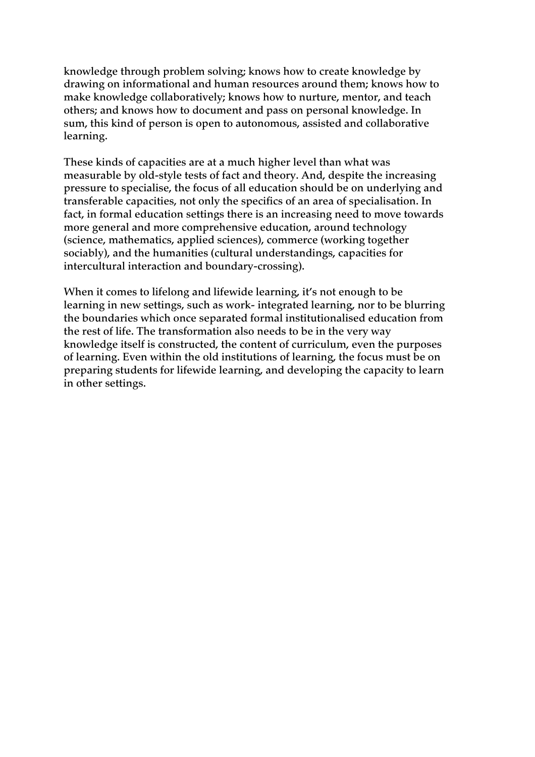knowledge through problem solving; knows how to create knowledge by drawing on informational and human resources around them; knows how to make knowledge collaboratively; knows how to nurture, mentor, and teach others; and knows how to document and pass on personal knowledge. In sum, this kind of person is open to autonomous, assisted and collaborative learning.

These kinds of capacities are at a much higher level than what was measurable by old-style tests of fact and theory. And, despite the increasing pressure to specialise, the focus of all education should be on underlying and transferable capacities, not only the specifics of an area of specialisation. In fact, in formal education settings there is an increasing need to move towards more general and more comprehensive education, around technology (science, mathematics, applied sciences), commerce (working together sociably), and the humanities (cultural understandings, capacities for intercultural interaction and boundary-crossing).

When it comes to lifelong and lifewide learning, it's not enough to be learning in new settings, such as work- integrated learning, nor to be blurring the boundaries which once separated formal institutionalised education from the rest of life. The transformation also needs to be in the very way knowledge itself is constructed, the content of curriculum, even the purposes of learning. Even within the old institutions of learning, the focus must be on preparing students for lifewide learning, and developing the capacity to learn in other settings.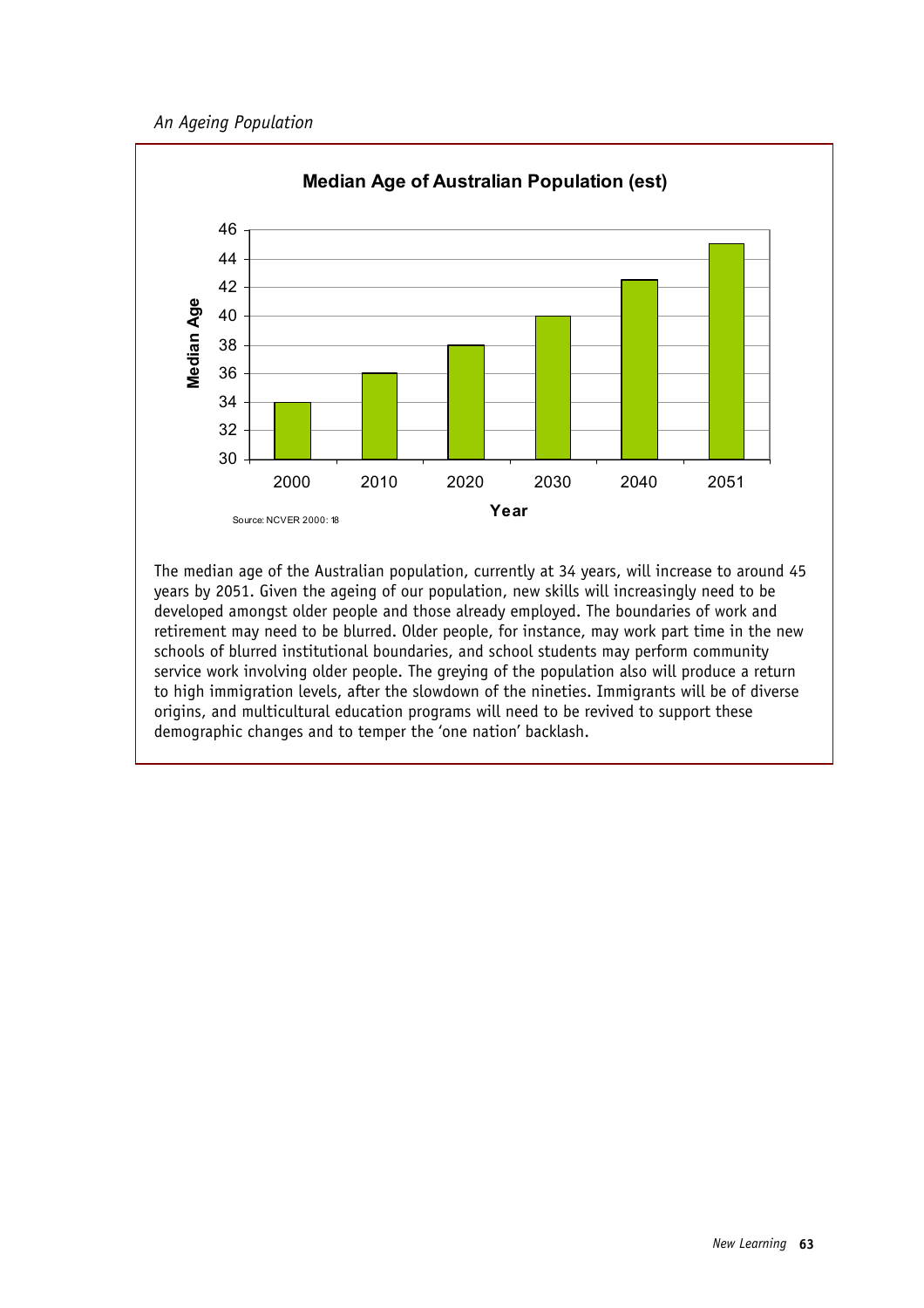*An Ageing Population*

**Median Age of Australian Population (est)**

| Year | Median Age |
| --- | --- |
| 2000 | 34 |
| 2010 | 36 |
| 2020 | 38 |
| 2030 | 40 |
| 2040 | 42.5 |
| 2051 | 45 |

Source: NCVER 2000: 18

The median age of the Australian population, currently at 34 years, will increase to around 45 years by 2051. Given the ageing of our population, new skills will increasingly need to be developed amongst older people and those already employed. The boundaries of work and retirement may need to be blurred. Older people, for instance, may work part time in the new schools of blurred institutional boundaries, and school students may perform community service work involving older people. The greying of the population also will produce a return to high immigration levels, after the slowdown of the nineties. Immigrants will be of diverse origins, and multicultural education programs will need to be revived to support these demographic changes and to temper the 'one nation' backlash.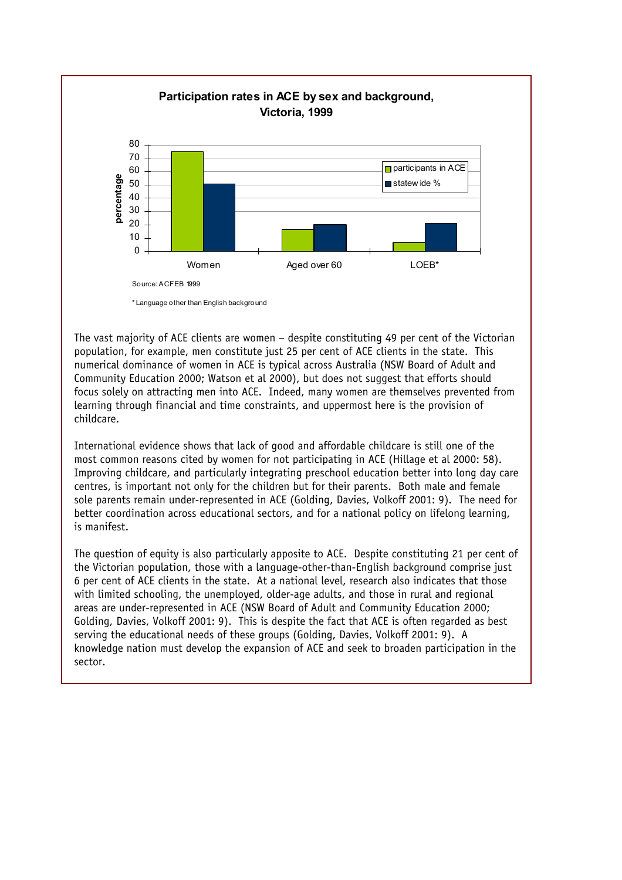**Participation rates in ACE by sex and background, Victoria, 1999**

Source: ACFEB 1999

* Language other than English background

The vast majority of ACE clients are women – despite constituting 49 per cent of the Victorian population, for example, men constitute just 25 per cent of ACE clients in the state. This numerical dominance of women in ACE is typical across Australia (NSW Board of Adult and Community Education 2000; Watson et al 2000), but does not suggest that efforts should focus solely on attracting men into ACE. Indeed, many women are themselves prevented from learning through financial and time constraints, and uppermost here is the provision of childcare.

International evidence shows that lack of good and affordable childcare is still one of the most common reasons cited by women for not participating in ACE (Hillage et al 2000: 58). Improving childcare, and particularly integrating preschool education better into long day care centres, is important not only for the children but for their parents. Both male and female sole parents remain under-represented in ACE (Golding, Davies, Volkoff 2001: 9). The need for better coordination across educational sectors, and for a national policy on lifelong learning, is manifest.

The question of equity is also particularly apposite to ACE. Despite constituting 21 per cent of the Victorian population, those with a language-other-than-English background comprise just 6 per cent of ACE clients in the state. At a national level, research also indicates that those with limited schooling, the unemployed, older-age adults, and those in rural and regional areas are under-represented in ACE (NSW Board of Adult and Community Education 2000; Golding, Davies, Volkoff 2001: 9). This is despite the fact that ACE is often regarded as best serving the educational needs of these groups (Golding, Davies, Volkoff 2001: 9). A knowledge nation must develop the expansion of ACE and seek to broaden participation in the sector.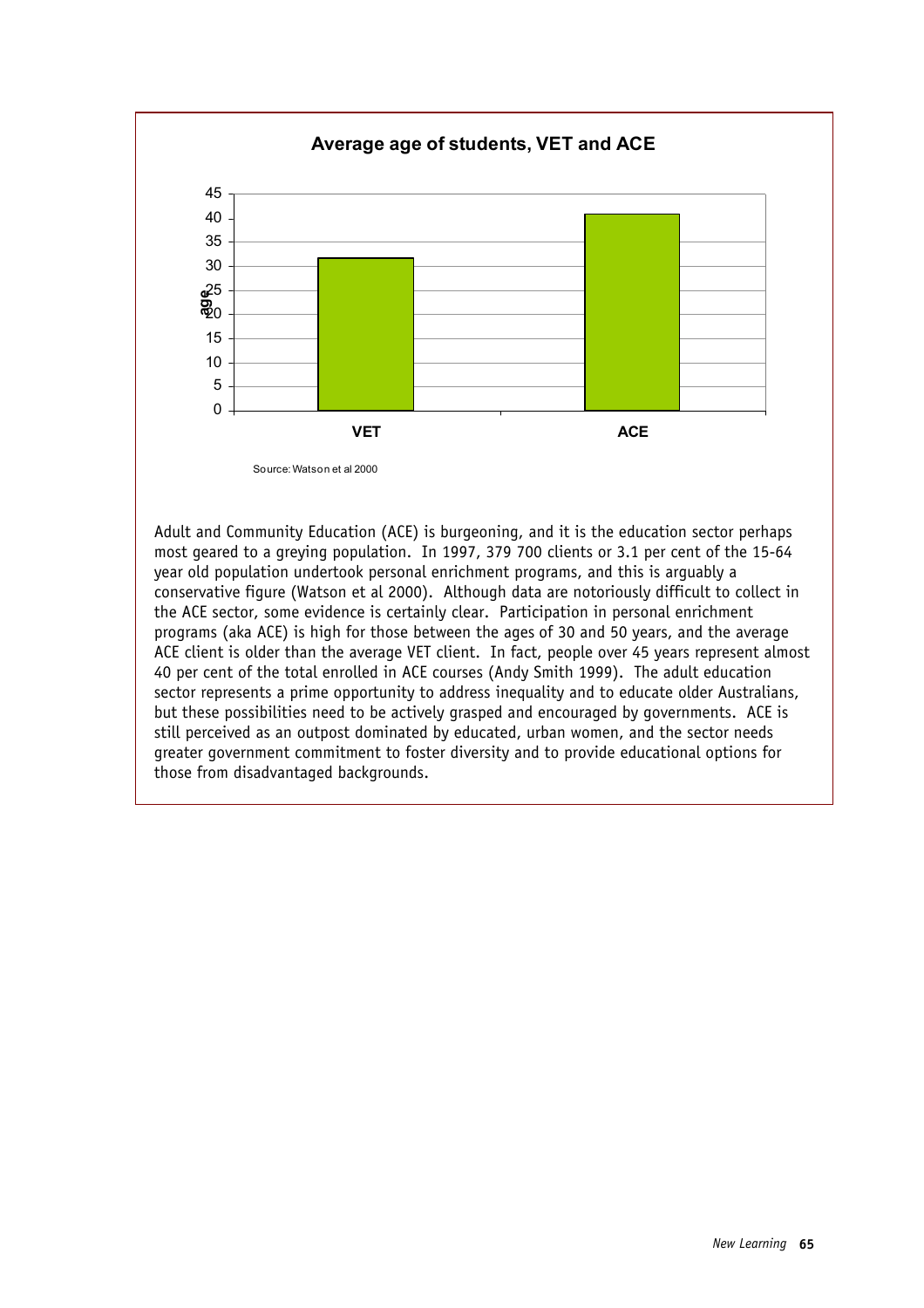**Average age of students, VET and ACE**

Source: Watson et al 2000

Adult and Community Education (ACE) is burgeoning, and it is the education sector perhaps most geared to a greying population. In 1997, 379 700 clients or 3.1 per cent of the 15-64 year old population undertook personal enrichment programs, and this is arguably a conservative figure (Watson et al 2000). Although data are notoriously difficult to collect in the ACE sector, some evidence is certainly clear. Participation in personal enrichment programs (aka ACE) is high for those between the ages of 30 and 50 years, and the average ACE client is older than the average VET client. In fact, people over 45 years represent almost 40 per cent of the total enrolled in ACE courses (Andy Smith 1999). The adult education sector represents a prime opportunity to address inequality and to educate older Australians, but these possibilities need to be actively grasped and encouraged by governments. ACE is still perceived as an outpost dominated by educated, urban women, and the sector needs greater government commitment to foster diversity and to provide educational options for those from disadvantaged backgrounds.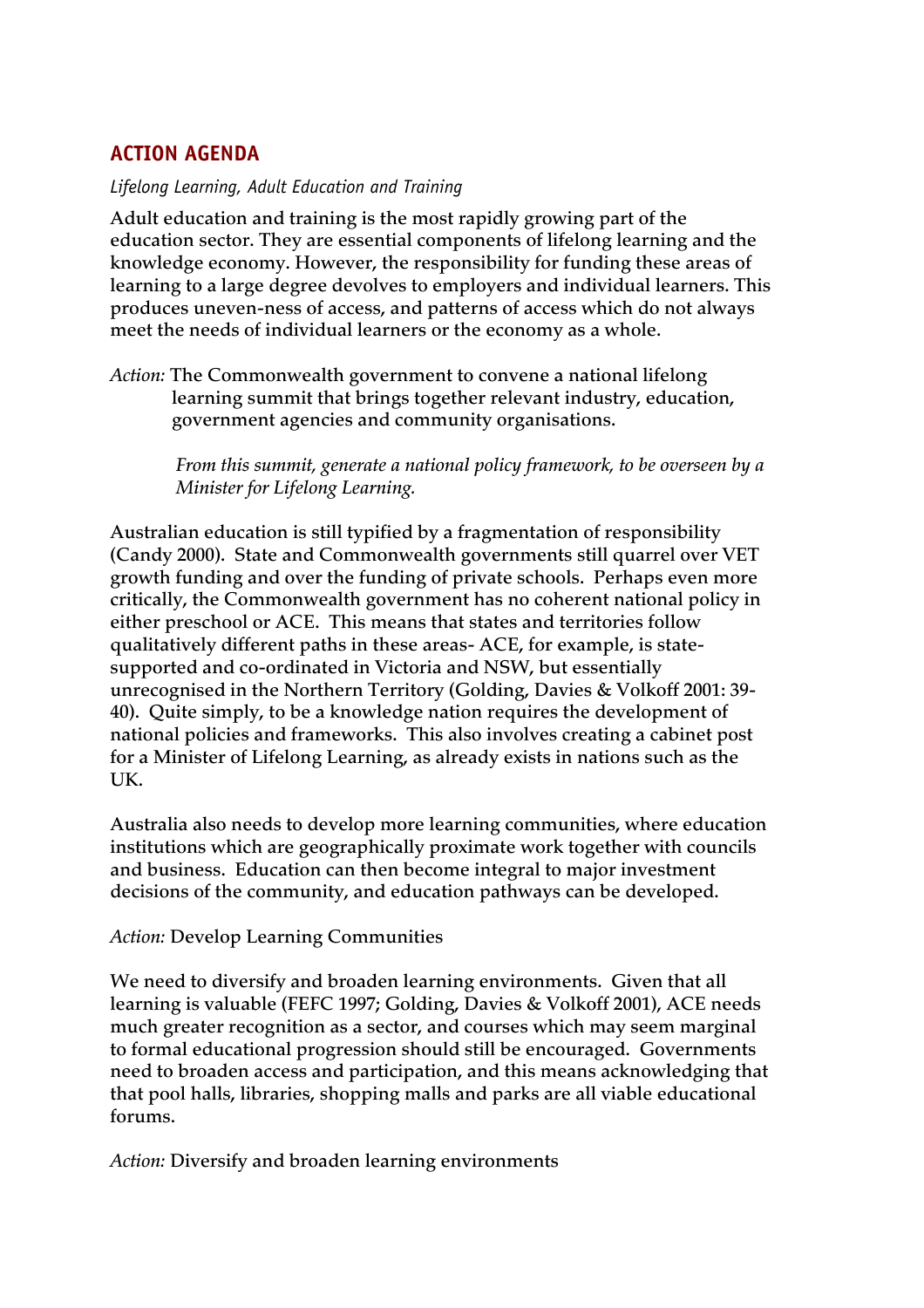## ACTION AGENDA

*Lifelong Learning, Adult Education and Training*

**Adult education and training is the most rapidly growing part of the education sector. They are essential components of lifelong learning and the knowledge economy. However, the responsibility for funding these areas of learning to a large degree devolves to employers and individual learners. This produces uneven-ness of access, and patterns of access which do not always meet the needs of individual learners or the economy as a whole.**

*Action:* **The Commonwealth government to convene a national lifelong learning summit that brings together relevant industry, education, government agencies and community organisations.**

*From this summit, generate a national policy framework, to be overseen by a Minister for Lifelong Learning.*

**Australian education is still typified by a fragmentation of responsibility (Candy 2000). State and Commonwealth governments still quarrel over VET growth funding and over the funding of private schools. Perhaps even more critically, the Commonwealth government has no coherent national policy in either preschool or ACE. This means that states and territories follow qualitatively different paths in these areas- ACE, for example, is state-supported and co-ordinated in Victoria and NSW, but essentially unrecognised in the Northern Territory (Golding, Davies & Volkoff 2001: 39-40). Quite simply, to be a knowledge nation requires the development of national policies and frameworks. This also involves creating a cabinet post for a Minister of Lifelong Learning, as already exists in nations such as the UK.**

**Australia also needs to develop more learning communities, where education institutions which are geographically proximate work together with councils and business. Education can then become integral to major investment decisions of the community, and education pathways can be developed.**

*Action:* **Develop Learning Communities**

**We need to diversify and broaden learning environments. Given that all learning is valuable (FEFC 1997; Golding, Davies & Volkoff 2001), ACE needs much greater recognition as a sector, and courses which may seem marginal to formal educational progression should still be encouraged. Governments need to broaden access and participation, and this means acknowledging that that pool halls, libraries, shopping malls and parks are all viable educational forums.**

*Action:* **Diversify and broaden learning environments**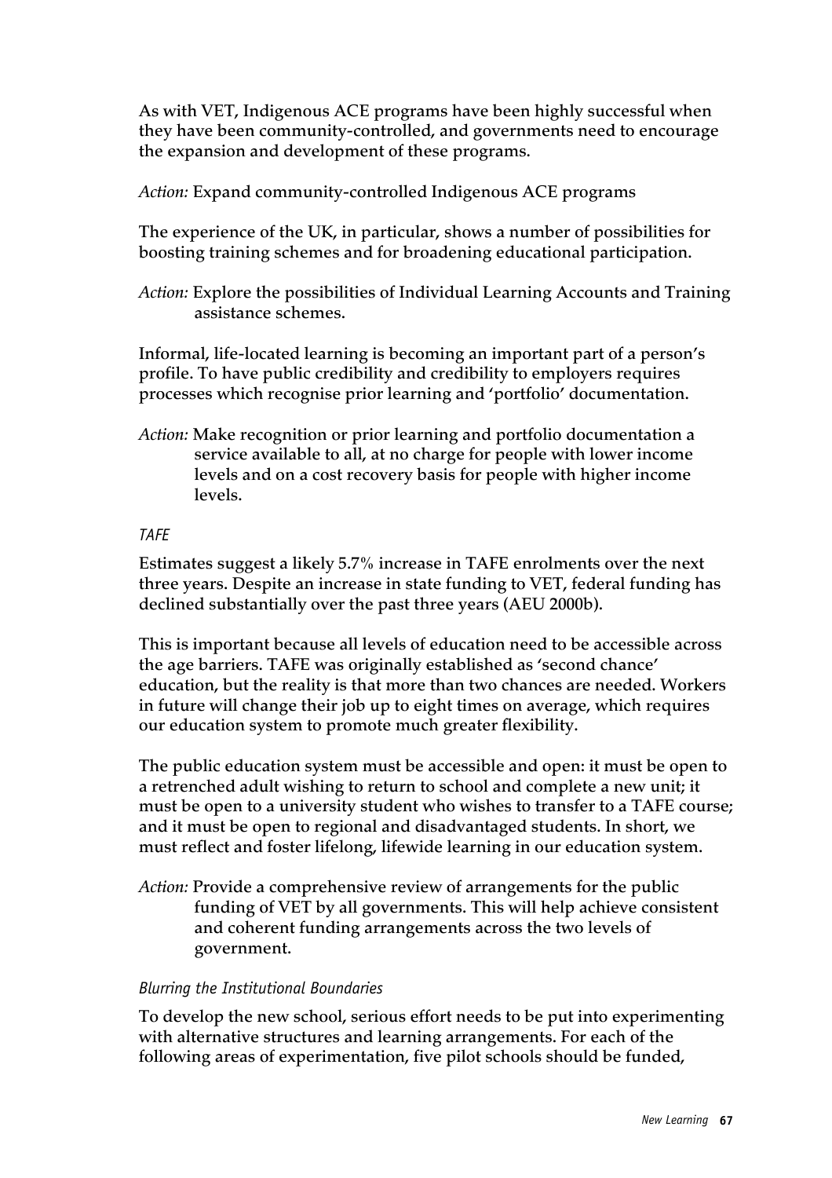As with VET, Indigenous ACE programs have been highly successful when they have been community-controlled, and governments need to encourage the expansion and development of these programs.

*Action:* Expand community-controlled Indigenous ACE programs

The experience of the UK, in particular, shows a number of possibilities for boosting training schemes and for broadening educational participation.

*Action:* Explore the possibilities of Individual Learning Accounts and Training assistance schemes.

Informal, life-located learning is becoming an important part of a person's profile. To have public credibility and credibility to employers requires processes which recognise prior learning and 'portfolio' documentation.

*Action:* Make recognition or prior learning and portfolio documentation a service available to all, at no charge for people with lower income levels and on a cost recovery basis for people with higher income levels.

### *TAFE*

Estimates suggest a likely 5.7% increase in TAFE enrolments over the next three years. Despite an increase in state funding to VET, federal funding has declined substantially over the past three years (AEU 2000b).

This is important because all levels of education need to be accessible across the age barriers. TAFE was originally established as 'second chance' education, but the reality is that more than two chances are needed. Workers in future will change their job up to eight times on average, which requires our education system to promote much greater flexibility.

The public education system must be accessible and open: it must be open to a retrenched adult wishing to return to school and complete a new unit; it must be open to a university student who wishes to transfer to a TAFE course; and it must be open to regional and disadvantaged students. In short, we must reflect and foster lifelong, lifewide learning in our education system.

*Action:* Provide a comprehensive review of arrangements for the public funding of VET by all governments. This will help achieve consistent and coherent funding arrangements across the two levels of government.

### *Blurring the Institutional Boundaries*

To develop the new school, serious effort needs to be put into experimenting with alternative structures and learning arrangements. For each of the following areas of experimentation, five pilot schools should be funded,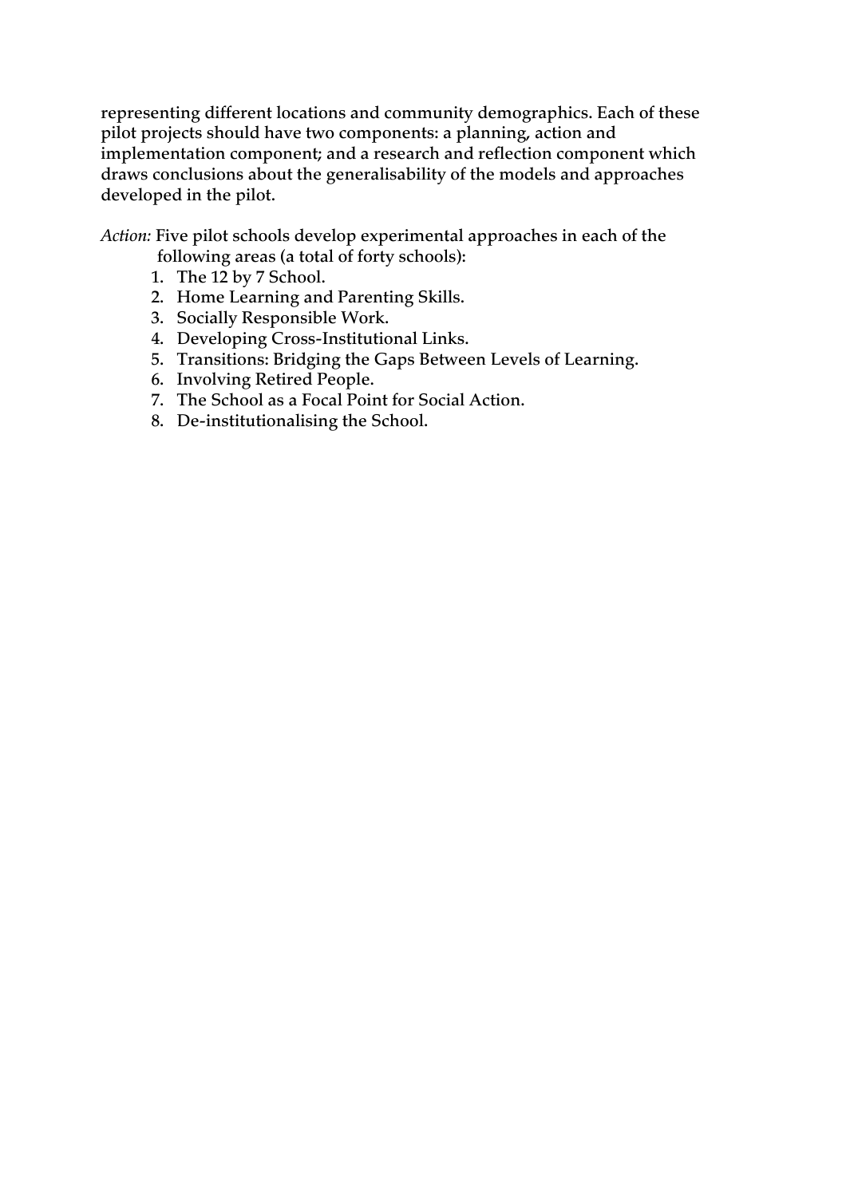representing different locations and community demographics. Each of these pilot projects should have two components: a planning, action and implementation component; and a research and reflection component which draws conclusions about the generalisability of the models and approaches developed in the pilot.

*Action:* Five pilot schools develop experimental approaches in each of the following areas (a total of forty schools):

1. The 12 by 7 School.
2. Home Learning and Parenting Skills.
3. Socially Responsible Work.
4. Developing Cross-Institutional Links.
5. Transitions: Bridging the Gaps Between Levels of Learning.
6. Involving Retired People.
7. The School as a Focal Point for Social Action.
8. De-institutionalising the School.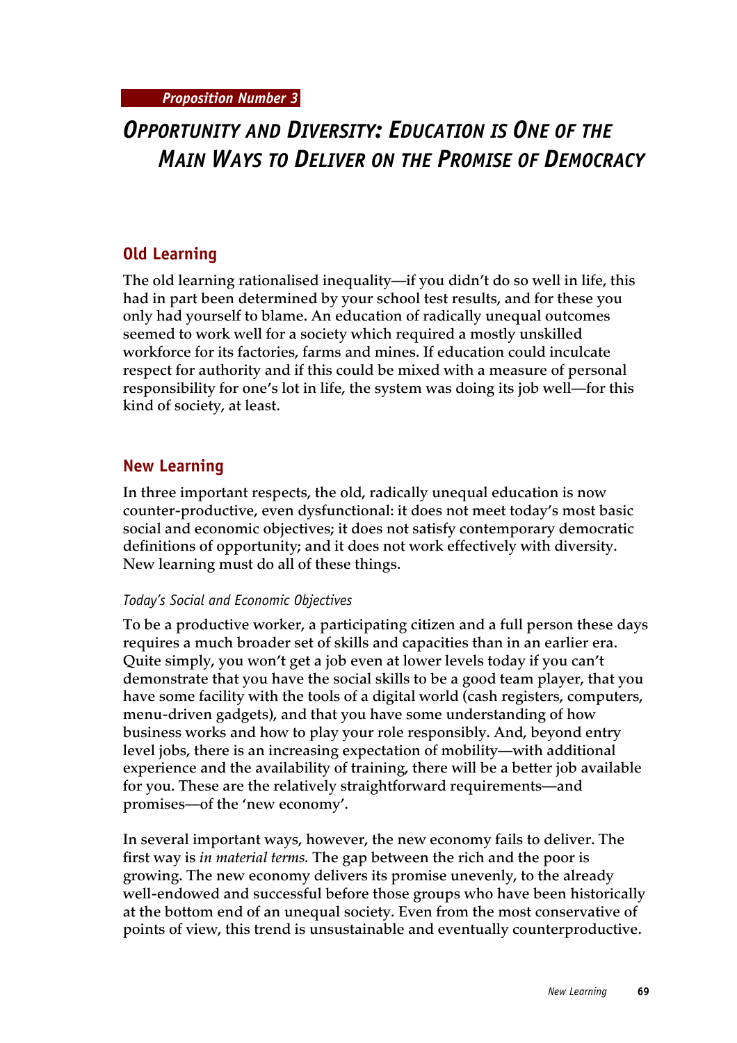Proposition Number 3

# Opportunity and Diversity: Education is One of the Main Ways to Deliver on the Promise of Democracy

## Old Learning

The old learning rationalised inequality—if you didn't do so well in life, this had in part been determined by your school test results, and for these you only had yourself to blame. An education of radically unequal outcomes seemed to work well for a society which required a mostly unskilled workforce for its factories, farms and mines. If education could inculcate respect for authority and if this could be mixed with a measure of personal responsibility for one's lot in life, the system was doing its job well—for this kind of society, at least.

## New Learning

In three important respects, the old, radically unequal education is now counter-productive, even dysfunctional: it does not meet today's most basic social and economic objectives; it does not satisfy contemporary democratic definitions of opportunity; and it does not work effectively with diversity. New learning must do all of these things.

### *Today's Social and Economic Objectives*

To be a productive worker, a participating citizen and a full person these days requires a much broader set of skills and capacities than in an earlier era. Quite simply, you won't get a job even at lower levels today if you can't demonstrate that you have the social skills to be a good team player, that you have some facility with the tools of a digital world (cash registers, computers, menu-driven gadgets), and that you have some understanding of how business works and how to play your role responsibly. And, beyond entry level jobs, there is an increasing expectation of mobility—with additional experience and the availability of training, there will be a better job available for you. These are the relatively straightforward requirements—and promises—of the 'new economy'.

In several important ways, however, the new economy fails to deliver. The first way is *in material terms.* The gap between the rich and the poor is growing. The new economy delivers its promise unevenly, to the already well-endowed and successful before those groups who have been historically at the bottom end of an unequal society. Even from the most conservative of points of view, this trend is unsustainable and eventually counterproductive.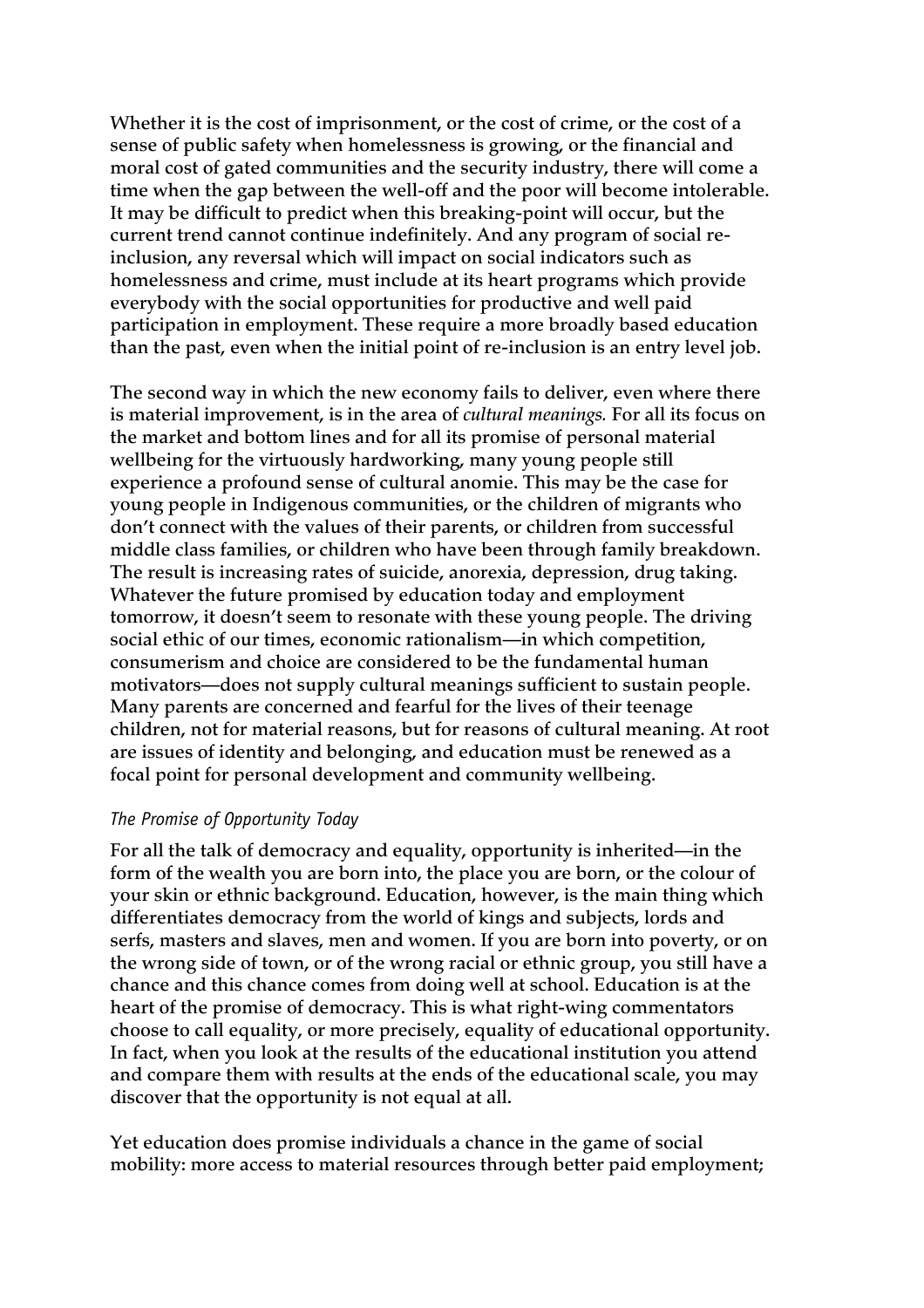Whether it is the cost of imprisonment, or the cost of crime, or the cost of a sense of public safety when homelessness is growing, or the financial and moral cost of gated communities and the security industry, there will come a time when the gap between the well-off and the poor will become intolerable. It may be difficult to predict when this breaking-point will occur, but the current trend cannot continue indefinitely. And any program of social re-inclusion, any reversal which will impact on social indicators such as homelessness and crime, must include at its heart programs which provide everybody with the social opportunities for productive and well paid participation in employment. These require a more broadly based education than the past, even when the initial point of re-inclusion is an entry level job.

The second way in which the new economy fails to deliver, even where there is material improvement, is in the area of *cultural meanings.* For all its focus on the market and bottom lines and for all its promise of personal material wellbeing for the virtuously hardworking, many young people still experience a profound sense of cultural anomie. This may be the case for young people in Indigenous communities, or the children of migrants who don't connect with the values of their parents, or children from successful middle class families, or children who have been through family breakdown. The result is increasing rates of suicide, anorexia, depression, drug taking. Whatever the future promised by education today and employment tomorrow, it doesn't seem to resonate with these young people. The driving social ethic of our times, economic rationalism—in which competition, consumerism and choice are considered to be the fundamental human motivators—does not supply cultural meanings sufficient to sustain people. Many parents are concerned and fearful for the lives of their teenage children, not for material reasons, but for reasons of cultural meaning. At root are issues of identity and belonging, and education must be renewed as a focal point for personal development and community wellbeing.

### *The Promise of Opportunity Today*

For all the talk of democracy and equality, opportunity is inherited—in the form of the wealth you are born into, the place you are born, or the colour of your skin or ethnic background. Education, however, is the main thing which differentiates democracy from the world of kings and subjects, lords and serfs, masters and slaves, men and women. If you are born into poverty, or on the wrong side of town, or of the wrong racial or ethnic group, you still have a chance and this chance comes from doing well at school. Education is at the heart of the promise of democracy. This is what right-wing commentators choose to call equality, or more precisely, equality of educational opportunity. In fact, when you look at the results of the educational institution you attend and compare them with results at the ends of the educational scale, you may discover that the opportunity is not equal at all.

Yet education does promise individuals a chance in the game of social mobility: more access to material resources through better paid employment;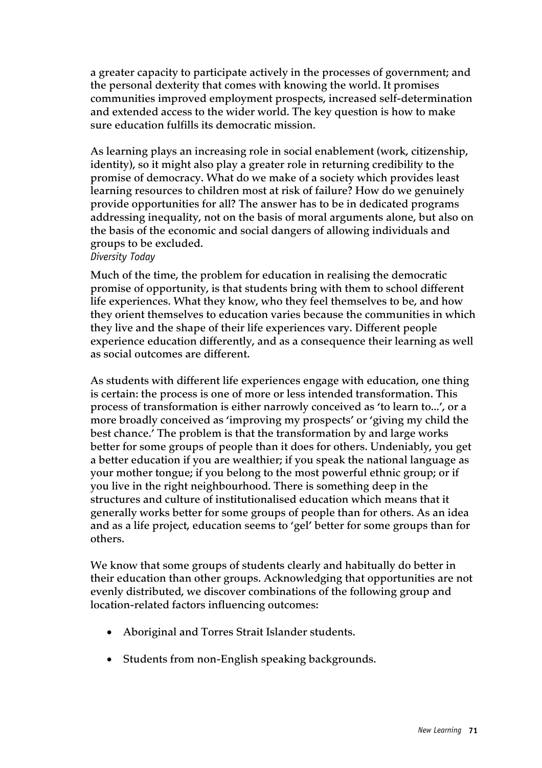a greater capacity to participate actively in the processes of government; and the personal dexterity that comes with knowing the world. It promises communities improved employment prospects, increased self-determination and extended access to the wider world. The key question is how to make sure education fulfills its democratic mission.

As learning plays an increasing role in social enablement (work, citizenship, identity), so it might also play a greater role in returning credibility to the promise of democracy. What do we make of a society which provides least learning resources to children most at risk of failure? How do we genuinely provide opportunities for all? The answer has to be in dedicated programs addressing inequality, not on the basis of moral arguments alone, but also on the basis of the economic and social dangers of allowing individuals and groups to be excluded.

### *Diversity Today*

Much of the time, the problem for education in realising the democratic promise of opportunity, is that students bring with them to school different life experiences. What they know, who they feel themselves to be, and how they orient themselves to education varies because the communities in which they live and the shape of their life experiences vary. Different people experience education differently, and as a consequence their learning as well as social outcomes are different.

As students with different life experiences engage with education, one thing is certain: the process is one of more or less intended transformation. This process of transformation is either narrowly conceived as 'to learn to...', or a more broadly conceived as 'improving my prospects' or 'giving my child the best chance.' The problem is that the transformation by and large works better for some groups of people than it does for others. Undeniably, you get a better education if you are wealthier; if you speak the national language as your mother tongue; if you belong to the most powerful ethnic group; or if you live in the right neighbourhood. There is something deep in the structures and culture of institutionalised education which means that it generally works better for some groups of people than for others. As an idea and as a life project, education seems to 'gel' better for some groups than for others.

We know that some groups of students clearly and habitually do better in their education than other groups. Acknowledging that opportunities are not evenly distributed, we discover combinations of the following group and location-related factors influencing outcomes:

- Aboriginal and Torres Strait Islander students.
- Students from non-English speaking backgrounds.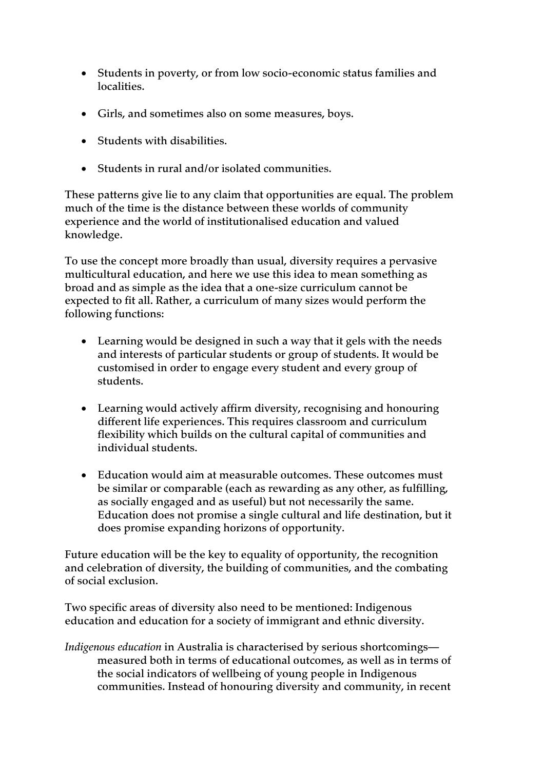- Students in poverty, or from low socio-economic status families and localities.
- Girls, and sometimes also on some measures, boys.
- Students with disabilities.
- Students in rural and/or isolated communities.

These patterns give lie to any claim that opportunities are equal. The problem much of the time is the distance between these worlds of community experience and the world of institutionalised education and valued knowledge.

To use the concept more broadly than usual, diversity requires a pervasive multicultural education, and here we use this idea to mean something as broad and as simple as the idea that a one-size curriculum cannot be expected to fit all. Rather, a curriculum of many sizes would perform the following functions:

- Learning would be designed in such a way that it gels with the needs and interests of particular students or group of students. It would be customised in order to engage every student and every group of students.
- Learning would actively affirm diversity, recognising and honouring different life experiences. This requires classroom and curriculum flexibility which builds on the cultural capital of communities and individual students.
- Education would aim at measurable outcomes. These outcomes must be similar or comparable (each as rewarding as any other, as fulfilling, as socially engaged and as useful) but not necessarily the same. Education does not promise a single cultural and life destination, but it does promise expanding horizons of opportunity.

Future education will be the key to equality of opportunity, the recognition and celebration of diversity, the building of communities, and the combating of social exclusion.

Two specific areas of diversity also need to be mentioned: Indigenous education and education for a society of immigrant and ethnic diversity.

*Indigenous education* in Australia is characterised by serious shortcomings—measured both in terms of educational outcomes, as well as in terms of the social indicators of wellbeing of young people in Indigenous communities. Instead of honouring diversity and community, in recent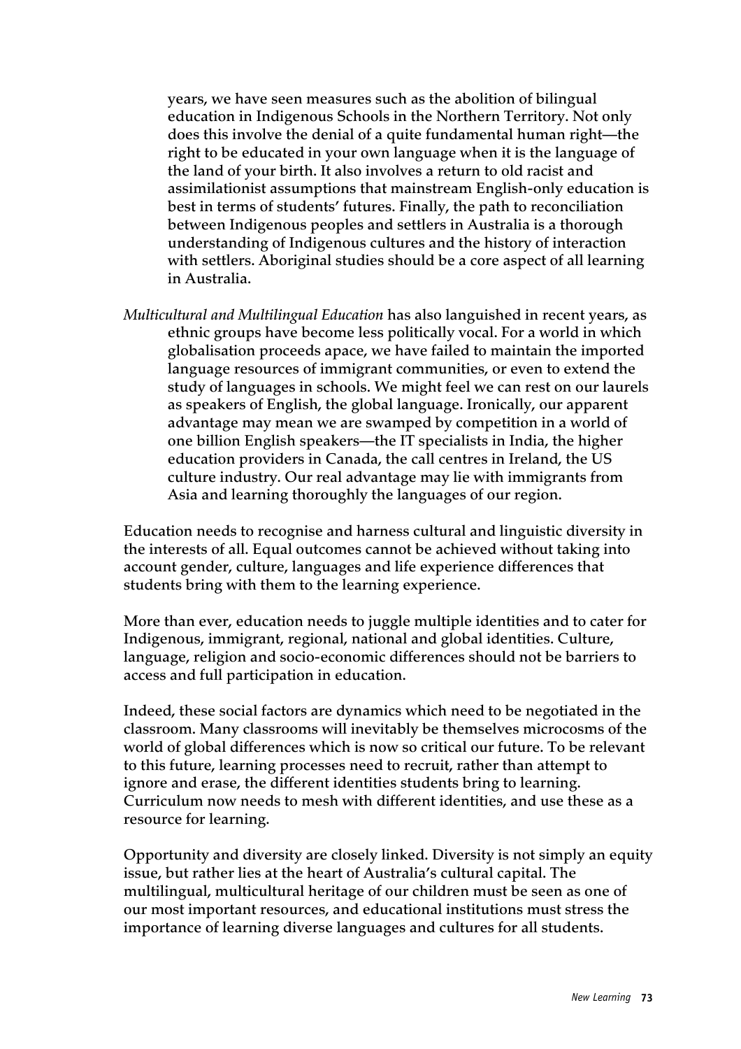years, we have seen measures such as the abolition of bilingual education in Indigenous Schools in the Northern Territory. Not only does this involve the denial of a quite fundamental human right—the right to be educated in your own language when it is the language of the land of your birth. It also involves a return to old racist and assimilationist assumptions that mainstream English-only education is best in terms of students' futures. Finally, the path to reconciliation between Indigenous peoples and settlers in Australia is a thorough understanding of Indigenous cultures and the history of interaction with settlers. Aboriginal studies should be a core aspect of all learning in Australia.

*Multicultural and Multilingual Education* has also languished in recent years, as ethnic groups have become less politically vocal. For a world in which globalisation proceeds apace, we have failed to maintain the imported language resources of immigrant communities, or even to extend the study of languages in schools. We might feel we can rest on our laurels as speakers of English, the global language. Ironically, our apparent advantage may mean we are swamped by competition in a world of one billion English speakers—the IT specialists in India, the higher education providers in Canada, the call centres in Ireland, the US culture industry. Our real advantage may lie with immigrants from Asia and learning thoroughly the languages of our region.

Education needs to recognise and harness cultural and linguistic diversity in the interests of all. Equal outcomes cannot be achieved without taking into account gender, culture, languages and life experience differences that students bring with them to the learning experience.

More than ever, education needs to juggle multiple identities and to cater for Indigenous, immigrant, regional, national and global identities. Culture, language, religion and socio-economic differences should not be barriers to access and full participation in education.

Indeed, these social factors are dynamics which need to be negotiated in the classroom. Many classrooms will inevitably be themselves microcosms of the world of global differences which is now so critical our future. To be relevant to this future, learning processes need to recruit, rather than attempt to ignore and erase, the different identities students bring to learning. Curriculum now needs to mesh with different identities, and use these as a resource for learning.

Opportunity and diversity are closely linked. Diversity is not simply an equity issue, but rather lies at the heart of Australia's cultural capital. The multilingual, multicultural heritage of our children must be seen as one of our most important resources, and educational institutions must stress the importance of learning diverse languages and cultures for all students.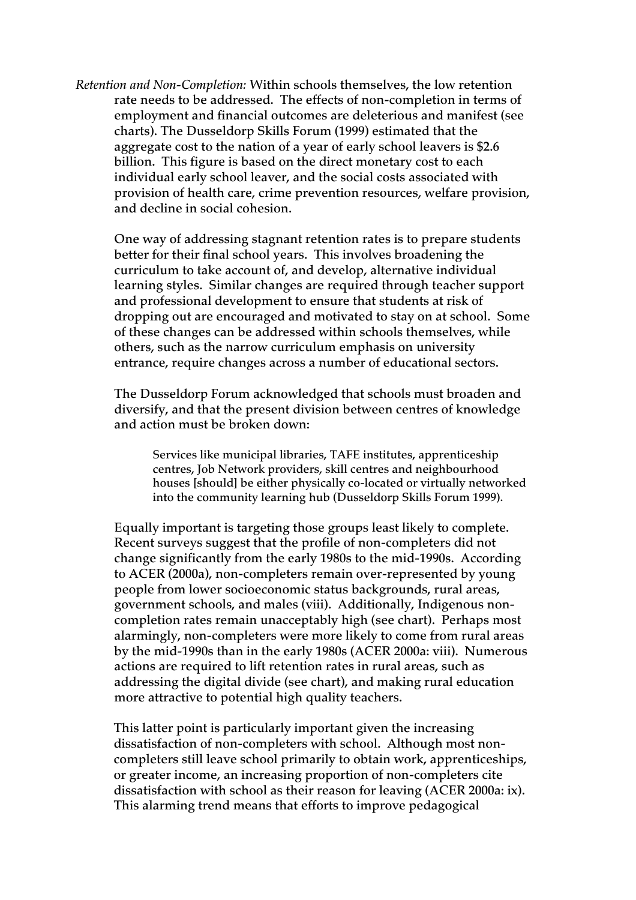*Retention and Non-Completion:* Within schools themselves, the low retention rate needs to be addressed. The effects of non-completion in terms of employment and financial outcomes are deleterious and manifest (see charts). The Dusseldorp Skills Forum (1999) estimated that the aggregate cost to the nation of a year of early school leavers is $2.6 billion. This figure is based on the direct monetary cost to each individual early school leaver, and the social costs associated with provision of health care, crime prevention resources, welfare provision, and decline in social cohesion.

One way of addressing stagnant retention rates is to prepare students better for their final school years. This involves broadening the curriculum to take account of, and develop, alternative individual learning styles. Similar changes are required through teacher support and professional development to ensure that students at risk of dropping out are encouraged and motivated to stay on at school. Some of these changes can be addressed within schools themselves, while others, such as the narrow curriculum emphasis on university entrance, require changes across a number of educational sectors.

The Dusseldorp Forum acknowledged that schools must broaden and diversify, and that the present division between centres of knowledge and action must be broken down:

> Services like municipal libraries, TAFE institutes, apprenticeship centres, Job Network providers, skill centres and neighbourhood houses [should] be either physically co-located or virtually networked into the community learning hub (Dusseldorp Skills Forum 1999).

Equally important is targeting those groups least likely to complete. Recent surveys suggest that the profile of non-completers did not change significantly from the early 1980s to the mid-1990s. According to ACER (2000a), non-completers remain over-represented by young people from lower socioeconomic status backgrounds, rural areas, government schools, and males (viii). Additionally, Indigenous non-completion rates remain unacceptably high (see chart). Perhaps most alarmingly, non-completers were more likely to come from rural areas by the mid-1990s than in the early 1980s (ACER 2000a: viii). Numerous actions are required to lift retention rates in rural areas, such as addressing the digital divide (see chart), and making rural education more attractive to potential high quality teachers.

This latter point is particularly important given the increasing dissatisfaction of non-completers with school. Although most non-completers still leave school primarily to obtain work, apprenticeships, or greater income, an increasing proportion of non-completers cite dissatisfaction with school as their reason for leaving (ACER 2000a: ix). This alarming trend means that efforts to improve pedagogical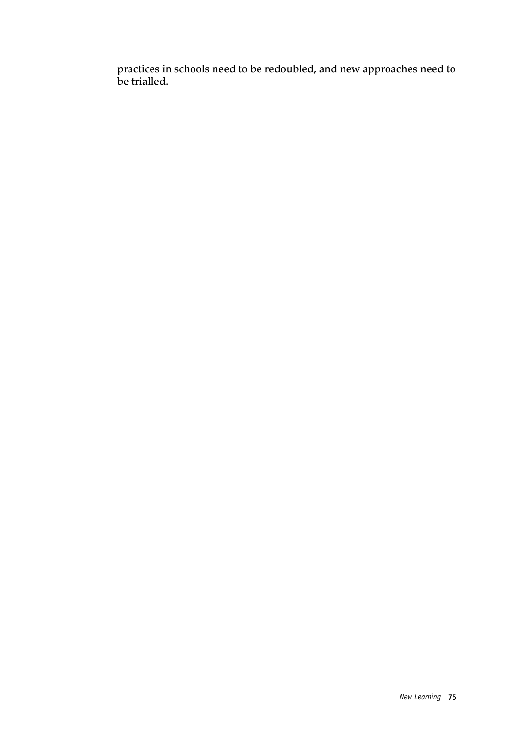practices in schools need to be redoubled, and new approaches need to be trialled.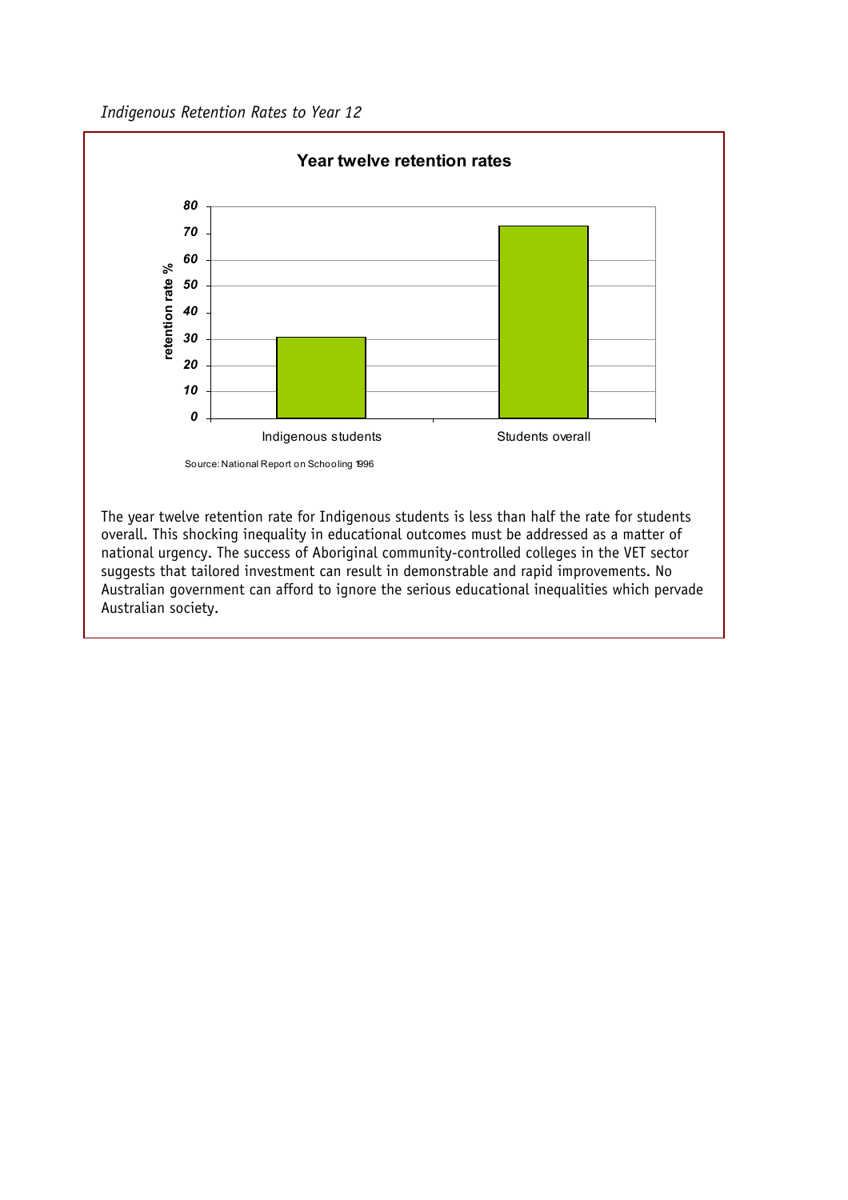*Indigenous Retention Rates to Year 12*

**Year twelve retention rates**

Source: National Report on Schooling 1996

The year twelve retention rate for Indigenous students is less than half the rate for students overall. This shocking inequality in educational outcomes must be addressed as a matter of national urgency. The success of Aboriginal community-controlled colleges in the VET sector suggests that tailored investment can result in demonstrable and rapid improvements. No Australian government can afford to ignore the serious educational inequalities which pervade Australian society.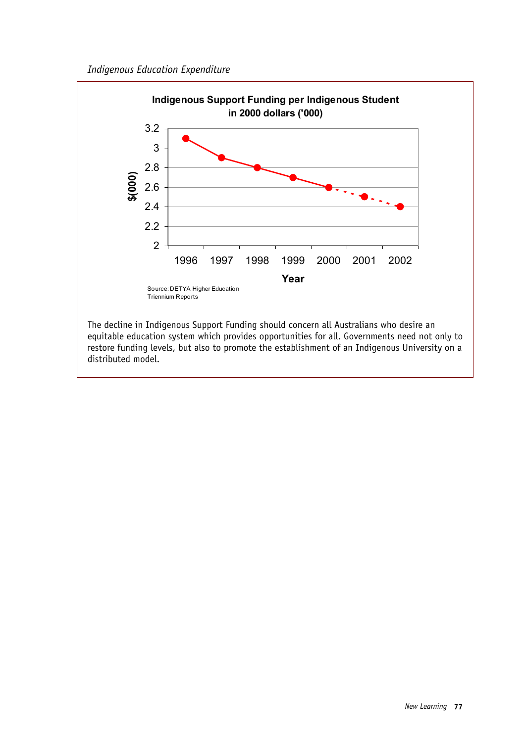*Indigenous Education Expenditure*

**Indigenous Support Funding per Indigenous Student in 2000 dollars ('000)**

Source: DETYA Higher Education Triennium Reports

The decline in Indigenous Support Funding should concern all Australians who desire an equitable education system which provides opportunities for all. Governments need not only to restore funding levels, but also to promote the establishment of an Indigenous University on a distributed model.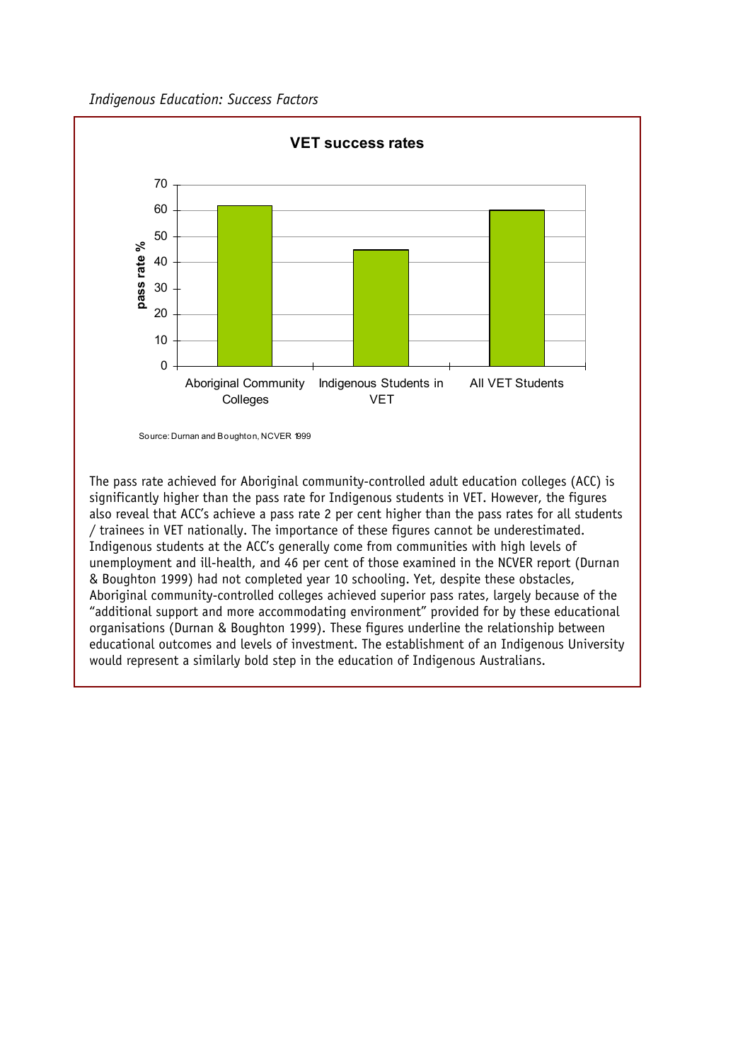**VET success rates**

| | pass rate % |
|---|---|
| Aboriginal Community Colleges | 62 |
| Indigenous Students in VET | 45 |
| All VET Students | 60 |

Source: Durnan and Boughton, NCVER 1999

The pass rate achieved for Aboriginal community-controlled adult education colleges (ACC) is significantly higher than the pass rate for Indigenous students in VET. However, the figures also reveal that ACC's achieve a pass rate 2 per cent higher than the pass rates for all students / trainees in VET nationally. The importance of these figures cannot be underestimated. Indigenous students at the ACC's generally come from communities with high levels of unemployment and ill-health, and 46 per cent of those examined in the NCVER report (Durnan & Boughton 1999) had not completed year 10 schooling. Yet, despite these obstacles, Aboriginal community-controlled colleges achieved superior pass rates, largely because of the "additional support and more accommodating environment" provided for by these educational organisations (Durnan & Boughton 1999). These figures underline the relationship between educational outcomes and levels of investment. The establishment of an Indigenous University would represent a similarly bold step in the education of Indigenous Australians.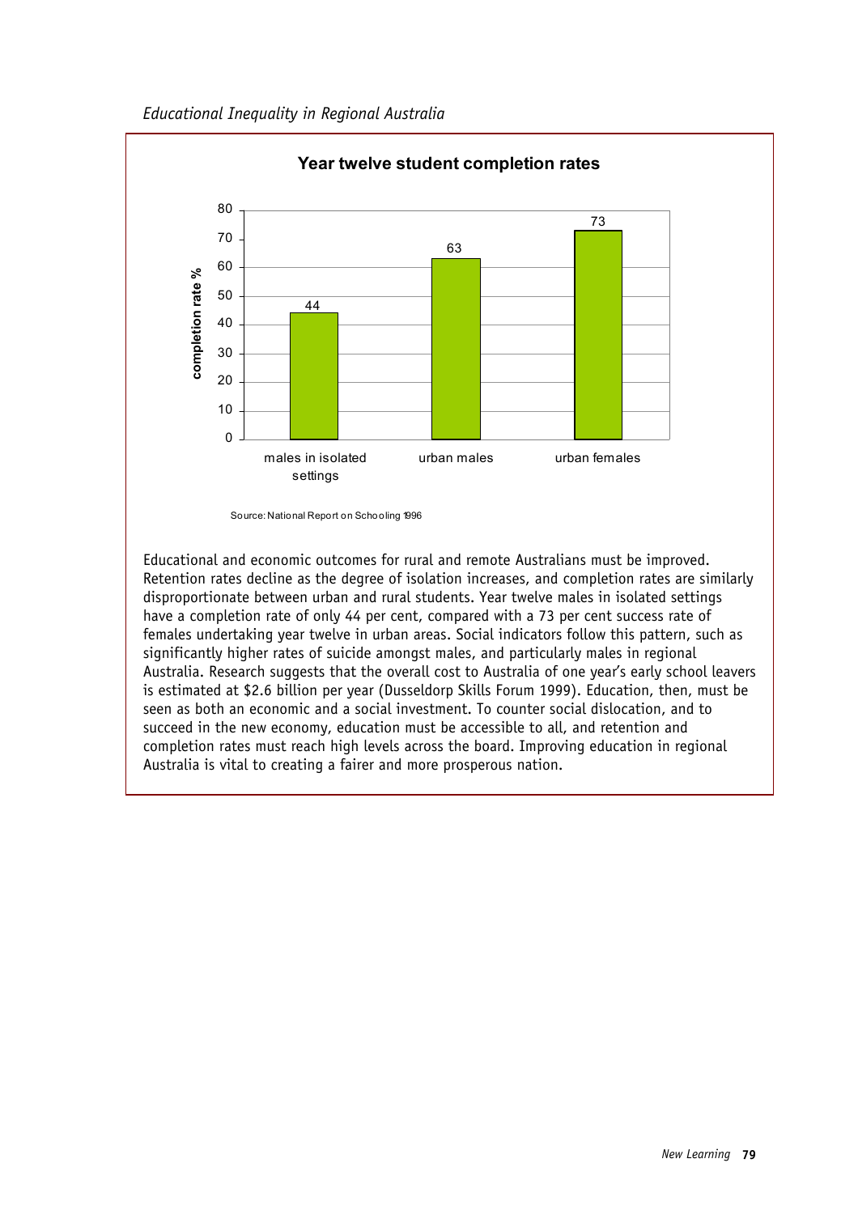**Year twelve student completion rates**

| | completion rate % |
|---|---|
| males in isolated settings | 44 |
| urban males | 63 |
| urban females | 73 |

Source: National Report on Schooling 1996

Educational and economic outcomes for rural and remote Australians must be improved. Retention rates decline as the degree of isolation increases, and completion rates are similarly disproportionate between urban and rural students. Year twelve males in isolated settings have a completion rate of only 44 per cent, compared with a 73 per cent success rate of females undertaking year twelve in urban areas. Social indicators follow this pattern, such as significantly higher rates of suicide amongst males, and particularly males in regional Australia. Research suggests that the overall cost to Australia of one year's early school leavers is estimated at $2.6 billion per year (Dusseldorp Skills Forum 1999). Education, then, must be seen as both an economic and a social investment. To counter social dislocation, and to succeed in the new economy, education must be accessible to all, and retention and completion rates must reach high levels across the board. Improving education in regional Australia is vital to creating a fairer and more prosperous nation.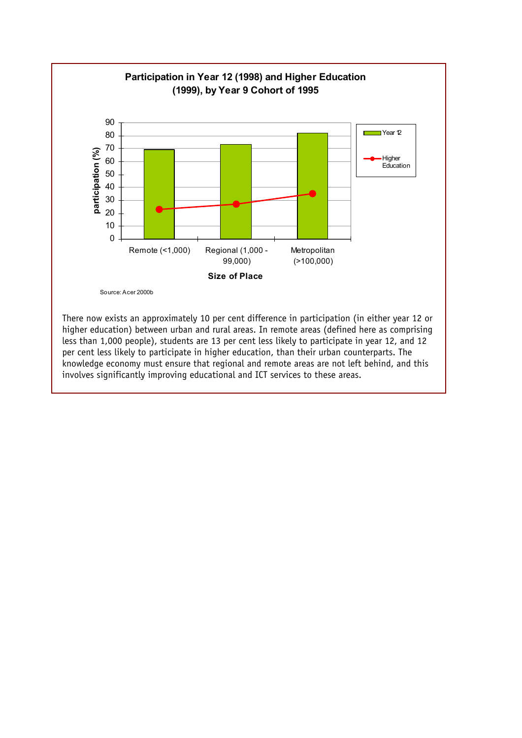**Participation in Year 12 (1998) and Higher Education (1999), by Year 9 Cohort of 1995**

Source: Acer 2000b

There now exists an approximately 10 per cent difference in participation (in either year 12 or higher education) between urban and rural areas. In remote areas (defined here as comprising less than 1,000 people), students are 13 per cent less likely to participate in year 12, and 12 per cent less likely to participate in higher education, than their urban counterparts. The knowledge economy must ensure that regional and remote areas are not left behind, and this involves significantly improving educational and ICT services to these areas.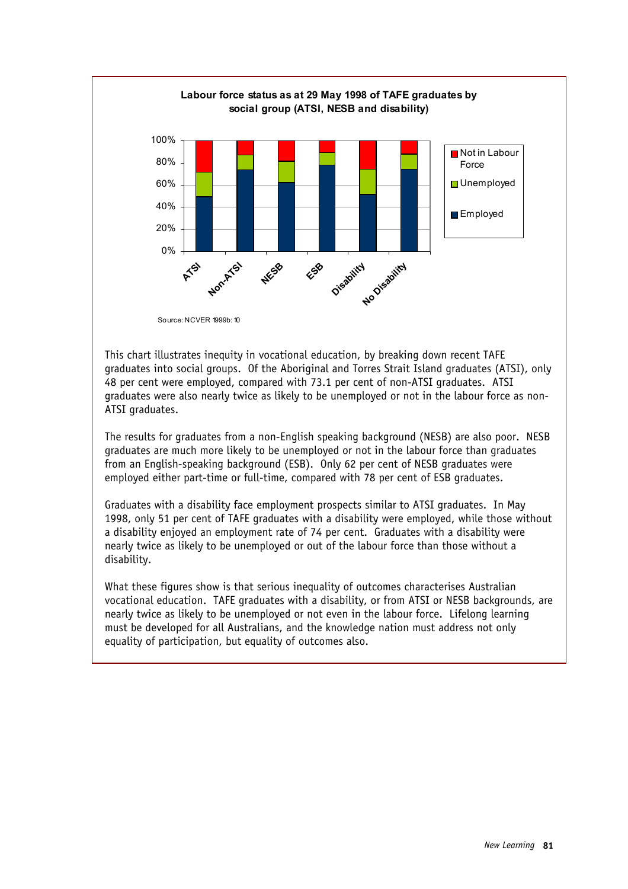**Labour force status as at 29 May 1998 of TAFE graduates by social group (ATSI, NESB and disability)**

Source: NCVER 1999b: 10

This chart illustrates inequity in vocational education, by breaking down recent TAFE graduates into social groups. Of the Aboriginal and Torres Strait Island graduates (ATSI), only 48 per cent were employed, compared with 73.1 per cent of non-ATSI graduates. ATSI graduates were also nearly twice as likely to be unemployed or not in the labour force as non-ATSI graduates.

The results for graduates from a non-English speaking background (NESB) are also poor. NESB graduates are much more likely to be unemployed or not in the labour force than graduates from an English-speaking background (ESB). Only 62 per cent of NESB graduates were employed either part-time or full-time, compared with 78 per cent of ESB graduates.

Graduates with a disability face employment prospects similar to ATSI graduates. In May 1998, only 51 per cent of TAFE graduates with a disability were employed, while those without a disability enjoyed an employment rate of 74 per cent. Graduates with a disability were nearly twice as likely to be unemployed or out of the labour force than those without a disability.

What these figures show is that serious inequality of outcomes characterises Australian vocational education. TAFE graduates with a disability, or from ATSI or NESB backgrounds, are nearly twice as likely to be unemployed or not even in the labour force. Lifelong learning must be developed for all Australians, and the knowledge nation must address not only equality of participation, but equality of outcomes also.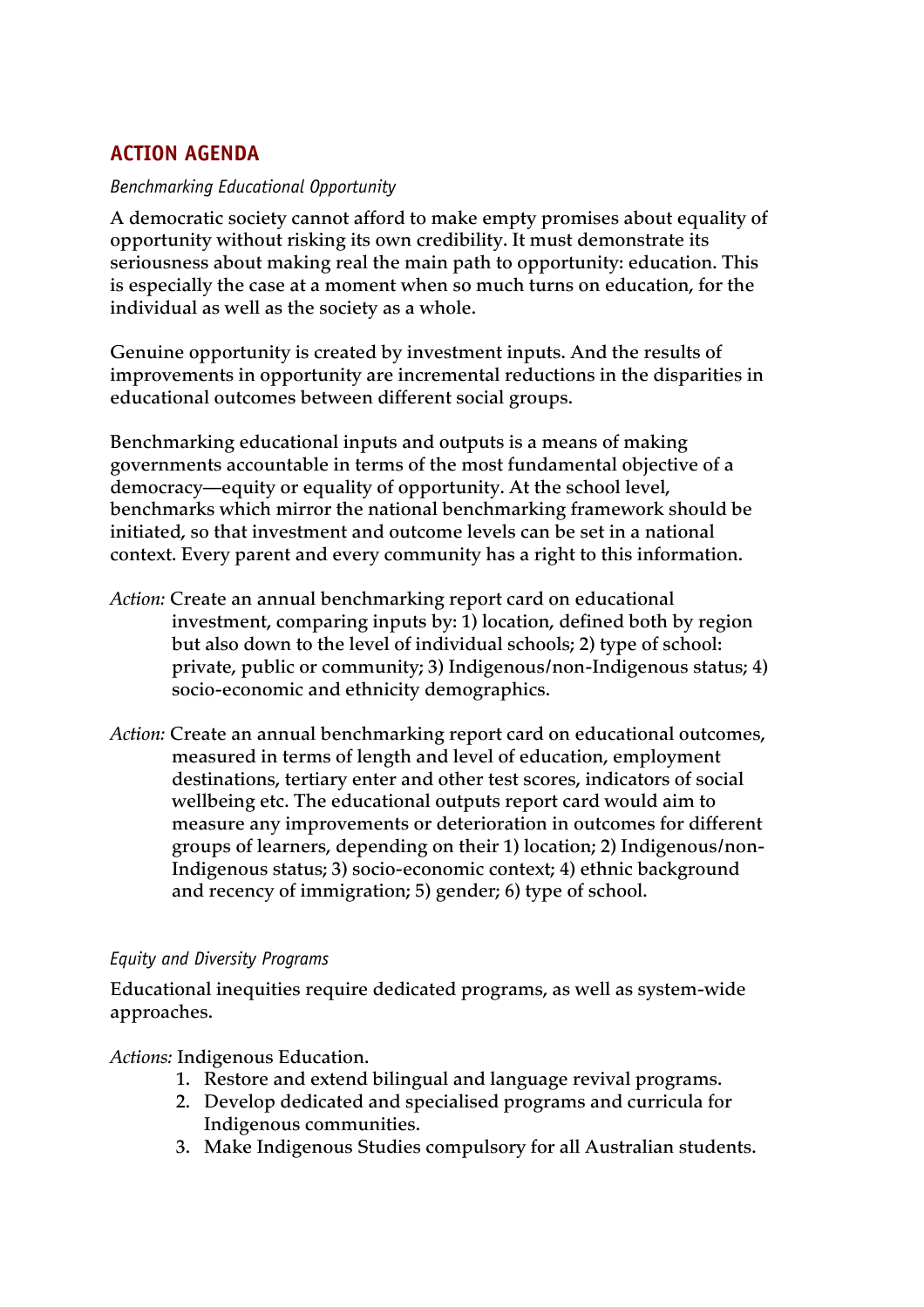## ACTION AGENDA

*Benchmarking Educational Opportunity*

**A democratic society cannot afford to make empty promises about equality of opportunity without risking its own credibility. It must demonstrate its seriousness about making real the main path to opportunity: education. This is especially the case at a moment when so much turns on education, for the individual as well as the society as a whole.**

**Genuine opportunity is created by investment inputs. And the results of improvements in opportunity are incremental reductions in the disparities in educational outcomes between different social groups.**

**Benchmarking educational inputs and outputs is a means of making governments accountable in terms of the most fundamental objective of a democracy—equity or equality of opportunity. At the school level, benchmarks which mirror the national benchmarking framework should be initiated, so that investment and outcome levels can be set in a national context. Every parent and every community has a right to this information.**

*Action:* Create an annual benchmarking report card on educational investment, comparing inputs by: 1) location, defined both by region but also down to the level of individual schools; 2) type of school: private, public or community; 3) Indigenous/non-Indigenous status; 4) socio-economic and ethnicity demographics.

*Action:* Create an annual benchmarking report card on educational outcomes, measured in terms of length and level of education, employment destinations, tertiary enter and other test scores, indicators of social wellbeing etc. The educational outputs report card would aim to measure any improvements or deterioration in outcomes for different groups of learners, depending on their 1) location; 2) Indigenous/non-Indigenous status; 3) socio-economic context; 4) ethnic background and recency of immigration; 5) gender; 6) type of school.

*Equity and Diversity Programs*

**Educational inequities require dedicated programs, as well as system-wide approaches.**

*Actions:* Indigenous Education.

1. Restore and extend bilingual and language revival programs.
2. Develop dedicated and specialised programs and curricula for Indigenous communities.
3. Make Indigenous Studies compulsory for all Australian students.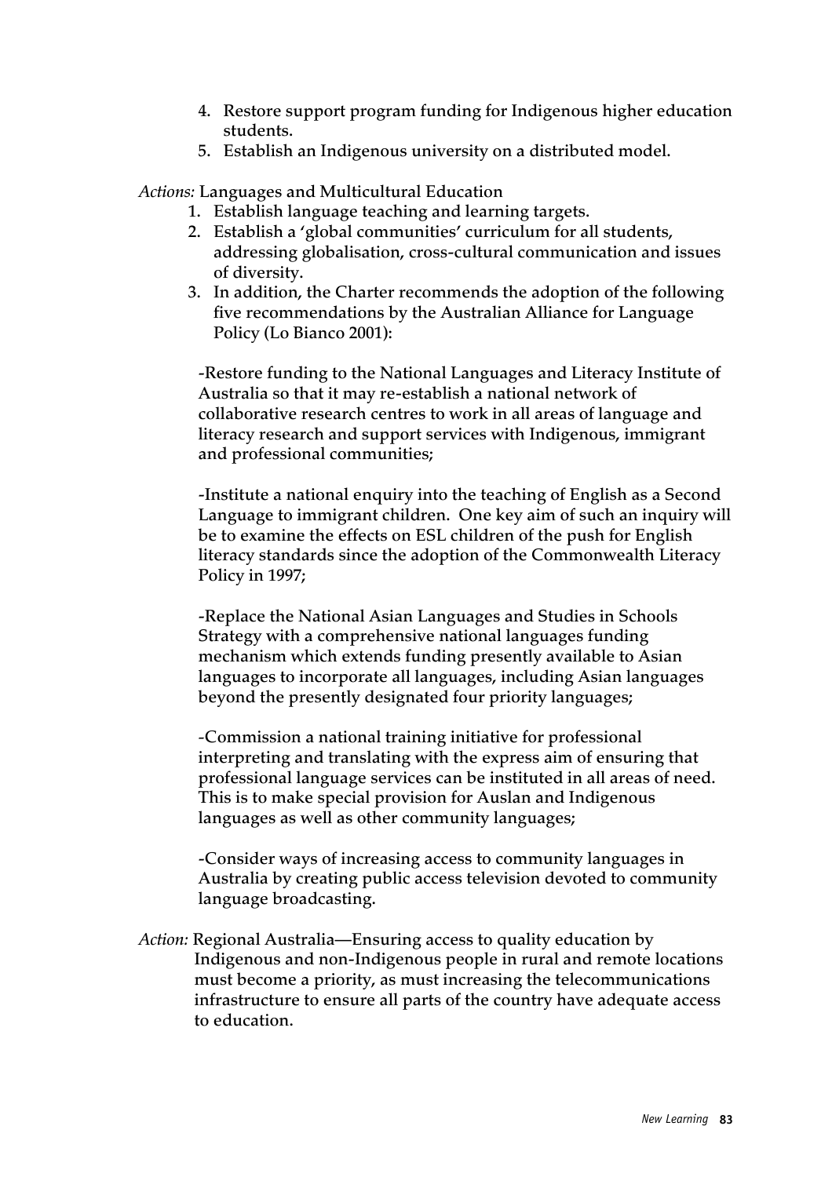4. Restore support program funding for Indigenous higher education students.
5. Establish an Indigenous university on a distributed model.

*Actions:* **Languages and Multicultural Education**

1. Establish language teaching and learning targets.
2. Establish a 'global communities' curriculum for all students, addressing globalisation, cross-cultural communication and issues of diversity.
3. In addition, the Charter recommends the adoption of the following five recommendations by the Australian Alliance for Language Policy (Lo Bianco 2001):

   -Restore funding to the National Languages and Literacy Institute of Australia so that it may re-establish a national network of collaborative research centres to work in all areas of language and literacy research and support services with Indigenous, immigrant and professional communities;

   -Institute a national enquiry into the teaching of English as a Second Language to immigrant children. One key aim of such an inquiry will be to examine the effects on ESL children of the push for English literacy standards since the adoption of the Commonwealth Literacy Policy in 1997;

   -Replace the National Asian Languages and Studies in Schools Strategy with a comprehensive national languages funding mechanism which extends funding presently available to Asian languages to incorporate all languages, including Asian languages beyond the presently designated four priority languages;

   -Commission a national training initiative for professional interpreting and translating with the express aim of ensuring that professional language services can be instituted in all areas of need. This is to make special provision for Auslan and Indigenous languages as well as other community languages;

   -Consider ways of increasing access to community languages in Australia by creating public access television devoted to community language broadcasting.

*Action:* **Regional Australia—Ensuring access to quality education by Indigenous and non-Indigenous people in rural and remote locations must become a priority, as must increasing the telecommunications infrastructure to ensure all parts of the country have adequate access to education.**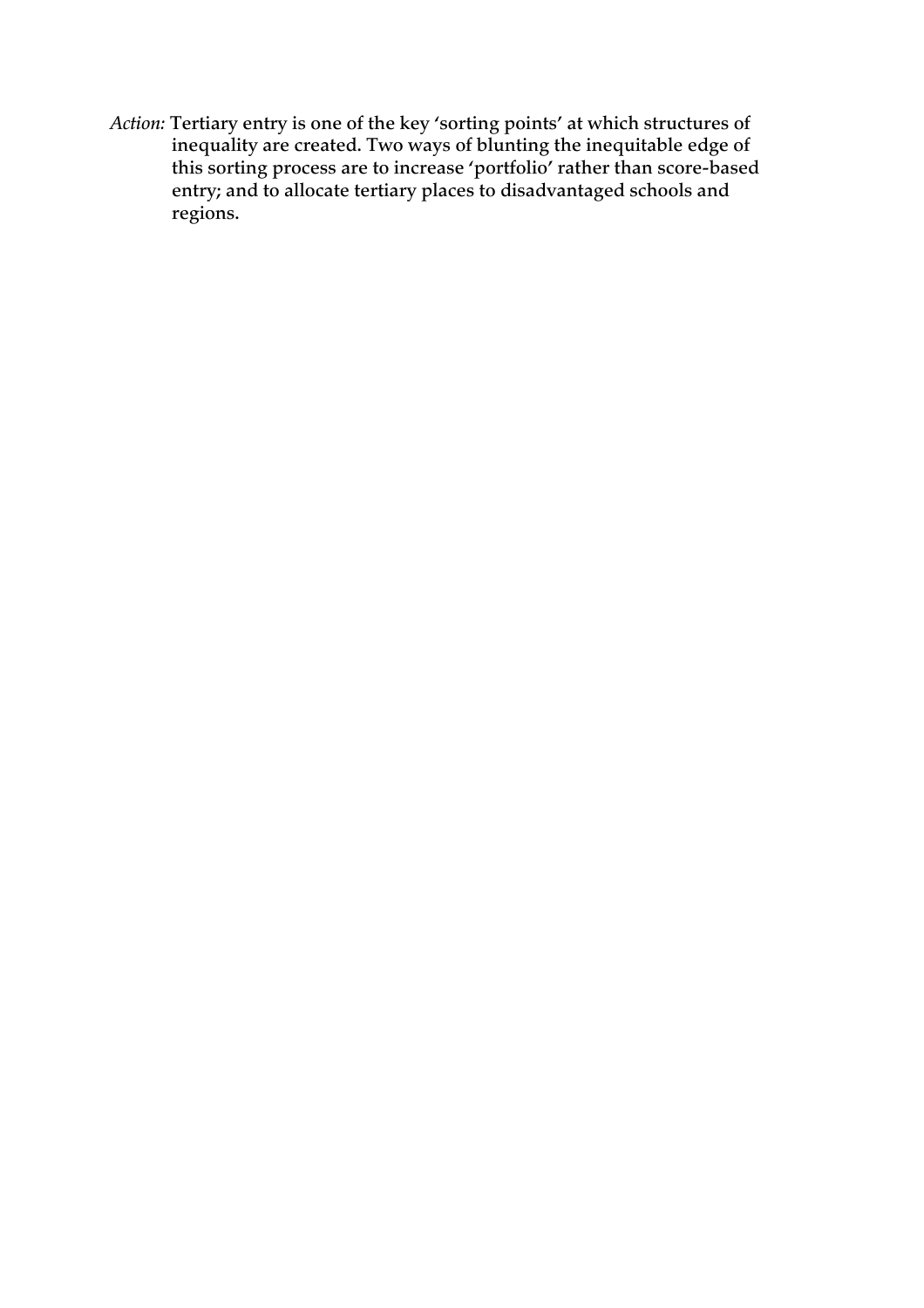*Action:* **Tertiary entry is one of the key 'sorting points' at which structures of inequality are created. Two ways of blunting the inequitable edge of this sorting process are to increase 'portfolio' rather than score-based entry; and to allocate tertiary places to disadvantaged schools and regions.**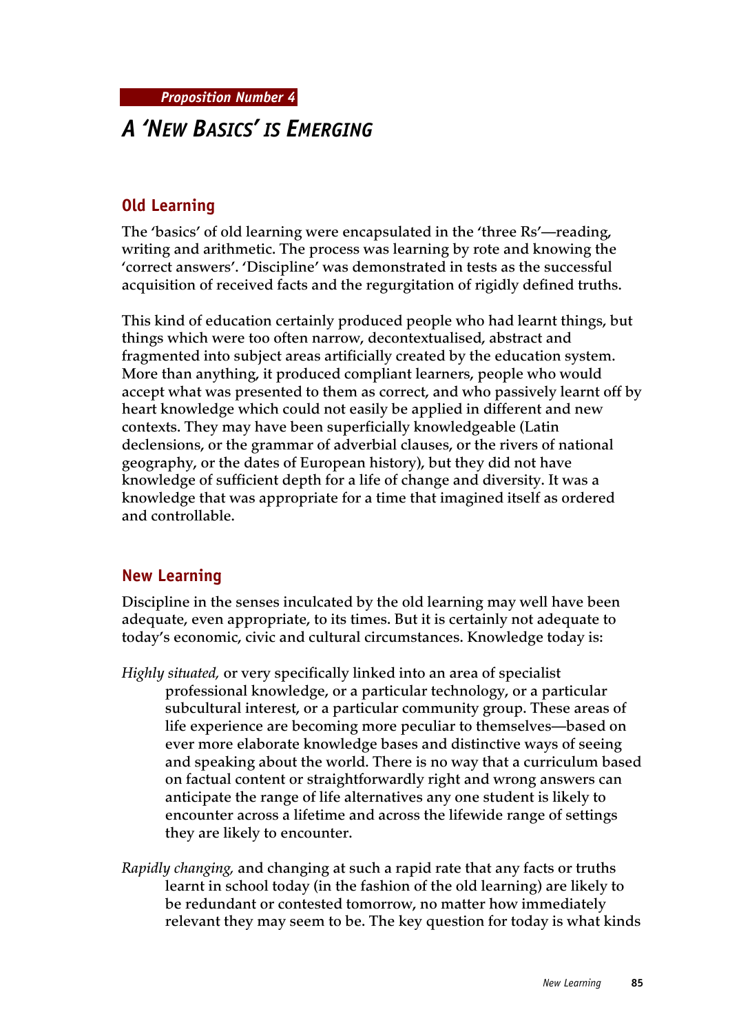*Proposition Number 4*

# A 'NEW BASICS' IS EMERGING

## Old Learning

The 'basics' of old learning were encapsulated in the 'three Rs'—reading, writing and arithmetic. The process was learning by rote and knowing the 'correct answers'. 'Discipline' was demonstrated in tests as the successful acquisition of received facts and the regurgitation of rigidly defined truths.

This kind of education certainly produced people who had learnt things, but things which were too often narrow, decontextualised, abstract and fragmented into subject areas artificially created by the education system. More than anything, it produced compliant learners, people who would accept what was presented to them as correct, and who passively learnt off by heart knowledge which could not easily be applied in different and new contexts. They may have been superficially knowledgeable (Latin declensions, or the grammar of adverbial clauses, or the rivers of national geography, or the dates of European history), but they did not have knowledge of sufficient depth for a life of change and diversity. It was a knowledge that was appropriate for a time that imagined itself as ordered and controllable.

## New Learning

Discipline in the senses inculcated by the old learning may well have been adequate, even appropriate, to its times. But it is certainly not adequate to today's economic, civic and cultural circumstances. Knowledge today is:

*Highly situated,* or very specifically linked into an area of specialist professional knowledge, or a particular technology, or a particular subcultural interest, or a particular community group. These areas of life experience are becoming more peculiar to themselves—based on ever more elaborate knowledge bases and distinctive ways of seeing and speaking about the world. There is no way that a curriculum based on factual content or straightforwardly right and wrong answers can anticipate the range of life alternatives any one student is likely to encounter across a lifetime and across the lifewide range of settings they are likely to encounter.

*Rapidly changing,* and changing at such a rapid rate that any facts or truths learnt in school today (in the fashion of the old learning) are likely to be redundant or contested tomorrow, no matter how immediately relevant they may seem to be. The key question for today is what kinds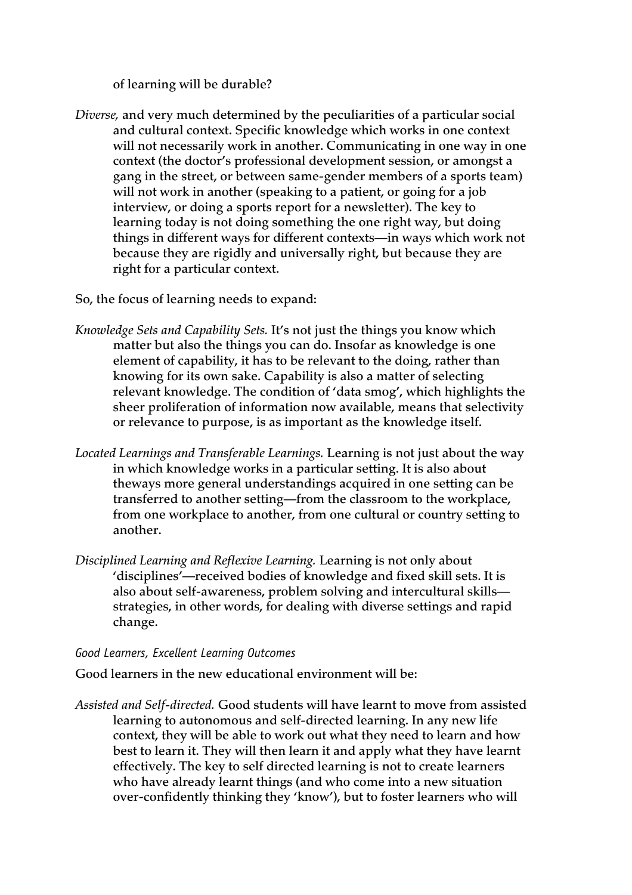of learning will be durable?

*Diverse,* and very much determined by the peculiarities of a particular social and cultural context. Specific knowledge which works in one context will not necessarily work in another. Communicating in one way in one context (the doctor's professional development session, or amongst a gang in the street, or between same-gender members of a sports team) will not work in another (speaking to a patient, or going for a job interview, or doing a sports report for a newsletter). The key to learning today is not doing something the one right way, but doing things in different ways for different contexts—in ways which work not because they are rigidly and universally right, but because they are right for a particular context.

So, the focus of learning needs to expand:

*Knowledge Sets and Capability Sets.* It's not just the things you know which matter but also the things you can do. Insofar as knowledge is one element of capability, it has to be relevant to the doing, rather than knowing for its own sake. Capability is also a matter of selecting relevant knowledge. The condition of 'data smog', which highlights the sheer proliferation of information now available, means that selectivity or relevance to purpose, is as important as the knowledge itself.

*Located Learnings and Transferable Learnings.* Learning is not just about the way in which knowledge works in a particular setting. It is also about theways more general understandings acquired in one setting can be transferred to another setting—from the classroom to the workplace, from one workplace to another, from one cultural or country setting to another.

*Disciplined Learning and Reflexive Learning.* Learning is not only about 'disciplines'—received bodies of knowledge and fixed skill sets. It is also about self-awareness, problem solving and intercultural skills—strategies, in other words, for dealing with diverse settings and rapid change.

#### Good Learners, Excellent Learning Outcomes

Good learners in the new educational environment will be:

*Assisted and Self-directed.* Good students will have learnt to move from assisted learning to autonomous and self-directed learning. In any new life context, they will be able to work out what they need to learn and how best to learn it. They will then learn it and apply what they have learnt effectively. The key to self directed learning is not to create learners who have already learnt things (and who come into a new situation over-confidently thinking they 'know'), but to foster learners who will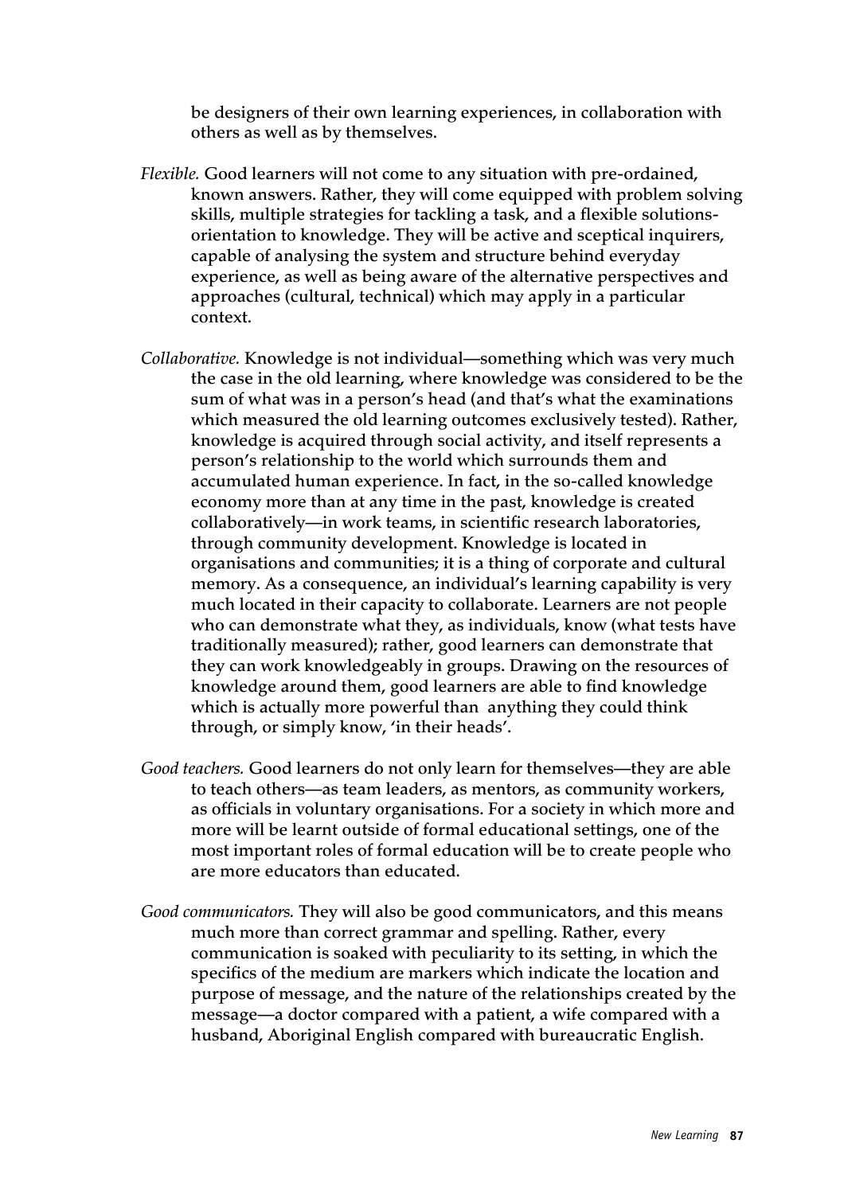be designers of their own learning experiences, in collaboration with others as well as by themselves.

*Flexible.* Good learners will not come to any situation with pre-ordained, known answers. Rather, they will come equipped with problem solving skills, multiple strategies for tackling a task, and a flexible solutions-orientation to knowledge. They will be active and sceptical inquirers, capable of analysing the system and structure behind everyday experience, as well as being aware of the alternative perspectives and approaches (cultural, technical) which may apply in a particular context.

*Collaborative.* Knowledge is not individual—something which was very much the case in the old learning, where knowledge was considered to be the sum of what was in a person's head (and that's what the examinations which measured the old learning outcomes exclusively tested). Rather, knowledge is acquired through social activity, and itself represents a person's relationship to the world which surrounds them and accumulated human experience. In fact, in the so-called knowledge economy more than at any time in the past, knowledge is created collaboratively—in work teams, in scientific research laboratories, through community development. Knowledge is located in organisations and communities; it is a thing of corporate and cultural memory. As a consequence, an individual's learning capability is very much located in their capacity to collaborate. Learners are not people who can demonstrate what they, as individuals, know (what tests have traditionally measured); rather, good learners can demonstrate that they can work knowledgeably in groups. Drawing on the resources of knowledge around them, good learners are able to find knowledge which is actually more powerful than anything they could think through, or simply know, 'in their heads'.

*Good teachers.* Good learners do not only learn for themselves—they are able to teach others—as team leaders, as mentors, as community workers, as officials in voluntary organisations. For a society in which more and more will be learnt outside of formal educational settings, one of the most important roles of formal education will be to create people who are more educators than educated.

*Good communicators.* They will also be good communicators, and this means much more than correct grammar and spelling. Rather, every communication is soaked with peculiarity to its setting, in which the specifics of the medium are markers which indicate the location and purpose of message, and the nature of the relationships created by the message—a doctor compared with a patient, a wife compared with a husband, Aboriginal English compared with bureaucratic English.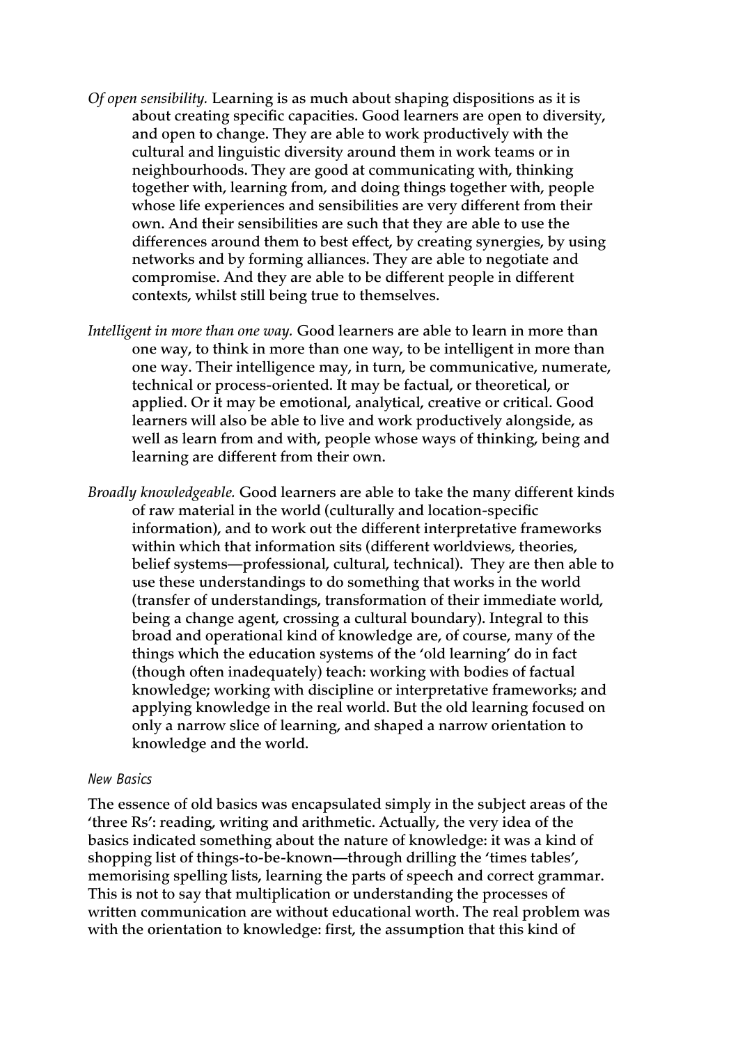*Of open sensibility.* Learning is as much about shaping dispositions as it is about creating specific capacities. Good learners are open to diversity, and open to change. They are able to work productively with the cultural and linguistic diversity around them in work teams or in neighbourhoods. They are good at communicating with, thinking together with, learning from, and doing things together with, people whose life experiences and sensibilities are very different from their own. And their sensibilities are such that they are able to use the differences around them to best effect, by creating synergies, by using networks and by forming alliances. They are able to negotiate and compromise. And they are able to be different people in different contexts, whilst still being true to themselves.

*Intelligent in more than one way.* Good learners are able to learn in more than one way, to think in more than one way, to be intelligent in more than one way. Their intelligence may, in turn, be communicative, numerate, technical or process-oriented. It may be factual, or theoretical, or applied. Or it may be emotional, analytical, creative or critical. Good learners will also be able to live and work productively alongside, as well as learn from and with, people whose ways of thinking, being and learning are different from their own.

*Broadly knowledgeable.* Good learners are able to take the many different kinds of raw material in the world (culturally and location-specific information), and to work out the different interpretative frameworks within which that information sits (different worldviews, theories, belief systems—professional, cultural, technical). They are then able to use these understandings to do something that works in the world (transfer of understandings, transformation of their immediate world, being a change agent, crossing a cultural boundary). Integral to this broad and operational kind of knowledge are, of course, many of the things which the education systems of the 'old learning' do in fact (though often inadequately) teach: working with bodies of factual knowledge; working with discipline or interpretative frameworks; and applying knowledge in the real world. But the old learning focused on only a narrow slice of learning, and shaped a narrow orientation to knowledge and the world.

### New Basics

The essence of old basics was encapsulated simply in the subject areas of the 'three Rs': reading, writing and arithmetic. Actually, the very idea of the basics indicated something about the nature of knowledge: it was a kind of shopping list of things-to-be-known—through drilling the 'times tables', memorising spelling lists, learning the parts of speech and correct grammar. This is not to say that multiplication or understanding the processes of written communication are without educational worth. The real problem was with the orientation to knowledge: first, the assumption that this kind of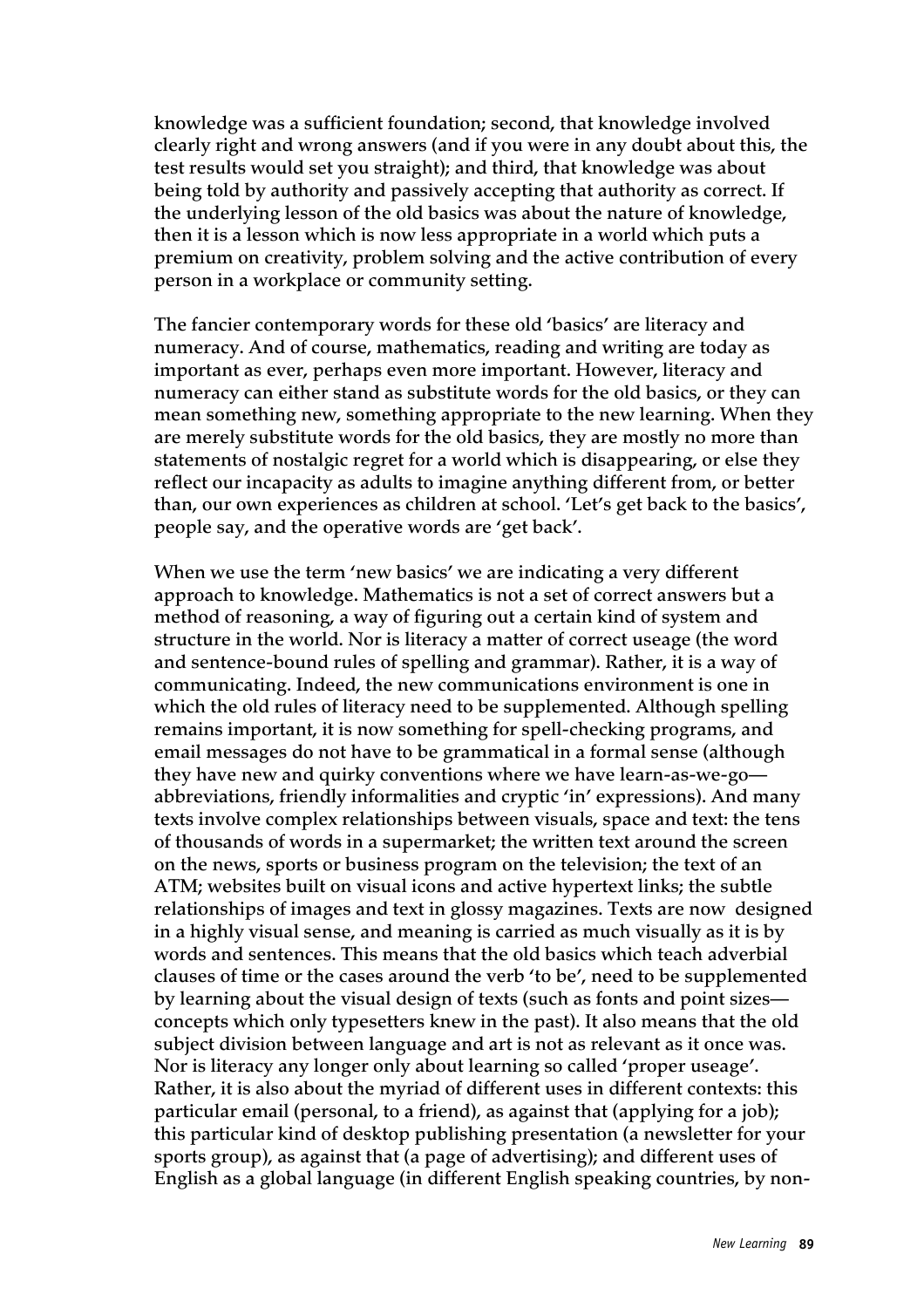knowledge was a sufficient foundation; second, that knowledge involved clearly right and wrong answers (and if you were in any doubt about this, the test results would set you straight); and third, that knowledge was about being told by authority and passively accepting that authority as correct. If the underlying lesson of the old basics was about the nature of knowledge, then it is a lesson which is now less appropriate in a world which puts a premium on creativity, problem solving and the active contribution of every person in a workplace or community setting.

The fancier contemporary words for these old 'basics' are literacy and numeracy. And of course, mathematics, reading and writing are today as important as ever, perhaps even more important. However, literacy and numeracy can either stand as substitute words for the old basics, or they can mean something new, something appropriate to the new learning. When they are merely substitute words for the old basics, they are mostly no more than statements of nostalgic regret for a world which is disappearing, or else they reflect our incapacity as adults to imagine anything different from, or better than, our own experiences as children at school. 'Let's get back to the basics', people say, and the operative words are 'get back'.

When we use the term 'new basics' we are indicating a very different approach to knowledge. Mathematics is not a set of correct answers but a method of reasoning, a way of figuring out a certain kind of system and structure in the world. Nor is literacy a matter of correct useage (the word and sentence-bound rules of spelling and grammar). Rather, it is a way of communicating. Indeed, the new communications environment is one in which the old rules of literacy need to be supplemented. Although spelling remains important, it is now something for spell-checking programs, and email messages do not have to be grammatical in a formal sense (although they have new and quirky conventions where we have learn-as-we-go—abbreviations, friendly informalities and cryptic 'in' expressions). And many texts involve complex relationships between visuals, space and text: the tens of thousands of words in a supermarket; the written text around the screen on the news, sports or business program on the television; the text of an ATM; websites built on visual icons and active hypertext links; the subtle relationships of images and text in glossy magazines. Texts are now designed in a highly visual sense, and meaning is carried as much visually as it is by words and sentences. This means that the old basics which teach adverbial clauses of time or the cases around the verb 'to be', need to be supplemented by learning about the visual design of texts (such as fonts and point sizes—concepts which only typesetters knew in the past). It also means that the old subject division between language and art is not as relevant as it once was. Nor is literacy any longer only about learning so called 'proper useage'. Rather, it is also about the myriad of different uses in different contexts: this particular email (personal, to a friend), as against that (applying for a job); this particular kind of desktop publishing presentation (a newsletter for your sports group), as against that (a page of advertising); and different uses of English as a global language (in different English speaking countries, by non-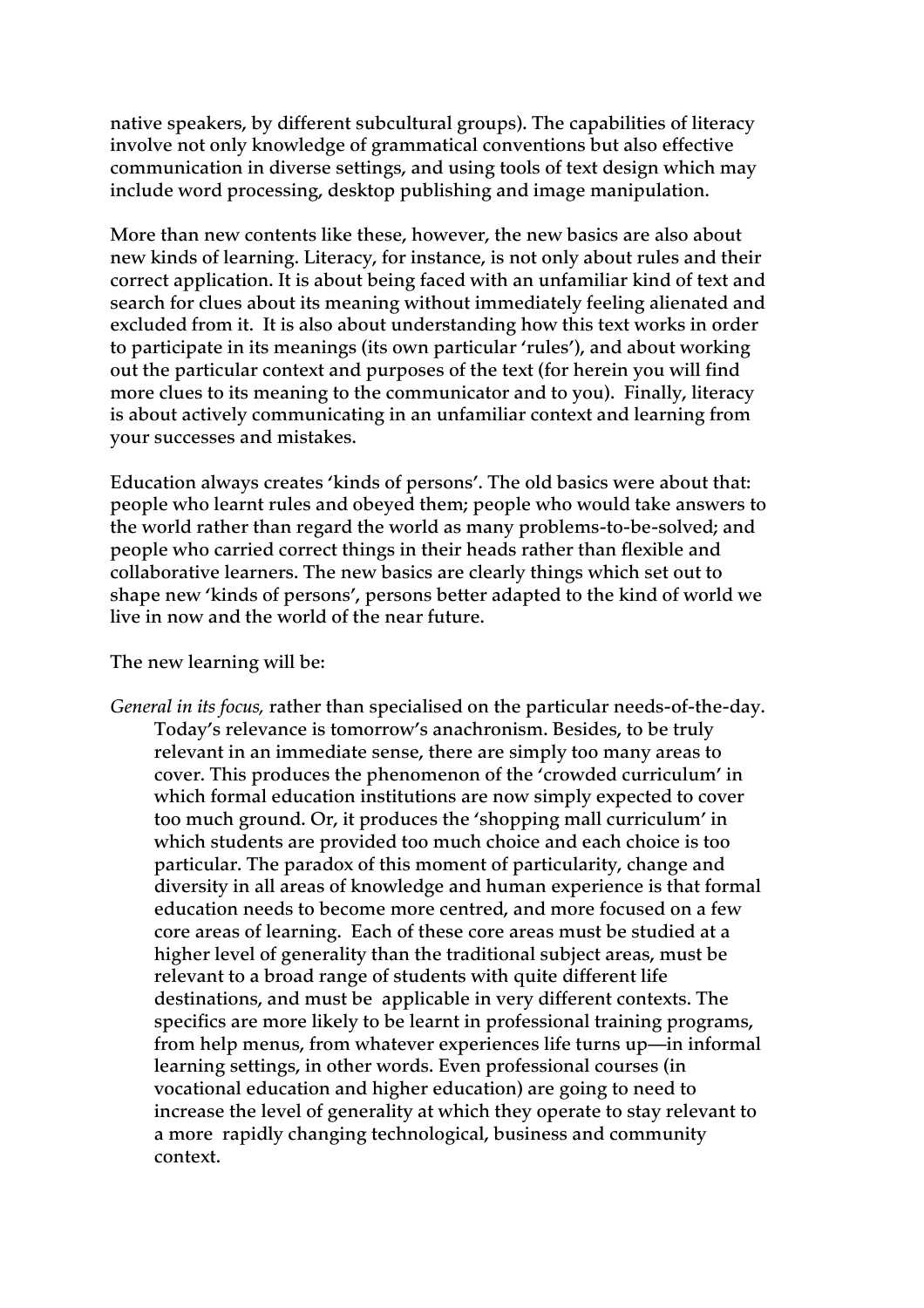native speakers, by different subcultural groups). The capabilities of literacy involve not only knowledge of grammatical conventions but also effective communication in diverse settings, and using tools of text design which may include word processing, desktop publishing and image manipulation.

More than new contents like these, however, the new basics are also about new kinds of learning. Literacy, for instance, is not only about rules and their correct application. It is about being faced with an unfamiliar kind of text and search for clues about its meaning without immediately feeling alienated and excluded from it. It is also about understanding how this text works in order to participate in its meanings (its own particular 'rules'), and about working out the particular context and purposes of the text (for herein you will find more clues to its meaning to the communicator and to you). Finally, literacy is about actively communicating in an unfamiliar context and learning from your successes and mistakes.

Education always creates 'kinds of persons'. The old basics were about that: people who learnt rules and obeyed them; people who would take answers to the world rather than regard the world as many problems-to-be-solved; and people who carried correct things in their heads rather than flexible and collaborative learners. The new basics are clearly things which set out to shape new 'kinds of persons', persons better adapted to the kind of world we live in now and the world of the near future.

The new learning will be:

*General in its focus,* rather than specialised on the particular needs-of-the-day. Today's relevance is tomorrow's anachronism. Besides, to be truly relevant in an immediate sense, there are simply too many areas to cover. This produces the phenomenon of the 'crowded curriculum' in which formal education institutions are now simply expected to cover too much ground. Or, it produces the 'shopping mall curriculum' in which students are provided too much choice and each choice is too particular. The paradox of this moment of particularity, change and diversity in all areas of knowledge and human experience is that formal education needs to become more centred, and more focused on a few core areas of learning. Each of these core areas must be studied at a higher level of generality than the traditional subject areas, must be relevant to a broad range of students with quite different life destinations, and must be applicable in very different contexts. The specifics are more likely to be learnt in professional training programs, from help menus, from whatever experiences life turns up—in informal learning settings, in other words. Even professional courses (in vocational education and higher education) are going to need to increase the level of generality at which they operate to stay relevant to a more rapidly changing technological, business and community context.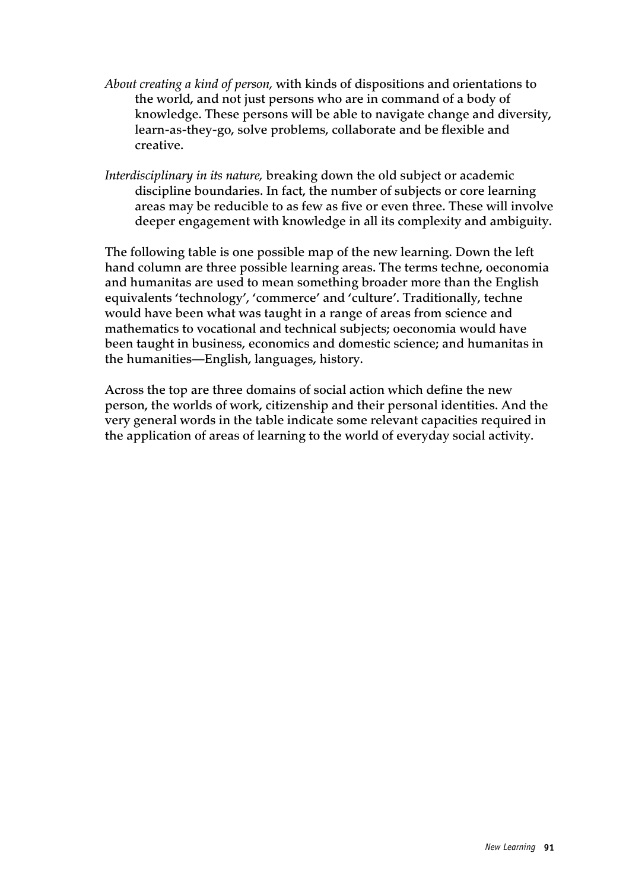*About creating a kind of person,* with kinds of dispositions and orientations to the world, and not just persons who are in command of a body of knowledge. These persons will be able to navigate change and diversity, learn-as-they-go, solve problems, collaborate and be flexible and creative.

*Interdisciplinary in its nature,* breaking down the old subject or academic discipline boundaries. In fact, the number of subjects or core learning areas may be reducible to as few as five or even three. These will involve deeper engagement with knowledge in all its complexity and ambiguity.

The following table is one possible map of the new learning. Down the left hand column are three possible learning areas. The terms techne, oeconomia and humanitas are used to mean something broader more than the English equivalents 'technology', 'commerce' and 'culture'. Traditionally, techne would have been what was taught in a range of areas from science and mathematics to vocational and technical subjects; oeconomia would have been taught in business, economics and domestic science; and humanitas in the humanities—English, languages, history.

Across the top are three domains of social action which define the new person, the worlds of work, citizenship and their personal identities. And the very general words in the table indicate some relevant capacities required in the application of areas of learning to the world of everyday social activity.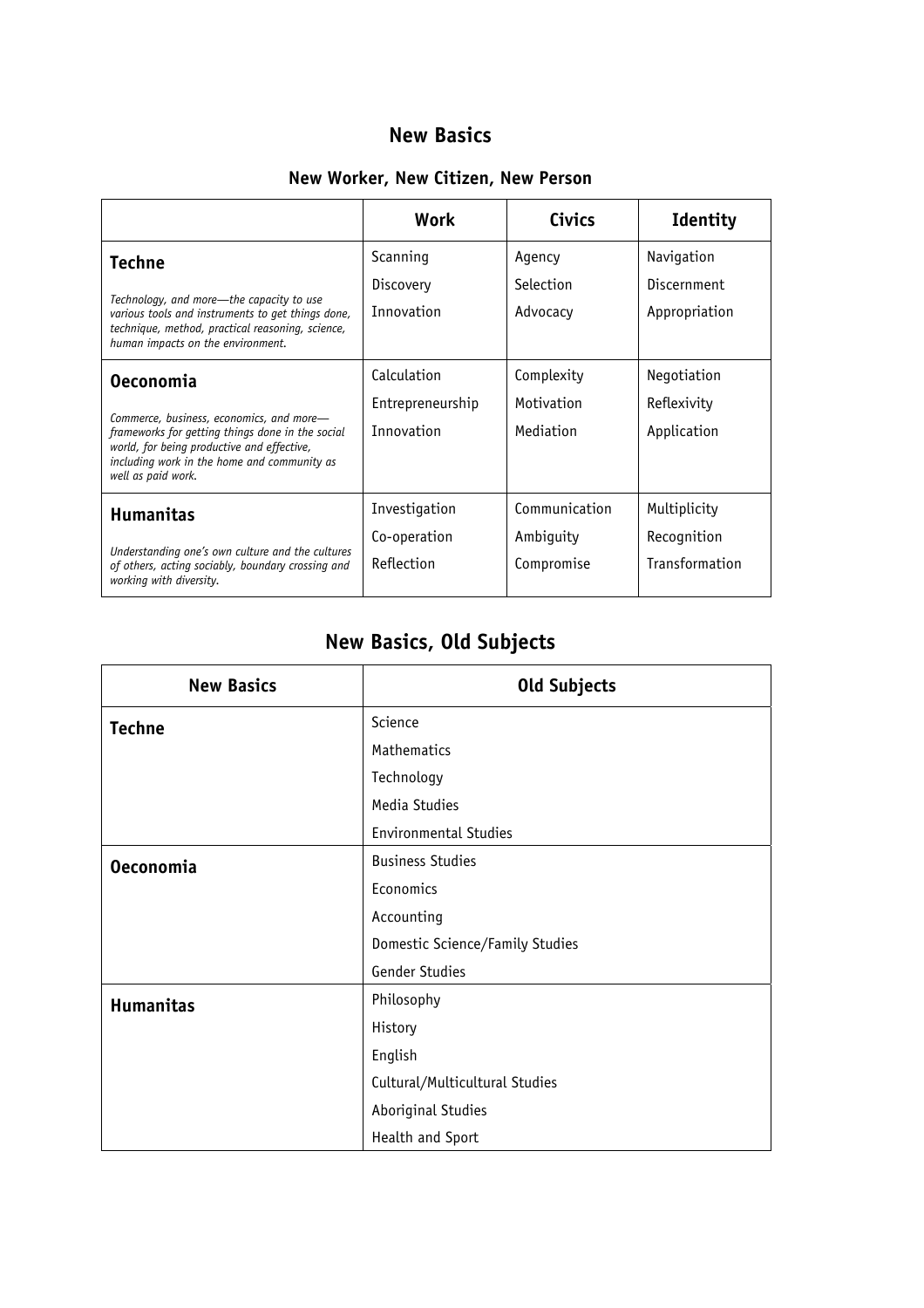## New Basics

### New Worker, New Citizen, New Person

| | Work | Civics | Identity |
|---|---|---|---|
| **Techne**<br><br>*Technology, and more—the capacity to use various tools and instruments to get things done, technique, method, practical reasoning, science, human impacts on the environment.* | Scanning<br>Discovery<br>Innovation | Agency<br>Selection<br>Advocacy | Navigation<br>Discernment<br>Appropriation |
| **Oeconomia**<br><br>*Commerce, business, economics, and more—frameworks for getting things done in the social world, for being productive and effective, including work in the home and community as well as paid work.* | Calculation<br>Entrepreneurship<br>Innovation | Complexity<br>Motivation<br>Mediation | Negotiation<br>Reflexivity<br>Application |
| **Humanitas**<br><br>*Understanding one's own culture and the cultures of others, acting sociably, boundary crossing and working with diversity.* | Investigation<br>Co-operation<br>Reflection | Communication<br>Ambiguity<br>Compromise | Multiplicity<br>Recognition<br>Transformation |

## New Basics, Old Subjects

| New Basics | Old Subjects |
|---|---|
| **Techne** | Science<br>Mathematics<br>Technology<br>Media Studies<br>Environmental Studies |
| **Oeconomia** | Business Studies<br>Economics<br>Accounting<br>Domestic Science/Family Studies<br>Gender Studies |
| **Humanitas** | Philosophy<br>History<br>English<br>Cultural/Multicultural Studies<br>Aboriginal Studies<br>Health and Sport |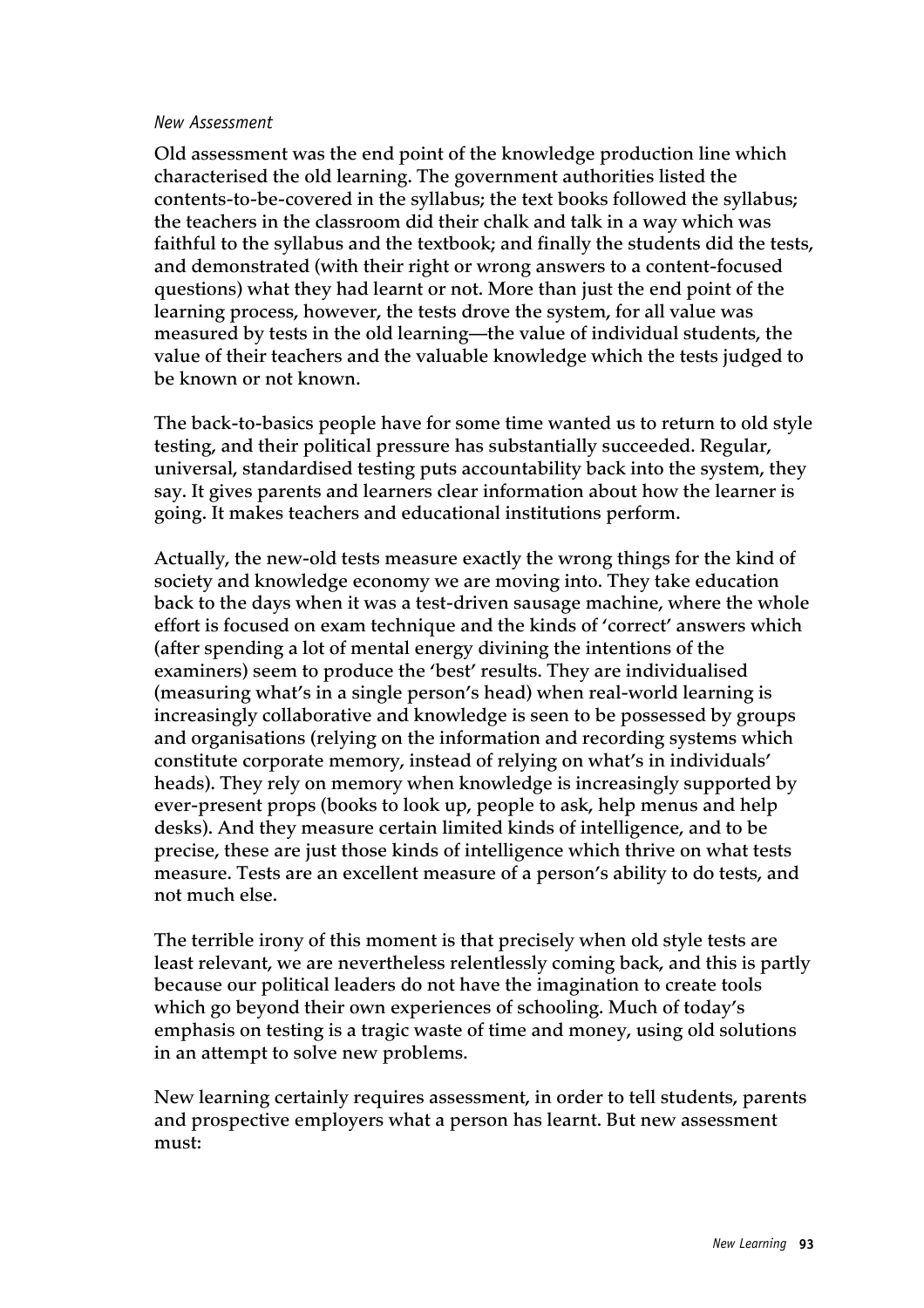*New Assessment*

**Old assessment was the end point of the knowledge production line which characterised the old learning. The government authorities listed the contents-to-be-covered in the syllabus; the text books followed the syllabus; the teachers in the classroom did their chalk and talk in a way which was faithful to the syllabus and the textbook; and finally the students did the tests, and demonstrated (with their right or wrong answers to a content-focused questions) what they had learnt or not. More than just the end point of the learning process, however, the tests drove the system, for all value was measured by tests in the old learning—the value of individual students, the value of their teachers and the valuable knowledge which the tests judged to be known or not known.**

**The back-to-basics people have for some time wanted us to return to old style testing, and their political pressure has substantially succeeded. Regular, universal, standardised testing puts accountability back into the system, they say. It gives parents and learners clear information about how the learner is going. It makes teachers and educational institutions perform.**

**Actually, the new-old tests measure exactly the wrong things for the kind of society and knowledge economy we are moving into. They take education back to the days when it was a test-driven sausage machine, where the whole effort is focused on exam technique and the kinds of 'correct' answers which (after spending a lot of mental energy divining the intentions of the examiners) seem to produce the 'best' results. They are individualised (measuring what's in a single person's head) when real-world learning is increasingly collaborative and knowledge is seen to be possessed by groups and organisations (relying on the information and recording systems which constitute corporate memory, instead of relying on what's in individuals' heads). They rely on memory when knowledge is increasingly supported by ever-present props (books to look up, people to ask, help menus and help desks). And they measure certain limited kinds of intelligence, and to be precise, these are just those kinds of intelligence which thrive on what tests measure. Tests are an excellent measure of a person's ability to do tests, and not much else.**

**The terrible irony of this moment is that precisely when old style tests are least relevant, we are nevertheless relentlessly coming back, and this is partly because our political leaders do not have the imagination to create tools which go beyond their own experiences of schooling. Much of today's emphasis on testing is a tragic waste of time and money, using old solutions in an attempt to solve new problems.**

**New learning certainly requires assessment, in order to tell students, parents and prospective employers what a person has learnt. But new assessment must:**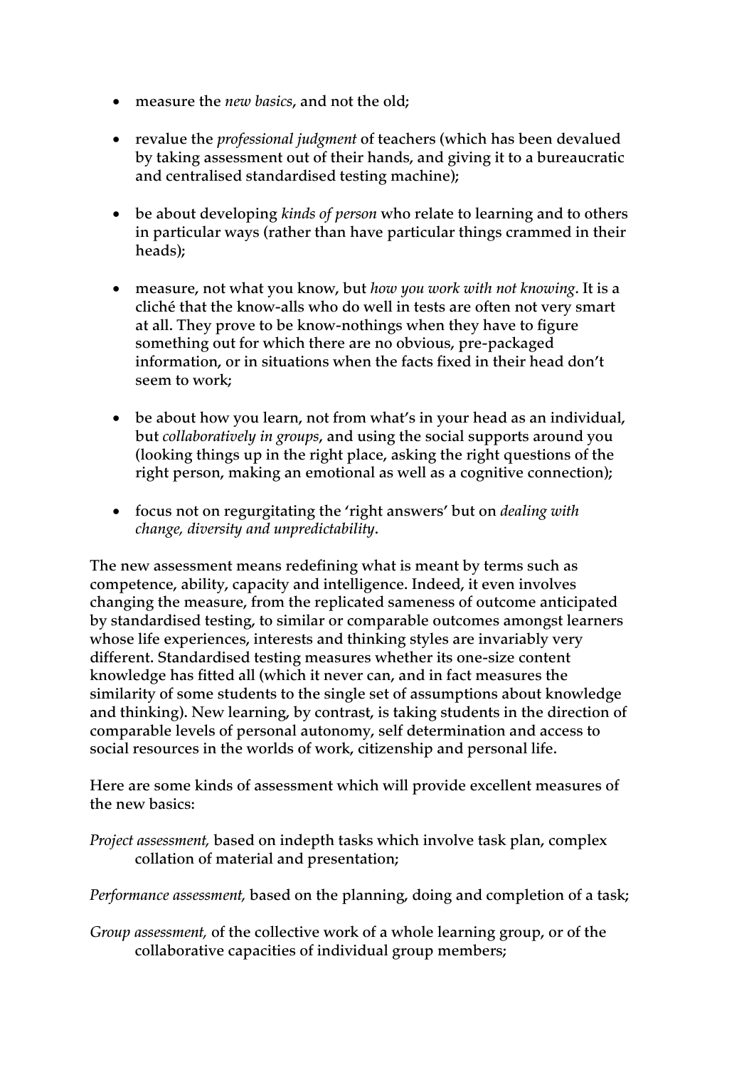- measure the *new basics*, and not the old;

- revalue the *professional judgment* of teachers (which has been devalued by taking assessment out of their hands, and giving it to a bureaucratic and centralised standardised testing machine);

- be about developing *kinds of person* who relate to learning and to others in particular ways (rather than have particular things crammed in their heads);

- measure, not what you know, but *how you work with not knowing*. It is a cliché that the know-alls who do well in tests are often not very smart at all. They prove to be know-nothings when they have to figure something out for which there are no obvious, pre-packaged information, or in situations when the facts fixed in their head don't seem to work;

- be about how you learn, not from what's in your head as an individual, but *collaboratively in groups*, and using the social supports around you (looking things up in the right place, asking the right questions of the right person, making an emotional as well as a cognitive connection);

- focus not on regurgitating the 'right answers' but on *dealing with change, diversity and unpredictability*.

The new assessment means redefining what is meant by terms such as competence, ability, capacity and intelligence. Indeed, it even involves changing the measure, from the replicated sameness of outcome anticipated by standardised testing, to similar or comparable outcomes amongst learners whose life experiences, interests and thinking styles are invariably very different. Standardised testing measures whether its one-size content knowledge has fitted all (which it never can, and in fact measures the similarity of some students to the single set of assumptions about knowledge and thinking). New learning, by contrast, is taking students in the direction of comparable levels of personal autonomy, self determination and access to social resources in the worlds of work, citizenship and personal life.

Here are some kinds of assessment which will provide excellent measures of the new basics:

*Project assessment,* based on indepth tasks which involve task plan, complex collation of material and presentation;

*Performance assessment,* based on the planning, doing and completion of a task;

*Group assessment,* of the collective work of a whole learning group, or of the collaborative capacities of individual group members;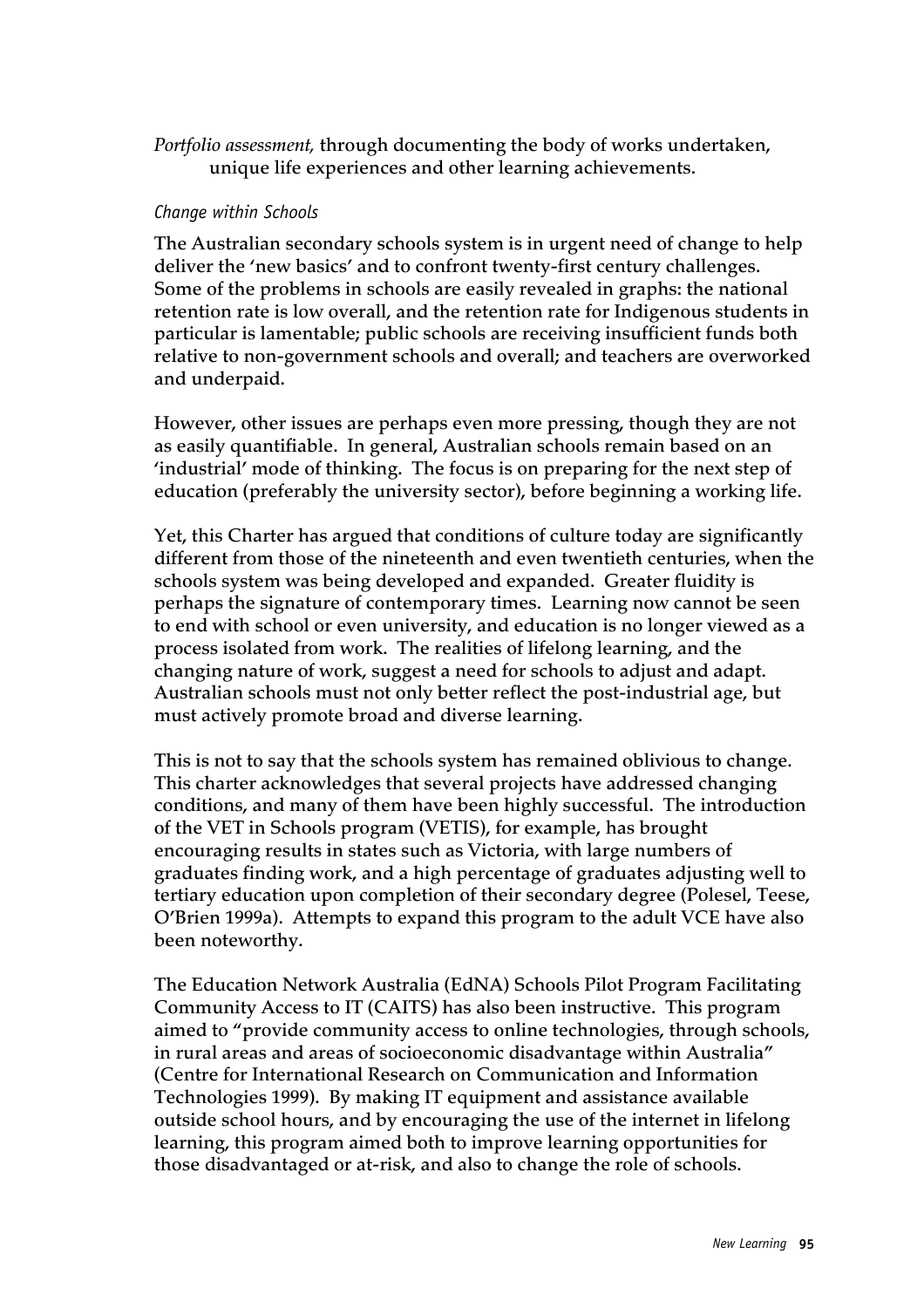*Portfolio assessment,* through documenting the body of works undertaken, unique life experiences and other learning achievements.

### *Change within Schools*

The Australian secondary schools system is in urgent need of change to help deliver the 'new basics' and to confront twenty-first century challenges. Some of the problems in schools are easily revealed in graphs: the national retention rate is low overall, and the retention rate for Indigenous students in particular is lamentable; public schools are receiving insufficient funds both relative to non-government schools and overall; and teachers are overworked and underpaid.

However, other issues are perhaps even more pressing, though they are not as easily quantifiable. In general, Australian schools remain based on an 'industrial' mode of thinking. The focus is on preparing for the next step of education (preferably the university sector), before beginning a working life.

Yet, this Charter has argued that conditions of culture today are significantly different from those of the nineteenth and even twentieth centuries, when the schools system was being developed and expanded. Greater fluidity is perhaps the signature of contemporary times. Learning now cannot be seen to end with school or even university, and education is no longer viewed as a process isolated from work. The realities of lifelong learning, and the changing nature of work, suggest a need for schools to adjust and adapt. Australian schools must not only better reflect the post-industrial age, but must actively promote broad and diverse learning.

This is not to say that the schools system has remained oblivious to change. This charter acknowledges that several projects have addressed changing conditions, and many of them have been highly successful. The introduction of the VET in Schools program (VETIS), for example, has brought encouraging results in states such as Victoria, with large numbers of graduates finding work, and a high percentage of graduates adjusting well to tertiary education upon completion of their secondary degree (Polesel, Teese, O'Brien 1999a). Attempts to expand this program to the adult VCE have also been noteworthy.

The Education Network Australia (EdNA) Schools Pilot Program Facilitating Community Access to IT (CAITS) has also been instructive. This program aimed to "provide community access to online technologies, through schools, in rural areas and areas of socioeconomic disadvantage within Australia" (Centre for International Research on Communication and Information Technologies 1999). By making IT equipment and assistance available outside school hours, and by encouraging the use of the internet in lifelong learning, this program aimed both to improve learning opportunities for those disadvantaged or at-risk, and also to change the role of schools.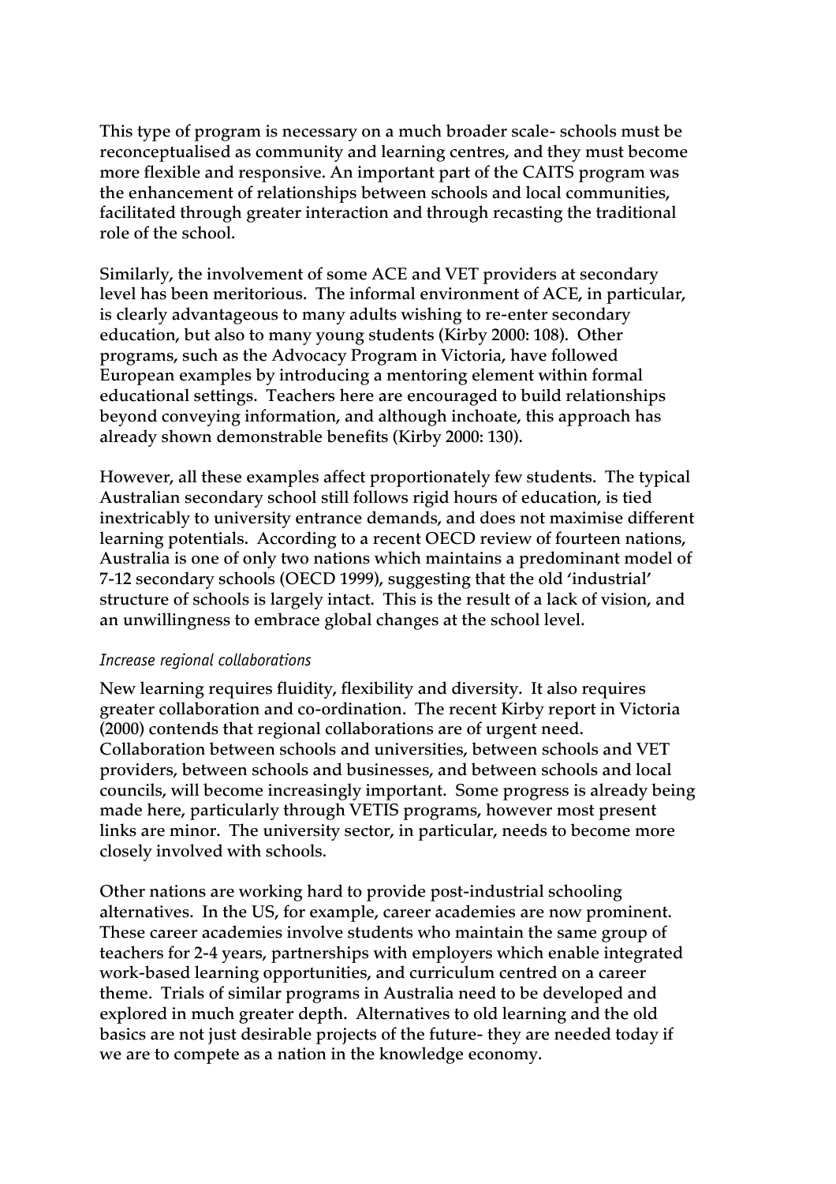This type of program is necessary on a much broader scale- schools must be reconceptualised as community and learning centres, and they must become more flexible and responsive. An important part of the CAITS program was the enhancement of relationships between schools and local communities, facilitated through greater interaction and through recasting the traditional role of the school.

Similarly, the involvement of some ACE and VET providers at secondary level has been meritorious. The informal environment of ACE, in particular, is clearly advantageous to many adults wishing to re-enter secondary education, but also to many young students (Kirby 2000: 108). Other programs, such as the Advocacy Program in Victoria, have followed European examples by introducing a mentoring element within formal educational settings. Teachers here are encouraged to build relationships beyond conveying information, and although inchoate, this approach has already shown demonstrable benefits (Kirby 2000: 130).

However, all these examples affect proportionately few students. The typical Australian secondary school still follows rigid hours of education, is tied inextricably to university entrance demands, and does not maximise different learning potentials. According to a recent OECD review of fourteen nations, Australia is one of only two nations which maintains a predominant model of 7-12 secondary schools (OECD 1999), suggesting that the old 'industrial' structure of schools is largely intact. This is the result of a lack of vision, and an unwillingness to embrace global changes at the school level.

*Increase regional collaborations*

New learning requires fluidity, flexibility and diversity. It also requires greater collaboration and co-ordination. The recent Kirby report in Victoria (2000) contends that regional collaborations are of urgent need. Collaboration between schools and universities, between schools and VET providers, between schools and businesses, and between schools and local councils, will become increasingly important. Some progress is already being made here, particularly through VETIS programs, however most present links are minor. The university sector, in particular, needs to become more closely involved with schools.

Other nations are working hard to provide post-industrial schooling alternatives. In the US, for example, career academies are now prominent. These career academies involve students who maintain the same group of teachers for 2-4 years, partnerships with employers which enable integrated work-based learning opportunities, and curriculum centred on a career theme. Trials of similar programs in Australia need to be developed and explored in much greater depth. Alternatives to old learning and the old basics are not just desirable projects of the future- they are needed today if we are to compete as a nation in the knowledge economy.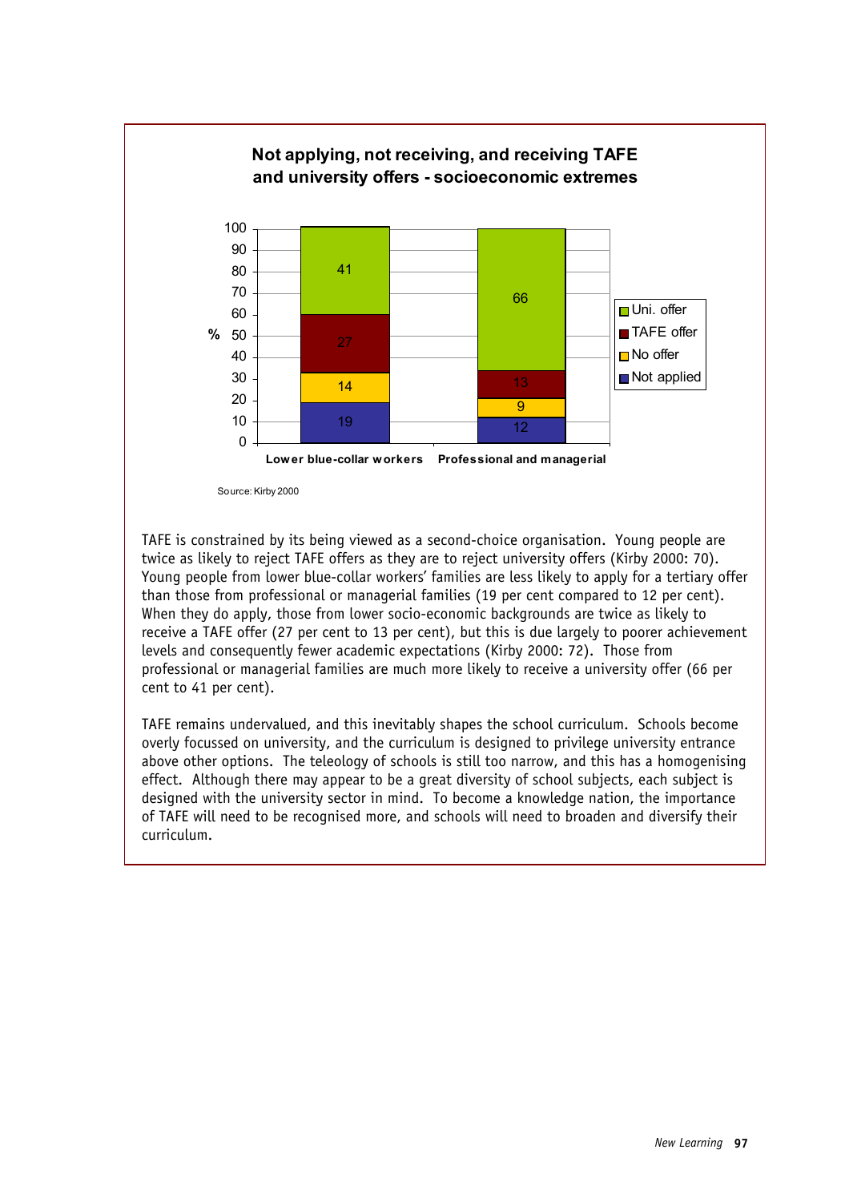**Not applying, not receiving, and receiving TAFE and university offers - socioeconomic extremes**

| % | Lower blue-collar workers | Professional and managerial |
|---|---|---|
| Uni. offer | 41 | 66 |
| TAFE offer | 27 | 13 |
| No offer | 14 | 9 |
| Not applied | 19 | 12 |

Source: Kirby 2000

TAFE is constrained by its being viewed as a second-choice organisation. Young people are twice as likely to reject TAFE offers as they are to reject university offers (Kirby 2000: 70). Young people from lower blue-collar workers' families are less likely to apply for a tertiary offer than those from professional or managerial families (19 per cent compared to 12 per cent). When they do apply, those from lower socio-economic backgrounds are twice as likely to receive a TAFE offer (27 per cent to 13 per cent), but this is due largely to poorer achievement levels and consequently fewer academic expectations (Kirby 2000: 72). Those from professional or managerial families are much more likely to receive a university offer (66 per cent to 41 per cent).

TAFE remains undervalued, and this inevitably shapes the school curriculum. Schools become overly focussed on university, and the curriculum is designed to privilege university entrance above other options. The teleology of schools is still too narrow, and this has a homogenising effect. Although there may appear to be a great diversity of school subjects, each subject is designed with the university sector in mind. To become a knowledge nation, the importance of TAFE will need to be recognised more, and schools will need to broaden and diversify their curriculum.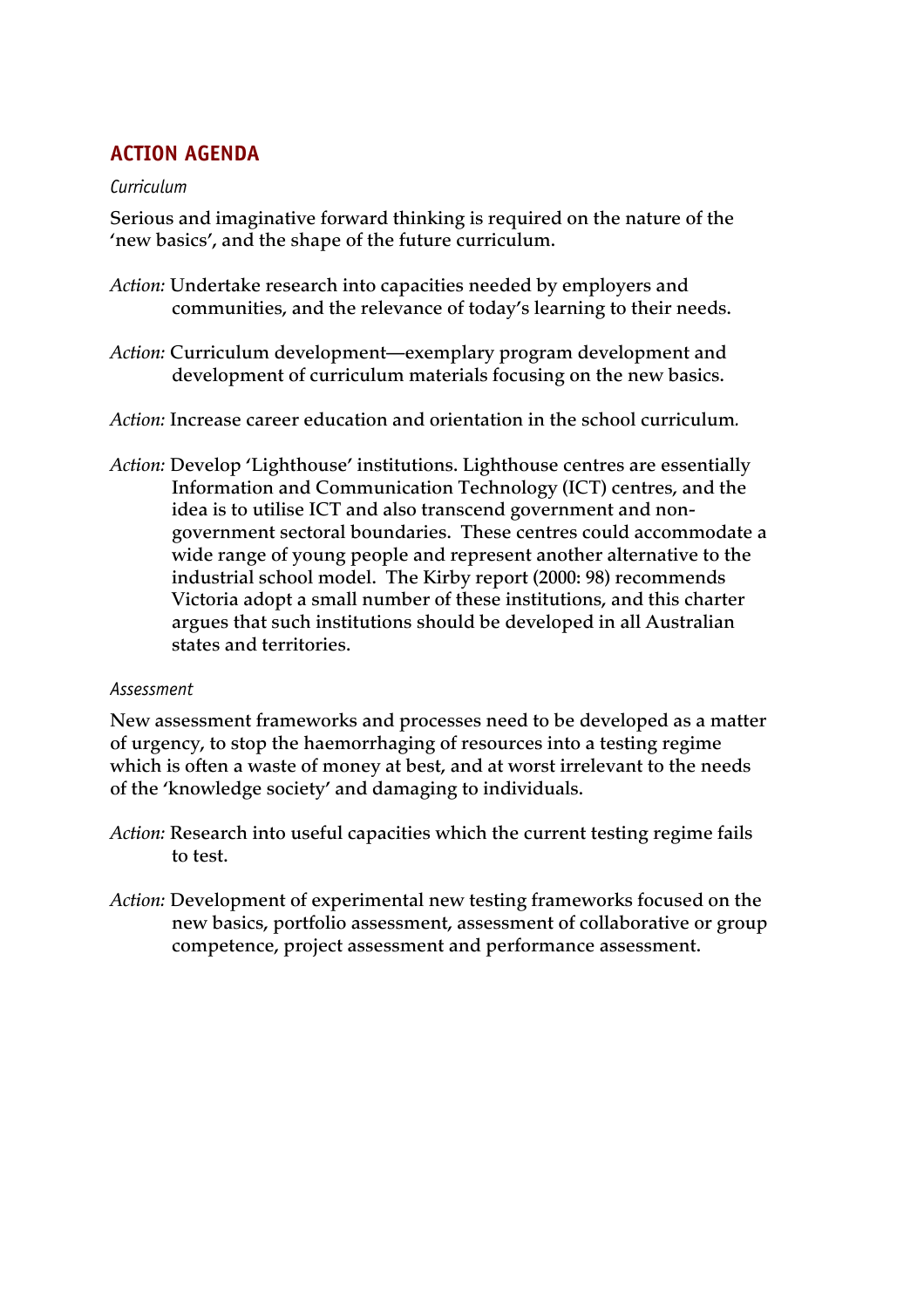## ACTION AGENDA

*Curriculum*

**Serious and imaginative forward thinking is required on the nature of the 'new basics', and the shape of the future curriculum.**

*Action:* **Undertake research into capacities needed by employers and communities, and the relevance of today's learning to their needs.**

*Action:* **Curriculum development—exemplary program development and development of curriculum materials focusing on the new basics.**

*Action:* **Increase career education and orientation in the school curriculum.**

*Action:* **Develop 'Lighthouse' institutions. Lighthouse centres are essentially Information and Communication Technology (ICT) centres, and the idea is to utilise ICT and also transcend government and non-government sectoral boundaries. These centres could accommodate a wide range of young people and represent another alternative to the industrial school model. The Kirby report (2000: 98) recommends Victoria adopt a small number of these institutions, and this charter argues that such institutions should be developed in all Australian states and territories.**

*Assessment*

**New assessment frameworks and processes need to be developed as a matter of urgency, to stop the haemorrhaging of resources into a testing regime which is often a waste of money at best, and at worst irrelevant to the needs of the 'knowledge society' and damaging to individuals.**

*Action:* **Research into useful capacities which the current testing regime fails to test.**

*Action:* **Development of experimental new testing frameworks focused on the new basics, portfolio assessment, assessment of collaborative or group competence, project assessment and performance assessment.**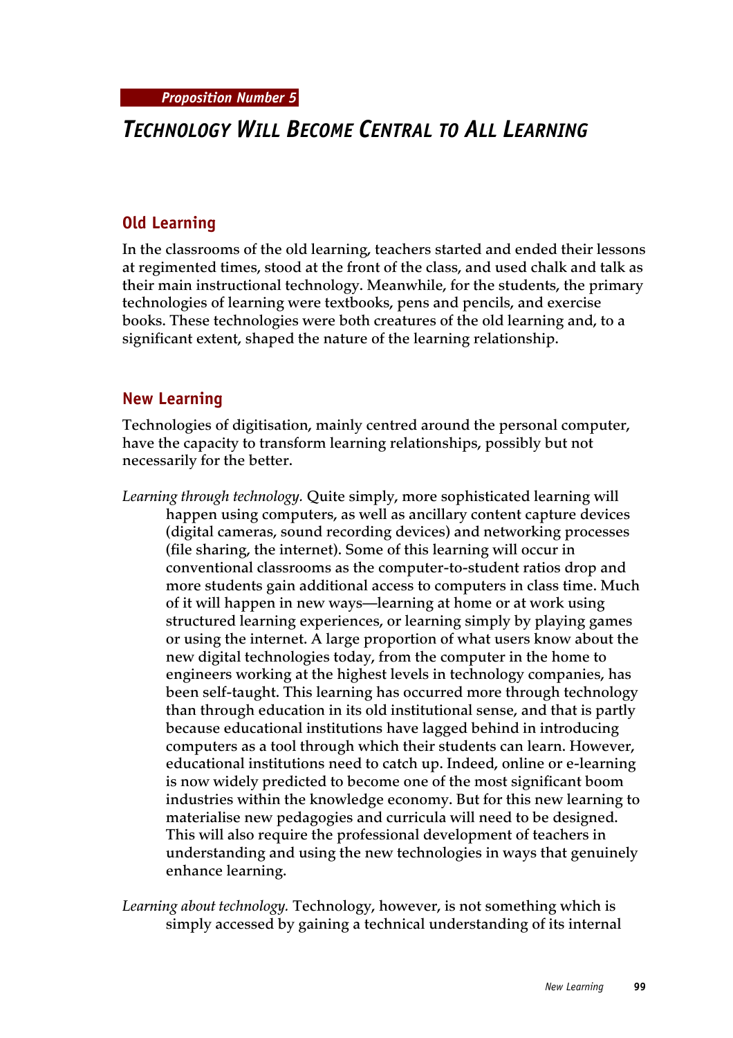*Proposition Number 5*

# *Technology Will Become Central to All Learning*

## Old Learning

In the classrooms of the old learning, teachers started and ended their lessons at regimented times, stood at the front of the class, and used chalk and talk as their main instructional technology. Meanwhile, for the students, the primary technologies of learning were textbooks, pens and pencils, and exercise books. These technologies were both creatures of the old learning and, to a significant extent, shaped the nature of the learning relationship.

## New Learning

Technologies of digitisation, mainly centred around the personal computer, have the capacity to transform learning relationships, possibly but not necessarily for the better.

*Learning through technology.* Quite simply, more sophisticated learning will happen using computers, as well as ancillary content capture devices (digital cameras, sound recording devices) and networking processes (file sharing, the internet). Some of this learning will occur in conventional classrooms as the computer-to-student ratios drop and more students gain additional access to computers in class time. Much of it will happen in new ways—learning at home or at work using structured learning experiences, or learning simply by playing games or using the internet. A large proportion of what users know about the new digital technologies today, from the computer in the home to engineers working at the highest levels in technology companies, has been self-taught. This learning has occurred more through technology than through education in its old institutional sense, and that is partly because educational institutions have lagged behind in introducing computers as a tool through which their students can learn. However, educational institutions need to catch up. Indeed, online or e-learning is now widely predicted to become one of the most significant boom industries within the knowledge economy. But for this new learning to materialise new pedagogies and curricula will need to be designed. This will also require the professional development of teachers in understanding and using the new technologies in ways that genuinely enhance learning.

*Learning about technology.* Technology, however, is not something which is simply accessed by gaining a technical understanding of its internal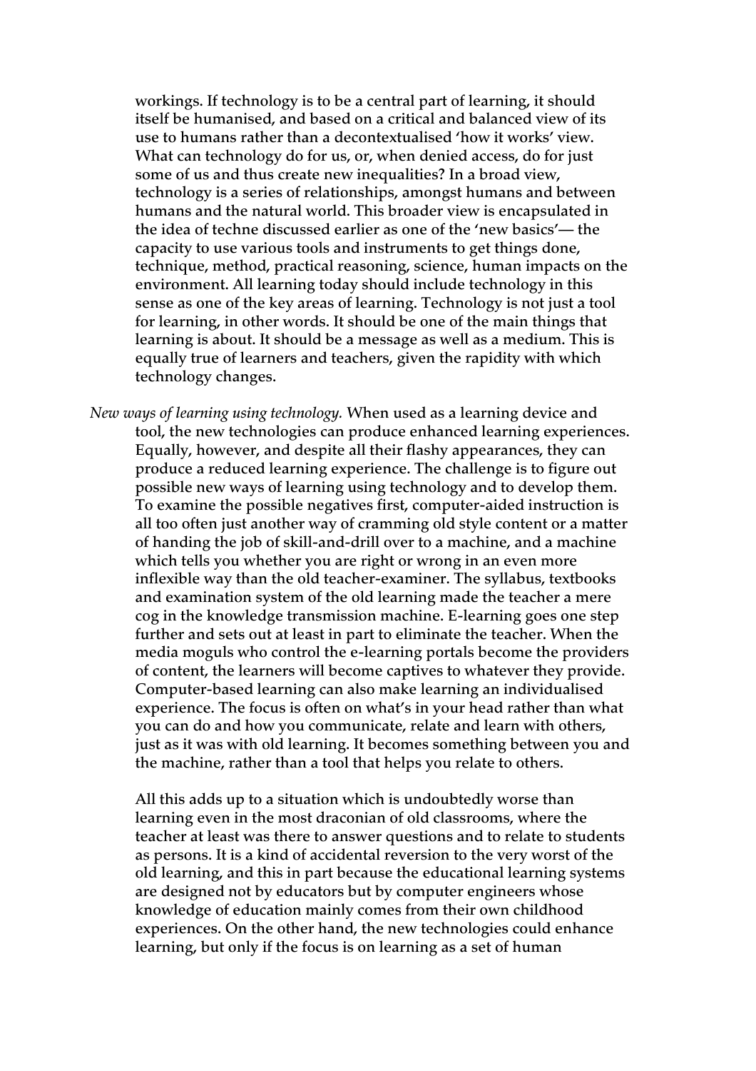workings. If technology is to be a central part of learning, it should itself be humanised, and based on a critical and balanced view of its use to humans rather than a decontextualised 'how it works' view. What can technology do for us, or, when denied access, do for just some of us and thus create new inequalities? In a broad view, technology is a series of relationships, amongst humans and between humans and the natural world. This broader view is encapsulated in the idea of techne discussed earlier as one of the 'new basics'— the capacity to use various tools and instruments to get things done, technique, method, practical reasoning, science, human impacts on the environment. All learning today should include technology in this sense as one of the key areas of learning. Technology is not just a tool for learning, in other words. It should be one of the main things that learning is about. It should be a message as well as a medium. This is equally true of learners and teachers, given the rapidity with which technology changes.

*New ways of learning using technology.* When used as a learning device and tool, the new technologies can produce enhanced learning experiences. Equally, however, and despite all their flashy appearances, they can produce a reduced learning experience. The challenge is to figure out possible new ways of learning using technology and to develop them. To examine the possible negatives first, computer-aided instruction is all too often just another way of cramming old style content or a matter of handing the job of skill-and-drill over to a machine, and a machine which tells you whether you are right or wrong in an even more inflexible way than the old teacher-examiner. The syllabus, textbooks and examination system of the old learning made the teacher a mere cog in the knowledge transmission machine. E-learning goes one step further and sets out at least in part to eliminate the teacher. When the media moguls who control the e-learning portals become the providers of content, the learners will become captives to whatever they provide. Computer-based learning can also make learning an individualised experience. The focus is often on what's in your head rather than what you can do and how you communicate, relate and learn with others, just as it was with old learning. It becomes something between you and the machine, rather than a tool that helps you relate to others.

All this adds up to a situation which is undoubtedly worse than learning even in the most draconian of old classrooms, where the teacher at least was there to answer questions and to relate to students as persons. It is a kind of accidental reversion to the very worst of the old learning, and this in part because the educational learning systems are designed not by educators but by computer engineers whose knowledge of education mainly comes from their own childhood experiences. On the other hand, the new technologies could enhance learning, but only if the focus is on learning as a set of human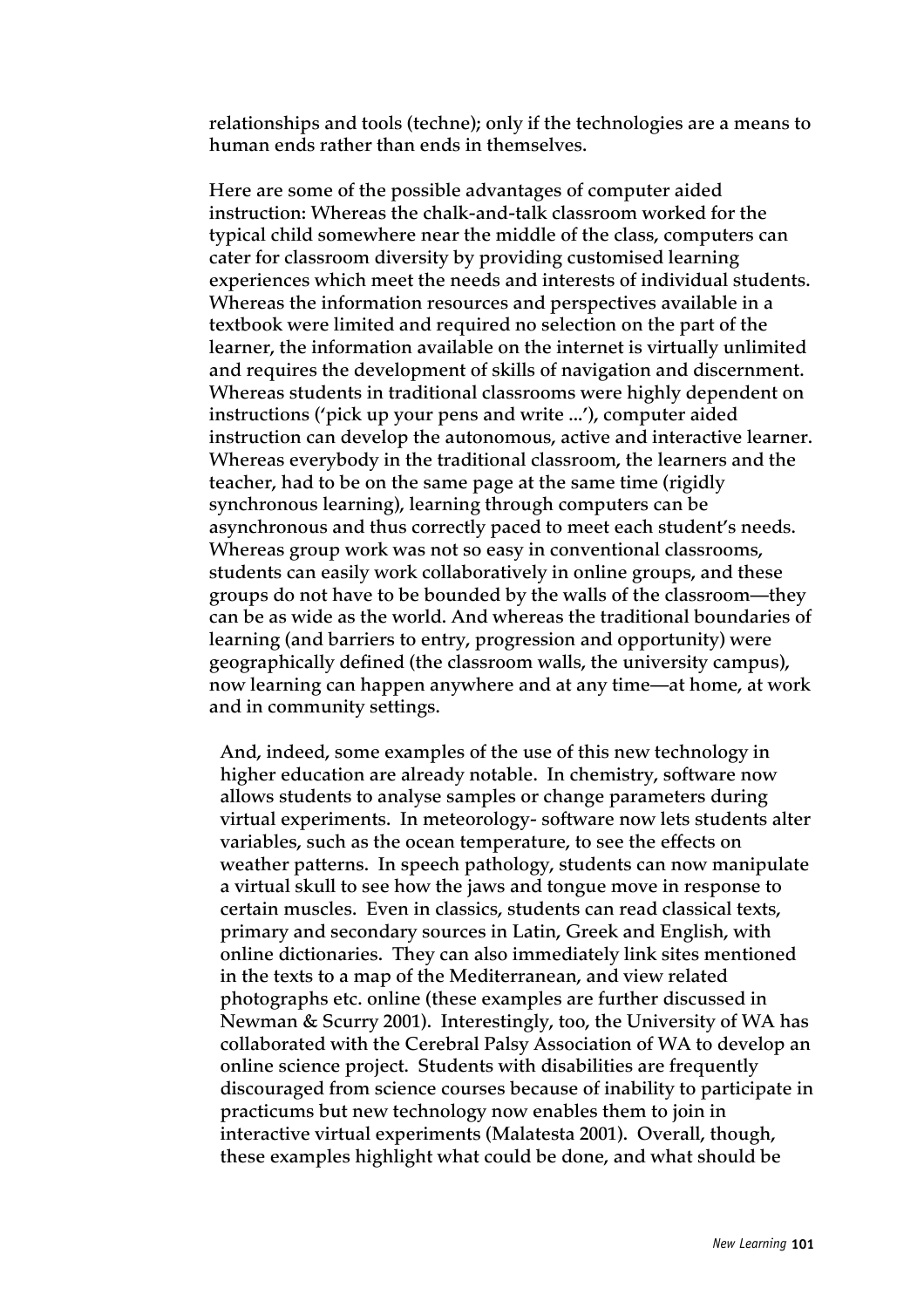relationships and tools (techne); only if the technologies are a means to human ends rather than ends in themselves.

Here are some of the possible advantages of computer aided instruction: Whereas the chalk-and-talk classroom worked for the typical child somewhere near the middle of the class, computers can cater for classroom diversity by providing customised learning experiences which meet the needs and interests of individual students. Whereas the information resources and perspectives available in a textbook were limited and required no selection on the part of the learner, the information available on the internet is virtually unlimited and requires the development of skills of navigation and discernment. Whereas students in traditional classrooms were highly dependent on instructions ('pick up your pens and write ...'), computer aided instruction can develop the autonomous, active and interactive learner. Whereas everybody in the traditional classroom, the learners and the teacher, had to be on the same page at the same time (rigidly synchronous learning), learning through computers can be asynchronous and thus correctly paced to meet each student's needs. Whereas group work was not so easy in conventional classrooms, students can easily work collaboratively in online groups, and these groups do not have to be bounded by the walls of the classroom—they can be as wide as the world. And whereas the traditional boundaries of learning (and barriers to entry, progression and opportunity) were geographically defined (the classroom walls, the university campus), now learning can happen anywhere and at any time—at home, at work and in community settings.

And, indeed, some examples of the use of this new technology in higher education are already notable. In chemistry, software now allows students to analyse samples or change parameters during virtual experiments. In meteorology- software now lets students alter variables, such as the ocean temperature, to see the effects on weather patterns. In speech pathology, students can now manipulate a virtual skull to see how the jaws and tongue move in response to certain muscles. Even in classics, students can read classical texts, primary and secondary sources in Latin, Greek and English, with online dictionaries. They can also immediately link sites mentioned in the texts to a map of the Mediterranean, and view related photographs etc. online (these examples are further discussed in Newman & Scurry 2001). Interestingly, too, the University of WA has collaborated with the Cerebral Palsy Association of WA to develop an online science project. Students with disabilities are frequently discouraged from science courses because of inability to participate in practicums but new technology now enables them to join in interactive virtual experiments (Malatesta 2001). Overall, though, these examples highlight what could be done, and what should be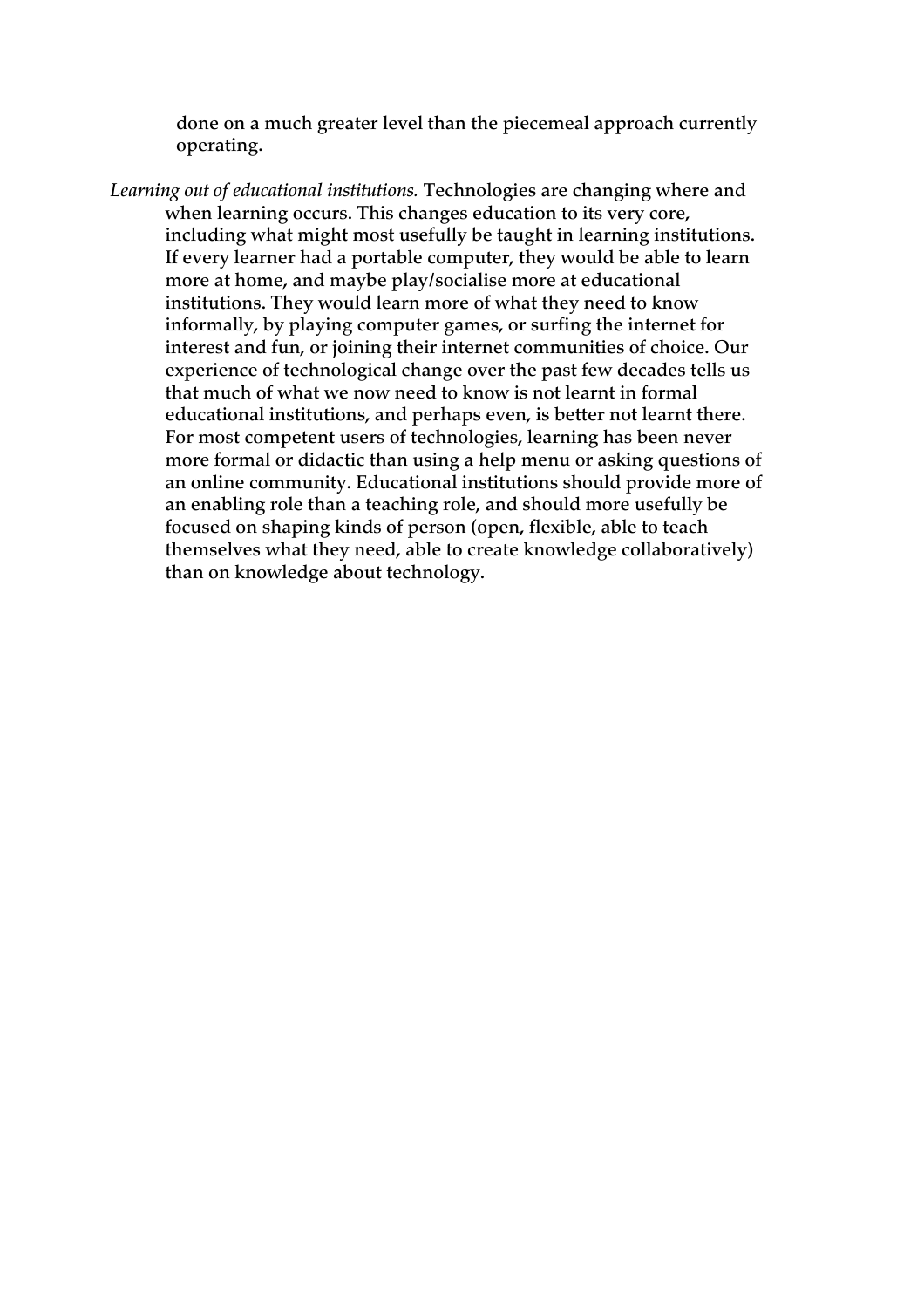done on a much greater level than the piecemeal approach currently operating.

*Learning out of educational institutions.* Technologies are changing where and when learning occurs. This changes education to its very core, including what might most usefully be taught in learning institutions. If every learner had a portable computer, they would be able to learn more at home, and maybe play/socialise more at educational institutions. They would learn more of what they need to know informally, by playing computer games, or surfing the internet for interest and fun, or joining their internet communities of choice. Our experience of technological change over the past few decades tells us that much of what we now need to know is not learnt in formal educational institutions, and perhaps even, is better not learnt there. For most competent users of technologies, learning has been never more formal or didactic than using a help menu or asking questions of an online community. Educational institutions should provide more of an enabling role than a teaching role, and should more usefully be focused on shaping kinds of person (open, flexible, able to teach themselves what they need, able to create knowledge collaboratively) than on knowledge about technology.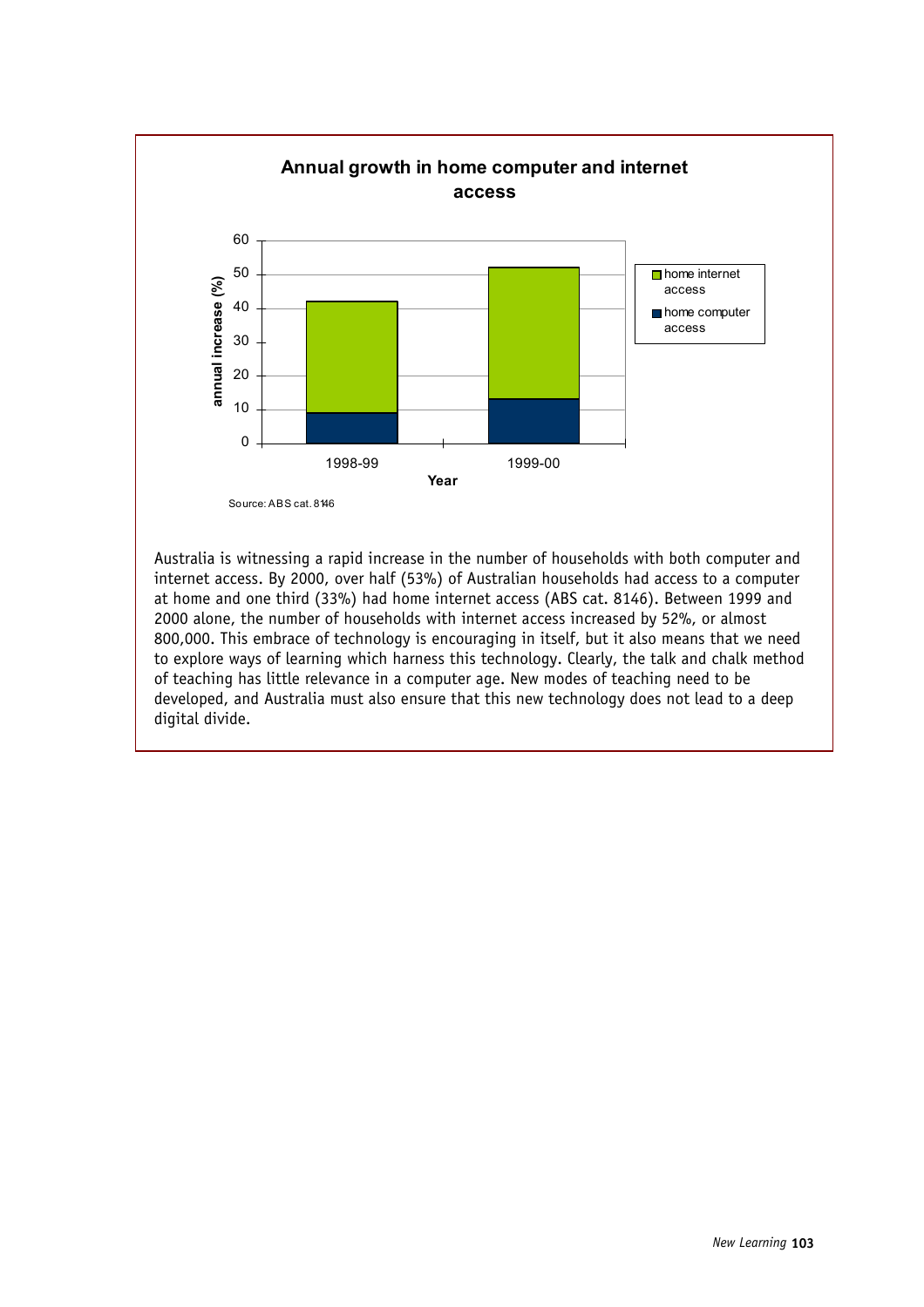**Annual growth in home computer and internet access**

| Year | home computer access (annual increase %) | home internet access (annual increase %) |
|---|---|---|
| 1998-99 | 9 | 33 |
| 1999-00 | 13 | 39 |

Source: ABS cat. 8146

Australia is witnessing a rapid increase in the number of households with both computer and internet access. By 2000, over half (53%) of Australian households had access to a computer at home and one third (33%) had home internet access (ABS cat. 8146). Between 1999 and 2000 alone, the number of households with internet access increased by 52%, or almost 800,000. This embrace of technology is encouraging in itself, but it also means that we need to explore ways of learning which harness this technology. Clearly, the talk and chalk method of teaching has little relevance in a computer age. New modes of teaching need to be developed, and Australia must also ensure that this new technology does not lead to a deep digital divide.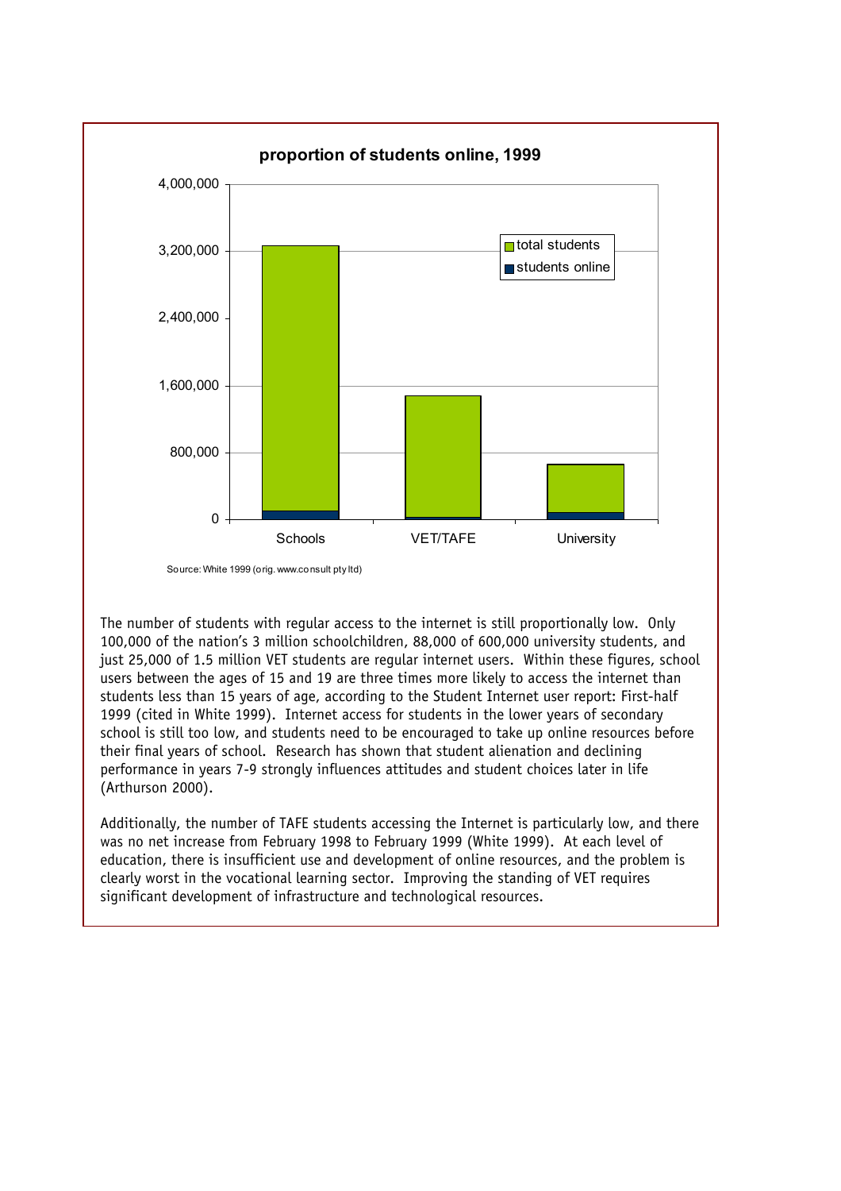**proportion of students online, 1999**

Source: White 1999 (orig. www.consult pty ltd)

The number of students with regular access to the internet is still proportionally low. Only 100,000 of the nation's 3 million schoolchildren, 88,000 of 600,000 university students, and just 25,000 of 1.5 million VET students are regular internet users. Within these figures, school users between the ages of 15 and 19 are three times more likely to access the internet than students less than 15 years of age, according to the Student Internet user report: First-half 1999 (cited in White 1999). Internet access for students in the lower years of secondary school is still too low, and students need to be encouraged to take up online resources before their final years of school. Research has shown that student alienation and declining performance in years 7-9 strongly influences attitudes and student choices later in life (Arthurson 2000).

Additionally, the number of TAFE students accessing the Internet is particularly low, and there was no net increase from February 1998 to February 1999 (White 1999). At each level of education, there is insufficient use and development of online resources, and the problem is clearly worst in the vocational learning sector. Improving the standing of VET requires significant development of infrastructure and technological resources.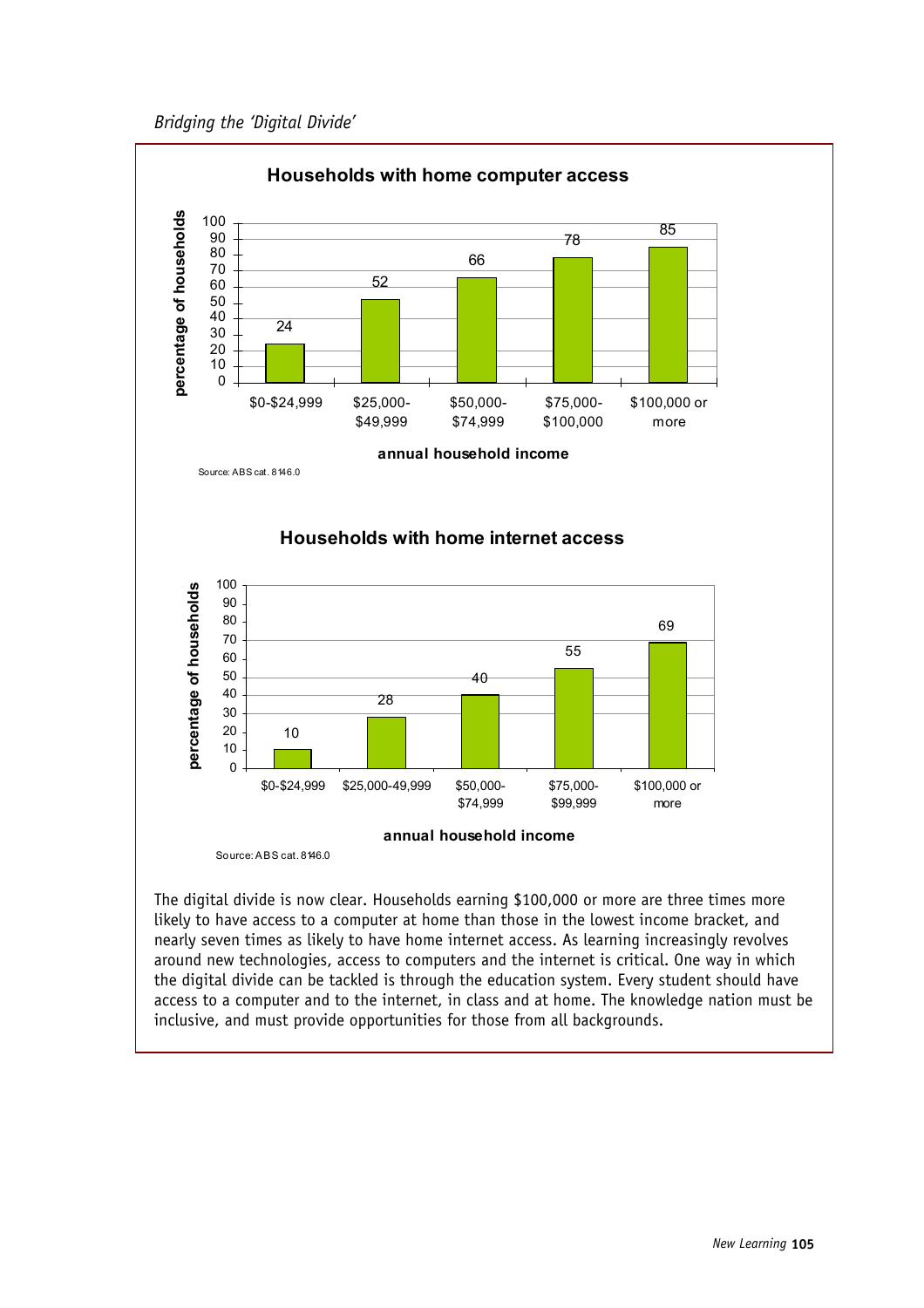*Bridging the 'Digital Divide'*

**Households with home computer access**

| annual household income | percentage of households |
|---|---|
| $0-$24,999 | 24 |
| $25,000-$49,999 | 52 |
| $50,000-$74,999 | 66 |
| $75,000-$100,000 | 78 |
| $100,000 or more | 85 |

Source: ABS cat. 8146.0

**Households with home internet access**

| annual household income | percentage of households |
|---|---|
| $0-$24,999 | 10 |
| $25,000-49,999 | 28 |
| $50,000-$74,999 | 40 |
| $75,000-$99,999 | 55 |
| $100,000 or more | 69 |

Source: ABS cat. 8146.0

The digital divide is now clear. Households earning $100,000 or more are three times more likely to have access to a computer at home than those in the lowest income bracket, and nearly seven times as likely to have home internet access. As learning increasingly revolves around new technologies, access to computers and the internet is critical. One way in which the digital divide can be tackled is through the education system. Every student should have access to a computer and to the internet, in class and at home. The knowledge nation must be inclusive, and must provide opportunities for those from all backgrounds.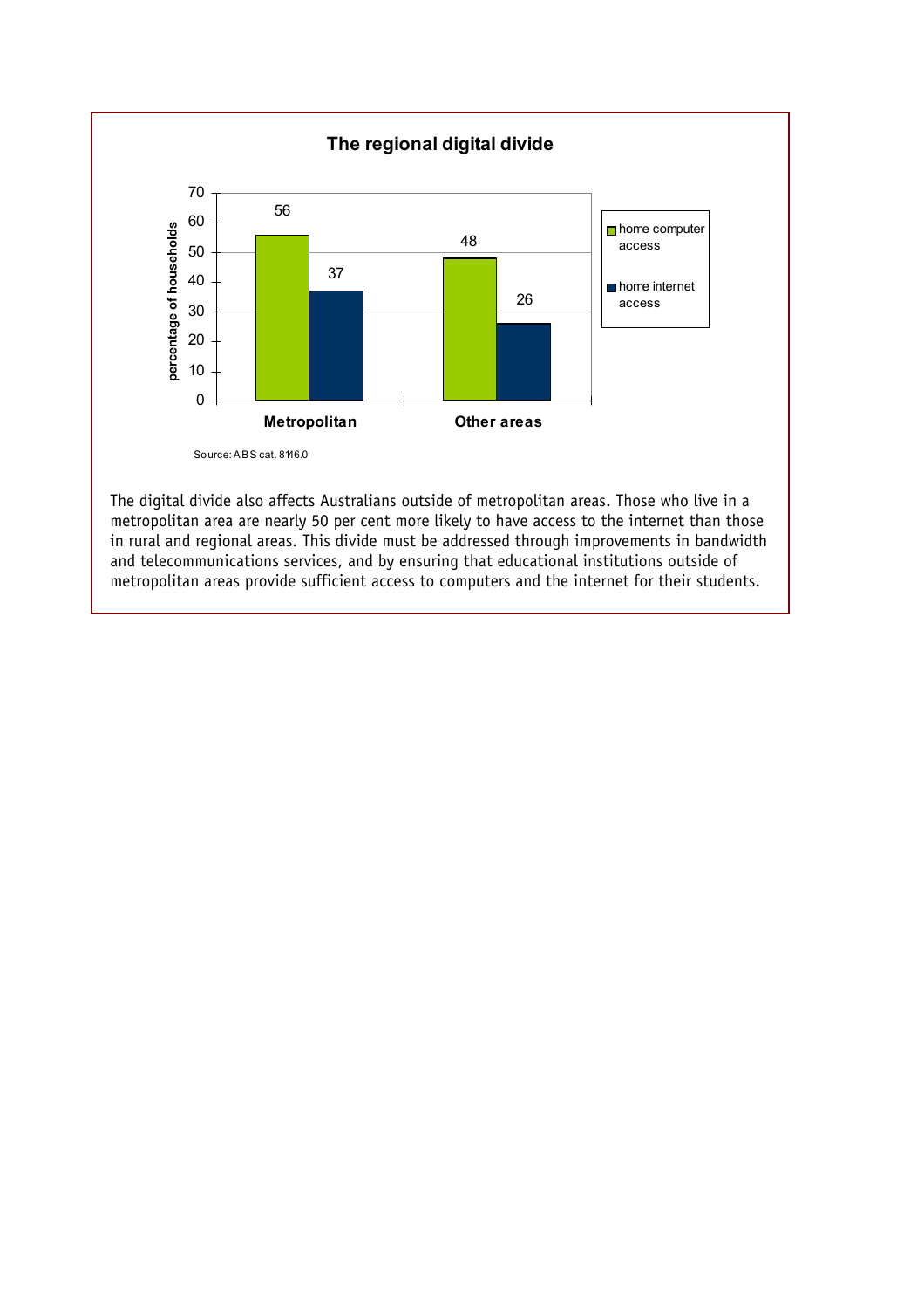**The regional digital divide**

| | home computer access | home internet access |
|---|---|---|
| Metropolitan | 56 | 37 |
| Other areas | 48 | 26 |

percentage of households

Source: ABS cat. 8146.0

The digital divide also affects Australians outside of metropolitan areas. Those who live in a metropolitan area are nearly 50 per cent more likely to have access to the internet than those in rural and regional areas. This divide must be addressed through improvements in bandwidth and telecommunications services, and by ensuring that educational institutions outside of metropolitan areas provide sufficient access to computers and the internet for their students.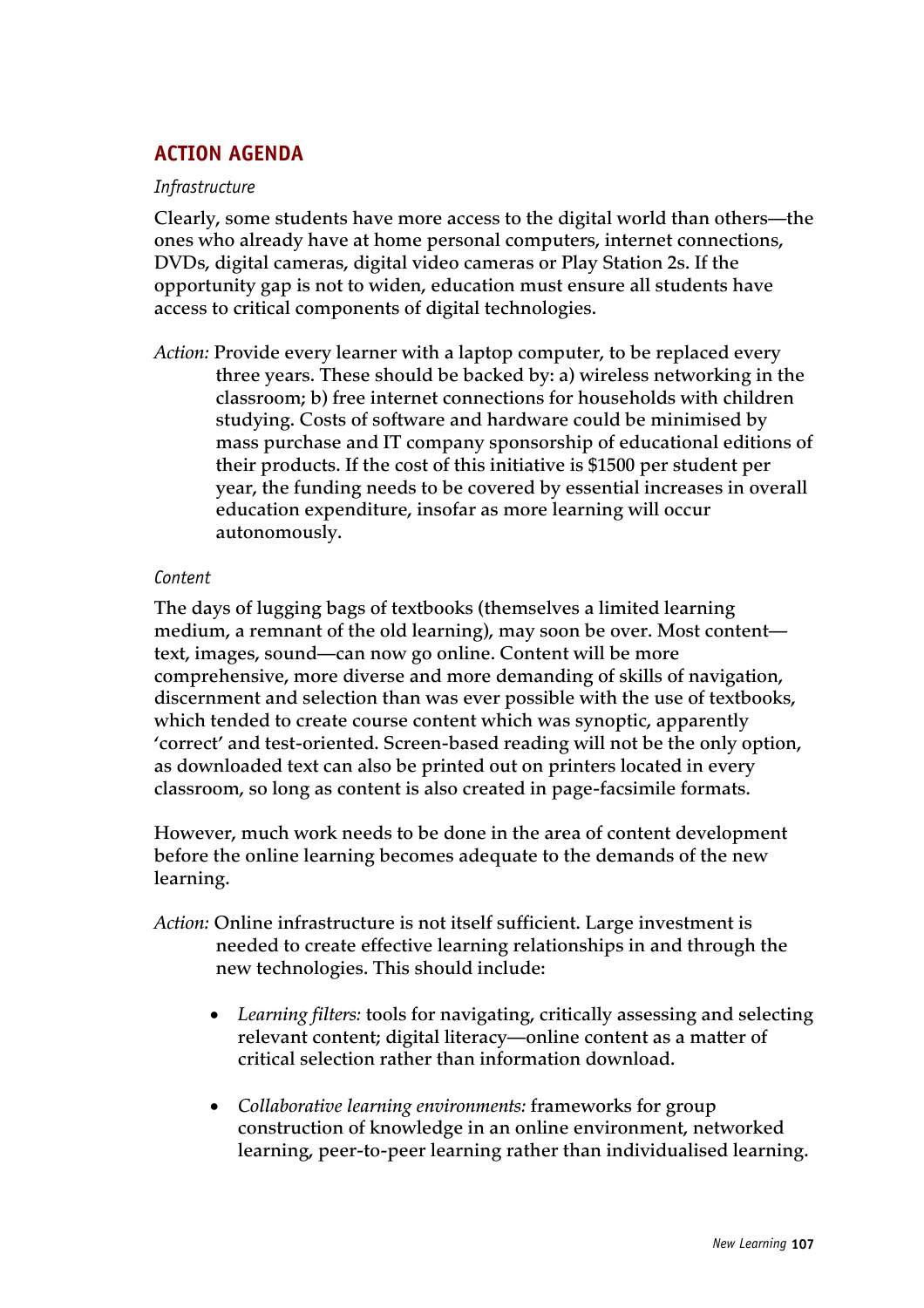## ACTION AGENDA

*Infrastructure*

Clearly, some students have more access to the digital world than others—the ones who already have at home personal computers, internet connections, DVDs, digital cameras, digital video cameras or Play Station 2s. If the opportunity gap is not to widen, education must ensure all students have access to critical components of digital technologies.

*Action:* Provide every learner with a laptop computer, to be replaced every three years. These should be backed by: a) wireless networking in the classroom; b) free internet connections for households with children studying. Costs of software and hardware could be minimised by mass purchase and IT company sponsorship of educational editions of their products. If the cost of this initiative is $1500 per student per year, the funding needs to be covered by essential increases in overall education expenditure, insofar as more learning will occur autonomously.

*Content*

The days of lugging bags of textbooks (themselves a limited learning medium, a remnant of the old learning), may soon be over. Most content—text, images, sound—can now go online. Content will be more comprehensive, more diverse and more demanding of skills of navigation, discernment and selection than was ever possible with the use of textbooks, which tended to create course content which was synoptic, apparently 'correct' and test-oriented. Screen-based reading will not be the only option, as downloaded text can also be printed out on printers located in every classroom, so long as content is also created in page-facsimile formats.

However, much work needs to be done in the area of content development before the online learning becomes adequate to the demands of the new learning.

*Action:* Online infrastructure is not itself sufficient. Large investment is needed to create effective learning relationships in and through the new technologies. This should include:

- *Learning filters:* tools for navigating, critically assessing and selecting relevant content; digital literacy—online content as a matter of critical selection rather than information download.
- *Collaborative learning environments:* frameworks for group construction of knowledge in an online environment, networked learning, peer-to-peer learning rather than individualised learning.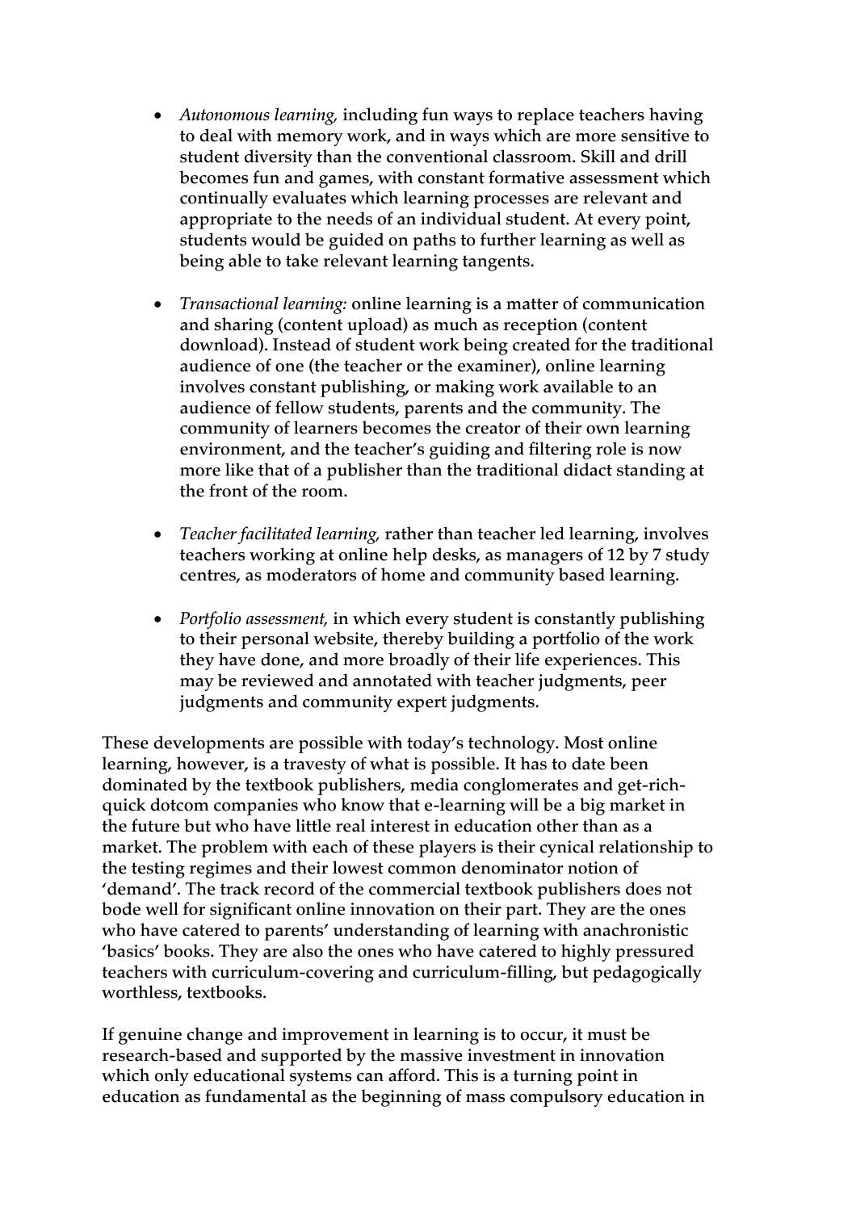- *Autonomous learning,* including fun ways to replace teachers having to deal with memory work, and in ways which are more sensitive to student diversity than the conventional classroom. Skill and drill becomes fun and games, with constant formative assessment which continually evaluates which learning processes are relevant and appropriate to the needs of an individual student. At every point, students would be guided on paths to further learning as well as being able to take relevant learning tangents.

- *Transactional learning:* online learning is a matter of communication and sharing (content upload) as much as reception (content download). Instead of student work being created for the traditional audience of one (the teacher or the examiner), online learning involves constant publishing, or making work available to an audience of fellow students, parents and the community. The community of learners becomes the creator of their own learning environment, and the teacher's guiding and filtering role is now more like that of a publisher than the traditional didact standing at the front of the room.

- *Teacher facilitated learning,* rather than teacher led learning, involves teachers working at online help desks, as managers of 12 by 7 study centres, as moderators of home and community based learning.

- *Portfolio assessment,* in which every student is constantly publishing to their personal website, thereby building a portfolio of the work they have done, and more broadly of their life experiences. This may be reviewed and annotated with teacher judgments, peer judgments and community expert judgments.

These developments are possible with today's technology. Most online learning, however, is a travesty of what is possible. It has to date been dominated by the textbook publishers, media conglomerates and get-rich-quick dotcom companies who know that e-learning will be a big market in the future but who have little real interest in education other than as a market. The problem with each of these players is their cynical relationship to the testing regimes and their lowest common denominator notion of 'demand'. The track record of the commercial textbook publishers does not bode well for significant online innovation on their part. They are the ones who have catered to parents' understanding of learning with anachronistic 'basics' books. They are also the ones who have catered to highly pressured teachers with curriculum-covering and curriculum-filling, but pedagogically worthless, textbooks.

If genuine change and improvement in learning is to occur, it must be research-based and supported by the massive investment in innovation which only educational systems can afford. This is a turning point in education as fundamental as the beginning of mass compulsory education in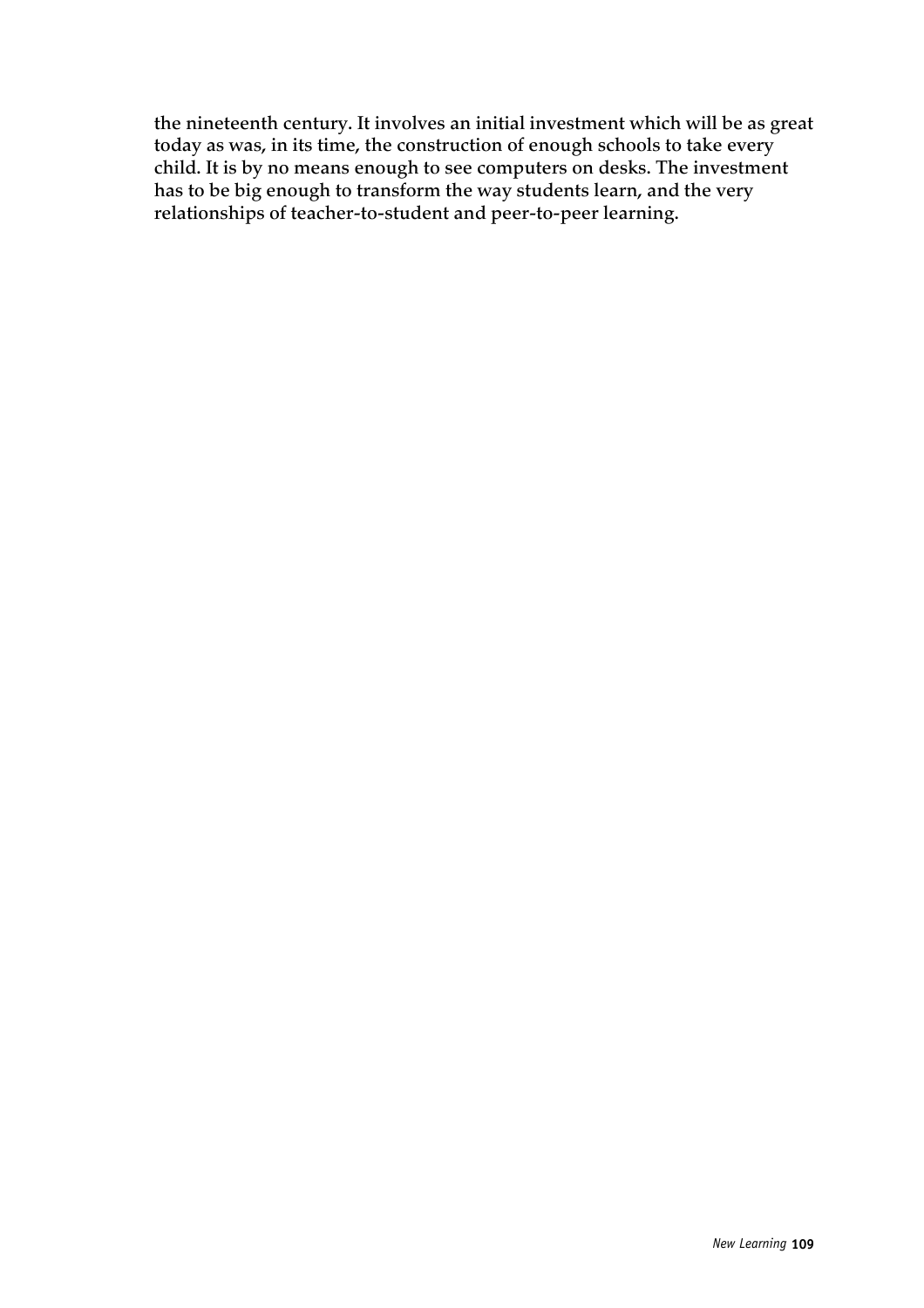**the nineteenth century. It involves an initial investment which will be as great today as was, in its time, the construction of enough schools to take every child. It is by no means enough to see computers on desks. The investment has to be big enough to transform the way students learn, and the very relationships of teacher-to-student and peer-to-peer learning.**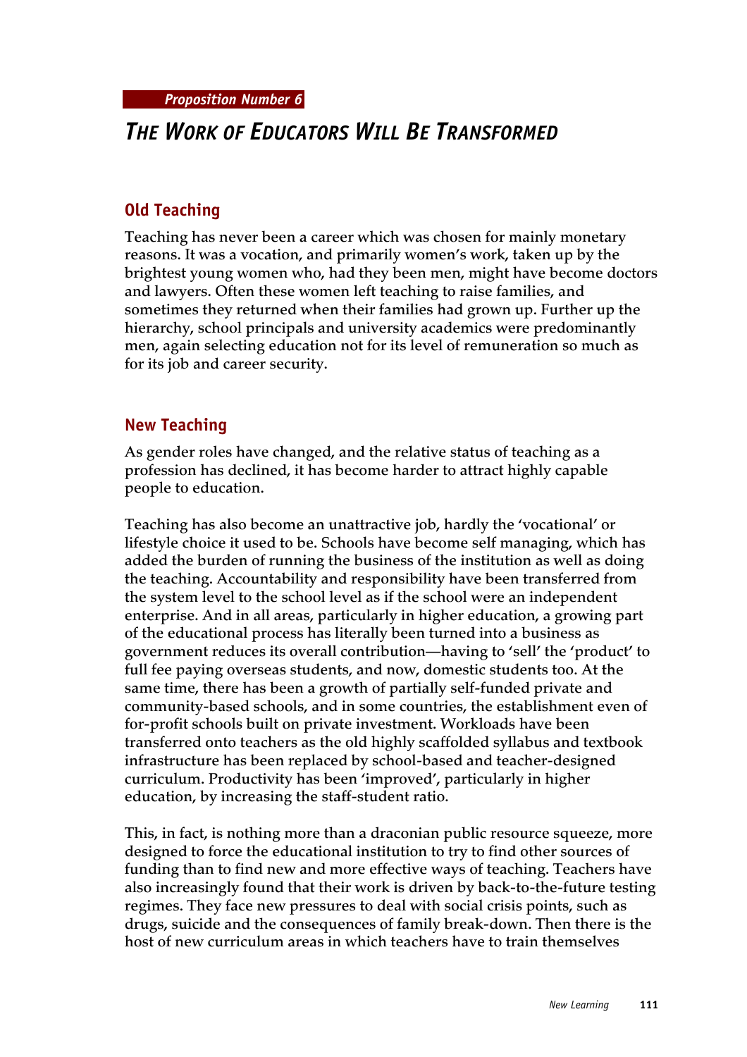*Proposition Number 6*

# *The Work of Educators Will Be Transformed*

## Old Teaching

Teaching has never been a career which was chosen for mainly monetary reasons. It was a vocation, and primarily women's work, taken up by the brightest young women who, had they been men, might have become doctors and lawyers. Often these women left teaching to raise families, and sometimes they returned when their families had grown up. Further up the hierarchy, school principals and university academics were predominantly men, again selecting education not for its level of remuneration so much as for its job and career security.

## New Teaching

As gender roles have changed, and the relative status of teaching as a profession has declined, it has become harder to attract highly capable people to education.

Teaching has also become an unattractive job, hardly the 'vocational' or lifestyle choice it used to be. Schools have become self managing, which has added the burden of running the business of the institution as well as doing the teaching. Accountability and responsibility have been transferred from the system level to the school level as if the school were an independent enterprise. And in all areas, particularly in higher education, a growing part of the educational process has literally been turned into a business as government reduces its overall contribution—having to 'sell' the 'product' to full fee paying overseas students, and now, domestic students too. At the same time, there has been a growth of partially self-funded private and community-based schools, and in some countries, the establishment even of for-profit schools built on private investment. Workloads have been transferred onto teachers as the old highly scaffolded syllabus and textbook infrastructure has been replaced by school-based and teacher-designed curriculum. Productivity has been 'improved', particularly in higher education, by increasing the staff-student ratio.

This, in fact, is nothing more than a draconian public resource squeeze, more designed to force the educational institution to try to find other sources of funding than to find new and more effective ways of teaching. Teachers have also increasingly found that their work is driven by back-to-the-future testing regimes. They face new pressures to deal with social crisis points, such as drugs, suicide and the consequences of family break-down. Then there is the host of new curriculum areas in which teachers have to train themselves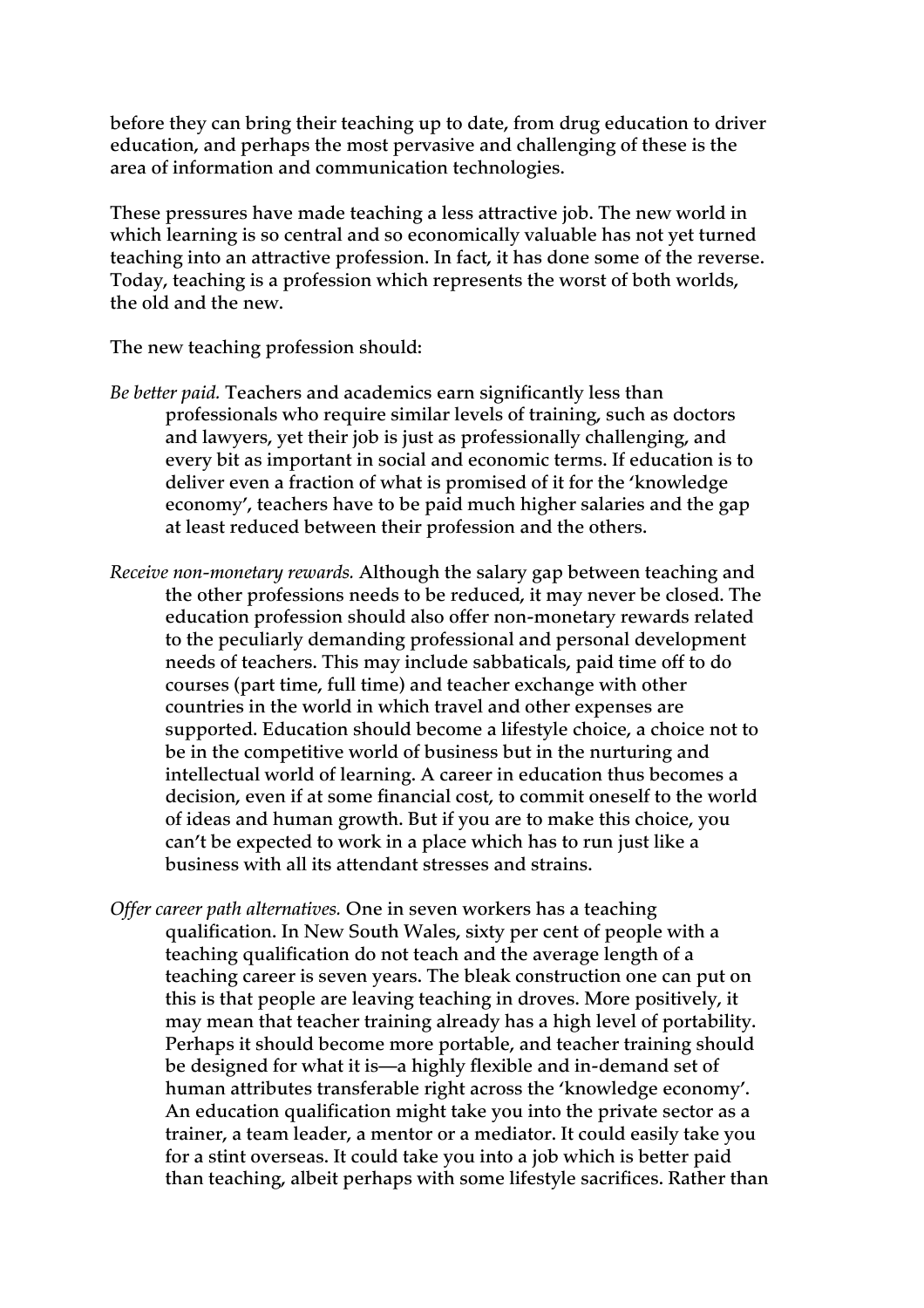before they can bring their teaching up to date, from drug education to driver education, and perhaps the most pervasive and challenging of these is the area of information and communication technologies.

These pressures have made teaching a less attractive job. The new world in which learning is so central and so economically valuable has not yet turned teaching into an attractive profession. In fact, it has done some of the reverse. Today, teaching is a profession which represents the worst of both worlds, the old and the new.

The new teaching profession should:

*Be better paid.* Teachers and academics earn significantly less than professionals who require similar levels of training, such as doctors and lawyers, yet their job is just as professionally challenging, and every bit as important in social and economic terms. If education is to deliver even a fraction of what is promised of it for the 'knowledge economy', teachers have to be paid much higher salaries and the gap at least reduced between their profession and the others.

*Receive non-monetary rewards.* Although the salary gap between teaching and the other professions needs to be reduced, it may never be closed. The education profession should also offer non-monetary rewards related to the peculiarly demanding professional and personal development needs of teachers. This may include sabbaticals, paid time off to do courses (part time, full time) and teacher exchange with other countries in the world in which travel and other expenses are supported. Education should become a lifestyle choice, a choice not to be in the competitive world of business but in the nurturing and intellectual world of learning. A career in education thus becomes a decision, even if at some financial cost, to commit oneself to the world of ideas and human growth. But if you are to make this choice, you can't be expected to work in a place which has to run just like a business with all its attendant stresses and strains.

*Offer career path alternatives.* One in seven workers has a teaching qualification. In New South Wales, sixty per cent of people with a teaching qualification do not teach and the average length of a teaching career is seven years. The bleak construction one can put on this is that people are leaving teaching in droves. More positively, it may mean that teacher training already has a high level of portability. Perhaps it should become more portable, and teacher training should be designed for what it is—a highly flexible and in-demand set of human attributes transferable right across the 'knowledge economy'. An education qualification might take you into the private sector as a trainer, a team leader, a mentor or a mediator. It could easily take you for a stint overseas. It could take you into a job which is better paid than teaching, albeit perhaps with some lifestyle sacrifices. Rather than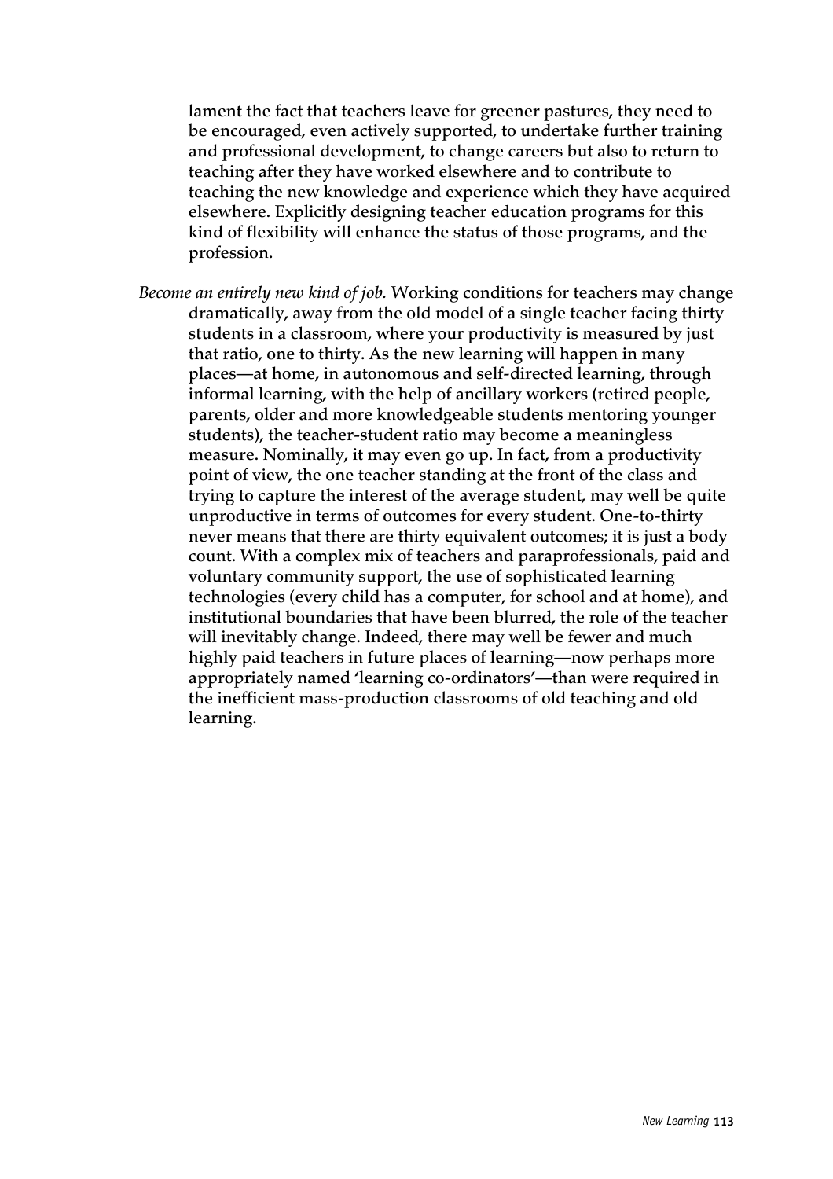lament the fact that teachers leave for greener pastures, they need to be encouraged, even actively supported, to undertake further training and professional development, to change careers but also to return to teaching after they have worked elsewhere and to contribute to teaching the new knowledge and experience which they have acquired elsewhere. Explicitly designing teacher education programs for this kind of flexibility will enhance the status of those programs, and the profession.

*Become an entirely new kind of job.* Working conditions for teachers may change dramatically, away from the old model of a single teacher facing thirty students in a classroom, where your productivity is measured by just that ratio, one to thirty. As the new learning will happen in many places—at home, in autonomous and self-directed learning, through informal learning, with the help of ancillary workers (retired people, parents, older and more knowledgeable students mentoring younger students), the teacher-student ratio may become a meaningless measure. Nominally, it may even go up. In fact, from a productivity point of view, the one teacher standing at the front of the class and trying to capture the interest of the average student, may well be quite unproductive in terms of outcomes for every student. One-to-thirty never means that there are thirty equivalent outcomes; it is just a body count. With a complex mix of teachers and paraprofessionals, paid and voluntary community support, the use of sophisticated learning technologies (every child has a computer, for school and at home), and institutional boundaries that have been blurred, the role of the teacher will inevitably change. Indeed, there may well be fewer and much highly paid teachers in future places of learning—now perhaps more appropriately named 'learning co-ordinators'—than were required in the inefficient mass-production classrooms of old teaching and old learning.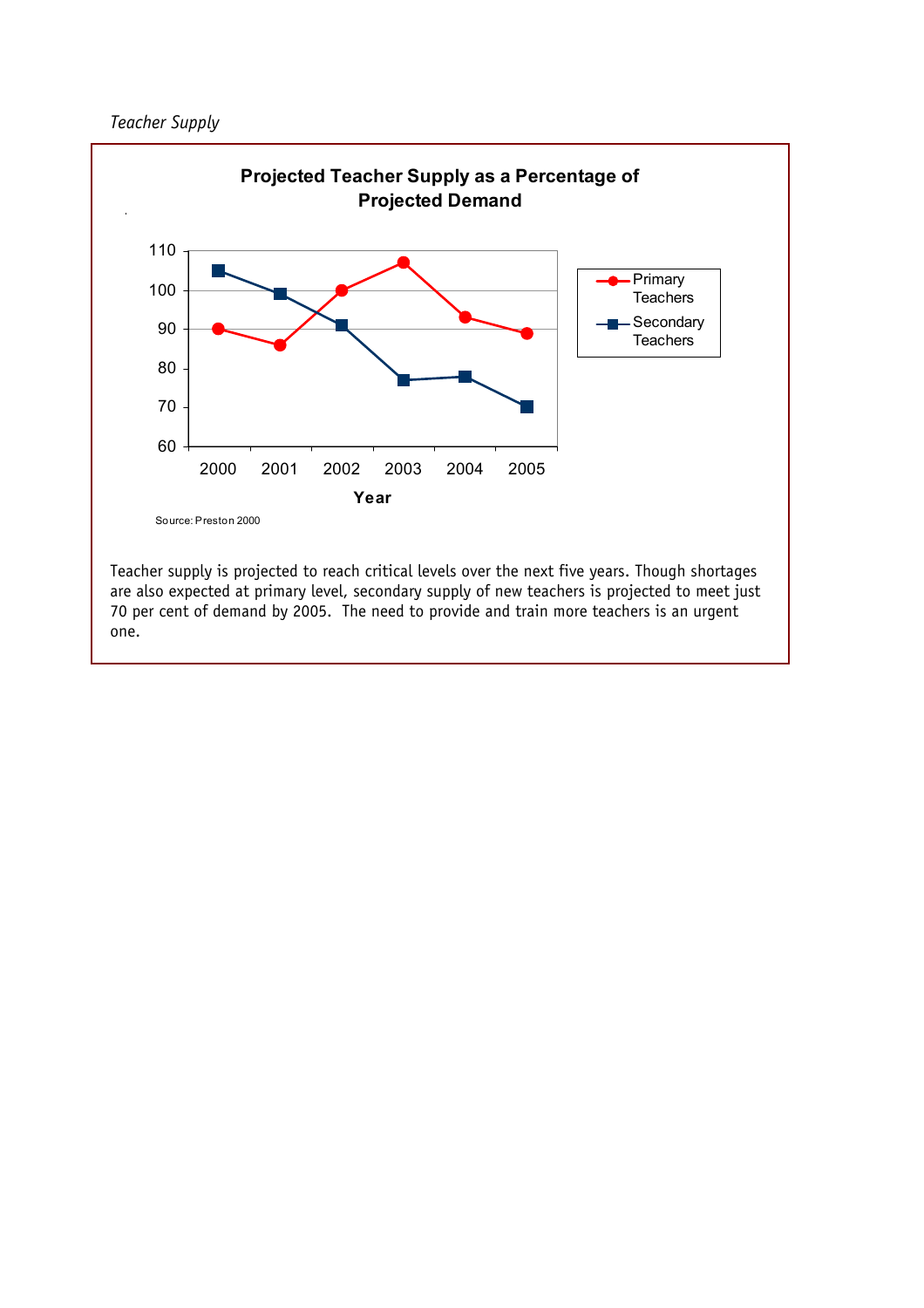*Teacher Supply*

**Projected Teacher Supply as a Percentage of Projected Demand**

| Year | Primary Teachers | Secondary Teachers |
|---|---|---|
| 2000 | 90 | 105 |
| 2001 | 86 | 99 |
| 2002 | 100 | 91 |
| 2003 | 107 | 77 |
| 2004 | 93 | 78 |
| 2005 | 89 | 70 |

Source: Preston 2000

Teacher supply is projected to reach critical levels over the next five years. Though shortages are also expected at primary level, secondary supply of new teachers is projected to meet just 70 per cent of demand by 2005. The need to provide and train more teachers is an urgent one.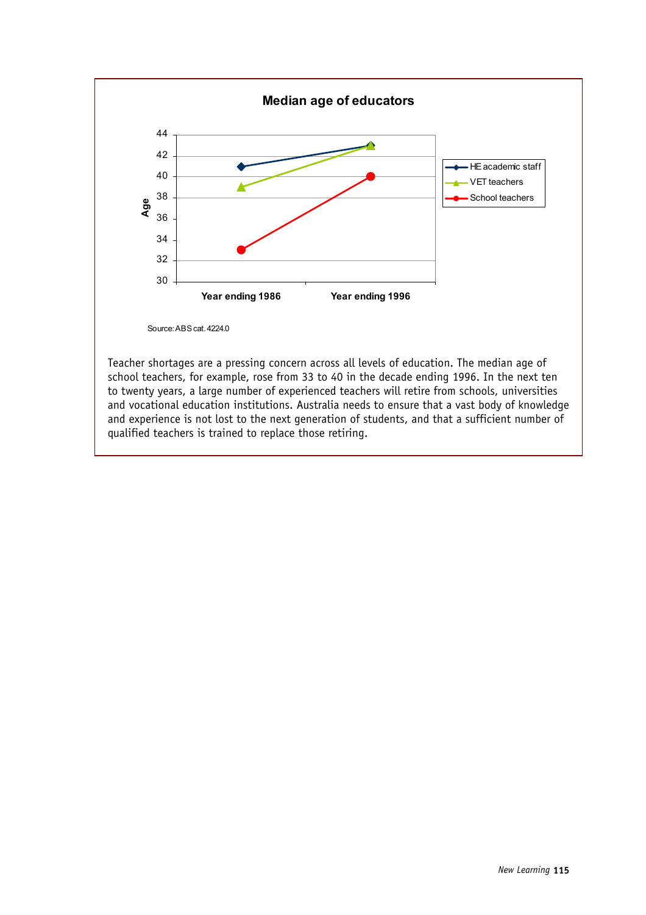**Median age of educators**

| | Year ending 1986 | Year ending 1996 |
|---|---|---|
| HE academic staff | 41 | 43 |
| VET teachers | 39 | 43 |
| School teachers | 33 | 40 |

Source: ABS cat. 4224.0

Teacher shortages are a pressing concern across all levels of education. The median age of school teachers, for example, rose from 33 to 40 in the decade ending 1996. In the next ten to twenty years, a large number of experienced teachers will retire from schools, universities and vocational education institutions. Australia needs to ensure that a vast body of knowledge and experience is not lost to the next generation of students, and that a sufficient number of qualified teachers is trained to replace those retiring.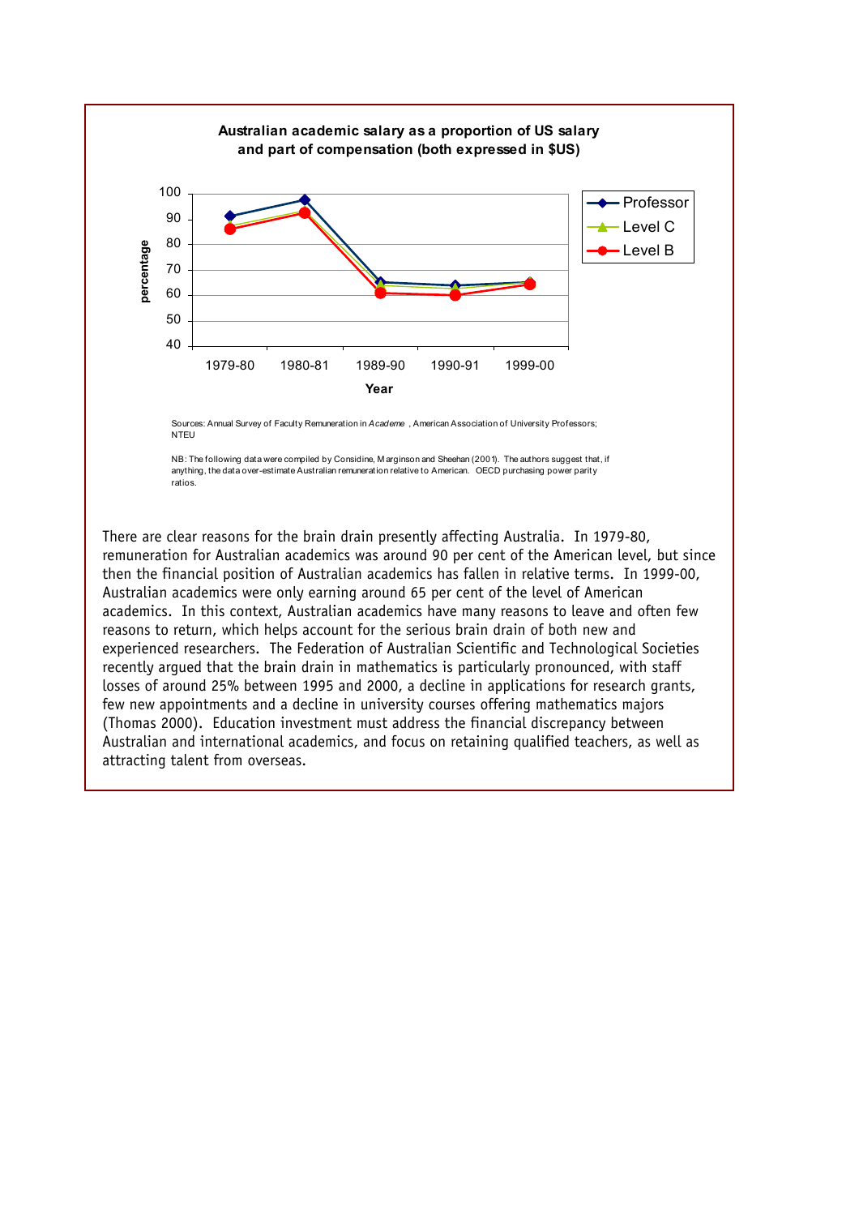**Australian academic salary as a proportion of US salary and part of compensation (both expressed in $US)**

Sources: Annual Survey of Faculty Remuneration in *Academe* , American Association of University Professors; NTEU

NB: The following data were compiled by Considine, Marginson and Sheehan (2001). The authors suggest that, if anything, the data over-estimate Australian remuneration relative to American. OECD purchasing power parity ratios.

There are clear reasons for the brain drain presently affecting Australia. In 1979-80, remuneration for Australian academics was around 90 per cent of the American level, but since then the financial position of Australian academics has fallen in relative terms. In 1999-00, Australian academics were only earning around 65 per cent of the level of American academics. In this context, Australian academics have many reasons to leave and often few reasons to return, which helps account for the serious brain drain of both new and experienced researchers. The Federation of Australian Scientific and Technological Societies recently argued that the brain drain in mathematics is particularly pronounced, with staff losses of around 25% between 1995 and 2000, a decline in applications for research grants, few new appointments and a decline in university courses offering mathematics majors (Thomas 2000). Education investment must address the financial discrepancy between Australian and international academics, and focus on retaining qualified teachers, as well as attracting talent from overseas.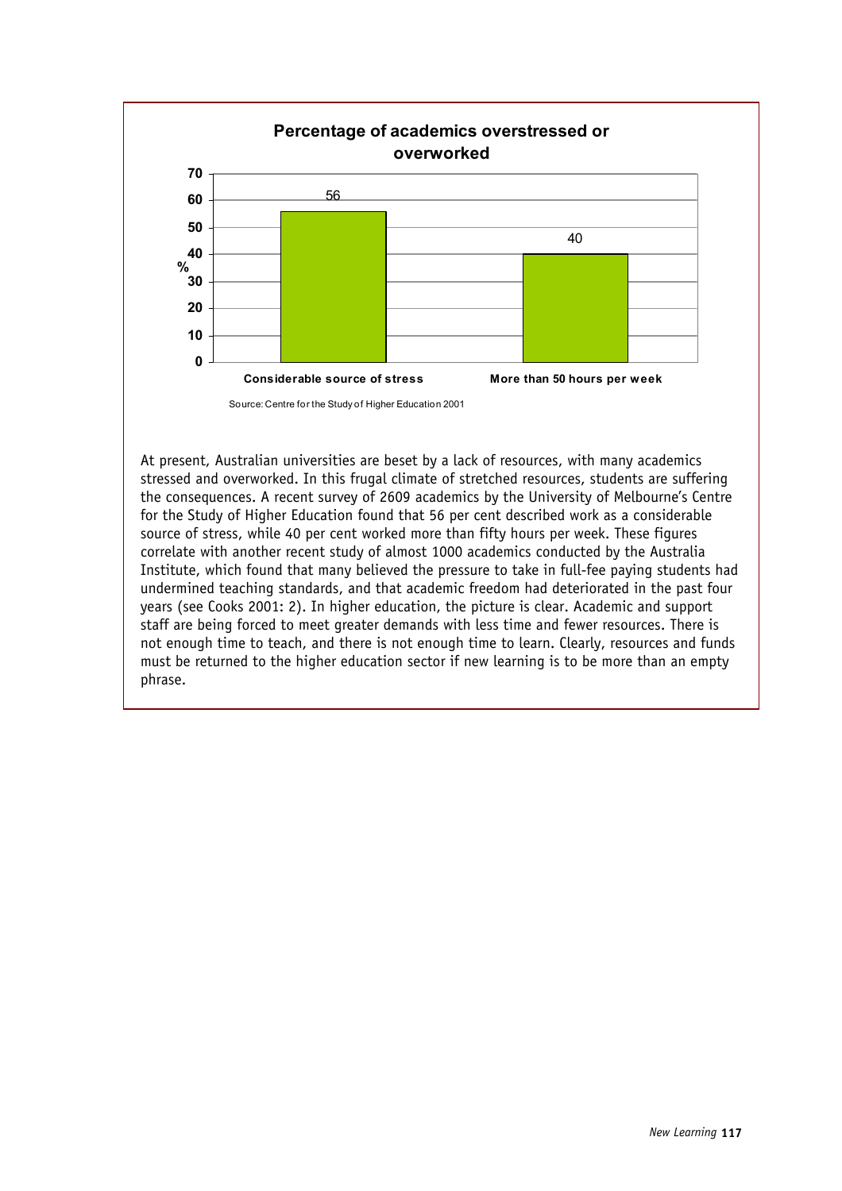**Percentage of academics overstressed or overworked**

| | % |
|---|---|
| Considerable source of stress | 56 |
| More than 50 hours per week | 40 |

Source: Centre for the Study of Higher Education 2001

At present, Australian universities are beset by a lack of resources, with many academics stressed and overworked. In this frugal climate of stretched resources, students are suffering the consequences. A recent survey of 2609 academics by the University of Melbourne's Centre for the Study of Higher Education found that 56 per cent described work as a considerable source of stress, while 40 per cent worked more than fifty hours per week. These figures correlate with another recent study of almost 1000 academics conducted by the Australia Institute, which found that many believed the pressure to take in full-fee paying students had undermined teaching standards, and that academic freedom had deteriorated in the past four years (see Cooks 2001: 2). In higher education, the picture is clear. Academic and support staff are being forced to meet greater demands with less time and fewer resources. There is not enough time to teach, and there is not enough time to learn. Clearly, resources and funds must be returned to the higher education sector if new learning is to be more than an empty phrase.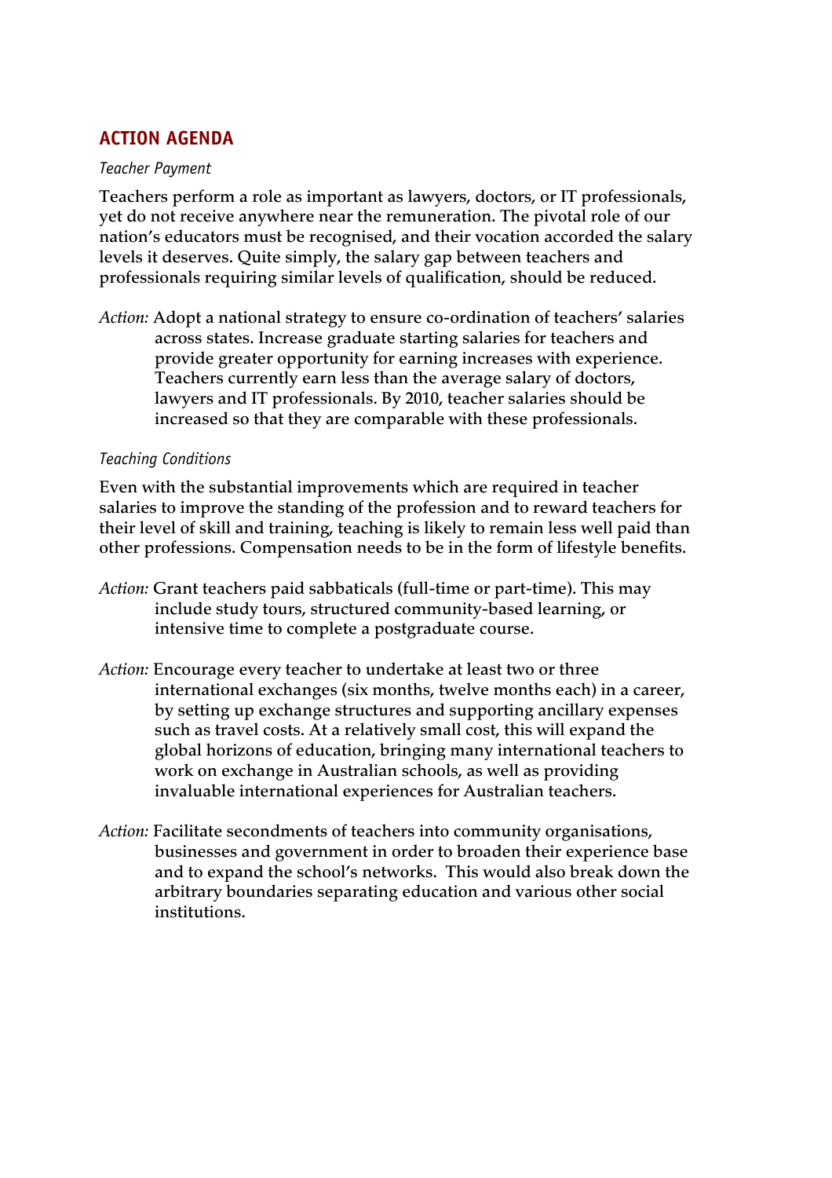## ACTION AGENDA

*Teacher Payment*

**Teachers perform a role as important as lawyers, doctors, or IT professionals, yet do not receive anywhere near the remuneration. The pivotal role of our nation's educators must be recognised, and their vocation accorded the salary levels it deserves. Quite simply, the salary gap between teachers and professionals requiring similar levels of qualification, should be reduced.**

*Action:* **Adopt a national strategy to ensure co-ordination of teachers' salaries across states. Increase graduate starting salaries for teachers and provide greater opportunity for earning increases with experience. Teachers currently earn less than the average salary of doctors, lawyers and IT professionals. By 2010, teacher salaries should be increased so that they are comparable with these professionals.**

*Teaching Conditions*

**Even with the substantial improvements which are required in teacher salaries to improve the standing of the profession and to reward teachers for their level of skill and training, teaching is likely to remain less well paid than other professions. Compensation needs to be in the form of lifestyle benefits.**

*Action:* **Grant teachers paid sabbaticals (full-time or part-time). This may include study tours, structured community-based learning, or intensive time to complete a postgraduate course.**

*Action:* **Encourage every teacher to undertake at least two or three international exchanges (six months, twelve months each) in a career, by setting up exchange structures and supporting ancillary expenses such as travel costs. At a relatively small cost, this will expand the global horizons of education, bringing many international teachers to work on exchange in Australian schools, as well as providing invaluable international experiences for Australian teachers.**

*Action:* **Facilitate secondments of teachers into community organisations, businesses and government in order to broaden their experience base and to expand the school's networks. This would also break down the arbitrary boundaries separating education and various other social institutions.**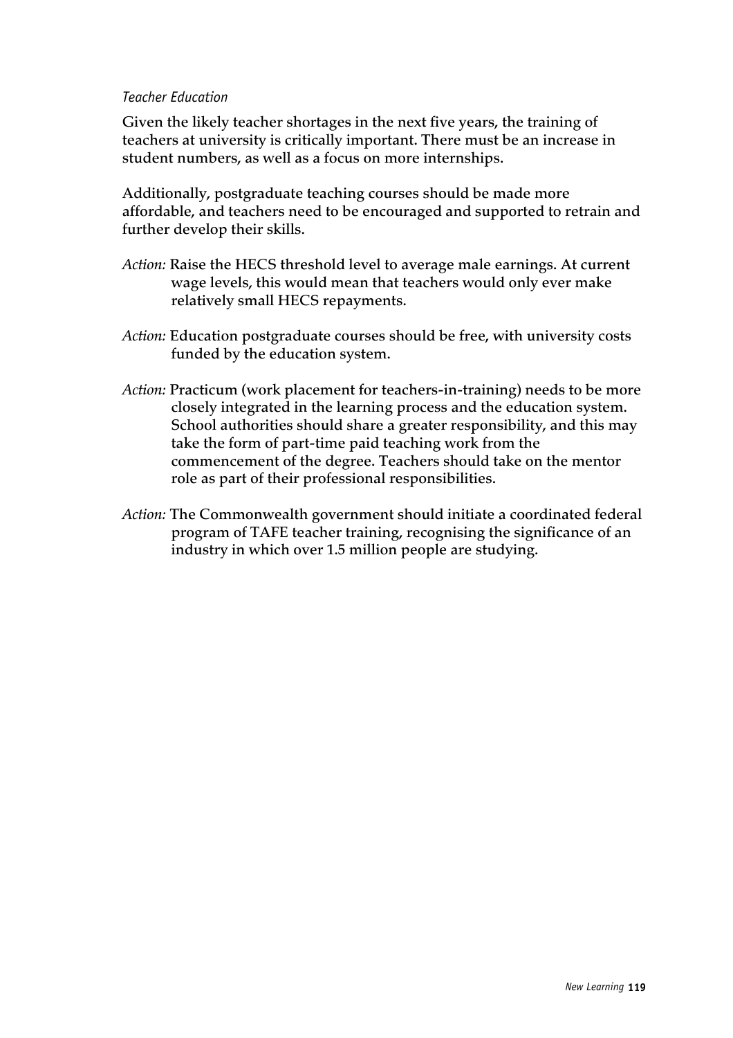*Teacher Education*

Given the likely teacher shortages in the next five years, the training of teachers at university is critically important. There must be an increase in student numbers, as well as a focus on more internships.

Additionally, postgraduate teaching courses should be made more affordable, and teachers need to be encouraged and supported to retrain and further develop their skills.

*Action:* Raise the HECS threshold level to average male earnings. At current wage levels, this would mean that teachers would only ever make relatively small HECS repayments.

*Action:* Education postgraduate courses should be free, with university costs funded by the education system.

*Action:* Practicum (work placement for teachers-in-training) needs to be more closely integrated in the learning process and the education system. School authorities should share a greater responsibility, and this may take the form of part-time paid teaching work from the commencement of the degree. Teachers should take on the mentor role as part of their professional responsibilities.

*Action:* The Commonwealth government should initiate a coordinated federal program of TAFE teacher training, recognising the significance of an industry in which over 1.5 million people are studying.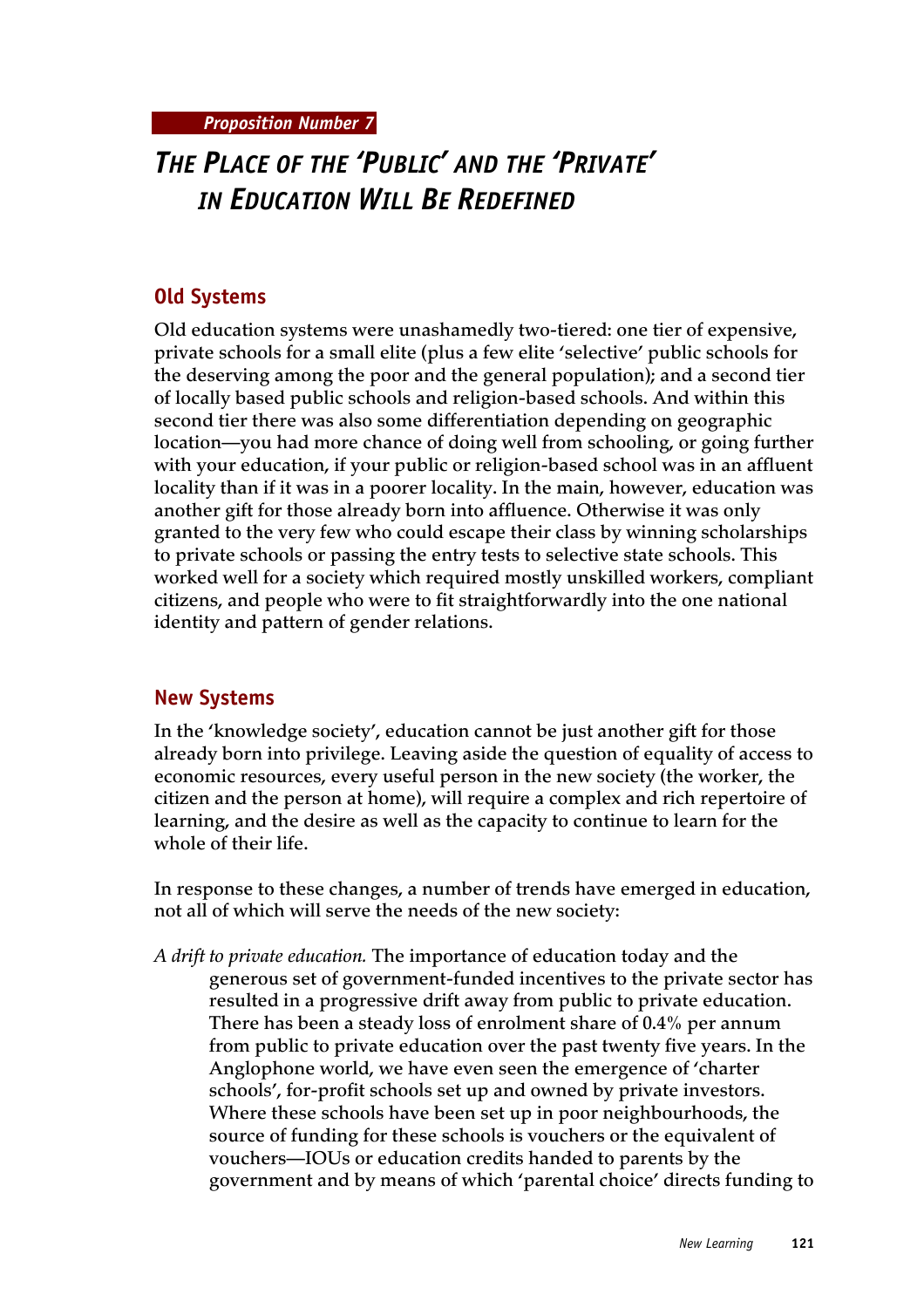*Proposition Number 7*

# THE PLACE OF THE 'PUBLIC' AND THE 'PRIVATE' IN EDUCATION WILL BE REDEFINED

## Old Systems

Old education systems were unashamedly two-tiered: one tier of expensive, private schools for a small elite (plus a few elite 'selective' public schools for the deserving among the poor and the general population); and a second tier of locally based public schools and religion-based schools. And within this second tier there was also some differentiation depending on geographic location—you had more chance of doing well from schooling, or going further with your education, if your public or religion-based school was in an affluent locality than if it was in a poorer locality. In the main, however, education was another gift for those already born into affluence. Otherwise it was only granted to the very few who could escape their class by winning scholarships to private schools or passing the entry tests to selective state schools. This worked well for a society which required mostly unskilled workers, compliant citizens, and people who were to fit straightforwardly into the one national identity and pattern of gender relations.

## New Systems

In the 'knowledge society', education cannot be just another gift for those already born into privilege. Leaving aside the question of equality of access to economic resources, every useful person in the new society (the worker, the citizen and the person at home), will require a complex and rich repertoire of learning, and the desire as well as the capacity to continue to learn for the whole of their life.

In response to these changes, a number of trends have emerged in education, not all of which will serve the needs of the new society:

*A drift to private education.* The importance of education today and the generous set of government-funded incentives to the private sector has resulted in a progressive drift away from public to private education. There has been a steady loss of enrolment share of 0.4% per annum from public to private education over the past twenty five years. In the Anglophone world, we have even seen the emergence of 'charter schools', for-profit schools set up and owned by private investors. Where these schools have been set up in poor neighbourhoods, the source of funding for these schools is vouchers or the equivalent of vouchers—IOUs or education credits handed to parents by the government and by means of which 'parental choice' directs funding to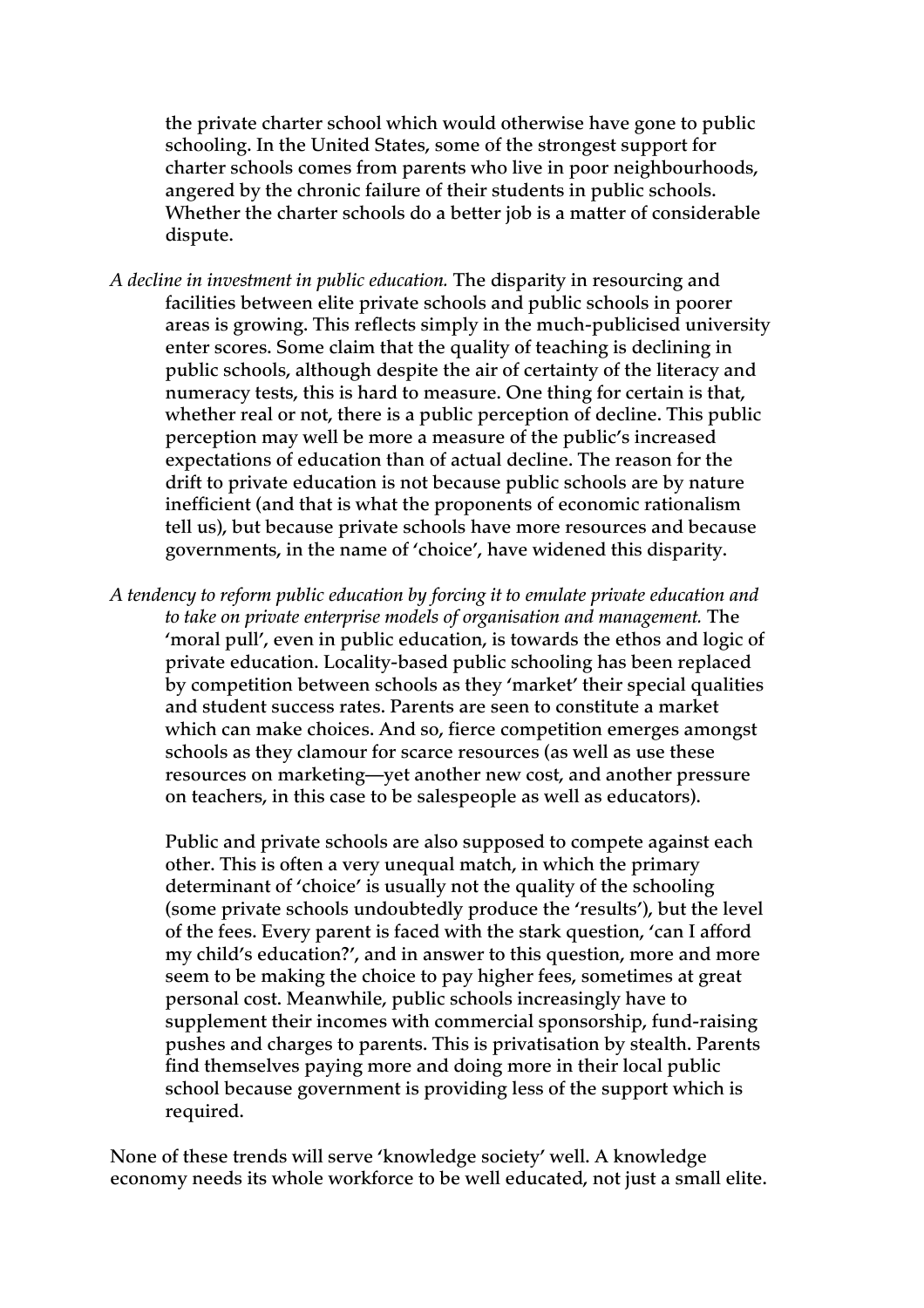the private charter school which would otherwise have gone to public schooling. In the United States, some of the strongest support for charter schools comes from parents who live in poor neighbourhoods, angered by the chronic failure of their students in public schools. Whether the charter schools do a better job is a matter of considerable dispute.

*A decline in investment in public education.* The disparity in resourcing and facilities between elite private schools and public schools in poorer areas is growing. This reflects simply in the much-publicised university enter scores. Some claim that the quality of teaching is declining in public schools, although despite the air of certainty of the literacy and numeracy tests, this is hard to measure. One thing for certain is that, whether real or not, there is a public perception of decline. This public perception may well be more a measure of the public's increased expectations of education than of actual decline. The reason for the drift to private education is not because public schools are by nature inefficient (and that is what the proponents of economic rationalism tell us), but because private schools have more resources and because governments, in the name of 'choice', have widened this disparity.

*A tendency to reform public education by forcing it to emulate private education and to take on private enterprise models of organisation and management.* The 'moral pull', even in public education, is towards the ethos and logic of private education. Locality-based public schooling has been replaced by competition between schools as they 'market' their special qualities and student success rates. Parents are seen to constitute a market which can make choices. And so, fierce competition emerges amongst schools as they clamour for scarce resources (as well as use these resources on marketing—yet another new cost, and another pressure on teachers, in this case to be salespeople as well as educators).

Public and private schools are also supposed to compete against each other. This is often a very unequal match, in which the primary determinant of 'choice' is usually not the quality of the schooling (some private schools undoubtedly produce the 'results'), but the level of the fees. Every parent is faced with the stark question, 'can I afford my child's education?', and in answer to this question, more and more seem to be making the choice to pay higher fees, sometimes at great personal cost. Meanwhile, public schools increasingly have to supplement their incomes with commercial sponsorship, fund-raising pushes and charges to parents. This is privatisation by stealth. Parents find themselves paying more and doing more in their local public school because government is providing less of the support which is required.

None of these trends will serve 'knowledge society' well. A knowledge economy needs its whole workforce to be well educated, not just a small elite.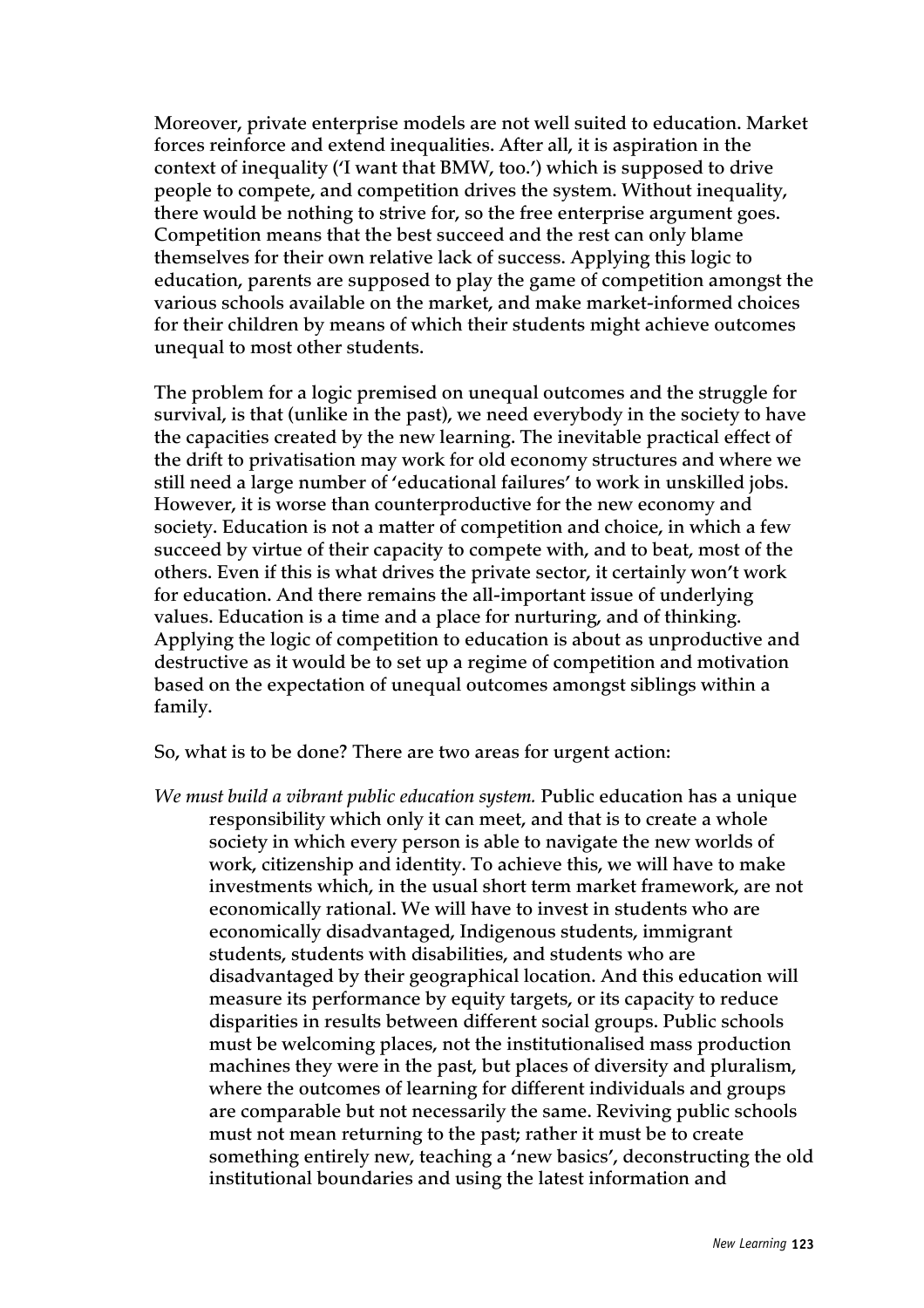Moreover, private enterprise models are not well suited to education. Market forces reinforce and extend inequalities. After all, it is aspiration in the context of inequality ('I want that BMW, too.') which is supposed to drive people to compete, and competition drives the system. Without inequality, there would be nothing to strive for, so the free enterprise argument goes. Competition means that the best succeed and the rest can only blame themselves for their own relative lack of success. Applying this logic to education, parents are supposed to play the game of competition amongst the various schools available on the market, and make market-informed choices for their children by means of which their students might achieve outcomes unequal to most other students.

The problem for a logic premised on unequal outcomes and the struggle for survival, is that (unlike in the past), we need everybody in the society to have the capacities created by the new learning. The inevitable practical effect of the drift to privatisation may work for old economy structures and where we still need a large number of 'educational failures' to work in unskilled jobs. However, it is worse than counterproductive for the new economy and society. Education is not a matter of competition and choice, in which a few succeed by virtue of their capacity to compete with, and to beat, most of the others. Even if this is what drives the private sector, it certainly won't work for education. And there remains the all-important issue of underlying values. Education is a time and a place for nurturing, and of thinking. Applying the logic of competition to education is about as unproductive and destructive as it would be to set up a regime of competition and motivation based on the expectation of unequal outcomes amongst siblings within a family.

So, what is to be done? There are two areas for urgent action:

*We must build a vibrant public education system.* Public education has a unique responsibility which only it can meet, and that is to create a whole society in which every person is able to navigate the new worlds of work, citizenship and identity. To achieve this, we will have to make investments which, in the usual short term market framework, are not economically rational. We will have to invest in students who are economically disadvantaged, Indigenous students, immigrant students, students with disabilities, and students who are disadvantaged by their geographical location. And this education will measure its performance by equity targets, or its capacity to reduce disparities in results between different social groups. Public schools must be welcoming places, not the institutionalised mass production machines they were in the past, but places of diversity and pluralism, where the outcomes of learning for different individuals and groups are comparable but not necessarily the same. Reviving public schools must not mean returning to the past; rather it must be to create something entirely new, teaching a 'new basics', deconstructing the old institutional boundaries and using the latest information and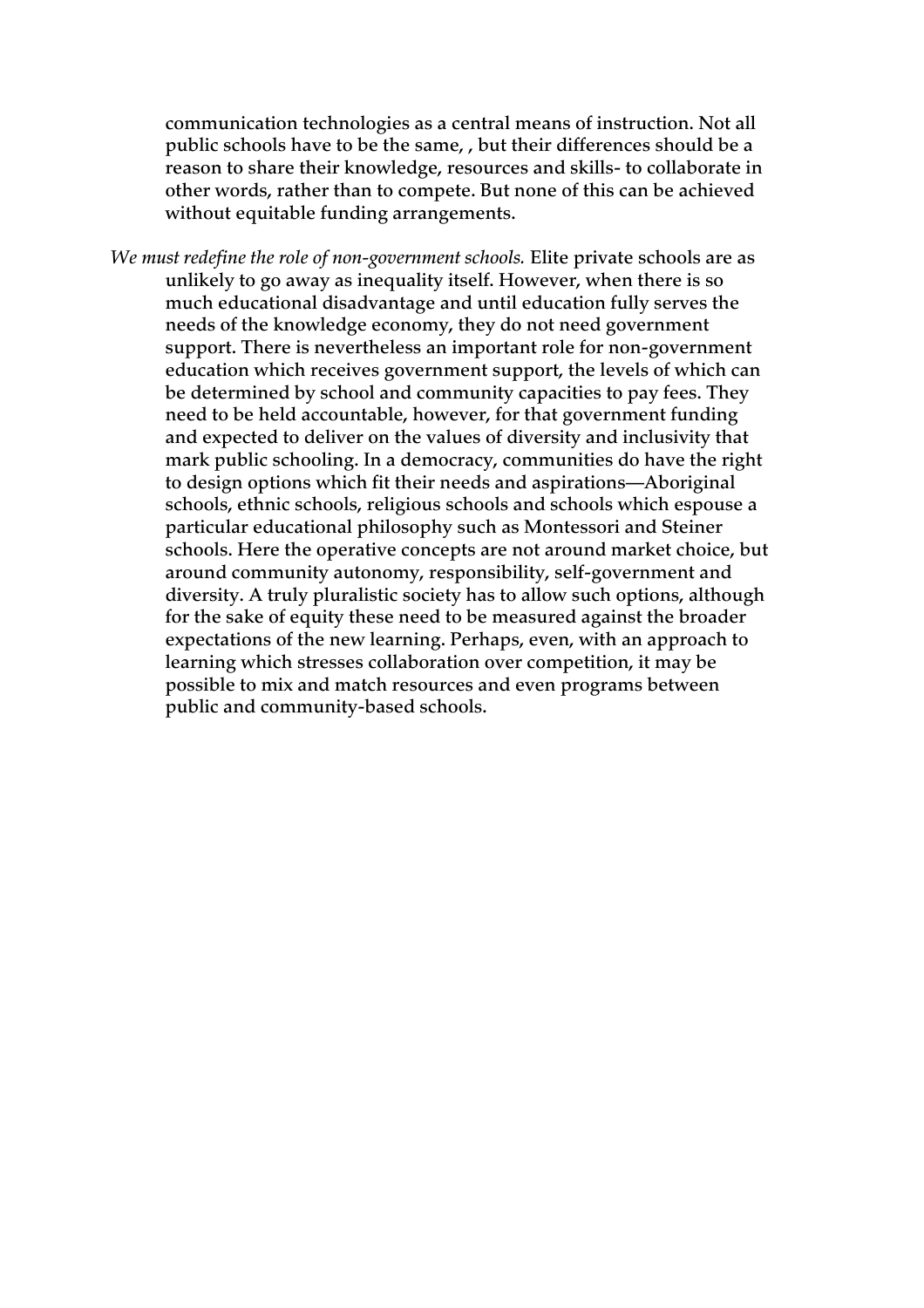communication technologies as a central means of instruction. Not all public schools have to be the same, , but their differences should be a reason to share their knowledge, resources and skills- to collaborate in other words, rather than to compete. But none of this can be achieved without equitable funding arrangements.

*We must redefine the role of non-government schools.* Elite private schools are as unlikely to go away as inequality itself. However, when there is so much educational disadvantage and until education fully serves the needs of the knowledge economy, they do not need government support. There is nevertheless an important role for non-government education which receives government support, the levels of which can be determined by school and community capacities to pay fees. They need to be held accountable, however, for that government funding and expected to deliver on the values of diversity and inclusivity that mark public schooling. In a democracy, communities do have the right to design options which fit their needs and aspirations—Aboriginal schools, ethnic schools, religious schools and schools which espouse a particular educational philosophy such as Montessori and Steiner schools. Here the operative concepts are not around market choice, but around community autonomy, responsibility, self-government and diversity. A truly pluralistic society has to allow such options, although for the sake of equity these need to be measured against the broader expectations of the new learning. Perhaps, even, with an approach to learning which stresses collaboration over competition, it may be possible to mix and match resources and even programs between public and community-based schools.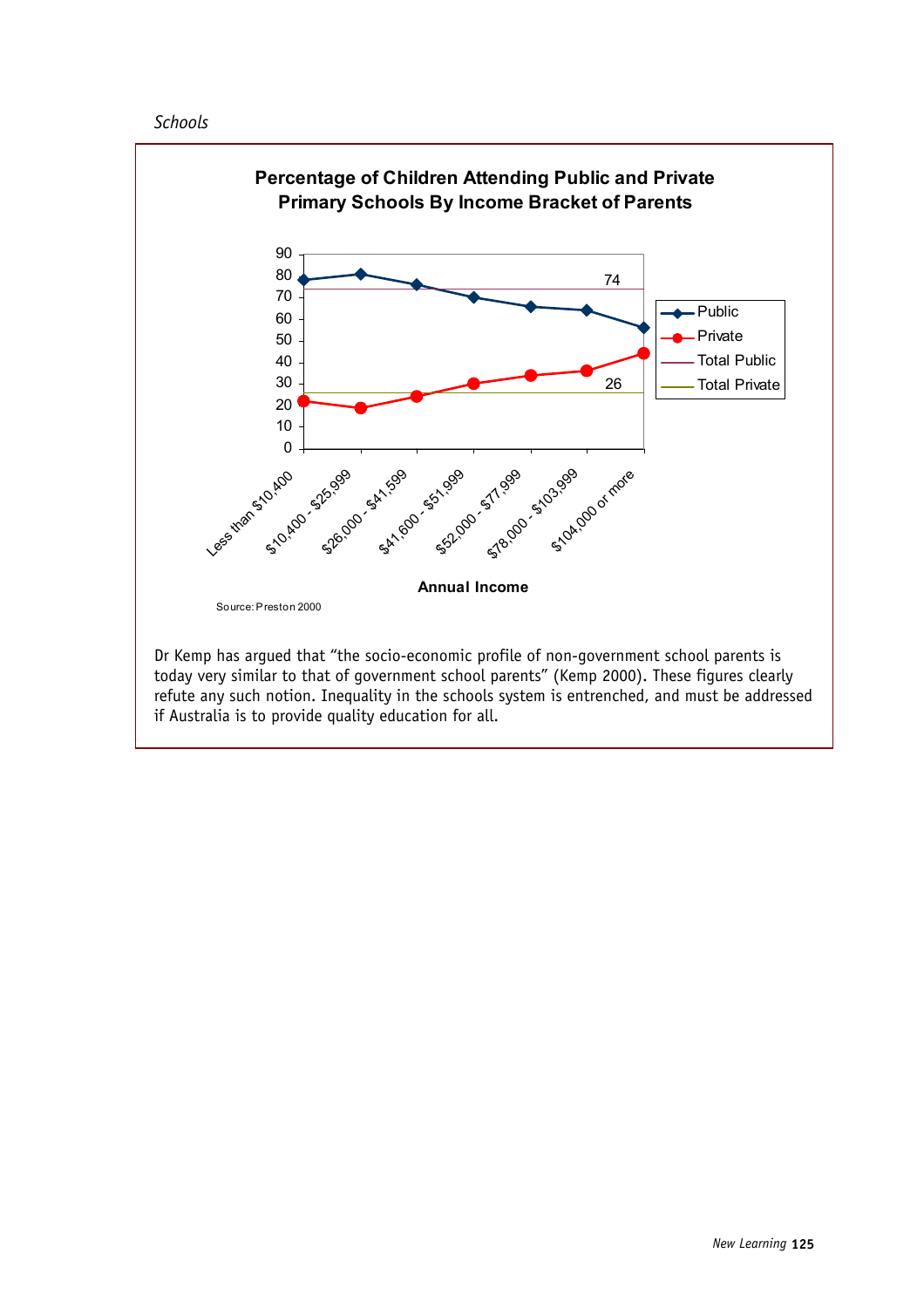**Percentage of Children Attending Public and Private Primary Schools By Income Bracket of Parents**

| Annual Income | Public | Private |
|---|---|---|
| Less than $10,400 | 78 | 22 |
| $10,400 - $25,999 | 81 | 19 |
| $26,000 - $41,599 | 76 | 24 |
| $41,600 - $51,999 | 70 | 30 |
| $52,000 - $77,999 | 66 | 34 |
| $78,000 - $103,999 | 64 | 36 |
| $104,000 or more | 56 | 44 |

Total Public: 74; Total Private: 26

Source: Preston 2000

Dr Kemp has argued that "the socio-economic profile of non-government school parents is today very similar to that of government school parents" (Kemp 2000). These figures clearly refute any such notion. Inequality in the schools system is entrenched, and must be addressed if Australia is to provide quality education for all.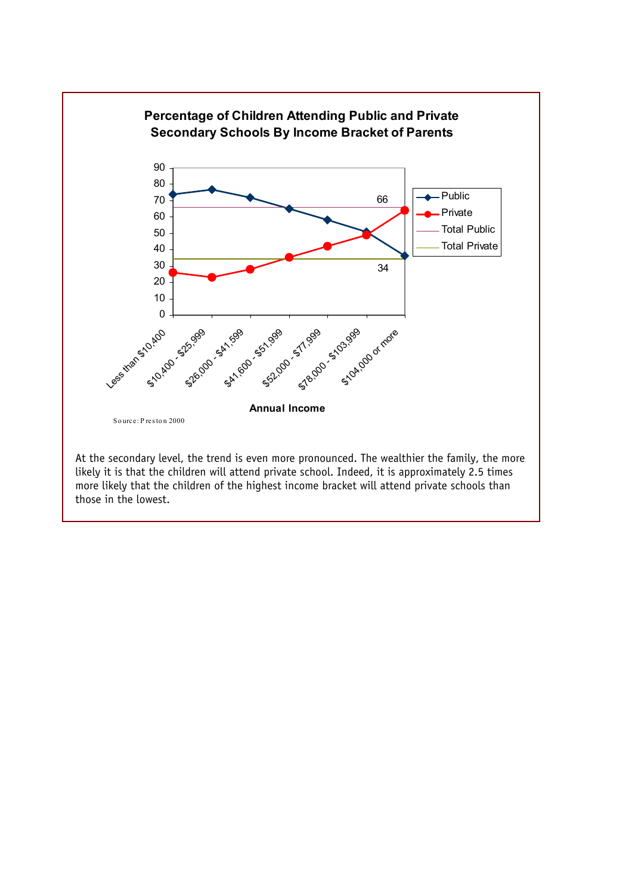**Percentage of Children Attending Public and Private Secondary Schools By Income Bracket of Parents**

Source: Preston 2000

At the secondary level, the trend is even more pronounced. The wealthier the family, the more likely it is that the children will attend private school. Indeed, it is approximately 2.5 times more likely that the children of the highest income bracket will attend private schools than those in the lowest.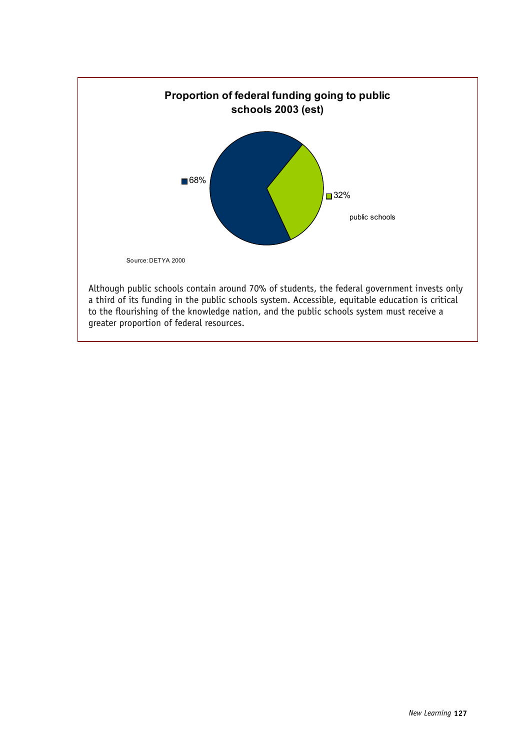**Proportion of federal funding going to public schools 2003 (est)**

68%

32%

public schools

Source: DETYA 2000

Although public schools contain around 70% of students, the federal government invests only a third of its funding in the public schools system. Accessible, equitable education is critical to the flourishing of the knowledge nation, and the public schools system must receive a greater proportion of federal resources.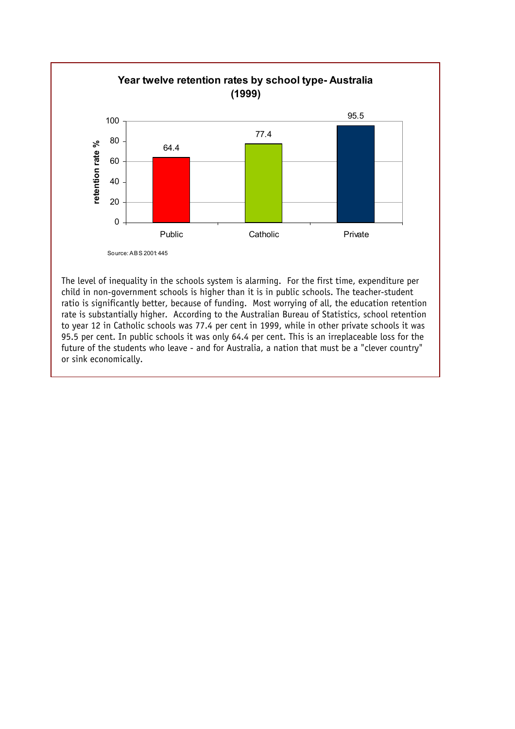**Year twelve retention rates by school type- Australia (1999)**

| School type | Retention rate % |
|---|---|
| Public | 64.4 |
| Catholic | 77.4 |
| Private | 95.5 |

Source: ABS 2001: 445

The level of inequality in the schools system is alarming. For the first time, expenditure per child in non-government schools is higher than it is in public schools. The teacher-student ratio is significantly better, because of funding. Most worrying of all, the education retention rate is substantially higher. According to the Australian Bureau of Statistics, school retention to year 12 in Catholic schools was 77.4 per cent in 1999, while in other private schools it was 95.5 per cent. In public schools it was only 64.4 per cent. This is an irreplaceable loss for the future of the students who leave - and for Australia, a nation that must be a "clever country" or sink economically.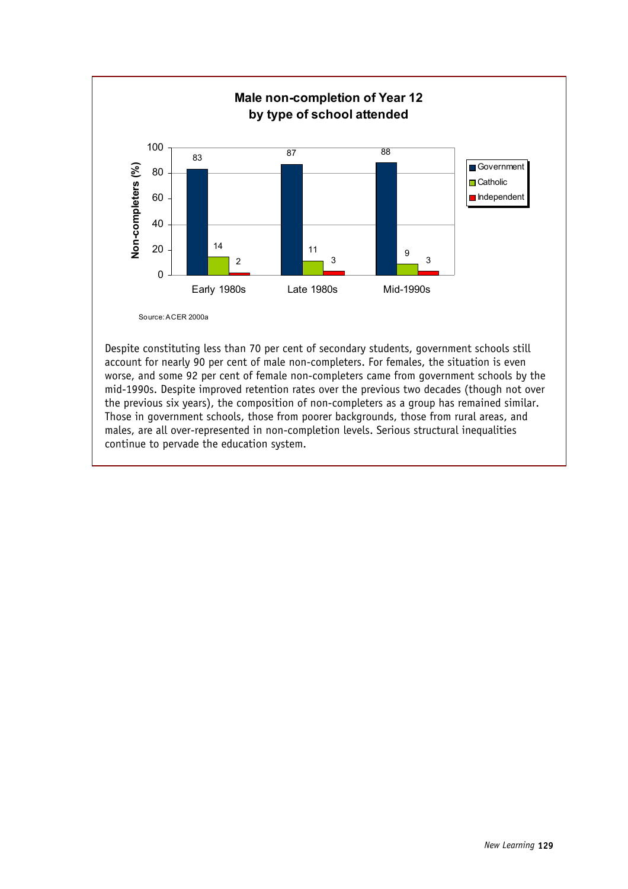**Male non-completion of Year 12 by type of school attended**

| | Government | Catholic | Independent |
|---|---|---|---|
| Early 1980s | 83 | 14 | 2 |
| Late 1980s | 87 | 11 | 3 |
| Mid-1990s | 88 | 9 | 3 |

Non-completers (%)

Source: ACER 2000a

Despite constituting less than 70 per cent of secondary students, government schools still account for nearly 90 per cent of male non-completers. For females, the situation is even worse, and some 92 per cent of female non-completers came from government schools by the mid-1990s. Despite improved retention rates over the previous two decades (though not over the previous six years), the composition of non-completers as a group has remained similar. Those in government schools, those from poorer backgrounds, those from rural areas, and males, are all over-represented in non-completion levels. Serious structural inequalities continue to pervade the education system.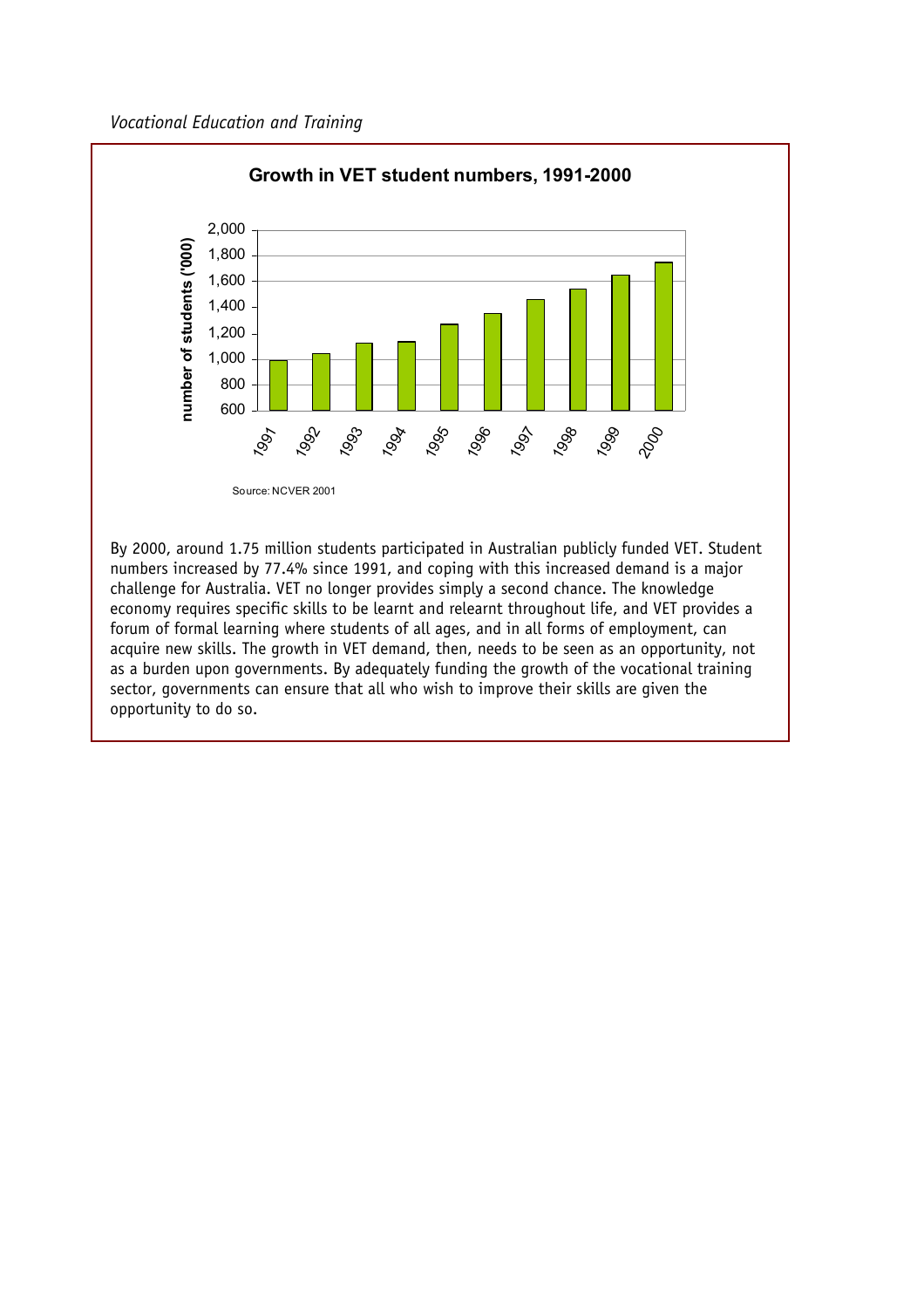**Growth in VET student numbers, 1991-2000**

Source: NCVER 2001

By 2000, around 1.75 million students participated in Australian publicly funded VET. Student numbers increased by 77.4% since 1991, and coping with this increased demand is a major challenge for Australia. VET no longer provides simply a second chance. The knowledge economy requires specific skills to be learnt and relearnt throughout life, and VET provides a forum of formal learning where students of all ages, and in all forms of employment, can acquire new skills. The growth in VET demand, then, needs to be seen as an opportunity, not as a burden upon governments. By adequately funding the growth of the vocational training sector, governments can ensure that all who wish to improve their skills are given the opportunity to do so.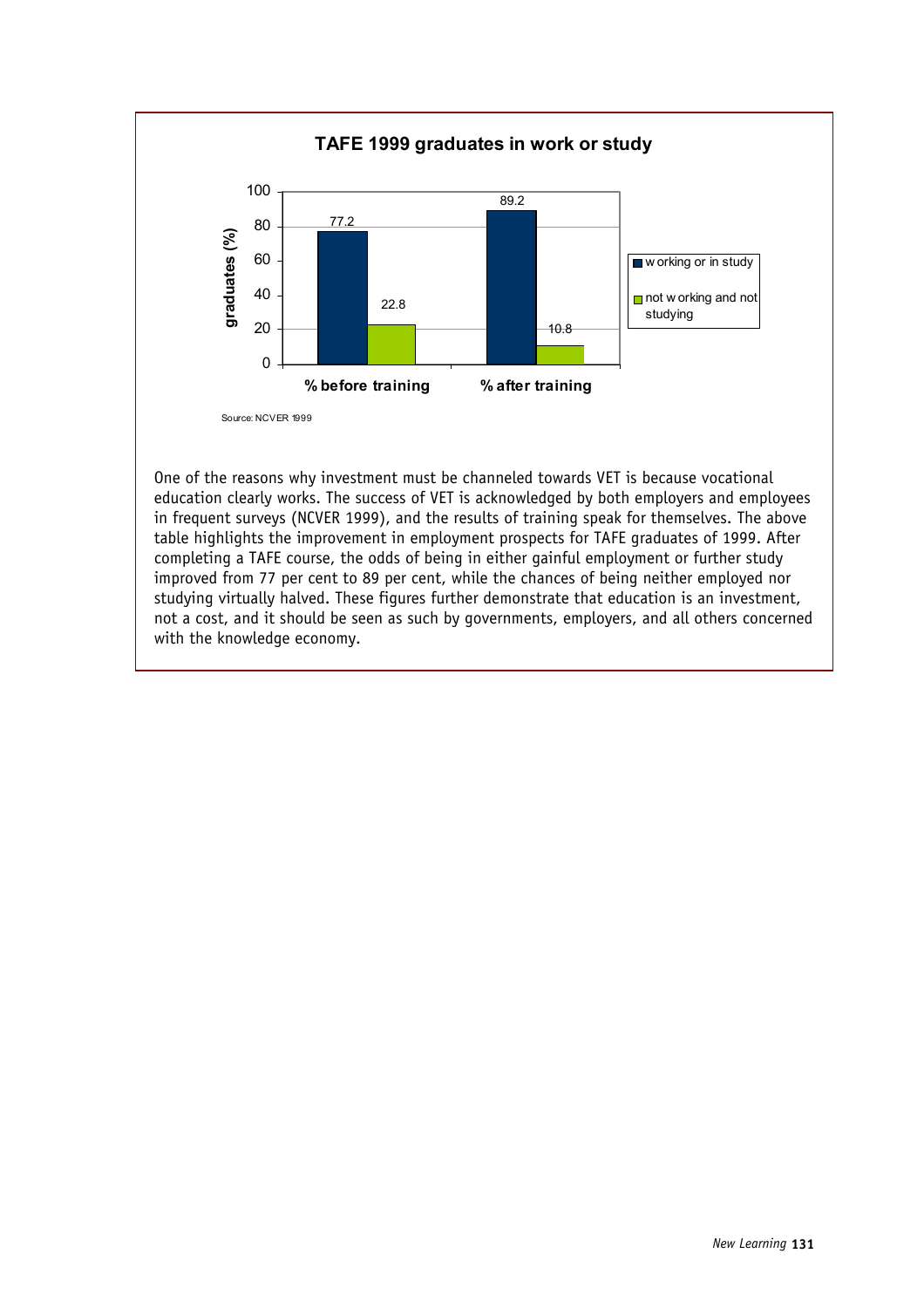**TAFE 1999 graduates in work or study**

| | % before training | % after training |
|---|---|---|
| working or in study | 77.2 | 89.2 |
| not working and not studying | 22.8 | 10.8 |

Source: NCVER 1999

One of the reasons why investment must be channeled towards VET is because vocational education clearly works. The success of VET is acknowledged by both employers and employees in frequent surveys (NCVER 1999), and the results of training speak for themselves. The above table highlights the improvement in employment prospects for TAFE graduates of 1999. After completing a TAFE course, the odds of being in either gainful employment or further study improved from 77 per cent to 89 per cent, while the chances of being neither employed nor studying virtually halved. These figures further demonstrate that education is an investment, not a cost, and it should be seen as such by governments, employers, and all others concerned with the knowledge economy.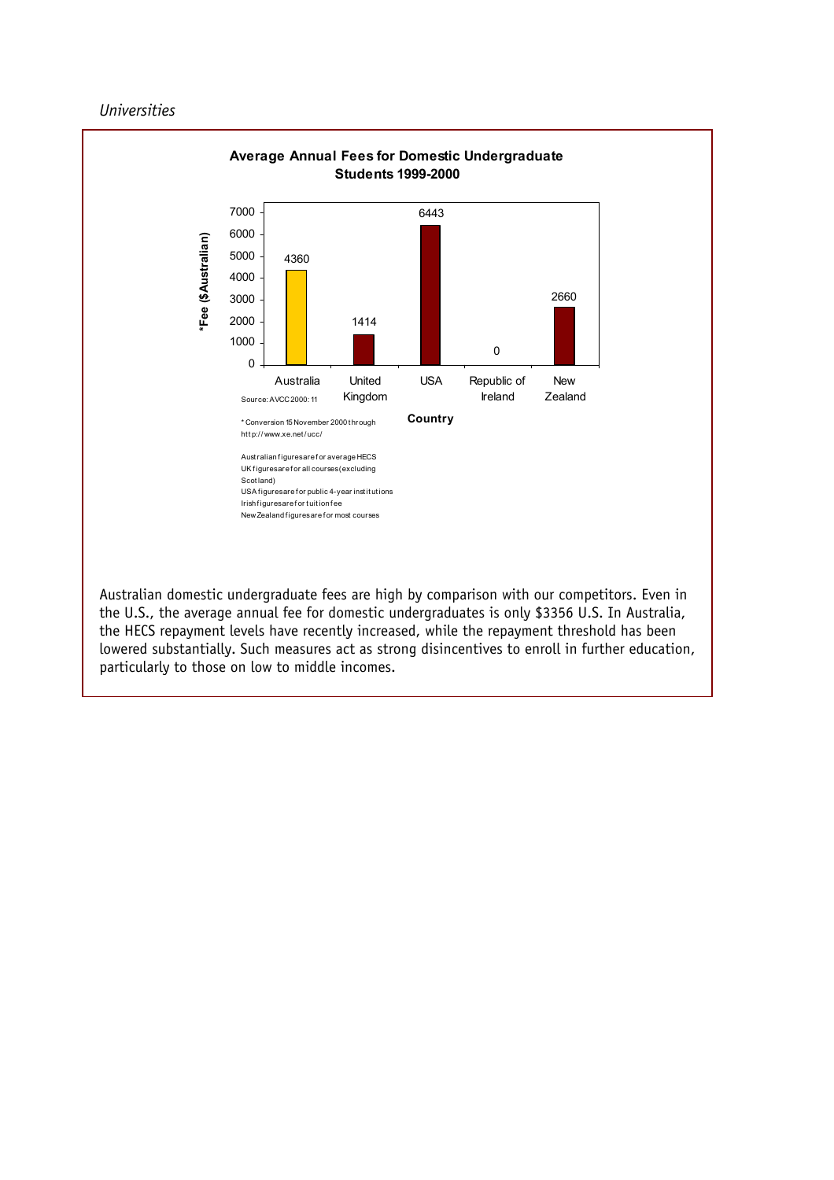*Universities*

**Average Annual Fees for Domestic Undergraduate Students 1999-2000**

| Country | *Fee ($Australian) |
| --- | --- |
| Australia | 4360 |
| United Kingdom | 1414 |
| USA | 6443 |
| Republic of Ireland | 0 |
| New Zealand | 2660 |

Source: AVCC 2000: 11

* Conversion 15 November 2000 through http://www.xe.net/ucc/

Australian figures are for average HECS
UK figures are for all courses (excluding Scotland)
USA figures are for public 4-year institutions
Irish figures are for tuition fee
New Zealand figures are for most courses

Australian domestic undergraduate fees are high by comparison with our competitors. Even in the U.S., the average annual fee for domestic undergraduates is only $3356 U.S. In Australia, the HECS repayment levels have recently increased, while the repayment threshold has been lowered substantially. Such measures act as strong disincentives to enroll in further education, particularly to those on low to middle incomes.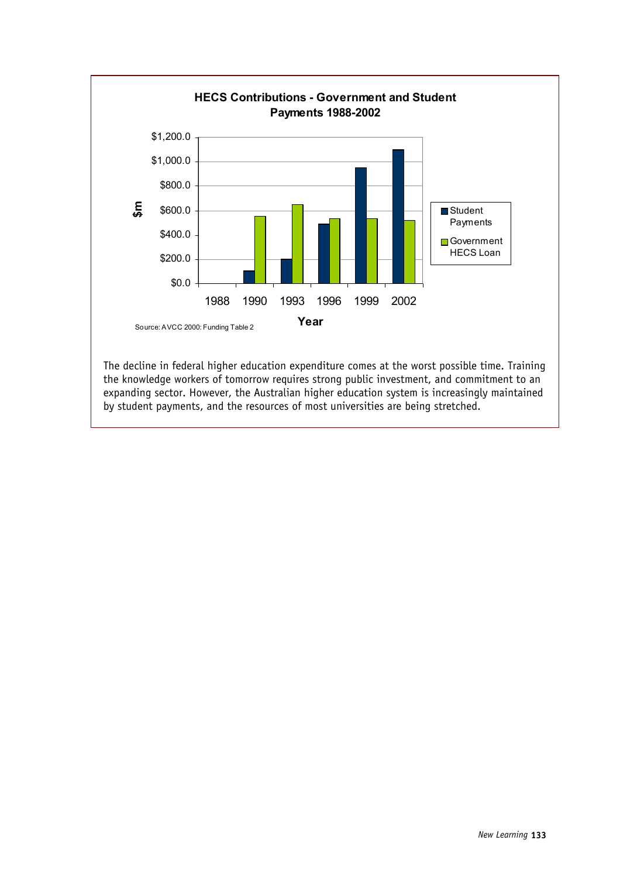**HECS Contributions - Government and Student Payments 1988-2002**

Source: AVCC 2000: Funding Table 2

The decline in federal higher education expenditure comes at the worst possible time. Training the knowledge workers of tomorrow requires strong public investment, and commitment to an expanding sector. However, the Australian higher education system is increasingly maintained by student payments, and the resources of most universities are being stretched.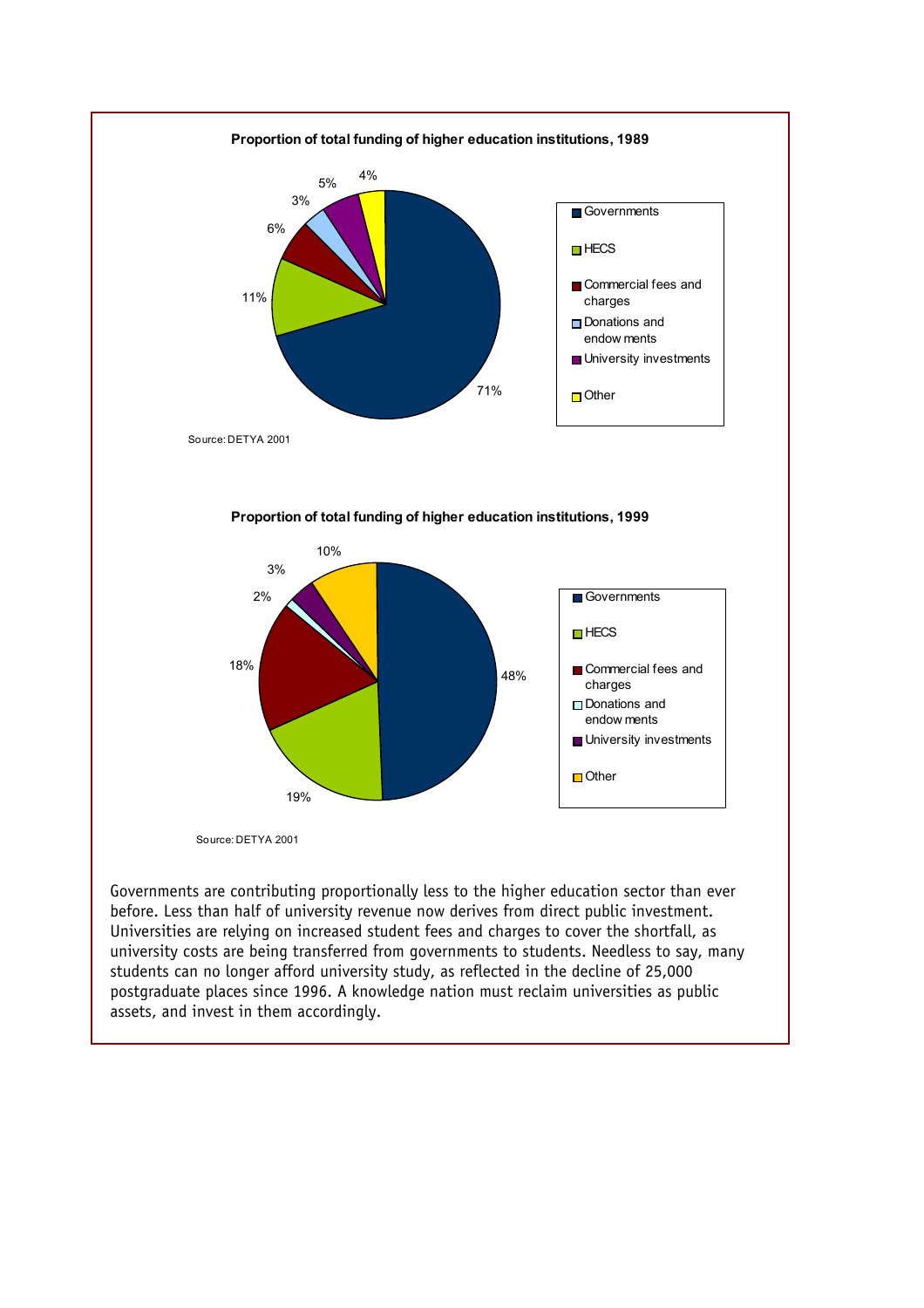**Proportion of total funding of higher education institutions, 1989**

| Source | Proportion |
|---|---|
| Governments | 71% |
| HECS | 11% |
| Commercial fees and charges | 6% |
| Donations and endow ments | 3% |
| University investments | 5% |
| Other | 4% |

Source: DETYA 2001

**Proportion of total funding of higher education institutions, 1999**

| Source | Proportion |
|---|---|
| Governments | 48% |
| HECS | 19% |
| Commercial fees and charges | 18% |
| Donations and endow ments | 2% |
| University investments | 3% |
| Other | 10% |

Source: DETYA 2001

Governments are contributing proportionally less to the higher education sector than ever before. Less than half of university revenue now derives from direct public investment. Universities are relying on increased student fees and charges to cover the shortfall, as university costs are being transferred from governments to students. Needless to say, many students can no longer afford university study, as reflected in the decline of 25,000 postgraduate places since 1996. A knowledge nation must reclaim universities as public assets, and invest in them accordingly.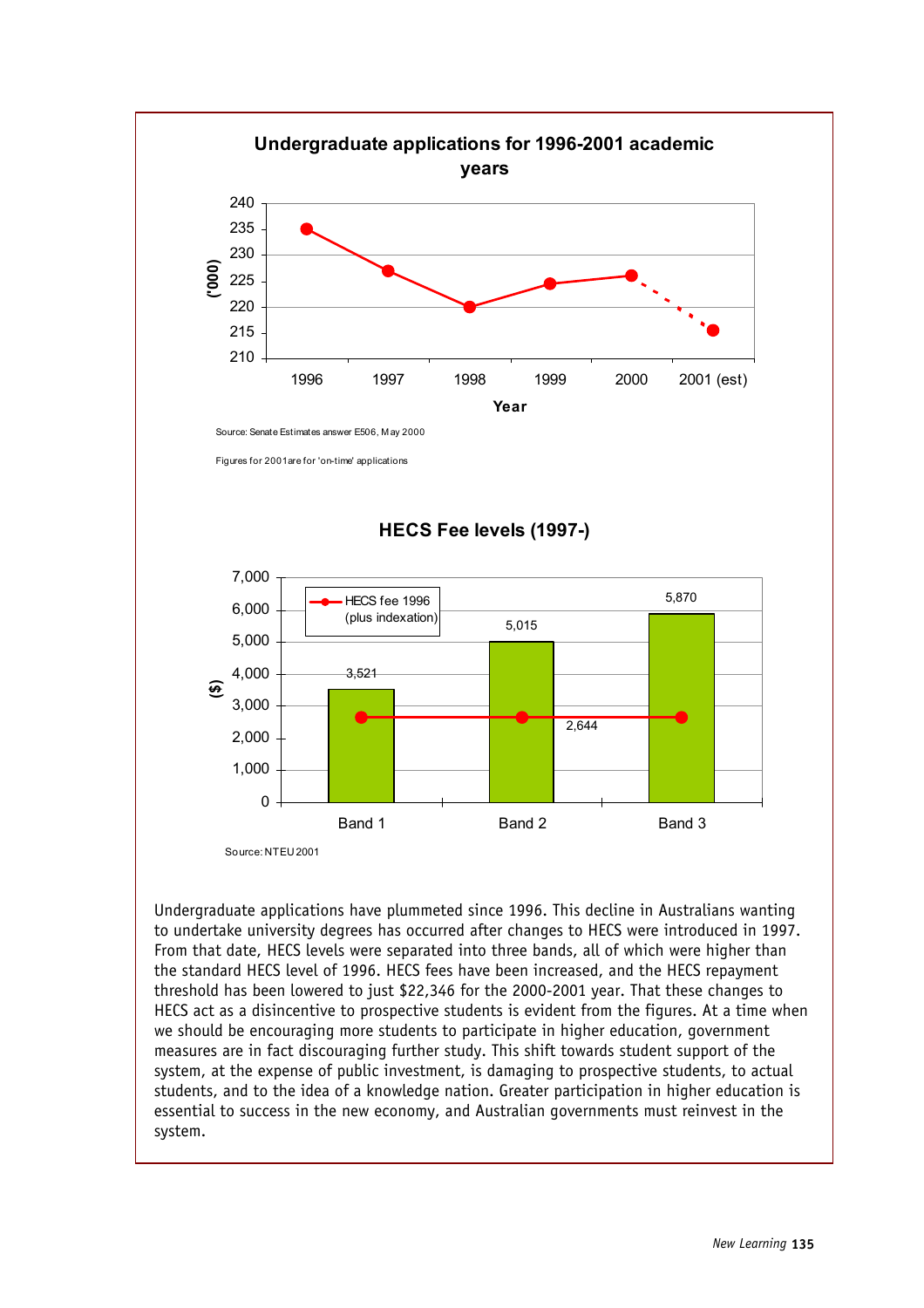**Undergraduate applications for 1996-2001 academic years**

| Year | Applications ('000) |
|---|---|
| 1996 | 235 |
| 1997 | 227 |
| 1998 | 220 |
| 1999 | 224.5 |
| 2000 | 226 |
| 2001 (est) | 215.5 |

Source: Senate Estimates answer E506, May 2000

Figures for 2001are for 'on-time' applications

**HECS Fee levels (1997-)**

| | ($) | HECS fee 1996 (plus indexation) |
|---|---|---|
| Band 1 | 3,521 | 2,644 |
| Band 2 | 5,015 | 2,644 |
| Band 3 | 5,870 | 2,644 |

Source: NTEU 2001

Undergraduate applications have plummeted since 1996. This decline in Australians wanting to undertake university degrees has occurred after changes to HECS were introduced in 1997. From that date, HECS levels were separated into three bands, all of which were higher than the standard HECS level of 1996. HECS fees have been increased, and the HECS repayment threshold has been lowered to just $22,346 for the 2000-2001 year. That these changes to HECS act as a disincentive to prospective students is evident from the figures. At a time when we should be encouraging more students to participate in higher education, government measures are in fact discouraging further study. This shift towards student support of the system, at the expense of public investment, is damaging to prospective students, to actual students, and to the idea of a knowledge nation. Greater participation in higher education is essential to success in the new economy, and Australian governments must reinvest in the system.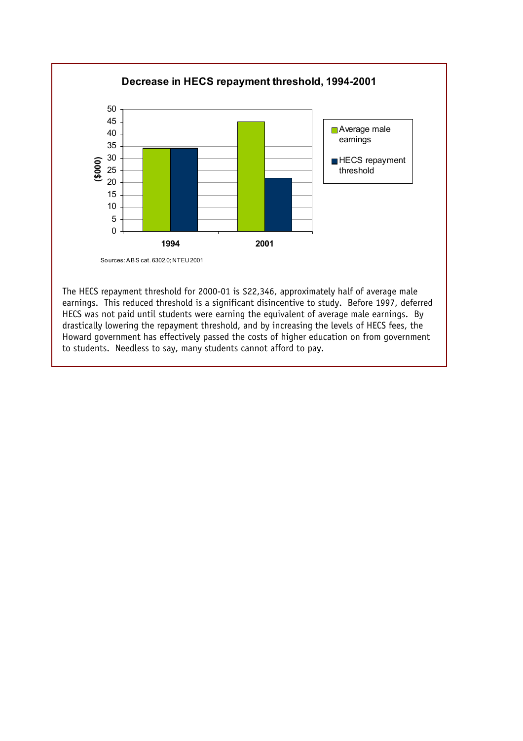**Decrease in HECS repayment threshold, 1994-2001**

Sources: ABS cat. 6302.0; NTEU 2001

The HECS repayment threshold for 2000-01 is $22,346, approximately half of average male earnings. This reduced threshold is a significant disincentive to study. Before 1997, deferred HECS was not paid until students were earning the equivalent of average male earnings. By drastically lowering the repayment threshold, and by increasing the levels of HECS fees, the Howard government has effectively passed the costs of higher education on from government to students. Needless to say, many students cannot afford to pay.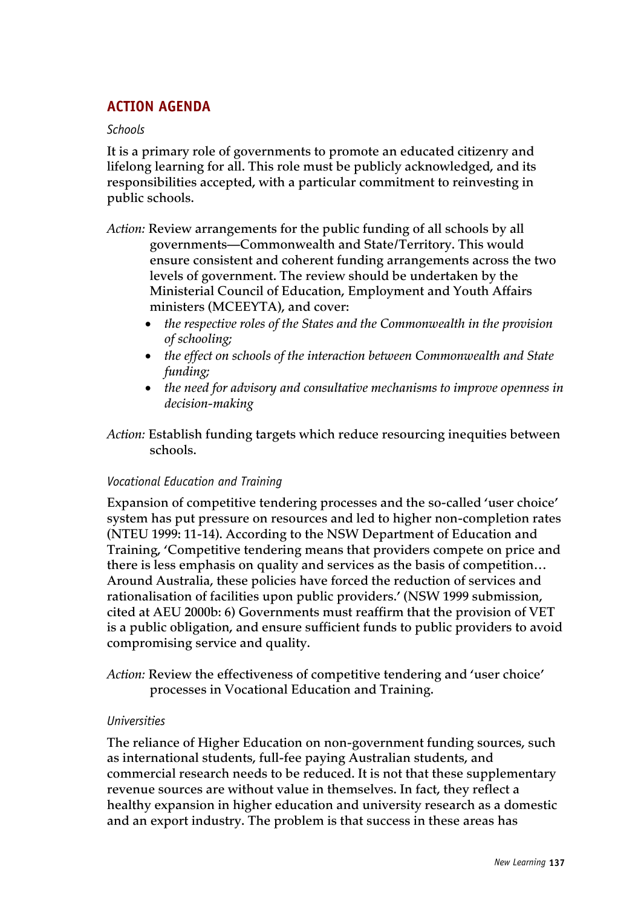## ACTION AGENDA

*Schools*

**It is a primary role of governments to promote an educated citizenry and lifelong learning for all. This role must be publicly acknowledged, and its responsibilities accepted, with a particular commitment to reinvesting in public schools.**

*Action:* **Review arrangements for the public funding of all schools by all governments—Commonwealth and State/Territory. This would ensure consistent and coherent funding arrangements across the two levels of government. The review should be undertaken by the Ministerial Council of Education, Employment and Youth Affairs ministers (MCEEYTA), and cover:**

- *the respective roles of the States and the Commonwealth in the provision of schooling;*
- *the effect on schools of the interaction between Commonwealth and State funding;*
- *the need for advisory and consultative mechanisms to improve openness in decision-making*

*Action:* **Establish funding targets which reduce resourcing inequities between schools.**

*Vocational Education and Training*

**Expansion of competitive tendering processes and the so-called 'user choice' system has put pressure on resources and led to higher non-completion rates (NTEU 1999: 11-14). According to the NSW Department of Education and Training, 'Competitive tendering means that providers compete on price and there is less emphasis on quality and services as the basis of competition… Around Australia, these policies have forced the reduction of services and rationalisation of facilities upon public providers.' (NSW 1999 submission, cited at AEU 2000b: 6) Governments must reaffirm that the provision of VET is a public obligation, and ensure sufficient funds to public providers to avoid compromising service and quality.**

*Action:* **Review the effectiveness of competitive tendering and 'user choice' processes in Vocational Education and Training.**

*Universities*

**The reliance of Higher Education on non-government funding sources, such as international students, full-fee paying Australian students, and commercial research needs to be reduced. It is not that these supplementary revenue sources are without value in themselves. In fact, they reflect a healthy expansion in higher education and university research as a domestic and an export industry. The problem is that success in these areas has**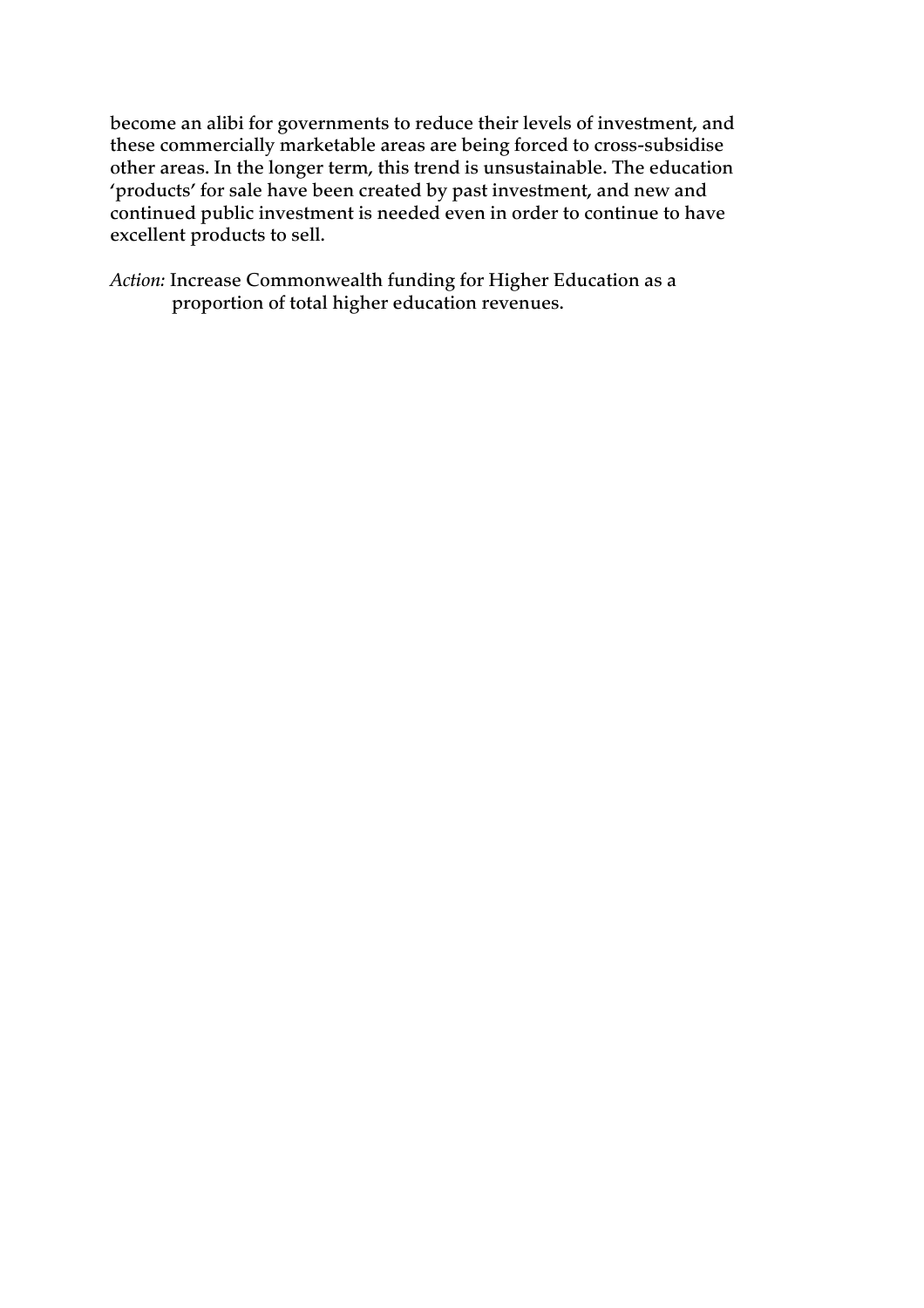become an alibi for governments to reduce their levels of investment, and these commercially marketable areas are being forced to cross-subsidise other areas. In the longer term, this trend is unsustainable. The education 'products' for sale have been created by past investment, and new and continued public investment is needed even in order to continue to have excellent products to sell.

*Action:* Increase Commonwealth funding for Higher Education as a proportion of total higher education revenues.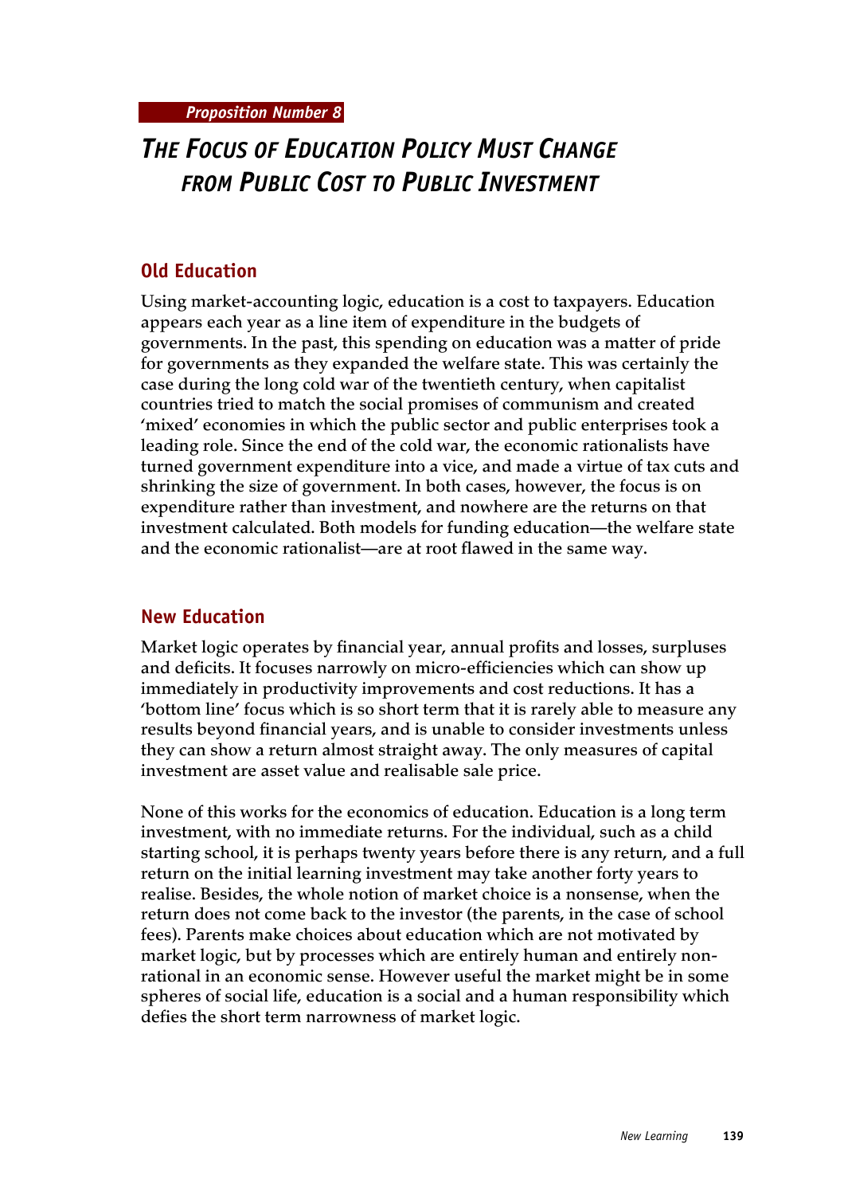*Proposition Number 8*

# THE FOCUS OF EDUCATION POLICY MUST CHANGE FROM PUBLIC COST TO PUBLIC INVESTMENT

## Old Education

Using market-accounting logic, education is a cost to taxpayers. Education appears each year as a line item of expenditure in the budgets of governments. In the past, this spending on education was a matter of pride for governments as they expanded the welfare state. This was certainly the case during the long cold war of the twentieth century, when capitalist countries tried to match the social promises of communism and created 'mixed' economies in which the public sector and public enterprises took a leading role. Since the end of the cold war, the economic rationalists have turned government expenditure into a vice, and made a virtue of tax cuts and shrinking the size of government. In both cases, however, the focus is on expenditure rather than investment, and nowhere are the returns on that investment calculated. Both models for funding education—the welfare state and the economic rationalist—are at root flawed in the same way.

## New Education

Market logic operates by financial year, annual profits and losses, surpluses and deficits. It focuses narrowly on micro-efficiencies which can show up immediately in productivity improvements and cost reductions. It has a 'bottom line' focus which is so short term that it is rarely able to measure any results beyond financial years, and is unable to consider investments unless they can show a return almost straight away. The only measures of capital investment are asset value and realisable sale price.

None of this works for the economics of education. Education is a long term investment, with no immediate returns. For the individual, such as a child starting school, it is perhaps twenty years before there is any return, and a full return on the initial learning investment may take another forty years to realise. Besides, the whole notion of market choice is a nonsense, when the return does not come back to the investor (the parents, in the case of school fees). Parents make choices about education which are not motivated by market logic, but by processes which are entirely human and entirely non-rational in an economic sense. However useful the market might be in some spheres of social life, education is a social and a human responsibility which defies the short term narrowness of market logic.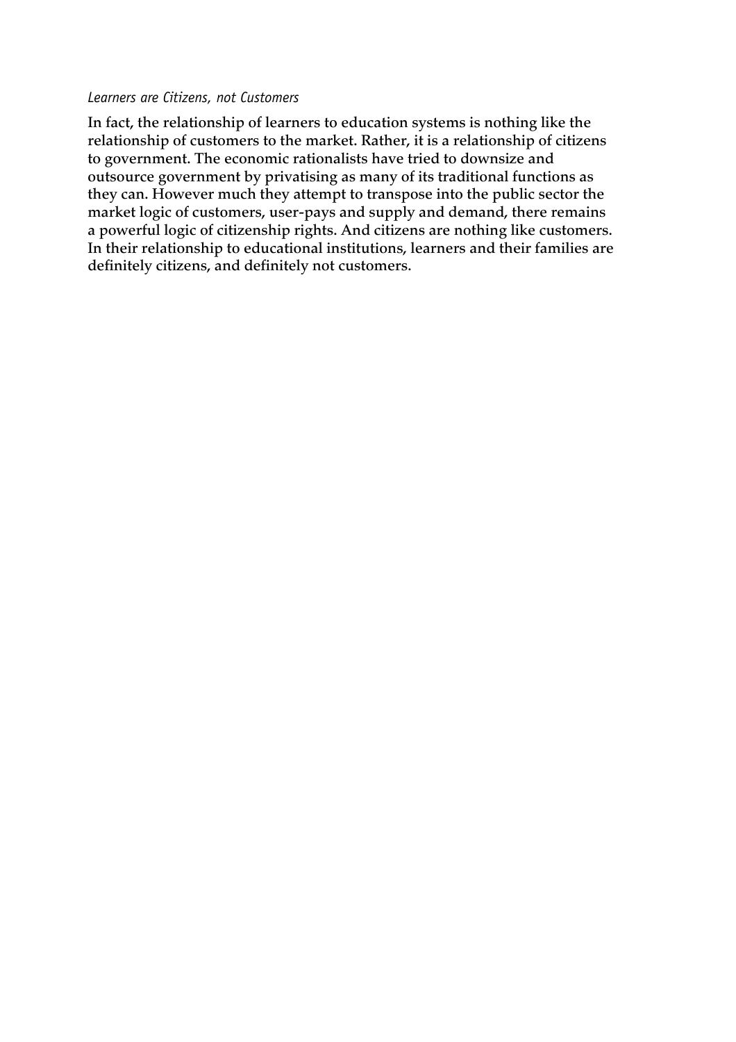*Learners are Citizens, not Customers*

**In fact, the relationship of learners to education systems is nothing like the relationship of customers to the market. Rather, it is a relationship of citizens to government. The economic rationalists have tried to downsize and outsource government by privatising as many of its traditional functions as they can. However much they attempt to transpose into the public sector the market logic of customers, user-pays and supply and demand, there remains a powerful logic of citizenship rights. And citizens are nothing like customers. In their relationship to educational institutions, learners and their families are definitely citizens, and definitely not customers.**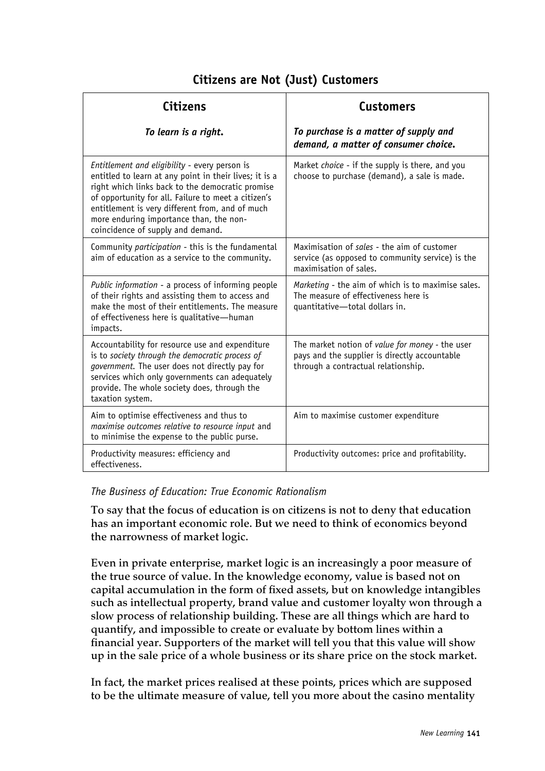## Citizens are Not (Just) Customers

| **Citizens**<br>***To learn is a right.*** | **Customers**<br>***To purchase is a matter of supply and demand, a matter of consumer choice.*** |
|---|---|
| *Entitlement and eligibility* - every person is entitled to learn at any point in their lives; it is a right which links back to the democratic promise of opportunity for all. Failure to meet a citizen's entitlement is very different from, and of much more enduring importance than, the non-coincidence of supply and demand. | Market *choice* - if the supply is there, and you choose to purchase (demand), a sale is made. |
| Community *participation* - this is the fundamental aim of education as a service to the community. | Maximisation of *sales* - the aim of customer service (as opposed to community service) is the maximisation of sales. |
| *Public information* - a process of informing people of their rights and assisting them to access and make the most of their entitlements. The measure of effectiveness here is qualitative—human impacts. | *Marketing* - the aim of which is to maximise sales. The measure of effectiveness here is quantitative—total dollars in. |
| Accountability for resource use and expenditure is to *society through the democratic process of government*. The user does not directly pay for services which only governments can adequately provide. The whole society does, through the taxation system. | The market notion of *value for money* - the user pays and the supplier is directly accountable through a contractual relationship. |
| Aim to optimise effectiveness and thus to *maximise outcomes relative to resource input* and to minimise the expense to the public purse. | Aim to maximise customer expenditure |
| Productivity measures: efficiency and effectiveness. | Productivity outcomes: price and profitability. |

*The Business of Education: True Economic Rationalism*

To say that the focus of education is on citizens is not to deny that education has an important economic role. But we need to think of economics beyond the narrowness of market logic.

Even in private enterprise, market logic is an increasingly a poor measure of the true source of value. In the knowledge economy, value is based not on capital accumulation in the form of fixed assets, but on knowledge intangibles such as intellectual property, brand value and customer loyalty won through a slow process of relationship building. These are all things which are hard to quantify, and impossible to create or evaluate by bottom lines within a financial year. Supporters of the market will tell you that this value will show up in the sale price of a whole business or its share price on the stock market.

In fact, the market prices realised at these points, prices which are supposed to be the ultimate measure of value, tell you more about the casino mentality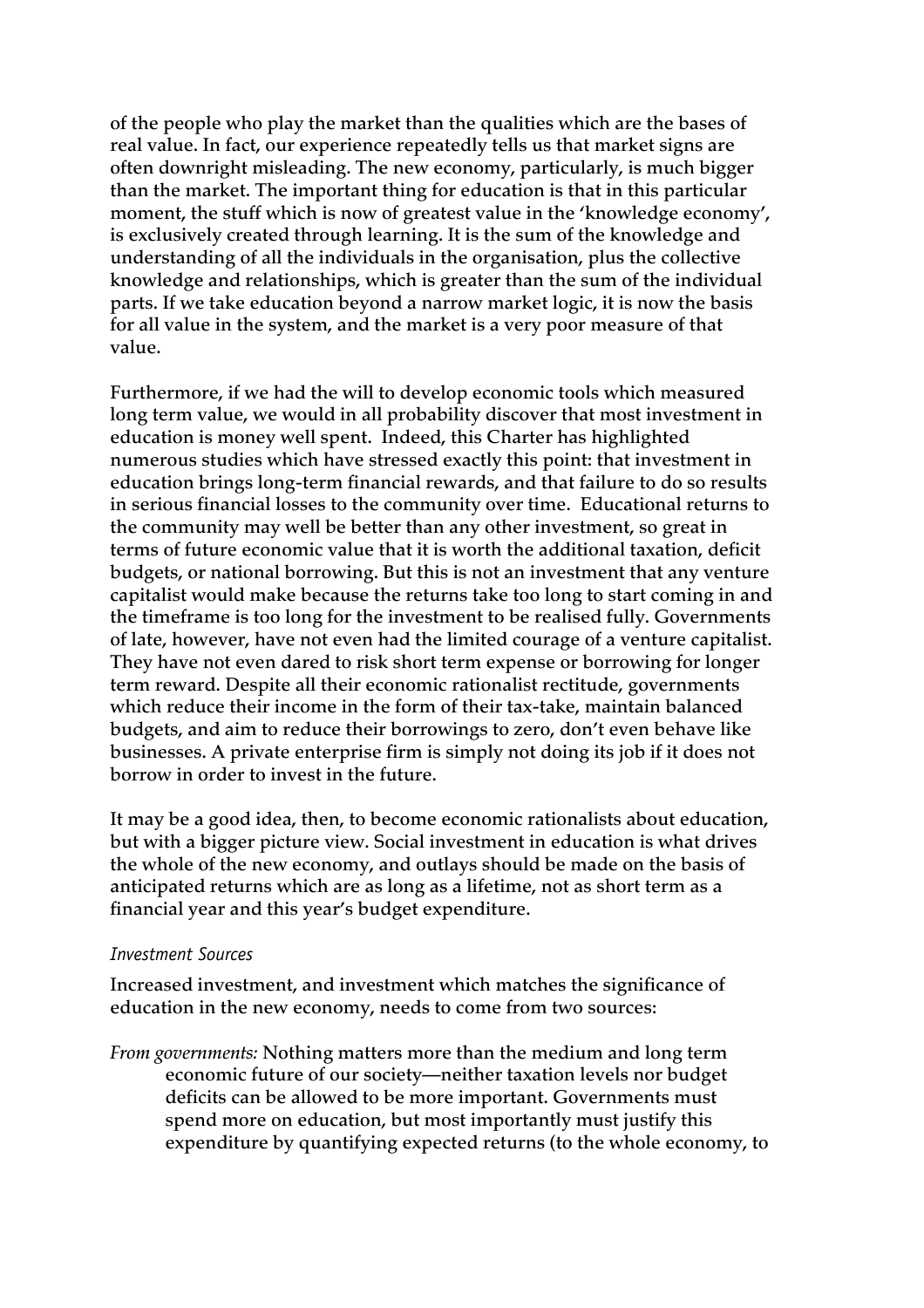of the people who play the market than the qualities which are the bases of real value. In fact, our experience repeatedly tells us that market signs are often downright misleading. The new economy, particularly, is much bigger than the market. The important thing for education is that in this particular moment, the stuff which is now of greatest value in the 'knowledge economy', is exclusively created through learning. It is the sum of the knowledge and understanding of all the individuals in the organisation, plus the collective knowledge and relationships, which is greater than the sum of the individual parts. If we take education beyond a narrow market logic, it is now the basis for all value in the system, and the market is a very poor measure of that value.

Furthermore, if we had the will to develop economic tools which measured long term value, we would in all probability discover that most investment in education is money well spent. Indeed, this Charter has highlighted numerous studies which have stressed exactly this point: that investment in education brings long-term financial rewards, and that failure to do so results in serious financial losses to the community over time. Educational returns to the community may well be better than any other investment, so great in terms of future economic value that it is worth the additional taxation, deficit budgets, or national borrowing. But this is not an investment that any venture capitalist would make because the returns take too long to start coming in and the timeframe is too long for the investment to be realised fully. Governments of late, however, have not even had the limited courage of a venture capitalist. They have not even dared to risk short term expense or borrowing for longer term reward. Despite all their economic rationalist rectitude, governments which reduce their income in the form of their tax-take, maintain balanced budgets, and aim to reduce their borrowings to zero, don't even behave like businesses. A private enterprise firm is simply not doing its job if it does not borrow in order to invest in the future.

It may be a good idea, then, to become economic rationalists about education, but with a bigger picture view. Social investment in education is what drives the whole of the new economy, and outlays should be made on the basis of anticipated returns which are as long as a lifetime, not as short term as a financial year and this year's budget expenditure.

*Investment Sources*

Increased investment, and investment which matches the significance of education in the new economy, needs to come from two sources:

*From governments:* Nothing matters more than the medium and long term economic future of our society—neither taxation levels nor budget deficits can be allowed to be more important. Governments must spend more on education, but most importantly must justify this expenditure by quantifying expected returns (to the whole economy, to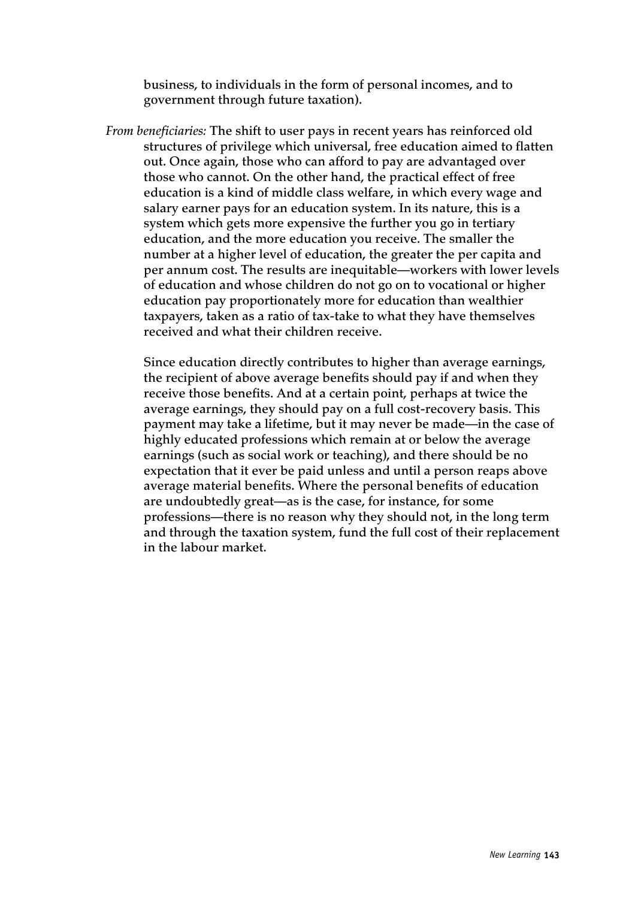business, to individuals in the form of personal incomes, and to government through future taxation).

*From beneficiaries:* **The shift to user pays in recent years has reinforced old structures of privilege which universal, free education aimed to flatten out. Once again, those who can afford to pay are advantaged over those who cannot. On the other hand, the practical effect of free education is a kind of middle class welfare, in which every wage and salary earner pays for an education system. In its nature, this is a system which gets more expensive the further you go in tertiary education, and the more education you receive. The smaller the number at a higher level of education, the greater the per capita and per annum cost. The results are inequitable—workers with lower levels of education and whose children do not go on to vocational or higher education pay proportionately more for education than wealthier taxpayers, taken as a ratio of tax-take to what they have themselves received and what their children receive.**

**Since education directly contributes to higher than average earnings, the recipient of above average benefits should pay if and when they receive those benefits. And at a certain point, perhaps at twice the average earnings, they should pay on a full cost-recovery basis. This payment may take a lifetime, but it may never be made—in the case of highly educated professions which remain at or below the average earnings (such as social work or teaching), and there should be no expectation that it ever be paid unless and until a person reaps above average material benefits. Where the personal benefits of education are undoubtedly great—as is the case, for instance, for some professions—there is no reason why they should not, in the long term and through the taxation system, fund the full cost of their replacement in the labour market.**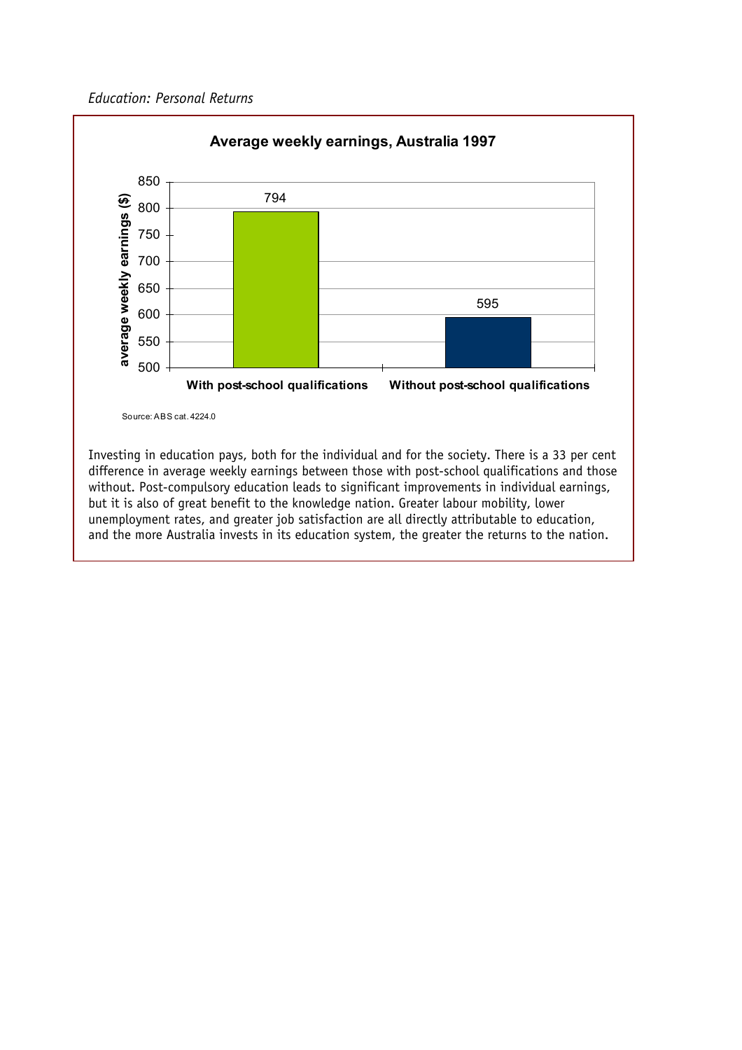*Education: Personal Returns*

**Average weekly earnings, Australia 1997**

| | average weekly earnings ($) |
|---|---|
| With post-school qualifications | 794 |
| Without post-school qualifications | 595 |

Source: ABS cat. 4224.0

Investing in education pays, both for the individual and for the society. There is a 33 per cent difference in average weekly earnings between those with post-school qualifications and those without. Post-compulsory education leads to significant improvements in individual earnings, but it is also of great benefit to the knowledge nation. Greater labour mobility, lower unemployment rates, and greater job satisfaction are all directly attributable to education, and the more Australia invests in its education system, the greater the returns to the nation.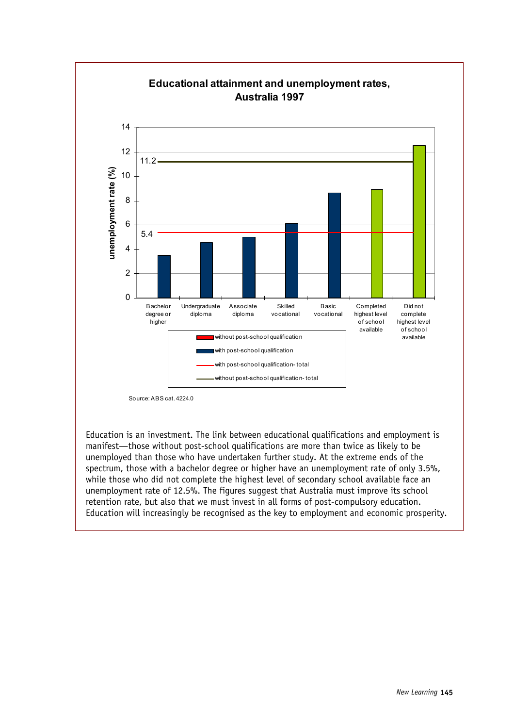**Educational attainment and unemployment rates, Australia 1997**

| Educational attainment | Unemployment rate (%) |
|---|---|
| Bachelor degree or higher | 3.5 |
| Undergraduate diploma | 4.5 |
| Associate diploma | 5.0 |
| Skilled vocational | 6.1 |
| Basic vocational | 8.6 |
| Completed highest level of school available | 8.9 |
| Did not complete highest level of school available | 12.5 |

Legend: without post-school qualification; with post-school qualification; with post-school qualification- total (5.4); without post-school qualification- total (11.2)

Source: ABS cat. 4224.0

Education is an investment. The link between educational qualifications and employment is manifest—those without post-school qualifications are more than twice as likely to be unemployed than those who have undertaken further study. At the extreme ends of the spectrum, those with a bachelor degree or higher have an unemployment rate of only 3.5%, while those who did not complete the highest level of secondary school available face an unemployment rate of 12.5%. The figures suggest that Australia must improve its school retention rate, but also that we must invest in all forms of post-compulsory education. Education will increasingly be recognised as the key to employment and economic prosperity.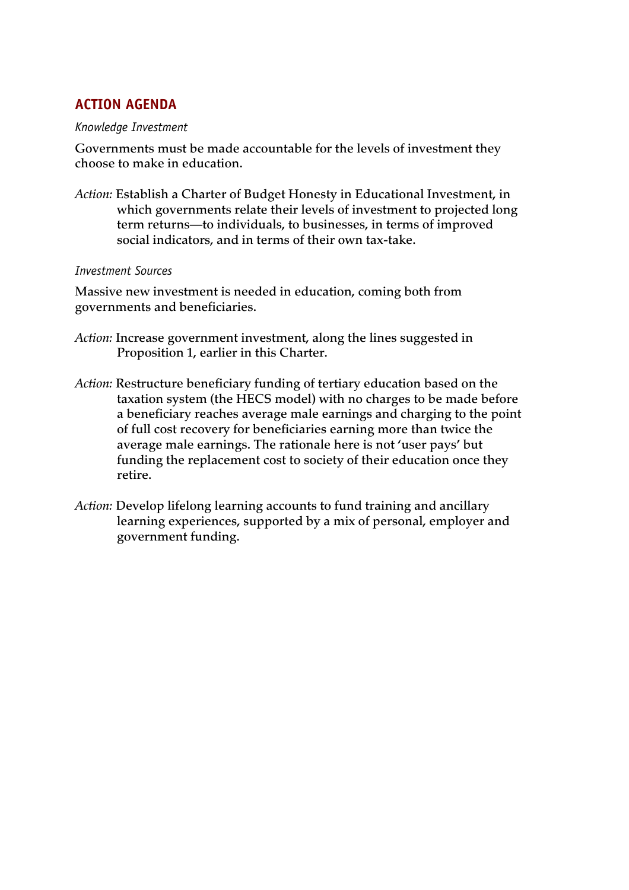## ACTION AGENDA

*Knowledge Investment*

**Governments must be made accountable for the levels of investment they choose to make in education.**

*Action:* **Establish a Charter of Budget Honesty in Educational Investment, in which governments relate their levels of investment to projected long term returns—to individuals, to businesses, in terms of improved social indicators, and in terms of their own tax-take.**

*Investment Sources*

**Massive new investment is needed in education, coming both from governments and beneficiaries.**

*Action:* **Increase government investment, along the lines suggested in Proposition 1, earlier in this Charter.**

*Action:* **Restructure beneficiary funding of tertiary education based on the taxation system (the HECS model) with no charges to be made before a beneficiary reaches average male earnings and charging to the point of full cost recovery for beneficiaries earning more than twice the average male earnings. The rationale here is not 'user pays' but funding the replacement cost to society of their education once they retire.**

*Action:* **Develop lifelong learning accounts to fund training and ancillary learning experiences, supported by a mix of personal, employer and government funding.**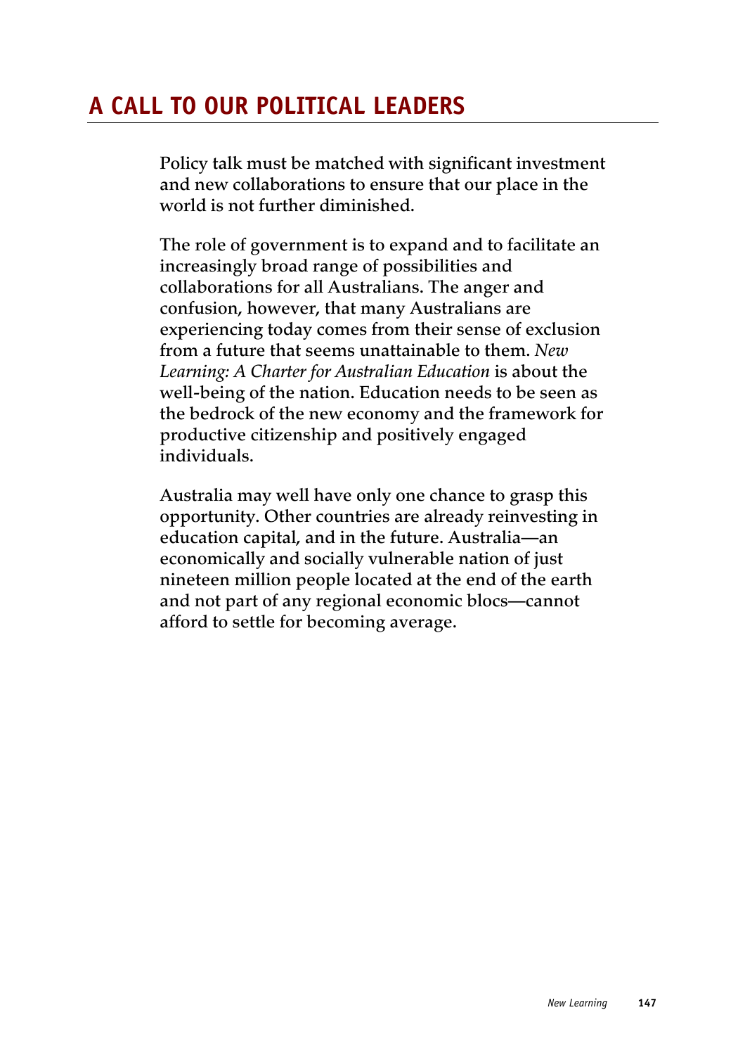## A CALL TO OUR POLITICAL LEADERS

**Policy talk must be matched with significant investment and new collaborations to ensure that our place in the world is not further diminished.**

**The role of government is to expand and to facilitate an increasingly broad range of possibilities and collaborations for all Australians. The anger and confusion, however, that many Australians are experiencing today comes from their sense of exclusion from a future that seems unattainable to them. *New Learning: A Charter for Australian Education* is about the well-being of the nation. Education needs to be seen as the bedrock of the new economy and the framework for productive citizenship and positively engaged individuals.**

**Australia may well have only one chance to grasp this opportunity. Other countries are already reinvesting in education capital, and in the future. Australia—an economically and socially vulnerable nation of just nineteen million people located at the end of the earth and not part of any regional economic blocs—cannot afford to settle for becoming average.**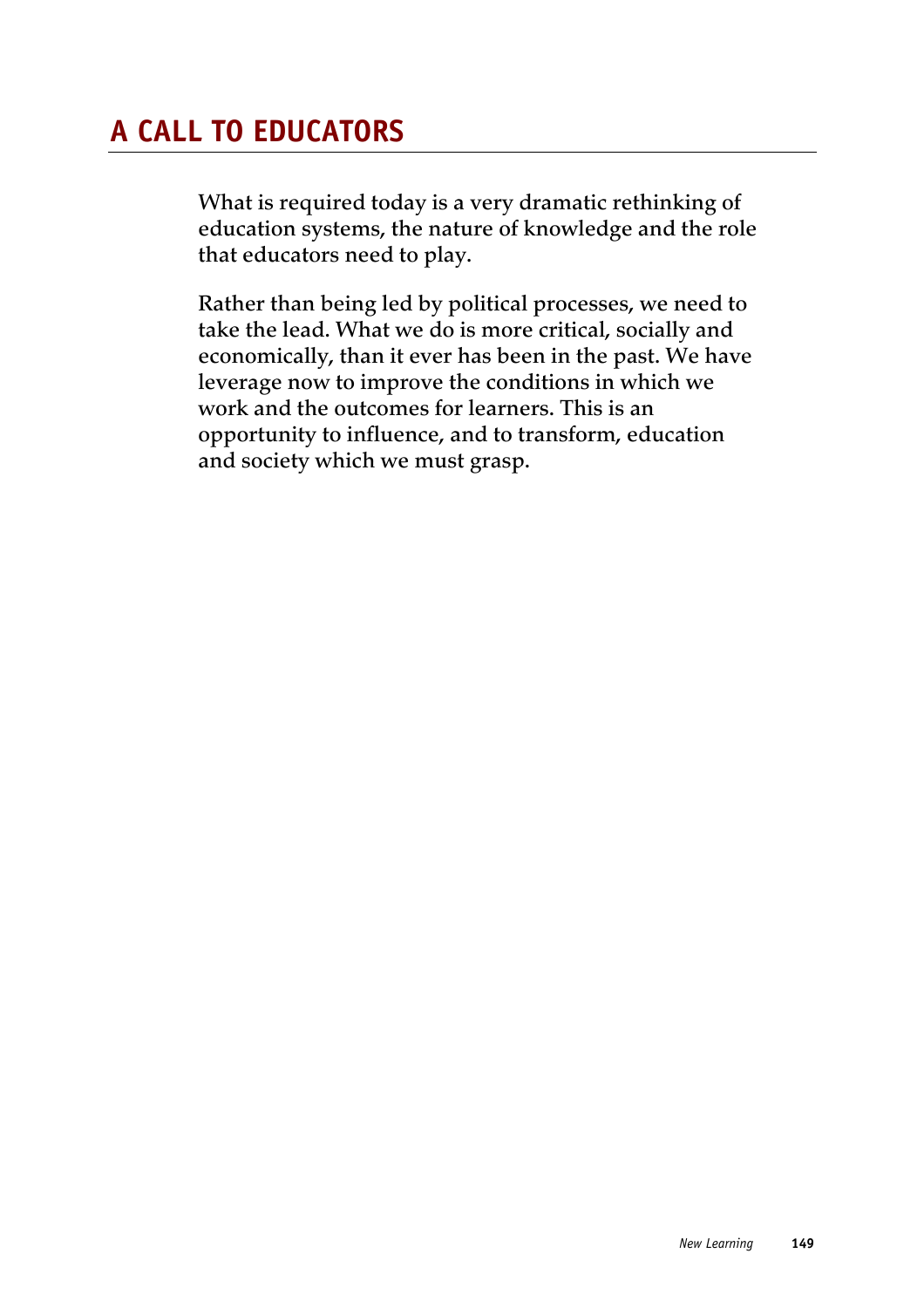# A CALL TO EDUCATORS

**What is required today is a very dramatic rethinking of education systems, the nature of knowledge and the role that educators need to play.**

**Rather than being led by political processes, we need to take the lead. What we do is more critical, socially and economically, than it ever has been in the past. We have leverage now to improve the conditions in which we work and the outcomes for learners. This is an opportunity to influence, and to transform, education and society which we must grasp.**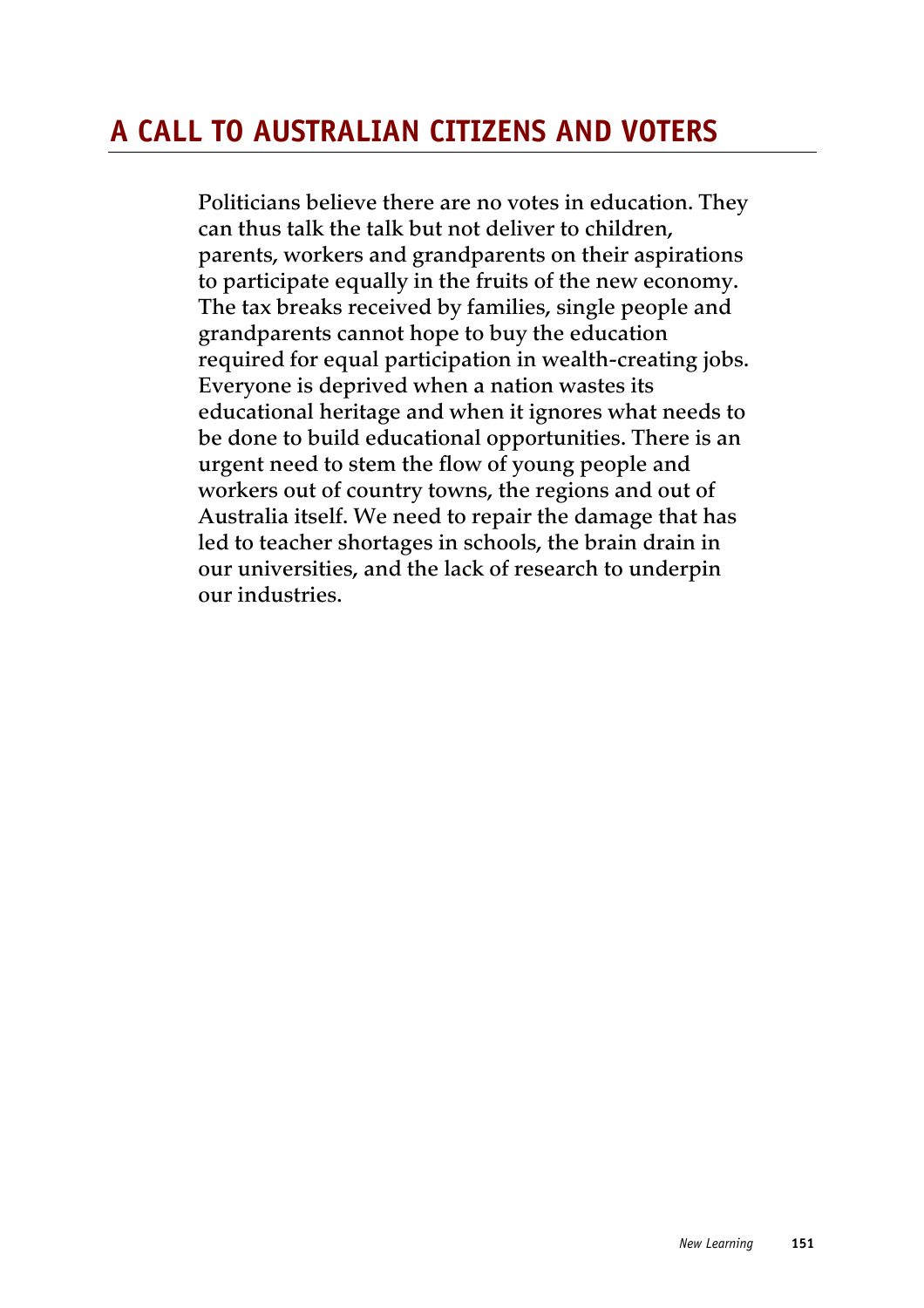## A CALL TO AUSTRALIAN CITIZENS AND VOTERS

**Politicians believe there are no votes in education. They can thus talk the talk but not deliver to children, parents, workers and grandparents on their aspirations to participate equally in the fruits of the new economy. The tax breaks received by families, single people and grandparents cannot hope to buy the education required for equal participation in wealth-creating jobs. Everyone is deprived when a nation wastes its educational heritage and when it ignores what needs to be done to build educational opportunities. There is an urgent need to stem the flow of young people and workers out of country towns, the regions and out of Australia itself. We need to repair the damage that has led to teacher shortages in schools, the brain drain in our universities, and the lack of research to underpin our industries.**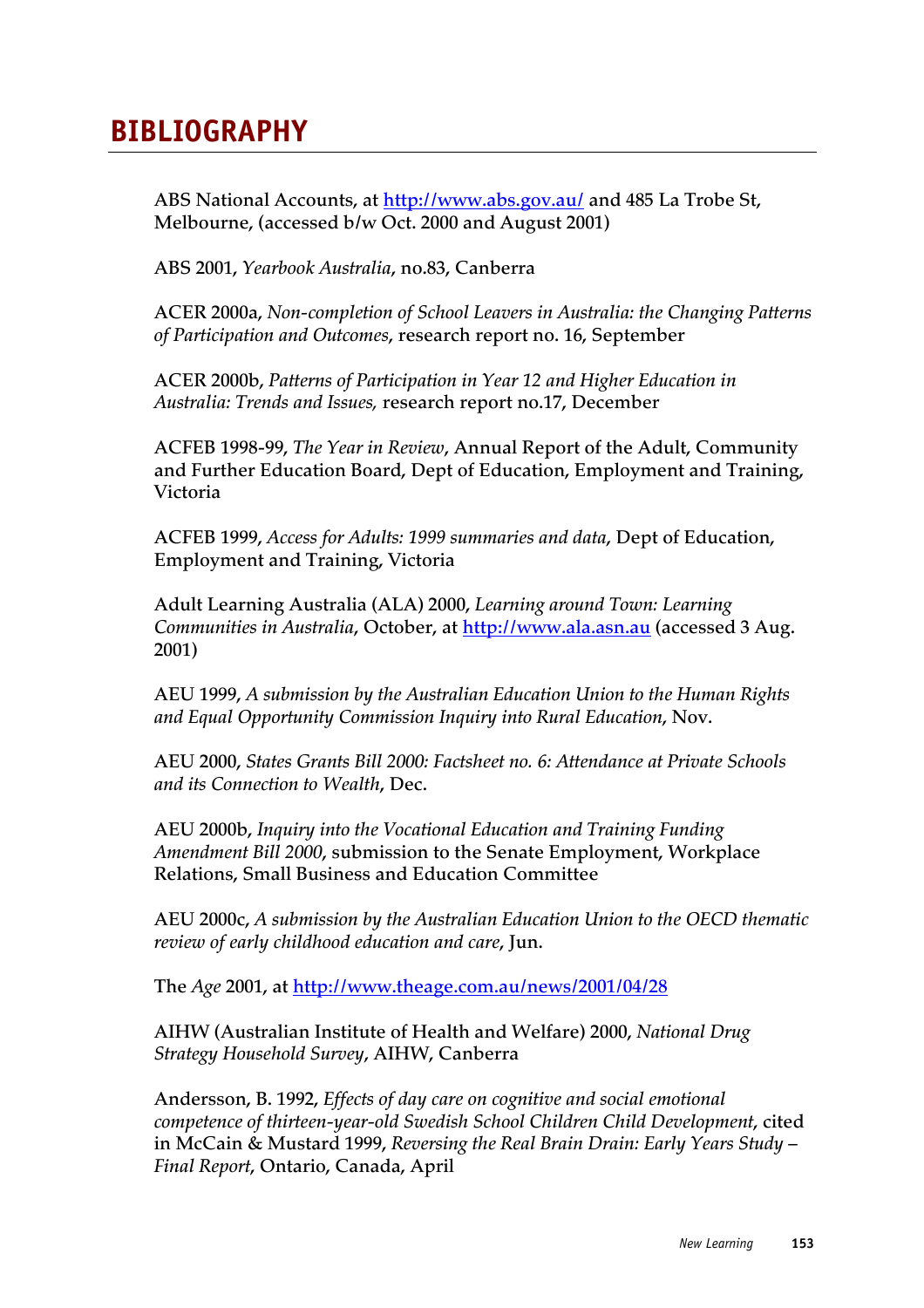# BIBLIOGRAPHY

ABS National Accounts, at http://www.abs.gov.au/ and 485 La Trobe St, Melbourne, (accessed b/w Oct. 2000 and August 2001)

ABS 2001, *Yearbook Australia*, no.83, Canberra

ACER 2000a, *Non-completion of School Leavers in Australia: the Changing Patterns of Participation and Outcomes*, research report no. 16, September

ACER 2000b, *Patterns of Participation in Year 12 and Higher Education in Australia: Trends and Issues,* research report no.17, December

ACFEB 1998-99, *The Year in Review*, Annual Report of the Adult, Community and Further Education Board, Dept of Education, Employment and Training, Victoria

ACFEB 1999, *Access for Adults: 1999 summaries and data*, Dept of Education, Employment and Training, Victoria

Adult Learning Australia (ALA) 2000, *Learning around Town: Learning Communities in Australia*, October, at http://www.ala.asn.au (accessed 3 Aug. 2001)

AEU 1999, *A submission by the Australian Education Union to the Human Rights and Equal Opportunity Commission Inquiry into Rural Education*, Nov.

AEU 2000, *States Grants Bill 2000: Factsheet no. 6: Attendance at Private Schools and its Connection to Wealth*, Dec.

AEU 2000b, *Inquiry into the Vocational Education and Training Funding Amendment Bill 2000*, submission to the Senate Employment, Workplace Relations, Small Business and Education Committee

AEU 2000c, *A submission by the Australian Education Union to the OECD thematic review of early childhood education and care*, Jun.

The *Age* 2001, at http://www.theage.com.au/news/2001/04/28

AIHW (Australian Institute of Health and Welfare) 2000, *National Drug Strategy Household Survey*, AIHW, Canberra

Andersson, B. 1992, *Effects of day care on cognitive and social emotional competence of thirteen-year-old Swedish School Children Child Development*, cited in McCain & Mustard 1999, *Reversing the Real Brain Drain: Early Years Study – Final Report*, Ontario, Canada, April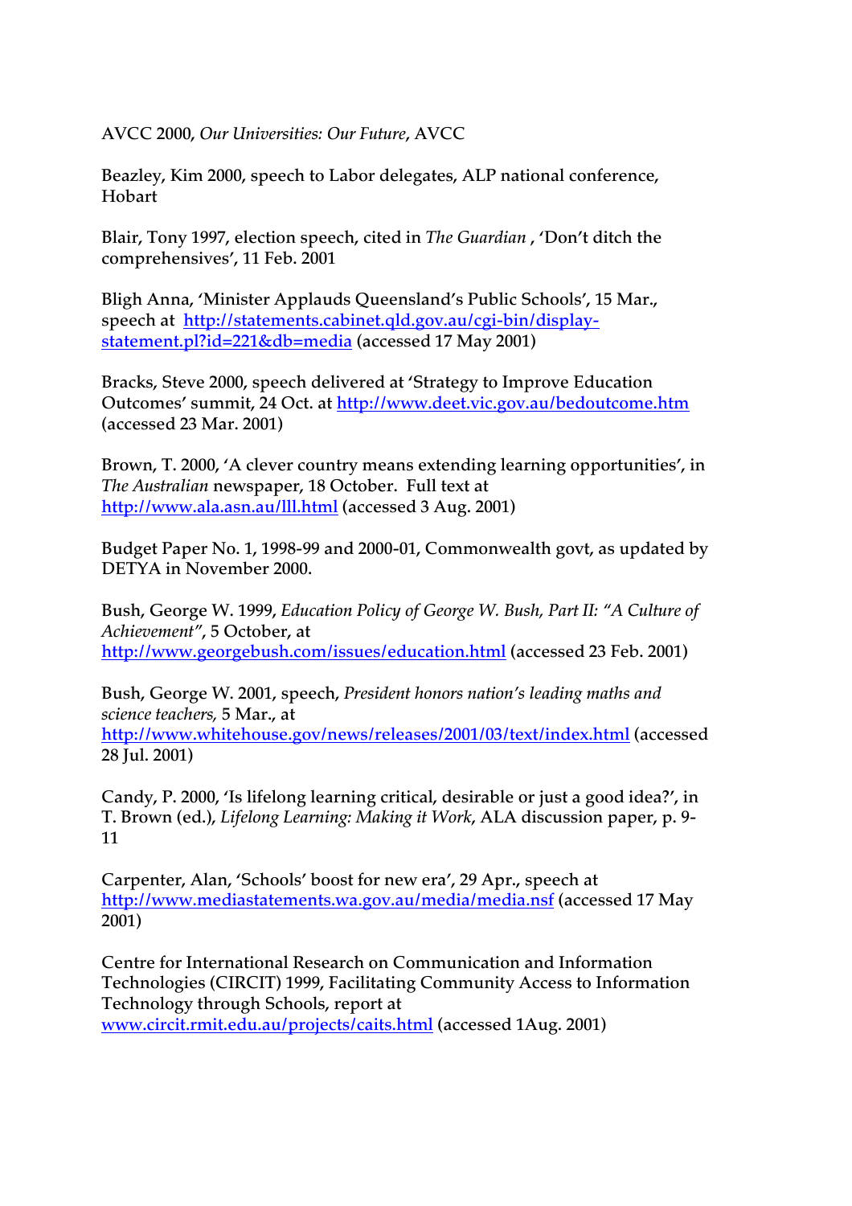AVCC 2000, *Our Universities: Our Future*, AVCC

Beazley, Kim 2000, speech to Labor delegates, ALP national conference, Hobart

Blair, Tony 1997, election speech, cited in *The Guardian* , 'Don't ditch the comprehensives', 11 Feb. 2001

Bligh Anna, 'Minister Applauds Queensland's Public Schools', 15 Mar., speech at [http://statements.cabinet.qld.gov.au/cgi-bin/display-statement.pl?id=221&db=media](http://statements.cabinet.qld.gov.au/cgi-bin/display-statement.pl?id=221&db=media) (accessed 17 May 2001)

Bracks, Steve 2000, speech delivered at 'Strategy to Improve Education Outcomes' summit, 24 Oct. at [http://www.deet.vic.gov.au/bedoutcome.htm](http://www.deet.vic.gov.au/bedoutcome.htm) (accessed 23 Mar. 2001)

Brown, T. 2000, 'A clever country means extending learning opportunities', in *The Australian* newspaper, 18 October. Full text at [http://www.ala.asn.au/lll.html](http://www.ala.asn.au/lll.html) (accessed 3 Aug. 2001)

Budget Paper No. 1, 1998-99 and 2000-01, Commonwealth govt, as updated by DETYA in November 2000.

Bush, George W. 1999, *Education Policy of George W. Bush, Part II: "A Culture of Achievement"*, 5 October, at [http://www.georgebush.com/issues/education.html](http://www.georgebush.com/issues/education.html) (accessed 23 Feb. 2001)

Bush, George W. 2001, speech, *President honors nation's leading maths and science teachers,* 5 Mar., at [http://www.whitehouse.gov/news/releases/2001/03/text/index.html](http://www.whitehouse.gov/news/releases/2001/03/text/index.html) (accessed 28 Jul. 2001)

Candy, P. 2000, 'Is lifelong learning critical, desirable or just a good idea?', in T. Brown (ed.), *Lifelong Learning: Making it Work*, ALA discussion paper, p. 9-11

Carpenter, Alan, 'Schools' boost for new era', 29 Apr., speech at [http://www.mediastatements.wa.gov.au/media/media.nsf](http://www.mediastatements.wa.gov.au/media/media.nsf) (accessed 17 May 2001)

Centre for International Research on Communication and Information Technologies (CIRCIT) 1999, Facilitating Community Access to Information Technology through Schools, report at [www.circit.rmit.edu.au/projects/caits.html](www.circit.rmit.edu.au/projects/caits.html) (accessed 1Aug. 2001)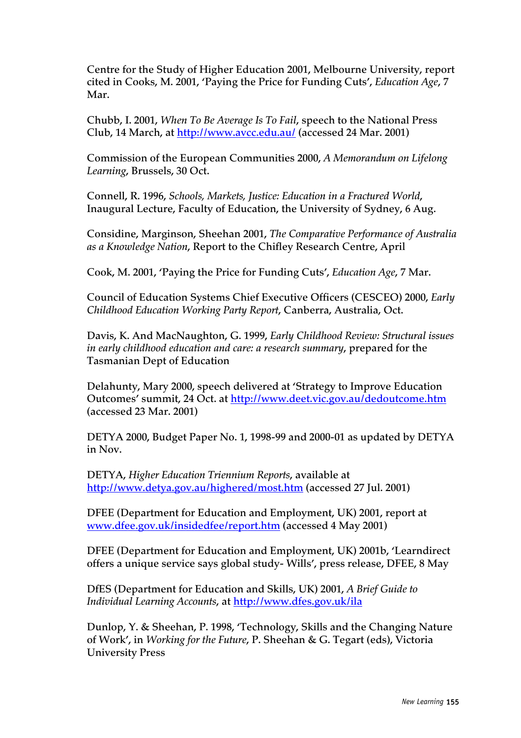Centre for the Study of Higher Education 2001, Melbourne University, report cited in Cooks, M. 2001, 'Paying the Price for Funding Cuts', *Education Age*, 7 Mar.

Chubb, I. 2001, *When To Be Average Is To Fail*, speech to the National Press Club, 14 March, at http://www.avcc.edu.au/ (accessed 24 Mar. 2001)

Commission of the European Communities 2000, *A Memorandum on Lifelong Learning*, Brussels, 30 Oct.

Connell, R. 1996, *Schools, Markets, Justice: Education in a Fractured World*, Inaugural Lecture, Faculty of Education, the University of Sydney, 6 Aug.

Considine, Marginson, Sheehan 2001, *The Comparative Performance of Australia as a Knowledge Nation*, Report to the Chifley Research Centre, April

Cook, M. 2001, 'Paying the Price for Funding Cuts', *Education Age*, 7 Mar.

Council of Education Systems Chief Executive Officers (CESCEO) 2000, *Early Childhood Education Working Party Report*, Canberra, Australia, Oct.

Davis, K. And MacNaughton, G. 1999, *Early Childhood Review: Structural issues in early childhood education and care: a research summary*, prepared for the Tasmanian Dept of Education

Delahunty, Mary 2000, speech delivered at 'Strategy to Improve Education Outcomes' summit, 24 Oct. at http://www.deet.vic.gov.au/dedoutcome.htm (accessed 23 Mar. 2001)

DETYA 2000, Budget Paper No. 1, 1998-99 and 2000-01 as updated by DETYA in Nov.

DETYA, *Higher Education Triennium Reports*, available at http://www.detya.gov.au/highered/most.htm (accessed 27 Jul. 2001)

DFEE (Department for Education and Employment, UK) 2001, report at www.dfee.gov.uk/insidedfee/report.htm (accessed 4 May 2001)

DFEE (Department for Education and Employment, UK) 2001b, 'Learndirect offers a unique service says global study- Wills', press release, DFEE, 8 May

DfES (Department for Education and Skills, UK) 2001, *A Brief Guide to Individual Learning Accounts*, at http://www.dfes.gov.uk/ila

Dunlop, Y. & Sheehan, P. 1998, 'Technology, Skills and the Changing Nature of Work', in *Working for the Future*, P. Sheehan & G. Tegart (eds), Victoria University Press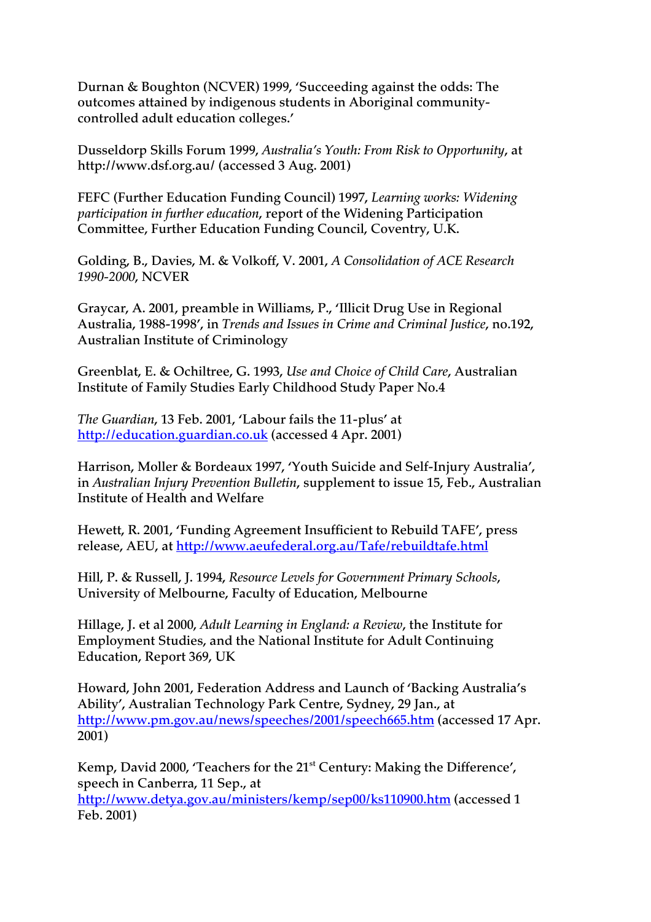Durnan & Boughton (NCVER) 1999, 'Succeeding against the odds: The outcomes attained by indigenous students in Aboriginal community-controlled adult education colleges.'

Dusseldorp Skills Forum 1999, *Australia's Youth: From Risk to Opportunity*, at http://www.dsf.org.au/ (accessed 3 Aug. 2001)

FEFC (Further Education Funding Council) 1997, *Learning works: Widening participation in further education*, report of the Widening Participation Committee, Further Education Funding Council, Coventry, U.K.

Golding, B., Davies, M. & Volkoff, V. 2001, *A Consolidation of ACE Research 1990-2000*, NCVER

Graycar, A. 2001, preamble in Williams, P., 'Illicit Drug Use in Regional Australia, 1988-1998', in *Trends and Issues in Crime and Criminal Justice*, no.192, Australian Institute of Criminology

Greenblat, E. & Ochiltree, G. 1993, *Use and Choice of Child Care*, Australian Institute of Family Studies Early Childhood Study Paper No.4

*The Guardian*, 13 Feb. 2001, 'Labour fails the 11-plus' at http://education.guardian.co.uk (accessed 4 Apr. 2001)

Harrison, Moller & Bordeaux 1997, 'Youth Suicide and Self-Injury Australia', in *Australian Injury Prevention Bulletin*, supplement to issue 15, Feb., Australian Institute of Health and Welfare

Hewett, R. 2001, 'Funding Agreement Insufficient to Rebuild TAFE', press release, AEU, at http://www.aeufederal.org.au/Tafe/rebuildtafe.html

Hill, P. & Russell, J. 1994, *Resource Levels for Government Primary Schools*, University of Melbourne, Faculty of Education, Melbourne

Hillage, J. et al 2000, *Adult Learning in England: a Review*, the Institute for Employment Studies, and the National Institute for Adult Continuing Education, Report 369, UK

Howard, John 2001, Federation Address and Launch of 'Backing Australia's Ability', Australian Technology Park Centre, Sydney, 29 Jan., at http://www.pm.gov.au/news/speeches/2001/speech665.htm (accessed 17 Apr. 2001)

Kemp, David 2000, 'Teachers for the 21st Century: Making the Difference', speech in Canberra, 11 Sep., at http://www.detya.gov.au/ministers/kemp/sep00/ks110900.htm (accessed 1 Feb. 2001)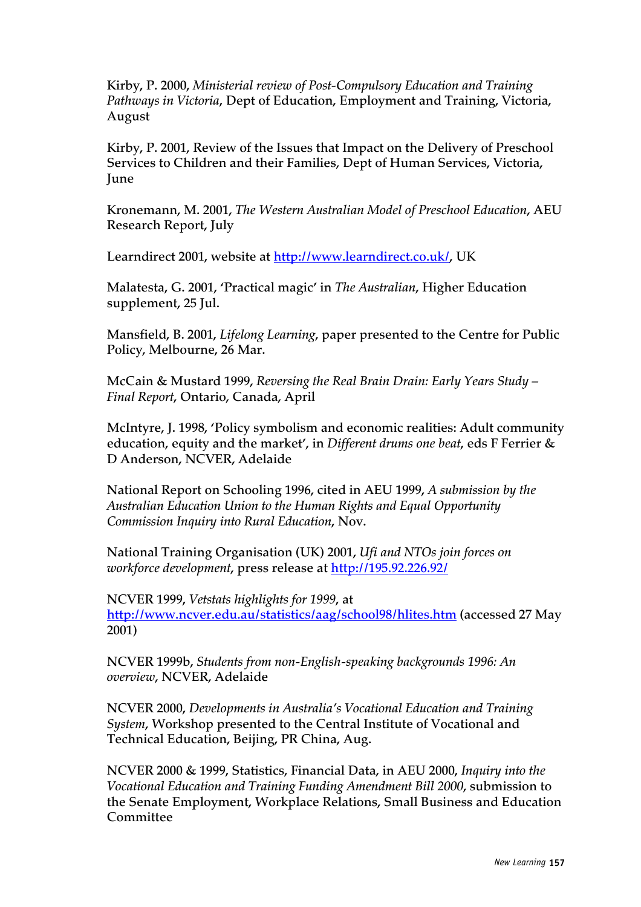Kirby, P. 2000, *Ministerial review of Post-Compulsory Education and Training Pathways in Victoria*, Dept of Education, Employment and Training, Victoria, August

Kirby, P. 2001, Review of the Issues that Impact on the Delivery of Preschool Services to Children and their Families, Dept of Human Services, Victoria, June

Kronemann, M. 2001, *The Western Australian Model of Preschool Education*, AEU Research Report, July

Learndirect 2001, website at http://www.learndirect.co.uk/, UK

Malatesta, G. 2001, 'Practical magic' in *The Australian*, Higher Education supplement, 25 Jul.

Mansfield, B. 2001, *Lifelong Learning*, paper presented to the Centre for Public Policy, Melbourne, 26 Mar.

McCain & Mustard 1999, *Reversing the Real Brain Drain: Early Years Study – Final Report*, Ontario, Canada, April

McIntyre, J. 1998, 'Policy symbolism and economic realities: Adult community education, equity and the market', in *Different drums one beat*, eds F Ferrier & D Anderson, NCVER, Adelaide

National Report on Schooling 1996, cited in AEU 1999, *A submission by the Australian Education Union to the Human Rights and Equal Opportunity Commission Inquiry into Rural Education*, Nov.

National Training Organisation (UK) 2001, *Ufi and NTOs join forces on workforce development*, press release at http://195.92.226.92/

NCVER 1999, *Vetstats highlights for 1999*, at http://www.ncver.edu.au/statistics/aag/school98/hlites.htm (accessed 27 May 2001)

NCVER 1999b, *Students from non-English-speaking backgrounds 1996: An overview*, NCVER, Adelaide

NCVER 2000, *Developments in Australia's Vocational Education and Training System*, Workshop presented to the Central Institute of Vocational and Technical Education, Beijing, PR China, Aug.

NCVER 2000 & 1999, Statistics, Financial Data, in AEU 2000, *Inquiry into the Vocational Education and Training Funding Amendment Bill 2000*, submission to the Senate Employment, Workplace Relations, Small Business and Education Committee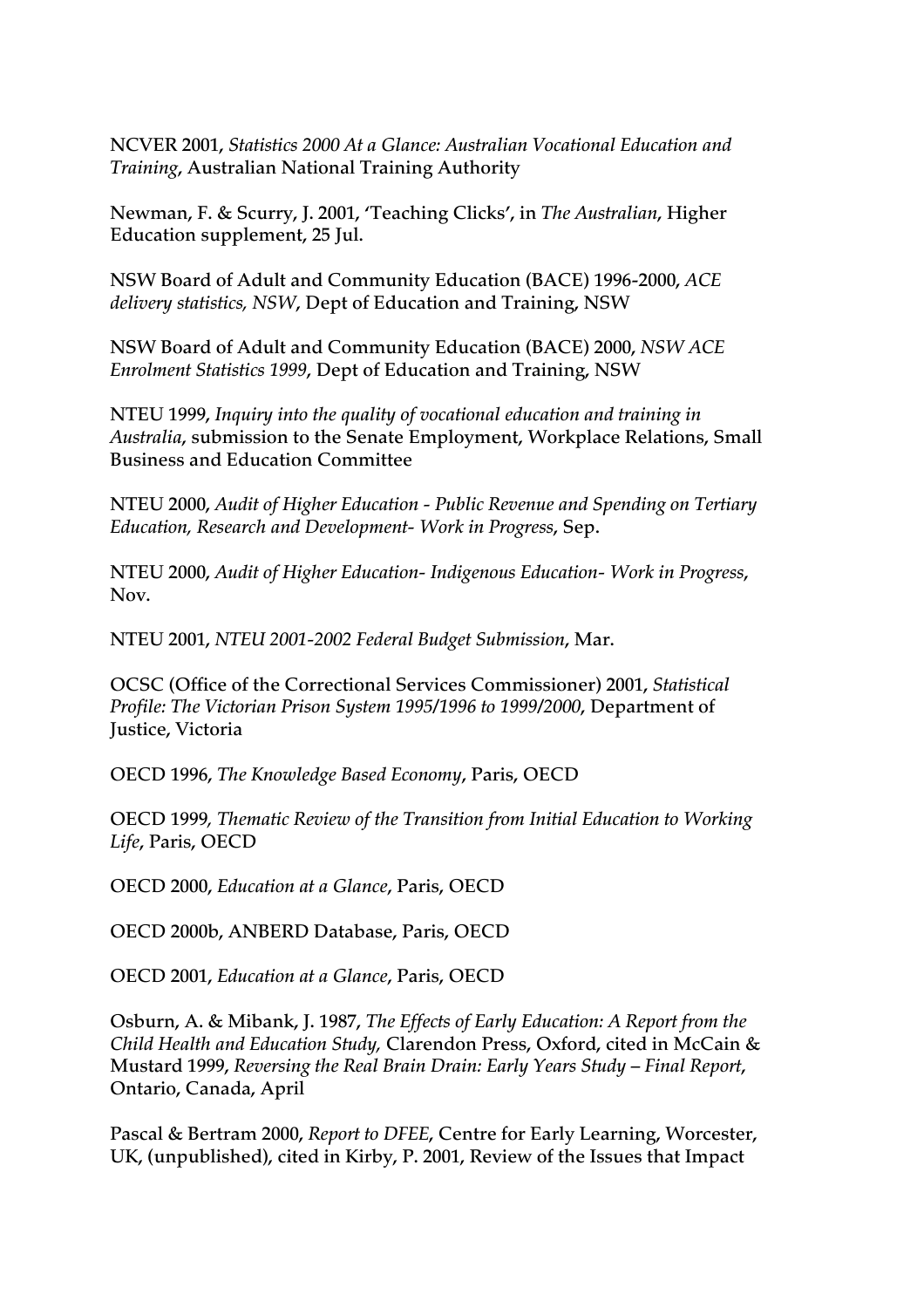NCVER 2001, *Statistics 2000 At a Glance: Australian Vocational Education and Training*, Australian National Training Authority

Newman, F. & Scurry, J. 2001, 'Teaching Clicks', in *The Australian*, Higher Education supplement, 25 Jul.

NSW Board of Adult and Community Education (BACE) 1996-2000, *ACE delivery statistics, NSW*, Dept of Education and Training, NSW

NSW Board of Adult and Community Education (BACE) 2000, *NSW ACE Enrolment Statistics 1999*, Dept of Education and Training, NSW

NTEU 1999, *Inquiry into the quality of vocational education and training in Australia*, submission to the Senate Employment, Workplace Relations, Small Business and Education Committee

NTEU 2000, *Audit of Higher Education - Public Revenue and Spending on Tertiary Education, Research and Development- Work in Progress*, Sep.

NTEU 2000, *Audit of Higher Education- Indigenous Education- Work in Progress*, Nov.

NTEU 2001, *NTEU 2001-2002 Federal Budget Submission*, Mar.

OCSC (Office of the Correctional Services Commissioner) 2001, *Statistical Profile: The Victorian Prison System 1995/1996 to 1999/2000*, Department of Justice, Victoria

OECD 1996, *The Knowledge Based Economy*, Paris, OECD

OECD 1999*, Thematic Review of the Transition from Initial Education to Working Life*, Paris, OECD

OECD 2000, *Education at a Glance*, Paris, OECD

OECD 2000b, ANBERD Database, Paris, OECD

OECD 2001, *Education at a Glance*, Paris, OECD

Osburn, A. & Mibank, J. 1987, *The Effects of Early Education: A Report from the Child Health and Education Study,* Clarendon Press, Oxford, cited in McCain & Mustard 1999, *Reversing the Real Brain Drain: Early Years Study – Final Report*, Ontario, Canada, April

Pascal & Bertram 2000, *Report to DFEE*, Centre for Early Learning, Worcester, UK, (unpublished), cited in Kirby, P. 2001, Review of the Issues that Impact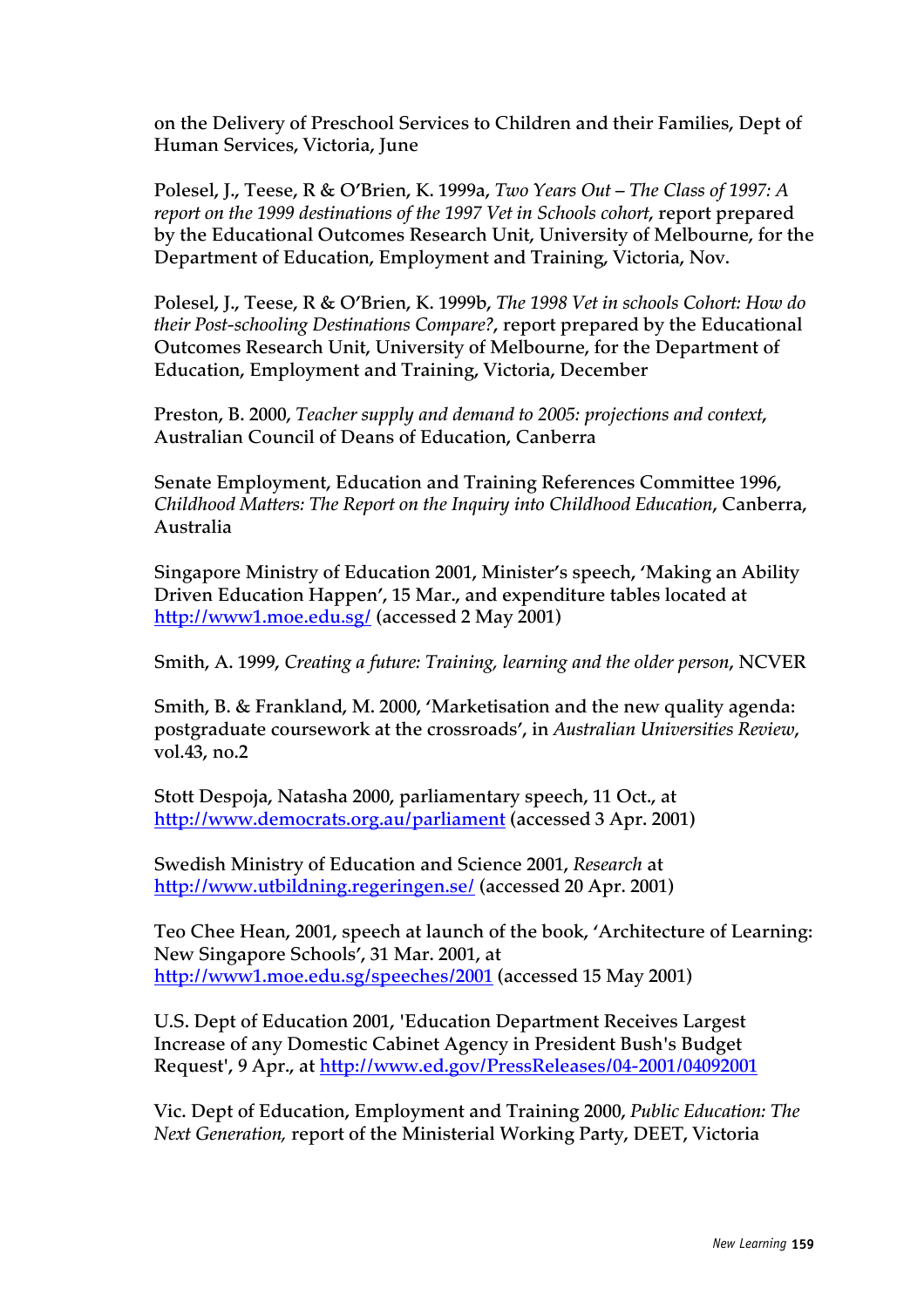on the Delivery of Preschool Services to Children and their Families, Dept of Human Services, Victoria, June

Polesel, J., Teese, R & O'Brien, K. 1999a, *Two Years Out – The Class of 1997: A report on the 1999 destinations of the 1997 Vet in Schools cohort*, report prepared by the Educational Outcomes Research Unit, University of Melbourne, for the Department of Education, Employment and Training, Victoria, Nov.

Polesel, J., Teese, R & O'Brien, K. 1999b, *The 1998 Vet in schools Cohort: How do their Post-schooling Destinations Compare?*, report prepared by the Educational Outcomes Research Unit, University of Melbourne, for the Department of Education, Employment and Training, Victoria, December

Preston, B. 2000, *Teacher supply and demand to 2005: projections and context*, Australian Council of Deans of Education, Canberra

Senate Employment, Education and Training References Committee 1996, *Childhood Matters: The Report on the Inquiry into Childhood Education*, Canberra, Australia

Singapore Ministry of Education 2001, Minister's speech, 'Making an Ability Driven Education Happen', 15 Mar., and expenditure tables located at http://www1.moe.edu.sg/ (accessed 2 May 2001)

Smith, A. 1999, *Creating a future: Training, learning and the older person*, NCVER

Smith, B. & Frankland, M. 2000, 'Marketisation and the new quality agenda: postgraduate coursework at the crossroads', in *Australian Universities Review*, vol.43, no.2

Stott Despoja, Natasha 2000, parliamentary speech, 11 Oct., at http://www.democrats.org.au/parliament (accessed 3 Apr. 2001)

Swedish Ministry of Education and Science 2001, *Research* at http://www.utbildning.regeringen.se/ (accessed 20 Apr. 2001)

Teo Chee Hean, 2001, speech at launch of the book, 'Architecture of Learning: New Singapore Schools', 31 Mar. 2001, at http://www1.moe.edu.sg/speeches/2001 (accessed 15 May 2001)

U.S. Dept of Education 2001, 'Education Department Receives Largest Increase of any Domestic Cabinet Agency in President Bush's Budget Request', 9 Apr., at http://www.ed.gov/PressReleases/04-2001/04092001

Vic. Dept of Education, Employment and Training 2000, *Public Education: The Next Generation,* report of the Ministerial Working Party, DEET, Victoria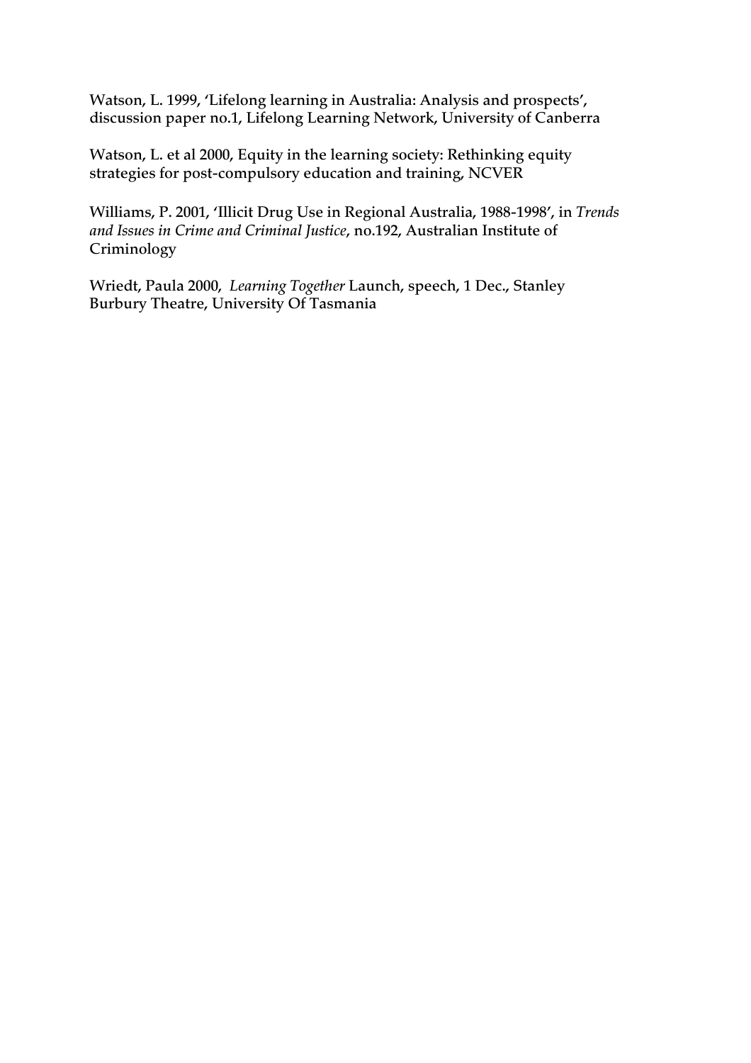Watson, L. 1999, 'Lifelong learning in Australia: Analysis and prospects', discussion paper no.1, Lifelong Learning Network, University of Canberra

Watson, L. et al 2000, Equity in the learning society: Rethinking equity strategies for post-compulsory education and training, NCVER

Williams, P. 2001, 'Illicit Drug Use in Regional Australia, 1988-1998', in *Trends and Issues in Crime and Criminal Justice*, no.192, Australian Institute of Criminology

Wriedt, Paula 2000, *Learning Together* Launch, speech, 1 Dec., Stanley Burbury Theatre, University Of Tasmania